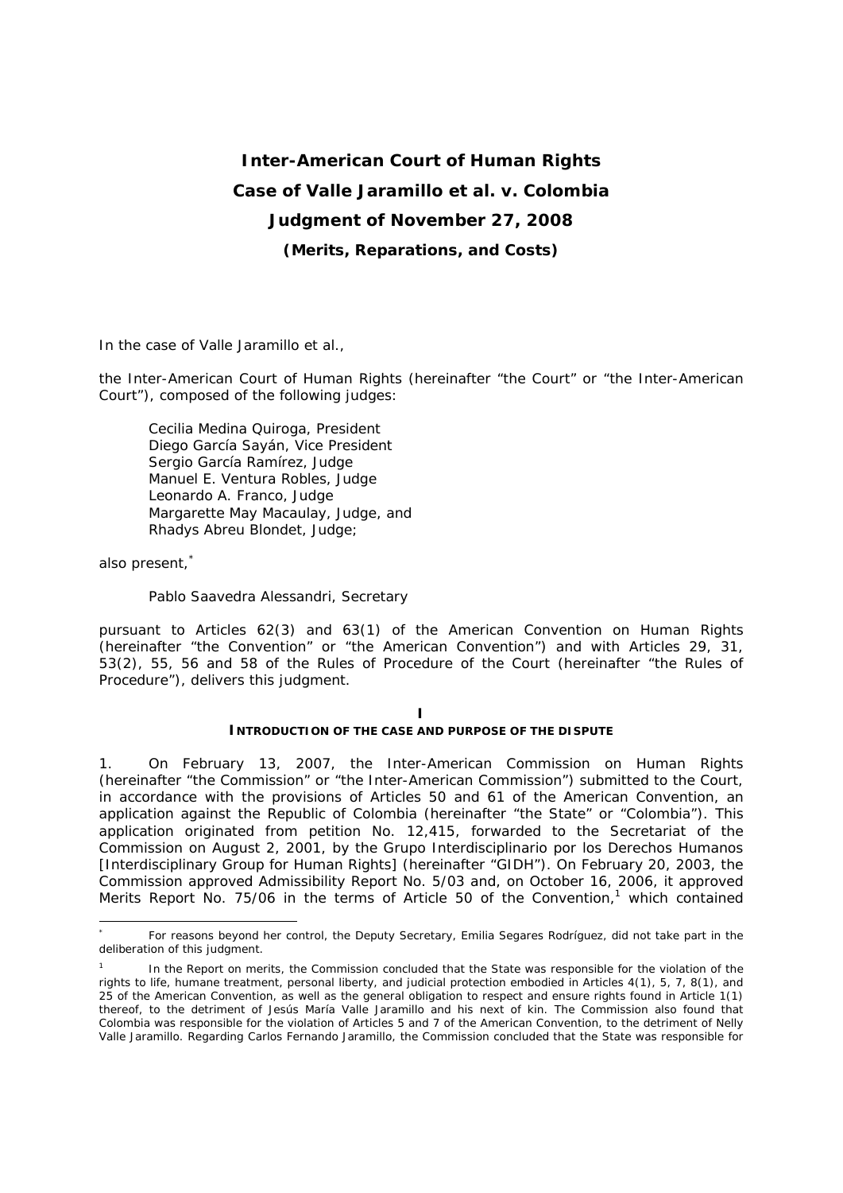# Inter-American Court of Human Rights
# Case of Valle Jaramillo et al. v. Colombia
# Judgment of November 27, 2008
### (Merits, Reparations, and Costs)

In the case of Valle Jaramillo et al.,

the Inter-American Court of Human Rights (hereinafter "the Court" or "the Inter-American Court"), composed of the following judges:

> Cecilia Medina Quiroga, President
> Diego García Sayán, Vice President
> Sergio García Ramírez, Judge
> Manuel E. Ventura Robles, Judge
> Leonardo A. Franco, Judge
> Margarette May Macaulay, Judge, and
> Rhadys Abreu Blondet, Judge;

also present,[*]

> Pablo Saavedra Alessandri, Secretary

pursuant to Articles 62(3) and 63(1) of the American Convention on Human Rights (hereinafter "the Convention" or "the American Convention") and with Articles 29, 31, 53(2), 55, 56 and 58 of the Rules of Procedure of the Court (hereinafter "the Rules of Procedure"), delivers this judgment.

## I
## INTRODUCTION OF THE CASE AND PURPOSE OF THE DISPUTE

1. On February 13, 2007, the Inter-American Commission on Human Rights (hereinafter "the Commission" or "the Inter-American Commission") submitted to the Court, in accordance with the provisions of Articles 50 and 61 of the American Convention, an application against the Republic of Colombia (hereinafter "the State" or "Colombia"). This application originated from petition No. 12,415, forwarded to the Secretariat of the Commission on August 2, 2001, by the Grupo Interdisciplinario por los Derechos Humanos [Interdisciplinary Group for Human Rights] (hereinafter "GIDH"). On February 20, 2003, the Commission approved Admissibility Report No. 5/03 and, on October 16, 2006, it approved Merits Report No. 75/06 in the terms of Article 50 of the Convention,[1] which contained

---

[*] For reasons beyond her control, the Deputy Secretary, Emilia Segares Rodríguez, did not take part in the deliberation of this judgment.

[1] In the Report on merits, the Commission concluded that the State was responsible for the violation of the rights to life, humane treatment, personal liberty, and judicial protection embodied in Articles 4(1), 5, 7, 8(1), and 25 of the American Convention, as well as the general obligation to respect and ensure rights found in Article 1(1) thereof, to the detriment of Jesús María Valle Jaramillo and his next of kin. The Commission also found that Colombia was responsible for the violation of Articles 5 and 7 of the American Convention, to the detriment of Nelly Valle Jaramillo. Regarding Carlos Fernando Jaramillo, the Commission concluded that the State was responsible for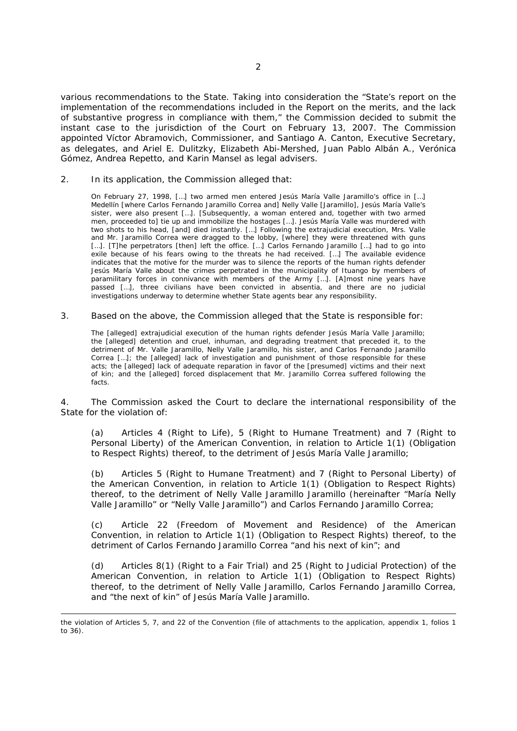various recommendations to the State. Taking into consideration the "State's report on the implementation of the recommendations included in the Report on the merits, and the lack of substantive progress in compliance with them," the Commission decided to submit the instant case to the jurisdiction of the Court on February 13, 2007. The Commission appointed Víctor Abramovich, Commissioner, and Santiago A. Canton, Executive Secretary, as delegates, and Ariel E. Dulitzky, Elizabeth Abi-Mershed, Juan Pablo Albán A., Verónica Gómez, Andrea Repetto, and Karin Mansel as legal advisers.

2. In its application, the Commission alleged that:

> On February 27, 1998, […] two armed men entered Jesús María Valle Jaramillo's office in […] Medellín [where Carlos Fernando Jaramillo Correa and] Nelly Valle [Jaramillo], Jesús María Valle's sister, were also present […]. [Subsequently, a woman entered and, together with two armed men, proceeded to] tie up and immobilize the hostages […]. Jesús María Valle was murdered with two shots to his head, [and] died instantly. […] Following the extrajudicial execution, Mrs. Valle and Mr. Jaramillo Correa were dragged to the lobby, [where] they were threatened with guns […]. [T]he perpetrators [then] left the office. […] Carlos Fernando Jaramillo […] had to go into exile because of his fears owing to the threats he had received. […] The available evidence indicates that the motive for the murder was to silence the reports of the human rights defender Jesús María Valle about the crimes perpetrated in the municipality of Ituango by members of paramilitary forces in connivance with members of the Army […]. [A]most nine years have passed […], three civilians have been convicted in absentia, and there are no judicial investigations underway to determine whether State agents bear any responsibility.

3. Based on the above, the Commission alleged that the State is responsible for:

> The [alleged] extrajudicial execution of the human rights defender Jesús María Valle Jaramillo; the [alleged] detention and cruel, inhuman, and degrading treatment that preceded it, to the detriment of Mr. Valle Jaramillo, Nelly Valle Jaramillo, his sister, and Carlos Fernando Jaramillo Correa […]; the [alleged] lack of investigation and punishment of those responsible for these acts; the [alleged] lack of adequate reparation in favor of the [presumed] victims and their next of kin; and the [alleged] forced displacement that Mr. Jaramillo Correa suffered following the facts.

4. The Commission asked the Court to declare the international responsibility of the State for the violation of:

(a) Articles 4 (Right to Life), 5 (Right to Humane Treatment) and 7 (Right to Personal Liberty) of the American Convention, in relation to Article 1(1) (Obligation to Respect Rights) thereof, to the detriment of Jesús María Valle Jaramillo;

(b) Articles 5 (Right to Humane Treatment) and 7 (Right to Personal Liberty) of the American Convention, in relation to Article 1(1) (Obligation to Respect Rights) thereof, to the detriment of Nelly Valle Jaramillo Jaramillo (hereinafter "María Nelly Valle Jaramillo" or "Nelly Valle Jaramillo") and Carlos Fernando Jaramillo Correa;

(c) Article 22 (Freedom of Movement and Residence) of the American Convention, in relation to Article 1(1) (Obligation to Respect Rights) thereof, to the detriment of Carlos Fernando Jaramillo Correa "and his next of kin"; and

(d) Articles 8(1) (Right to a Fair Trial) and 25 (Right to Judicial Protection) of the American Convention, in relation to Article 1(1) (Obligation to Respect Rights) thereof, to the detriment of Nelly Valle Jaramillo, Carlos Fernando Jaramillo Correa, and "the next of kin" of Jesús María Valle Jaramillo.

---

the violation of Articles 5, 7, and 22 of the Convention (file of attachments to the application, appendix 1, folios 1 to 36).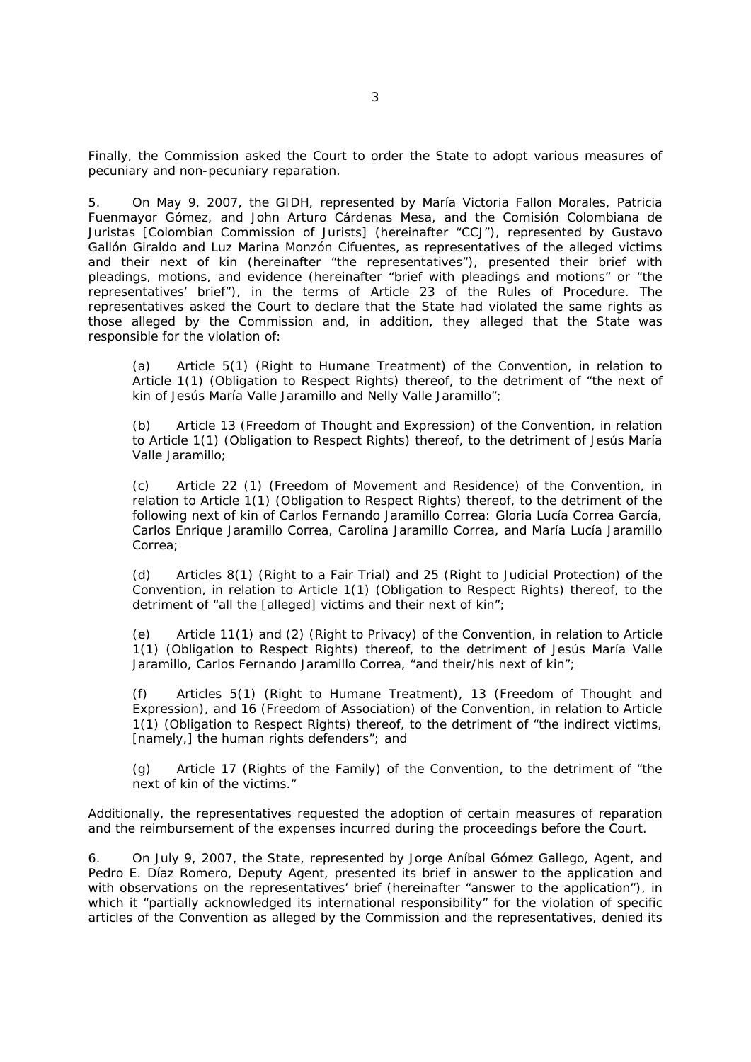Finally, the Commission asked the Court to order the State to adopt various measures of pecuniary and non-pecuniary reparation.

5. On May 9, 2007, the GIDH, represented by María Victoria Fallon Morales, Patricia Fuenmayor Gómez, and John Arturo Cárdenas Mesa, and the Comisión Colombiana de Juristas [Colombian Commission of Jurists] (hereinafter "CCJ"), represented by Gustavo Gallón Giraldo and Luz Marina Monzón Cifuentes, as representatives of the alleged victims and their next of kin (hereinafter "the representatives"), presented their brief with pleadings, motions, and evidence (hereinafter "brief with pleadings and motions" or "the representatives' brief"), in the terms of Article 23 of the Rules of Procedure. The representatives asked the Court to declare that the State had violated the same rights as those alleged by the Commission and, in addition, they alleged that the State was responsible for the violation of:

> (a) Article 5(1) (Right to Humane Treatment) of the Convention, in relation to Article 1(1) (Obligation to Respect Rights) thereof, to the detriment of "the next of kin of Jesús María Valle Jaramillo and Nelly Valle Jaramillo";
>
> (b) Article 13 (Freedom of Thought and Expression) of the Convention, in relation to Article 1(1) (Obligation to Respect Rights) thereof, to the detriment of Jesús María Valle Jaramillo;
>
> (c) Article 22 (1) (Freedom of Movement and Residence) of the Convention, in relation to Article 1(1) (Obligation to Respect Rights) thereof, to the detriment of the following next of kin of Carlos Fernando Jaramillo Correa: Gloria Lucía Correa García, Carlos Enrique Jaramillo Correa, Carolina Jaramillo Correa, and María Lucía Jaramillo Correa;
>
> (d) Articles 8(1) (Right to a Fair Trial) and 25 (Right to Judicial Protection) of the Convention, in relation to Article 1(1) (Obligation to Respect Rights) thereof, to the detriment of "all the [alleged] victims and their next of kin";
>
> (e) Article 11(1) and (2) (Right to Privacy) of the Convention, in relation to Article 1(1) (Obligation to Respect Rights) thereof, to the detriment of Jesús María Valle Jaramillo, Carlos Fernando Jaramillo Correa, "and their/his next of kin";
>
> (f) Articles 5(1) (Right to Humane Treatment), 13 (Freedom of Thought and Expression), and 16 (Freedom of Association) of the Convention, in relation to Article 1(1) (Obligation to Respect Rights) thereof, to the detriment of "the indirect victims, [namely,] the human rights defenders"; and
>
> (g) Article 17 (Rights of the Family) of the Convention, to the detriment of "the next of kin of the victims."

Additionally, the representatives requested the adoption of certain measures of reparation and the reimbursement of the expenses incurred during the proceedings before the Court.

6. On July 9, 2007, the State, represented by Jorge Aníbal Gómez Gallego, Agent, and Pedro E. Díaz Romero, Deputy Agent, presented its brief in answer to the application and with observations on the representatives' brief (hereinafter "answer to the application"), in which it "partially acknowledged its international responsibility" for the violation of specific articles of the Convention as alleged by the Commission and the representatives, denied its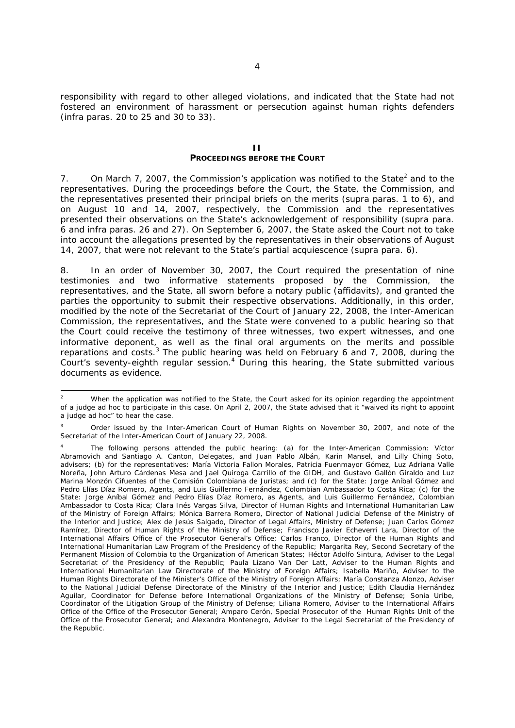responsibility with regard to other alleged violations, and indicated that the State had not fostered an environment of harassment or persecution against human rights defenders (*infra* paras. 20 to 25 and 30 to 33).

## II
## PROCEEDINGS BEFORE THE COURT

7. On March 7, 2007, the Commission's application was notified to the State[2] and to the representatives. During the proceedings before the Court, the State, the Commission, and the representatives presented their principal briefs on the merits (*supra* paras. 1 to 6), and on August 10 and 14, 2007, respectively, the Commission and the representatives presented their observations on the State's acknowledgement of responsibility (*supra* para. 6 and *infra* paras. 26 and 27). On September 6, 2007, the State asked the Court not to take into account the allegations presented by the representatives in their observations of August 14, 2007, that were not relevant to the State's partial acquiescence (*supra* para. 6).

8. In an order of November 30, 2007, the Court required the presentation of nine testimonies and two informative statements proposed by the Commission, the representatives, and the State, all sworn before a notary public (affidavits), and granted the parties the opportunity to submit their respective observations. Additionally, in this order, modified by the note of the Secretariat of the Court of January 22, 2008, the Inter-American Commission, the representatives, and the State were convened to a public hearing so that the Court could receive the testimony of three witnesses, two expert witnesses, and one informative deponent, as well as the final oral arguments on the merits and possible reparations and costs.[3] The public hearing was held on February 6 and 7, 2008, during the Court's seventy-eighth regular session.[4] During this hearing, the State submitted various documents as evidence.

---

[2] When the application was notified to the State, the Court asked for its opinion regarding the appointment of a judge *ad hoc* to participate in this case. On April 2, 2007, the State advised that it "waived its right to appoint a judge *ad hoc*" to hear the case.

[3] Order issued by the Inter-American Court of Human Rights on November 30, 2007, and note of the Secretariat of the Inter-American Court of January 22, 2008.

[4] The following persons attended the public hearing: (a) for the Inter-American Commission: Víctor Abramovich and Santiago A. Canton, Delegates, and Juan Pablo Albán, Karin Mansel, and Lilly Ching Soto, advisers; (b) for the representatives: María Victoria Fallon Morales, Patricia Fuenmayor Gómez, Luz Adriana Valle Noreña, John Arturo Cárdenas Mesa and Jael Quiroga Carrillo of the GIDH, and Gustavo Gallón Giraldo and Luz Marina Monzón Cifuentes of the Comisión Colombiana de Juristas; and (c) for the State: Jorge Aníbal Gómez and Pedro Elías Díaz Romero, Agents, and Luis Guillermo Fernández, Colombian Ambassador to Costa Rica; (c) for the State: Jorge Aníbal Gómez and Pedro Elías Díaz Romero, as Agents, and Luis Guillermo Fernández, Colombian Ambassador to Costa Rica; Clara Inés Vargas Silva, Director of Human Rights and International Humanitarian Law of the Ministry of Foreign Affairs; Mónica Barrera Romero, Director of National Judicial Defense of the Ministry of the Interior and Justice; Alex de Jesús Salgado, Director of Legal Affairs, Ministry of Defense; Juan Carlos Gómez Ramírez, Director of Human Rights of the Ministry of Defense; Francisco Javier Echeverri Lara, Director of the International Affairs Office of the Prosecutor General's Office; Carlos Franco, Director of the Human Rights and International Humanitarian Law Program of the Presidency of the Republic; Margarita Rey, Second Secretary of the Permanent Mission of Colombia to the Organization of American States; Héctor Adolfo Sintura, Adviser to the Legal Secretariat of the Presidency of the Republic; Paula Lizano Van Der Latt, Adviser to the Human Rights and International Humanitarian Law Directorate of the Ministry of Foreign Affairs; Isabella Mariño, Adviser to the Human Rights Directorate of the Minister's Office of the Ministry of Foreign Affairs; María Constanza Alonzo, Adviser to the National Judicial Defense Directorate of the Ministry of the Interior and Justice; Edith Claudia Hernández Aguilar, Coordinator for Defense before International Organizations of the Ministry of Defense; Sonia Uribe, Coordinator of the Litigation Group of the Ministry of Defense; Liliana Romero, Adviser to the International Affairs Office of the Office of the Prosecutor General; Amparo Cerón, Special Prosecutor of the Human Rights Unit of the Office of the Prosecutor General; and Alexandra Montenegro, Adviser to the Legal Secretariat of the Presidency of the Republic.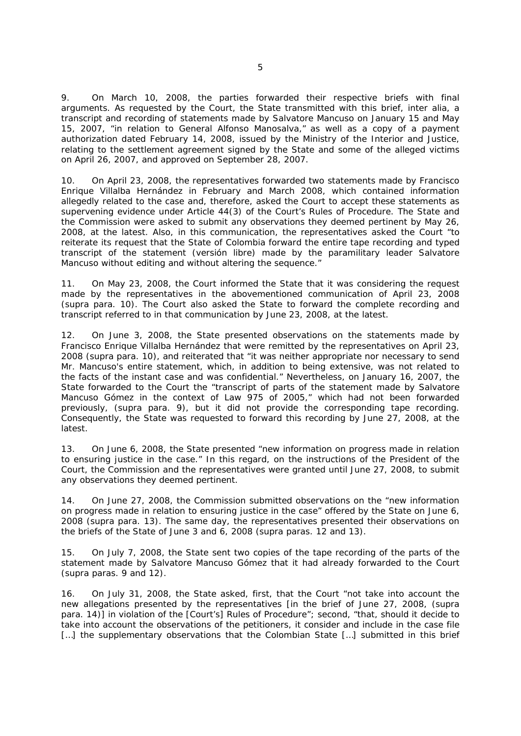9. On March 10, 2008, the parties forwarded their respective briefs with final arguments. As requested by the Court, the State transmitted with this brief, inter alia, a transcript and recording of statements made by Salvatore Mancuso on January 15 and May 15, 2007, "in relation to General Alfonso Manosalva," as well as a copy of a payment authorization dated February 14, 2008, issued by the Ministry of the Interior and Justice, relating to the settlement agreement signed by the State and some of the alleged victims on April 26, 2007, and approved on September 28, 2007.

10. On April 23, 2008, the representatives forwarded two statements made by Francisco Enrique Villalba Hernández in February and March 2008, which contained information allegedly related to the case and, therefore, asked the Court to accept these statements as supervening evidence under Article 44(3) of the Court's Rules of Procedure. The State and the Commission were asked to submit any observations they deemed pertinent by May 26, 2008, at the latest. Also, in this communication, the representatives asked the Court "to reiterate its request that the State of Colombia forward the entire tape recording and typed transcript of the statement (*versión libre*) made by the paramilitary leader Salvatore Mancuso without editing and without altering the sequence."

11. On May 23, 2008, the Court informed the State that it was considering the request made by the representatives in the abovementioned communication of April 23, 2008 (*supra* para. 10). The Court also asked the State to forward the complete recording and transcript referred to in that communication by June 23, 2008, at the latest.

12. On June 3, 2008, the State presented observations on the statements made by Francisco Enrique Villalba Hernández that were remitted by the representatives on April 23, 2008 (*supra* para. 10), and reiterated that "it was neither appropriate nor necessary to send Mr. Mancuso's entire statement, which, in addition to being extensive, was not related to the facts of the instant case and was confidential." Nevertheless, on January 16, 2007, the State forwarded to the Court the "transcript of parts of the statement made by Salvatore Mancuso Gómez in the context of Law 975 of 2005," which had not been forwarded previously, (*supra* para. 9), but it did not provide the corresponding tape recording. Consequently, the State was requested to forward this recording by June 27, 2008, at the latest.

13. On June 6, 2008, the State presented "new information on progress made in relation to ensuring justice in the case." In this regard, on the instructions of the President of the Court, the Commission and the representatives were granted until June 27, 2008, to submit any observations they deemed pertinent.

14. On June 27, 2008, the Commission submitted observations on the "new information on progress made in relation to ensuring justice in the case" offered by the State on June 6, 2008 (*supra* para. 13). The same day, the representatives presented their observations on the briefs of the State of June 3 and 6, 2008 (*supra* paras. 12 and 13).

15. On July 7, 2008, the State sent two copies of the tape recording of the parts of the statement made by Salvatore Mancuso Gómez that it had already forwarded to the Court (*supra* paras. 9 and 12).

16. On July 31, 2008, the State asked, first, that the Court "not take into account the new allegations presented by the representatives [in the brief of June 27, 2008, (*supra* para. 14)] in violation of the [Court's] Rules of Procedure"; second, "that, should it decide to take into account the observations of the petitioners, it consider and include in the case file […] the supplementary observations that the Colombian State […] submitted in this brief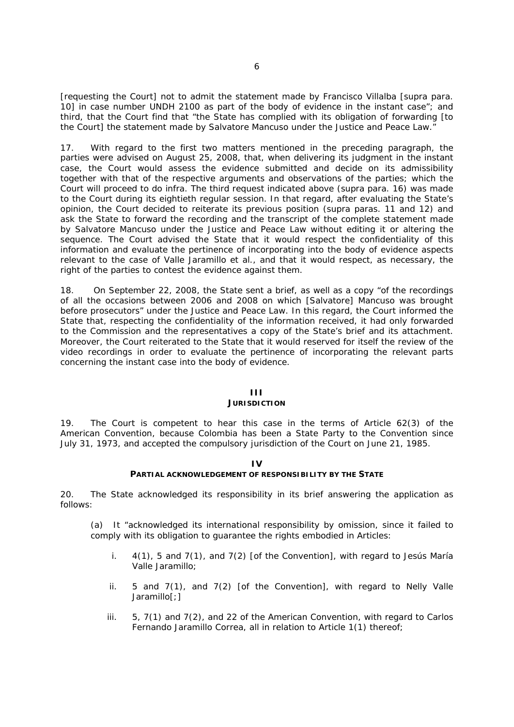[requesting the Court] not to admit the statement made by Francisco Villalba [supra para. 10] in case number UNDH 2100 as part of the body of evidence in the instant case"; and third, that the Court find that "the State has complied with its obligation of forwarding [to the Court] the statement made by Salvatore Mancuso under the Justice and Peace Law."

17. With regard to the first two matters mentioned in the preceding paragraph, the parties were advised on August 25, 2008, that, when delivering its judgment in the instant case, the Court would assess the evidence submitted and decide on its admissibility together with that of the respective arguments and observations of the parties; which the Court will proceed to do infra. The third request indicated above (supra para. 16) was made to the Court during its eightieth regular session. In that regard, after evaluating the State's opinion, the Court decided to reiterate its previous position (supra paras. 11 and 12) and ask the State to forward the recording and the transcript of the complete statement made by Salvatore Mancuso under the Justice and Peace Law without editing it or altering the sequence. The Court advised the State that it would respect the confidentiality of this information and evaluate the pertinence of incorporating into the body of evidence aspects relevant to the case of Valle Jaramillo et al., and that it would respect, as necessary, the right of the parties to contest the evidence against them.

18. On September 22, 2008, the State sent a brief, as well as a copy "of the recordings of all the occasions between 2006 and 2008 on which [Salvatore] Mancuso was brought before prosecutors" under the Justice and Peace Law. In this regard, the Court informed the State that, respecting the confidentiality of the information received, it had only forwarded to the Commission and the representatives a copy of the State's brief and its attachment. Moreover, the Court reiterated to the State that it would reserved for itself the review of the video recordings in order to evaluate the pertinence of incorporating the relevant parts concerning the instant case into the body of evidence.

## III
## JURISDICTION

19. The Court is competent to hear this case in the terms of Article 62(3) of the American Convention, because Colombia has been a State Party to the Convention since July 31, 1973, and accepted the compulsory jurisdiction of the Court on June 21, 1985.

## IV
## PARTIAL ACKNOWLEDGEMENT OF RESPONSIBILITY BY THE STATE

20. The State acknowledged its responsibility in its brief answering the application as follows:

(a) It "acknowledged its international responsibility by omission, since it failed to comply with its obligation to guarantee the rights embodied in Articles:

i. 4(1), 5 and 7(1), and 7(2) [of the Convention], with regard to Jesús María Valle Jaramillo;

ii. 5 and 7(1), and 7(2) [of the Convention], with regard to Nelly Valle Jaramillo[;]

iii. 5, 7(1) and 7(2), and 22 of the American Convention, with regard to Carlos Fernando Jaramillo Correa, all in relation to Article 1(1) thereof;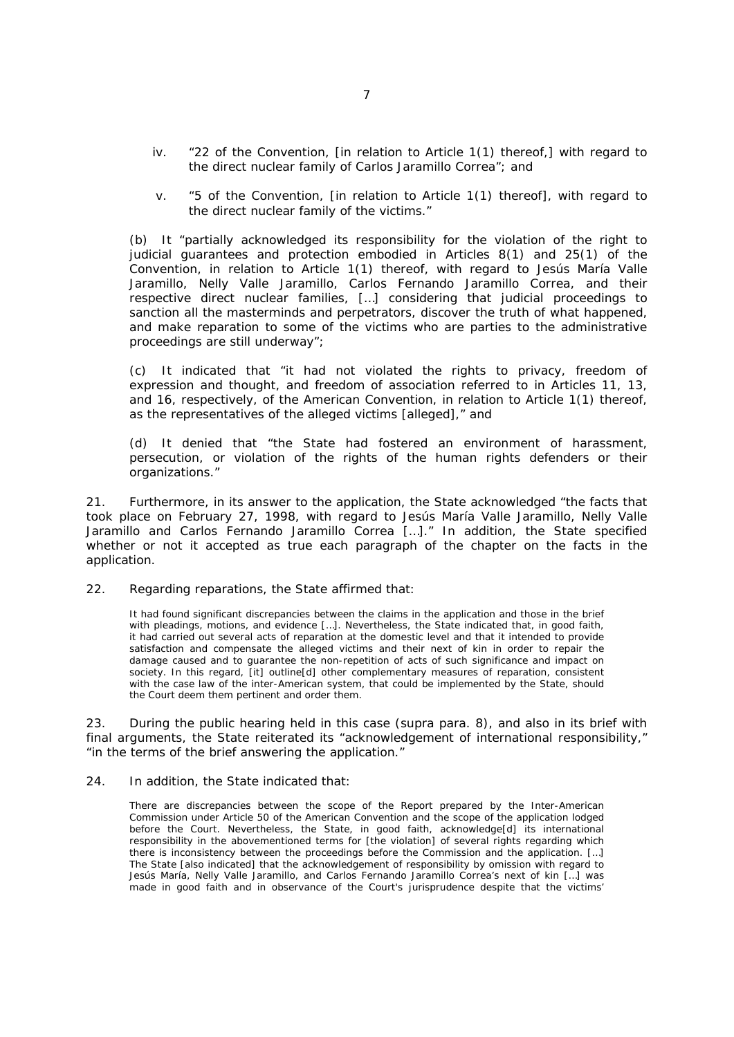iv. "22 of the Convention, [in relation to Article 1(1) thereof,] with regard to the direct nuclear family of Carlos Jaramillo Correa"; and

v. "5 of the Convention, [in relation to Article 1(1) thereof], with regard to the direct nuclear family of the victims."

(b) It "partially acknowledged its responsibility for the violation of the right to judicial guarantees and protection embodied in Articles 8(1) and 25(1) of the Convention, in relation to Article 1(1) thereof, with regard to Jesús María Valle Jaramillo, Nelly Valle Jaramillo, Carlos Fernando Jaramillo Correa, and their respective direct nuclear families, […] considering that judicial proceedings to sanction all the masterminds and perpetrators, discover the truth of what happened, and make reparation to some of the victims who are parties to the administrative proceedings are still underway";

(c) It indicated that "it had not violated the rights to privacy, freedom of expression and thought, and freedom of association referred to in Articles 11, 13, and 16, respectively, of the American Convention, in relation to Article 1(1) thereof, as the representatives of the alleged victims [alleged]," and

(d) It denied that "the State had fostered an environment of harassment, persecution, or violation of the rights of the human rights defenders or their organizations."

21. Furthermore, in its answer to the application, the State acknowledged "the facts that took place on February 27, 1998, with regard to Jesús María Valle Jaramillo, Nelly Valle Jaramillo and Carlos Fernando Jaramillo Correa […]." In addition, the State specified whether or not it accepted as true each paragraph of the chapter on the facts in the application.

22. Regarding reparations, the State affirmed that:

> It had found significant discrepancies between the claims in the application and those in the brief with pleadings, motions, and evidence […]. Nevertheless, the State indicated that, in good faith, it had carried out several acts of reparation at the domestic level and that it intended to provide satisfaction and compensate the alleged victims and their next of kin in order to repair the damage caused and to guarantee the non-repetition of acts of such significance and impact on society. In this regard, [it] outline[d] other complementary measures of reparation, consistent with the case law of the inter-American system, that could be implemented by the State, should the Court deem them pertinent and order them.

23. During the public hearing held in this case (supra para. 8), and also in its brief with final arguments, the State reiterated its "acknowledgement of international responsibility," "in the terms of the brief answering the application."

24. In addition, the State indicated that:

> There are discrepancies between the scope of the Report prepared by the Inter-American Commission under Article 50 of the American Convention and the scope of the application lodged before the Court. Nevertheless, the State, in good faith, acknowledge[d] its international responsibility in the abovementioned terms for [the violation] of several rights regarding which there is inconsistency between the proceedings before the Commission and the application. […] The State [also indicated] that the acknowledgement of responsibility by omission with regard to Jesús María, Nelly Valle Jaramillo, and Carlos Fernando Jaramillo Correa's next of kin […] was made in good faith and in observance of the Court's jurisprudence despite that the victims'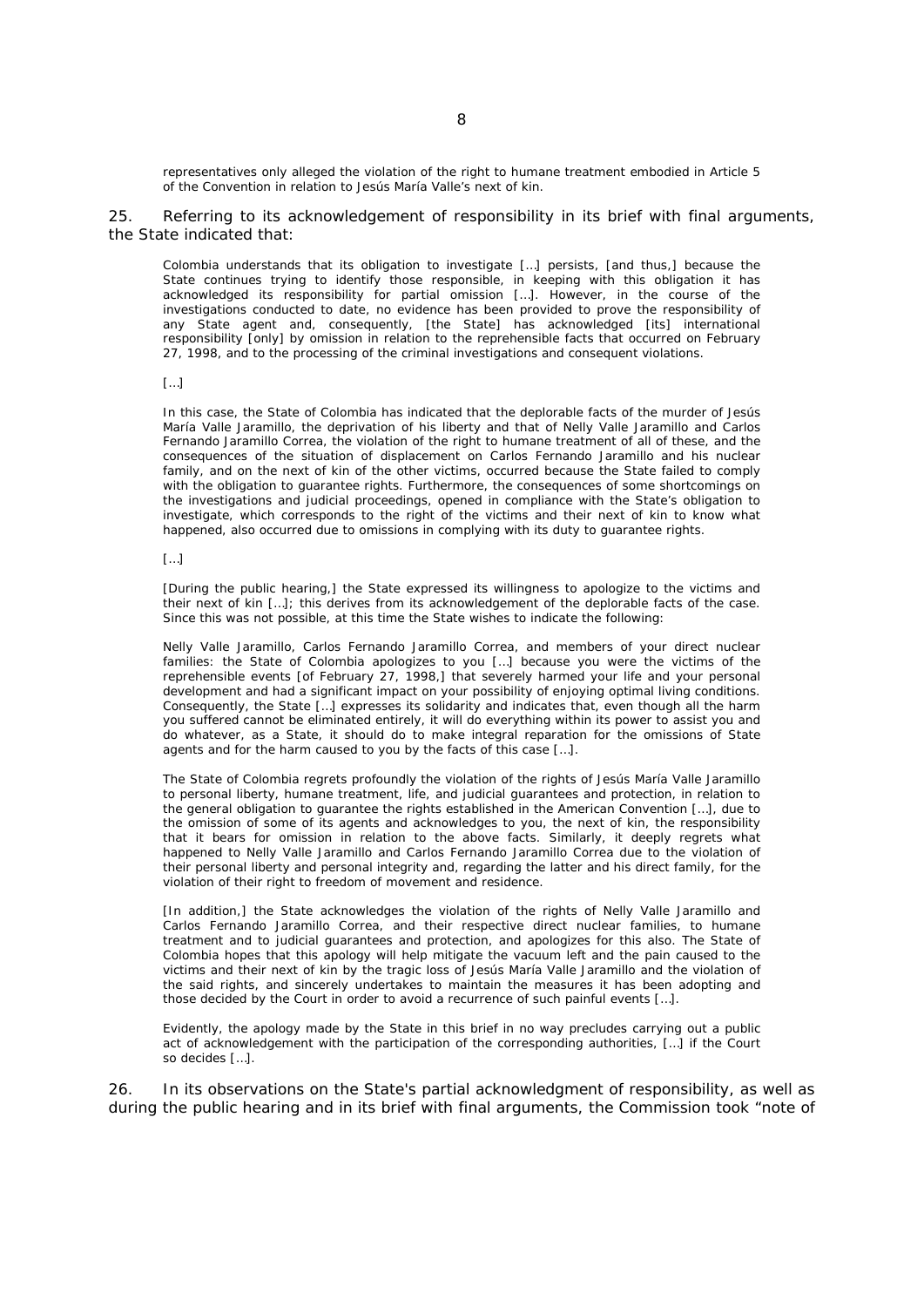representatives only alleged the violation of the right to humane treatment embodied in Article 5 of the Convention in relation to Jesús María Valle's next of kin.

25. Referring to its acknowledgement of responsibility in its brief with final arguments, the State indicated that:

> Colombia understands that its obligation to investigate […] persists, [and thus,] because the State continues trying to identify those responsible, in keeping with this obligation it has acknowledged its responsibility for partial omission […]. However, in the course of the investigations conducted to date, no evidence has been provided to prove the responsibility of any State agent and, consequently, [the State] has acknowledged [its] international responsibility [only] by omission in relation to the reprehensible facts that occurred on February 27, 1998, and to the processing of the criminal investigations and consequent violations.
>
> […]
>
> In this case, the State of Colombia has indicated that the deplorable facts of the murder of Jesús María Valle Jaramillo, the deprivation of his liberty and that of Nelly Valle Jaramillo and Carlos Fernando Jaramillo Correa, the violation of the right to humane treatment of all of these, and the consequences of the situation of displacement on Carlos Fernando Jaramillo and his nuclear family, and on the next of kin of the other victims, occurred because the State failed to comply with the obligation to guarantee rights. Furthermore, the consequences of some shortcomings on the investigations and judicial proceedings, opened in compliance with the State's obligation to investigate, which corresponds to the right of the victims and their next of kin to know what happened, also occurred due to omissions in complying with its duty to guarantee rights.
>
> […]
>
> [During the public hearing,] the State expressed its willingness to apologize to the victims and their next of kin […]; this derives from its acknowledgement of the deplorable facts of the case. Since this was not possible, at this time the State wishes to indicate the following:
>
> Nelly Valle Jaramillo, Carlos Fernando Jaramillo Correa, and members of your direct nuclear families: the State of Colombia apologizes to you […] because you were the victims of the reprehensible events [of February 27, 1998,] that severely harmed your life and your personal development and had a significant impact on your possibility of enjoying optimal living conditions. Consequently, the State […] expresses its solidarity and indicates that, even though all the harm you suffered cannot be eliminated entirely, it will do everything within its power to assist you and do whatever, as a State, it should do to make integral reparation for the omissions of State agents and for the harm caused to you by the facts of this case […].
>
> The State of Colombia regrets profoundly the violation of the rights of Jesús María Valle Jaramillo to personal liberty, humane treatment, life, and judicial guarantees and protection, in relation to the general obligation to guarantee the rights established in the American Convention […], due to the omission of some of its agents and acknowledges to you, the next of kin, the responsibility that it bears for omission in relation to the above facts. Similarly, it deeply regrets what happened to Nelly Valle Jaramillo and Carlos Fernando Jaramillo Correa due to the violation of their personal liberty and personal integrity and, regarding the latter and his direct family, for the violation of their right to freedom of movement and residence.
>
> [In addition,] the State acknowledges the violation of the rights of Nelly Valle Jaramillo and Carlos Fernando Jaramillo Correa, and their respective direct nuclear families, to humane treatment and to judicial guarantees and protection, and apologizes for this also. The State of Colombia hopes that this apology will help mitigate the vacuum left and the pain caused to the victims and their next of kin by the tragic loss of Jesús María Valle Jaramillo and the violation of the said rights, and sincerely undertakes to maintain the measures it has been adopting and those decided by the Court in order to avoid a recurrence of such painful events […].
>
> Evidently, the apology made by the State in this brief in no way precludes carrying out a public act of acknowledgement with the participation of the corresponding authorities, […] if the Court so decides […].

26. In its observations on the State's partial acknowledgment of responsibility, as well as during the public hearing and in its brief with final arguments, the Commission took "note of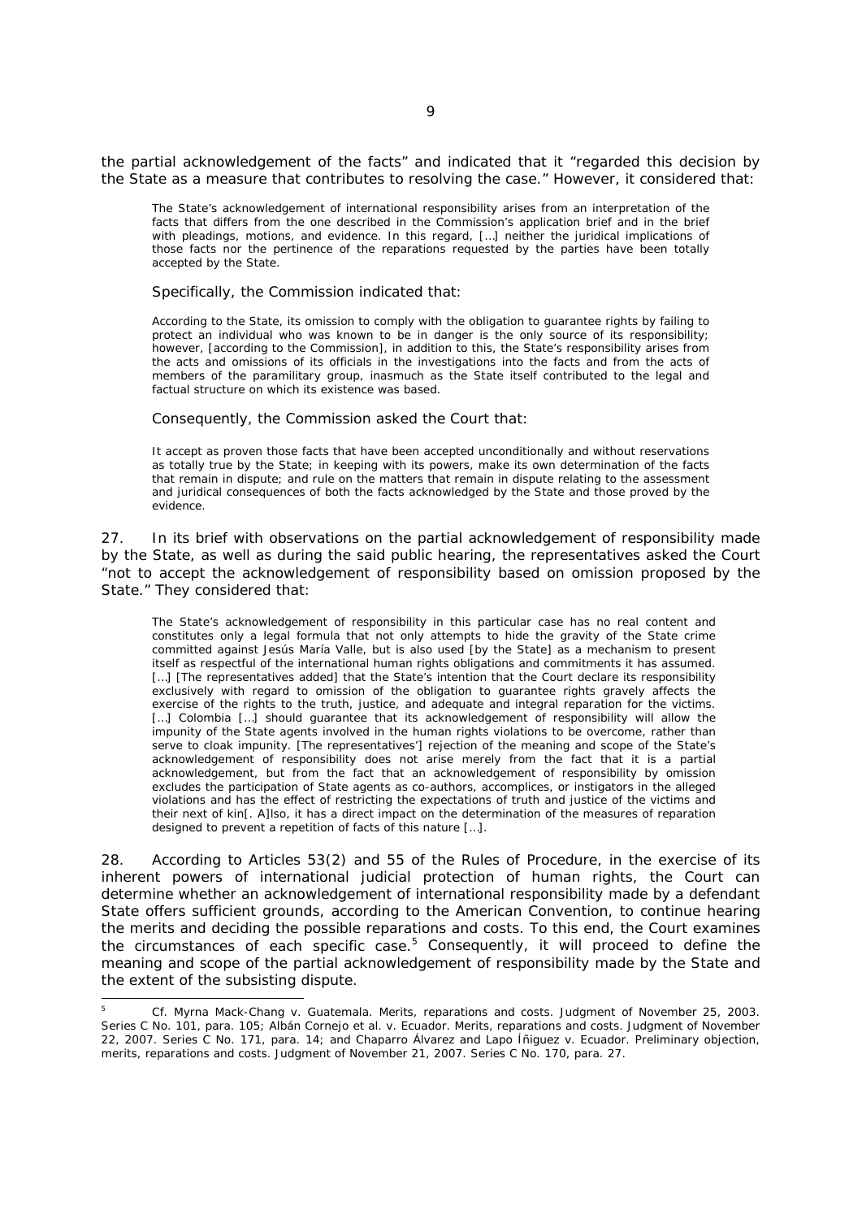the partial acknowledgement of the facts" and indicated that it "regarded this decision by the State as a measure that contributes to resolving the case." However, it considered that:

> The State's acknowledgement of international responsibility arises from an interpretation of the facts that differs from the one described in the Commission's application brief and in the brief with pleadings, motions, and evidence. In this regard, […] neither the juridical implications of those facts nor the pertinence of the reparations requested by the parties have been totally accepted by the State.

Specifically, the Commission indicated that:

> According to the State, its omission to comply with the obligation to guarantee rights by failing to protect an individual who was known to be in danger is the only source of its responsibility; however, [according to the Commission], in addition to this, the State's responsibility arises from the acts and omissions of its officials in the investigations into the facts and from the acts of members of the paramilitary group, inasmuch as the State itself contributed to the legal and factual structure on which its existence was based.

Consequently, the Commission asked the Court that:

> It accept as proven those facts that have been accepted unconditionally and without reservations as totally true by the State; in keeping with its powers, make its own determination of the facts that remain in dispute; and rule on the matters that remain in dispute relating to the assessment and juridical consequences of both the facts acknowledged by the State and those proved by the evidence.

27. In its brief with observations on the partial acknowledgement of responsibility made by the State, as well as during the said public hearing, the representatives asked the Court "not to accept the acknowledgement of responsibility based on omission proposed by the State." They considered that:

> The State's acknowledgement of responsibility in this particular case has no real content and constitutes only a legal formula that not only attempts to hide the gravity of the State crime committed against Jesús María Valle, but is also used [by the State] as a mechanism to present itself as respectful of the international human rights obligations and commitments it has assumed. […] [The representatives added] that the State's intention that the Court declare its responsibility exclusively with regard to omission of the obligation to guarantee rights gravely affects the exercise of the rights to the truth, justice, and adequate and integral reparation for the victims. […] Colombia […] should guarantee that its acknowledgement of responsibility will allow the impunity of the State agents involved in the human rights violations to be overcome, rather than serve to cloak impunity. [The representatives'] rejection of the meaning and scope of the State's acknowledgement of responsibility does not arise merely from the fact that it is a partial acknowledgement, but from the fact that an acknowledgement of responsibility by omission excludes the participation of State agents as co-authors, accomplices, or instigators in the alleged violations and has the effect of restricting the expectations of truth and justice of the victims and their next of kin[. A]lso, it has a direct impact on the determination of the measures of reparation designed to prevent a repetition of facts of this nature […].

28. According to Articles 53(2) and 55 of the Rules of Procedure, in the exercise of its inherent powers of international judicial protection of human rights, the Court can determine whether an acknowledgement of international responsibility made by a defendant State offers sufficient grounds, according to the American Convention, to continue hearing the merits and deciding the possible reparations and costs. To this end, the Court examines the circumstances of each specific case.[5] Consequently, it will proceed to define the meaning and scope of the partial acknowledgement of responsibility made by the State and the extent of the subsisting dispute.

---

[5] *Cf. Myrna Mack-Chang v. Guatemala. Merits, reparations and costs.* Judgment of November 25, 2003. Series C No. 101, para. 105; *Albán Cornejo et al. v. Ecuador. Merits, reparations and costs.* Judgment of November 22, 2007. Series C No. 171, para. 14; and *Chaparro Álvarez and Lapo Íñiguez v. Ecuador. Preliminary objection, merits, reparations and costs.* Judgment of November 21, 2007. Series C No. 170, para. 27.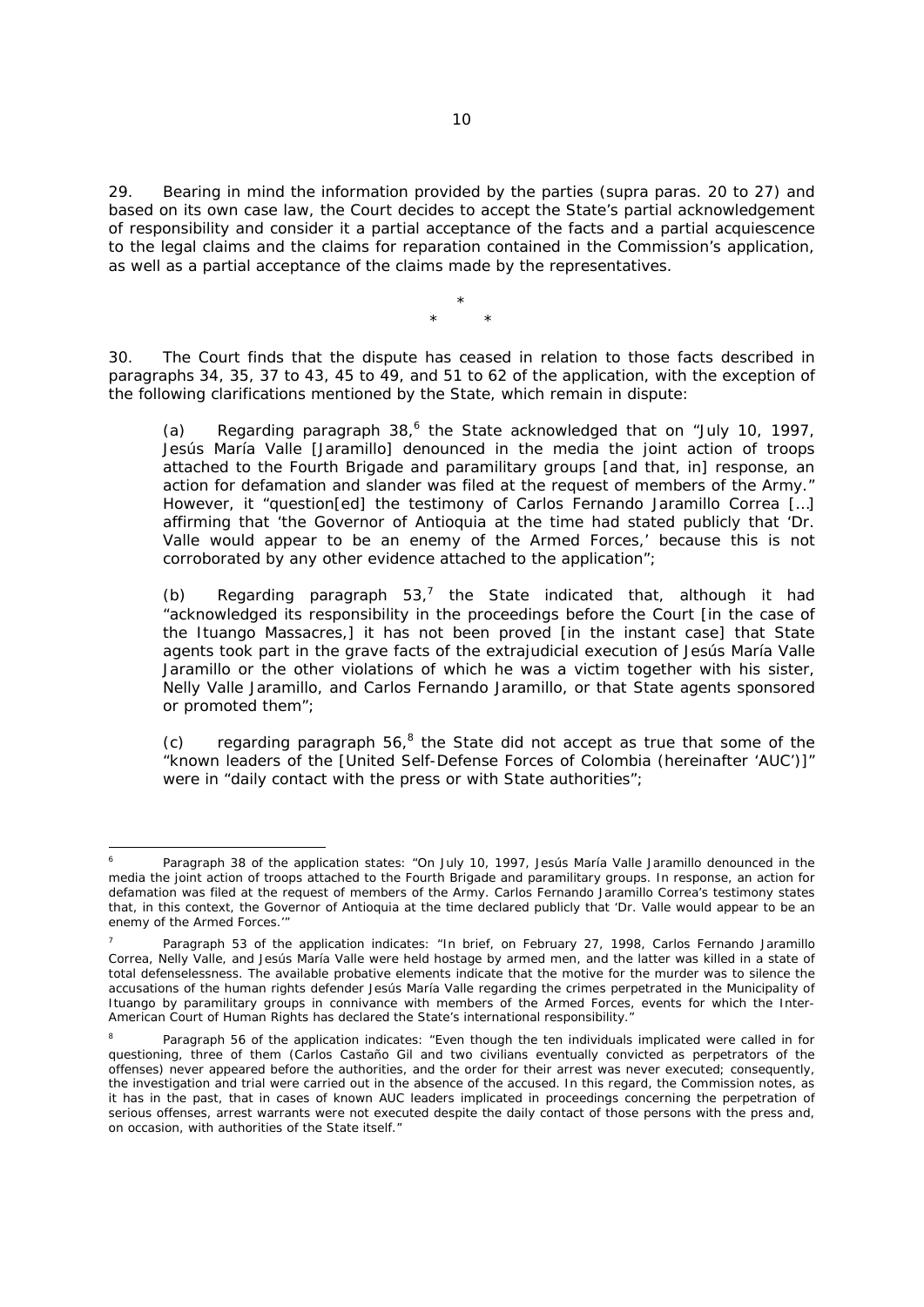29. Bearing in mind the information provided by the parties (*supra* paras. 20 to 27) and based on its own case law, the Court decides to accept the State's partial acknowledgement of responsibility and consider it a partial acceptance of the facts and a partial acquiescence to the legal claims and the claims for reparation contained in the Commission's application, as well as a partial acceptance of the claims made by the representatives.

\*
\* \*

30. The Court finds that the dispute has ceased in relation to those facts described in paragraphs 34, 35, 37 to 43, 45 to 49, and 51 to 62 of the application, with the exception of the following clarifications mentioned by the State, which remain in dispute:

(a) Regarding paragraph 38,[6] the State acknowledged that on "July 10, 1997, Jesús María Valle [Jaramillo] denounced in the media the joint action of troops attached to the Fourth Brigade and paramilitary groups [and that, in] response, an action for defamation and slander was filed at the request of members of the Army." However, it "question[ed] the testimony of Carlos Fernando Jaramillo Correa […] affirming that 'the Governor of Antioquia at the time had stated publicly that 'Dr. Valle would appear to be an enemy of the Armed Forces,' because this is not corroborated by any other evidence attached to the application";

(b) Regarding paragraph 53,[7] the State indicated that, although it had "acknowledged its responsibility in the proceedings before the Court [in the case of the Ituango Massacres,] it has not been proved [in the instant case] that State agents took part in the grave facts of the extrajudicial execution of Jesús María Valle Jaramillo or the other violations of which he was a victim together with his sister, Nelly Valle Jaramillo, and Carlos Fernando Jaramillo, or that State agents sponsored or promoted them";

(c) regarding paragraph 56,[8] the State did not accept as true that some of the "known leaders of the [United Self-Defense Forces of Colombia (hereinafter 'AUC')]" were in "daily contact with the press or with State authorities";

---

[6] Paragraph 38 of the application states: "On July 10, 1997, Jesús María Valle Jaramillo denounced in the media the joint action of troops attached to the Fourth Brigade and paramilitary groups. In response, an action for defamation was filed at the request of members of the Army. Carlos Fernando Jaramillo Correa's testimony states that, in this context, the Governor of Antioquia at the time declared publicly that 'Dr. Valle would appear to be an enemy of the Armed Forces.'"

[7] Paragraph 53 of the application indicates: "In brief, on February 27, 1998, Carlos Fernando Jaramillo Correa, Nelly Valle, and Jesús María Valle were held hostage by armed men, and the latter was killed in a state of total defenselessness. The available probative elements indicate that the motive for the murder was to silence the accusations of the human rights defender Jesús María Valle regarding the crimes perpetrated in the Municipality of Ituango by paramilitary groups in connivance with members of the Armed Forces, events for which the Inter-American Court of Human Rights has declared the State's international responsibility."

[8] Paragraph 56 of the application indicates: "Even though the ten individuals implicated were called in for questioning, three of them (Carlos Castaño Gil and two civilians eventually convicted as perpetrators of the offenses) never appeared before the authorities, and the order for their arrest was never executed; consequently, the investigation and trial were carried out in the absence of the accused. In this regard, the Commission notes, as it has in the past, that in cases of known AUC leaders implicated in proceedings concerning the perpetration of serious offenses, arrest warrants were not executed despite the daily contact of those persons with the press and, on occasion, with authorities of the State itself."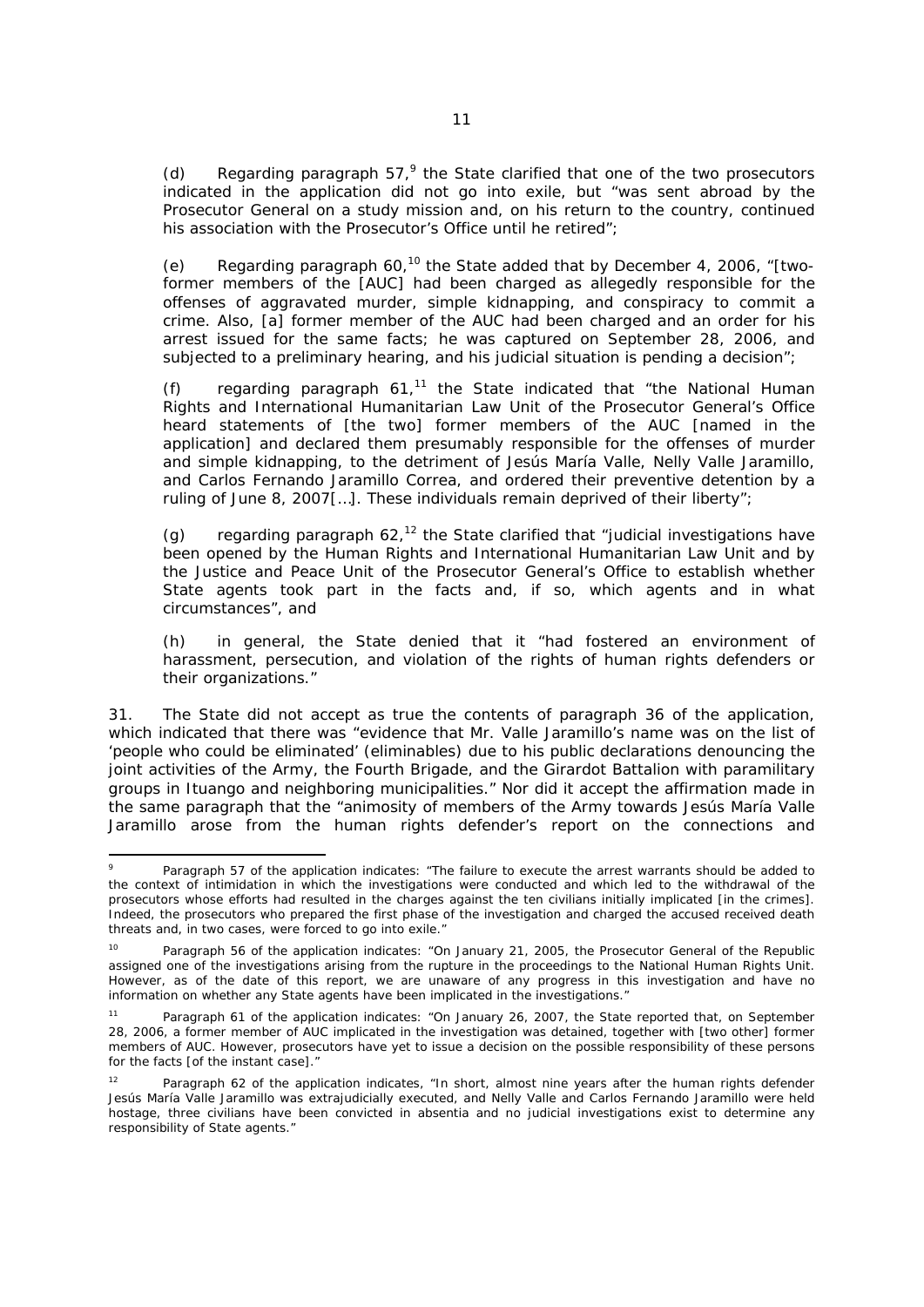(d) Regarding paragraph 57,[9] the State clarified that one of the two prosecutors indicated in the application did not go into exile, but "was sent abroad by the Prosecutor General on a study mission and, on his return to the country, continued his association with the Prosecutor's Office until he retired";

(e) Regarding paragraph 60,[10] the State added that by December 4, 2006, "[two- former members of the [AUC] had been charged as allegedly responsible for the offenses of aggravated murder, simple kidnapping, and conspiracy to commit a crime. Also, [a] former member of the AUC had been charged and an order for his arrest issued for the same facts; he was captured on September 28, 2006, and subjected to a preliminary hearing, and his judicial situation is pending a decision";

(f) regarding paragraph 61,[11] the State indicated that "the National Human Rights and International Humanitarian Law Unit of the Prosecutor General's Office heard statements of [the two] former members of the AUC [named in the application] and declared them presumably responsible for the offenses of murder and simple kidnapping, to the detriment of Jesús María Valle, Nelly Valle Jaramillo, and Carlos Fernando Jaramillo Correa, and ordered their preventive detention by a ruling of June 8, 2007[…]. These individuals remain deprived of their liberty";

(g) regarding paragraph 62,[12] the State clarified that "judicial investigations have been opened by the Human Rights and International Humanitarian Law Unit and by the Justice and Peace Unit of the Prosecutor General's Office to establish whether State agents took part in the facts and, if so, which agents and in what circumstances", and

(h) in general, the State denied that it "had fostered an environment of harassment, persecution, and violation of the rights of human rights defenders or their organizations."

31. The State did not accept as true the contents of paragraph 36 of the application, which indicated that there was "evidence that Mr. Valle Jaramillo's name was on the list of 'people who could be eliminated' (eliminables) due to his public declarations denouncing the joint activities of the Army, the Fourth Brigade, and the Girardot Battalion with paramilitary groups in Ituango and neighboring municipalities." Nor did it accept the affirmation made in the same paragraph that the "animosity of members of the Army towards Jesús María Valle Jaramillo arose from the human rights defender's report on the connections and

---

[9] Paragraph 57 of the application indicates: "The failure to execute the arrest warrants should be added to the context of intimidation in which the investigations were conducted and which led to the withdrawal of the prosecutors whose efforts had resulted in the charges against the ten civilians initially implicated [in the crimes]. Indeed, the prosecutors who prepared the first phase of the investigation and charged the accused received death threats and, in two cases, were forced to go into exile."

[10] Paragraph 56 of the application indicates: "On January 21, 2005, the Prosecutor General of the Republic assigned one of the investigations arising from the rupture in the proceedings to the National Human Rights Unit. However, as of the date of this report, we are unaware of any progress in this investigation and have no information on whether any State agents have been implicated in the investigations."

[11] Paragraph 61 of the application indicates: "On January 26, 2007, the State reported that, on September 28, 2006, a former member of AUC implicated in the investigation was detained, together with [two other] former members of AUC. However, prosecutors have yet to issue a decision on the possible responsibility of these persons for the facts [of the instant case]."

[12] Paragraph 62 of the application indicates, "In short, almost nine years after the human rights defender Jesús María Valle Jaramillo was extrajudicially executed, and Nelly Valle and Carlos Fernando Jaramillo were held hostage, three civilians have been convicted in absentia and no judicial investigations exist to determine any responsibility of State agents."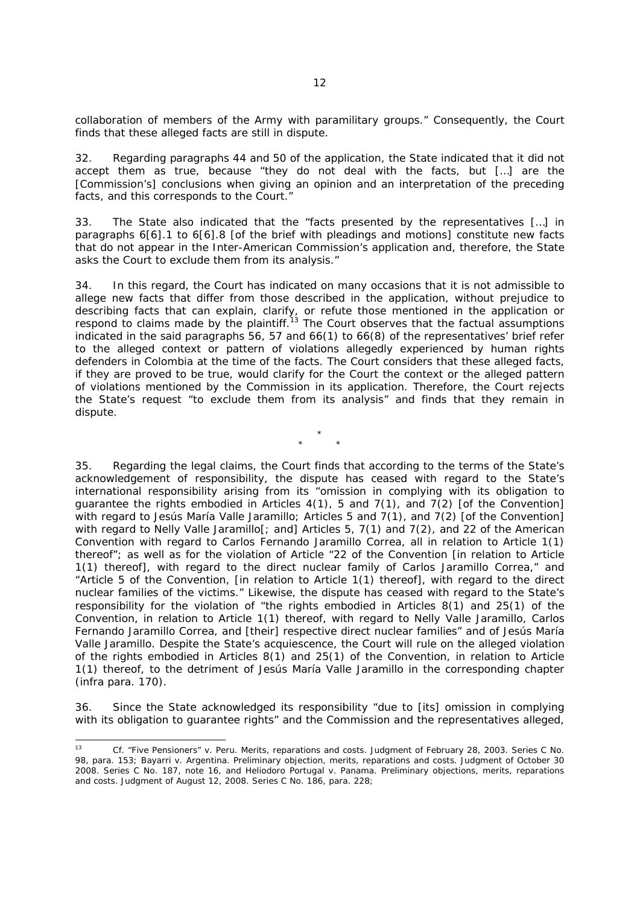collaboration of members of the Army with paramilitary groups." Consequently, the Court finds that these alleged facts are still in dispute.

32. Regarding paragraphs 44 and 50 of the application, the State indicated that it did not accept them as true, because "they do not deal with the facts, but […] are the [Commission's] conclusions when giving an opinion and an interpretation of the preceding facts, and this corresponds to the Court."

33. The State also indicated that the "facts presented by the representatives […] in paragraphs 6[6].1 to 6[6].8 [of the brief with pleadings and motions] constitute new facts that do not appear in the Inter-American Commission's application and, therefore, the State asks the Court to exclude them from its analysis."

34. In this regard, the Court has indicated on many occasions that it is not admissible to allege new facts that differ from those described in the application, without prejudice to describing facts that can explain, clarify, or refute those mentioned in the application or respond to claims made by the plaintiff.[13] The Court observes that the factual assumptions indicated in the said paragraphs 56, 57 and 66(1) to 66(8) of the representatives' brief refer to the alleged context or pattern of violations allegedly experienced by human rights defenders in Colombia at the time of the facts. The Court considers that these alleged facts, if they are proved to be true, would clarify for the Court the context or the alleged pattern of violations mentioned by the Commission in its application. Therefore, the Court rejects the State's request "to exclude them from its analysis" and finds that they remain in dispute.

\*
\* \*

35. Regarding the legal claims, the Court finds that according to the terms of the State's acknowledgement of responsibility, the dispute has ceased with regard to the State's international responsibility arising from its "omission in complying with its obligation to guarantee the rights embodied in Articles 4(1), 5 and 7(1), and 7(2) [of the Convention] with regard to Jesús María Valle Jaramillo; Articles 5 and 7(1), and 7(2) [of the Convention] with regard to Nelly Valle Jaramillo[; and] Articles 5, 7(1) and 7(2), and 22 of the American Convention with regard to Carlos Fernando Jaramillo Correa, all in relation to Article 1(1) thereof"; as well as for the violation of Article "22 of the Convention [in relation to Article 1(1) thereof], with regard to the direct nuclear family of Carlos Jaramillo Correa," and "Article 5 of the Convention, [in relation to Article 1(1) thereof], with regard to the direct nuclear families of the victims." Likewise, the dispute has ceased with regard to the State's responsibility for the violation of "the rights embodied in Articles 8(1) and 25(1) of the Convention, in relation to Article 1(1) thereof, with regard to Nelly Valle Jaramillo, Carlos Fernando Jaramillo Correa, and [their] respective direct nuclear families" and of Jesús María Valle Jaramillo. Despite the State's acquiescence, the Court will rule on the alleged violation of the rights embodied in Articles 8(1) and 25(1) of the Convention, in relation to Article 1(1) thereof, to the detriment of Jesús María Valle Jaramillo in the corresponding chapter (*infra* para. 170).

36. Since the State acknowledged its responsibility "due to [its] omission in complying with its obligation to guarantee rights" and the Commission and the representatives alleged,

---

[13] *Cf. "Five Pensioners" v. Peru. Merits, reparations and costs.* Judgment of February 28, 2003. Series C No. 98, para. 153; *Bayarri v. Argentina. Preliminary objection, merits, reparations and costs.* Judgment of October 30 2008. Series C No. 187, note 16, and *Heliodoro Portugal v. Panama. Preliminary objections, merits, reparations and costs.* Judgment of August 12, 2008. Series C No. 186, para. 228;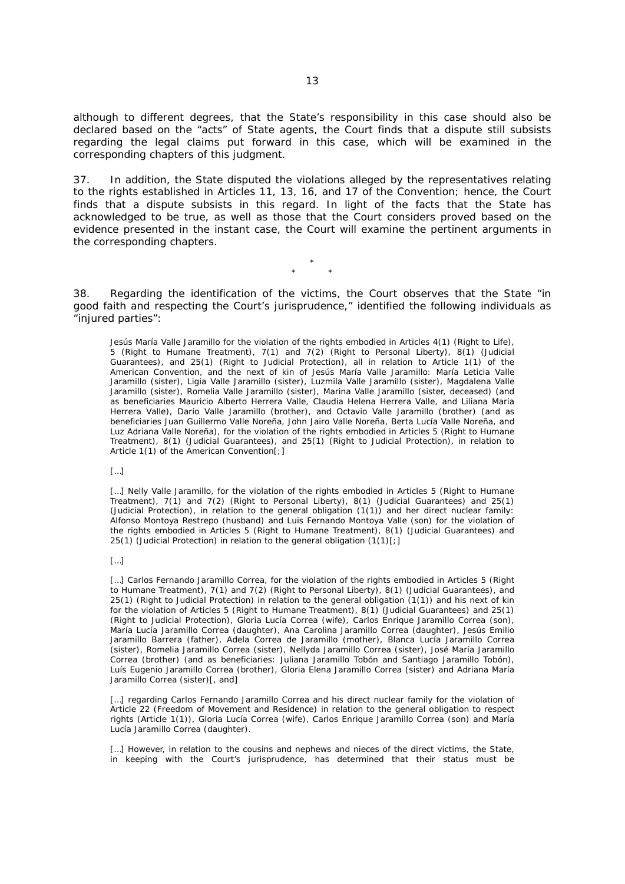although to different degrees, that the State's responsibility in this case should also be declared based on the "acts" of State agents, the Court finds that a dispute still subsists regarding the legal claims put forward in this case, which will be examined in the corresponding chapters of this judgment.

37. In addition, the State disputed the violations alleged by the representatives relating to the rights established in Articles 11, 13, 16, and 17 of the Convention; hence, the Court finds that a dispute subsists in this regard. In light of the facts that the State has acknowledged to be true, as well as those that the Court considers proved based on the evidence presented in the instant case, the Court will examine the pertinent arguments in the corresponding chapters.

\*
\* \*

38. Regarding the identification of the victims, the Court observes that the State "in good faith and respecting the Court's jurisprudence," identified the following individuals as "injured parties":

> Jesús María Valle Jaramillo for the violation of the rights embodied in Articles 4(1) (Right to Life), 5 (Right to Humane Treatment), 7(1) and 7(2) (Right to Personal Liberty), 8(1) (Judicial Guarantees), and 25(1) (Right to Judicial Protection), all in relation to Article 1(1) of the American Convention, and the next of kin of Jesús María Valle Jaramillo: María Leticia Valle Jaramillo (sister), Ligia Valle Jaramillo (sister), Luzmila Valle Jaramillo (sister), Magdalena Valle Jaramillo (sister), Romelia Valle Jaramillo (sister), Marina Valle Jaramillo (sister, deceased) (and as beneficiaries Mauricio Alberto Herrera Valle, Claudia Helena Herrera Valle, and Liliana María Herrera Valle), Darío Valle Jaramillo (brother), and Octavio Valle Jaramillo (brother) (and as beneficiaries Juan Guillermo Valle Noreña, John Jairo Valle Noreña, Berta Lucía Valle Noreña, and Luz Adriana Valle Noreña), for the violation of the rights embodied in Articles 5 (Right to Humane Treatment), 8(1) (Judicial Guarantees), and 25(1) (Right to Judicial Protection), in relation to Article 1(1) of the American Convention[;]
>
> […]
>
> […] Nelly Valle Jaramillo, for the violation of the rights embodied in Articles 5 (Right to Humane Treatment), 7(1) and 7(2) (Right to Personal Liberty), 8(1) (Judicial Guarantees) and 25(1) (Judicial Protection), in relation to the general obligation (1(1)) and her direct nuclear family: Alfonso Montoya Restrepo (husband) and Luis Fernando Montoya Valle (son) for the violation of the rights embodied in Articles 5 (Right to Humane Treatment), 8(1) (Judicial Guarantees) and 25(1) (Judicial Protection) in relation to the general obligation (1(1)[;]
>
> […]
>
> […] Carlos Fernando Jaramillo Correa, for the violation of the rights embodied in Articles 5 (Right to Humane Treatment), 7(1) and 7(2) (Right to Personal Liberty), 8(1) (Judicial Guarantees), and 25(1) (Right to Judicial Protection) in relation to the general obligation (1(1)) and his next of kin for the violation of Articles 5 (Right to Humane Treatment), 8(1) (Judicial Guarantees) and 25(1) (Right to Judicial Protection), Gloria Lucía Correa (wife), Carlos Enrique Jaramillo Correa (son), María Lucía Jaramillo Correa (daughter), Ana Carolina Jaramillo Correa (daughter), Jesús Emilio Jaramillo Barrera (father), Adela Correa de Jaramillo (mother), Blanca Lucía Jaramillo Correa (sister), Romelia Jaramillo Correa (sister), Nellyda Jaramillo Correa (sister), José María Jaramillo Correa (brother) (and as beneficiaries: Juliana Jaramillo Tobón and Santiago Jaramillo Tobón), Luís Eugenio Jaramillo Correa (brother), Gloria Elena Jaramillo Correa (sister) and Adriana María Jaramillo Correa (sister)[, and]
>
> […] regarding Carlos Fernando Jaramillo Correa and his direct nuclear family for the violation of Article 22 (Freedom of Movement and Residence) in relation to the general obligation to respect rights (Article 1(1)), Gloria Lucía Correa (wife), Carlos Enrique Jaramillo Correa (son) and María Lucía Jaramillo Correa (daughter).
>
> […] However, in relation to the cousins and nephews and nieces of the direct victims, the State, in keeping with the Court's jurisprudence, has determined that their status must be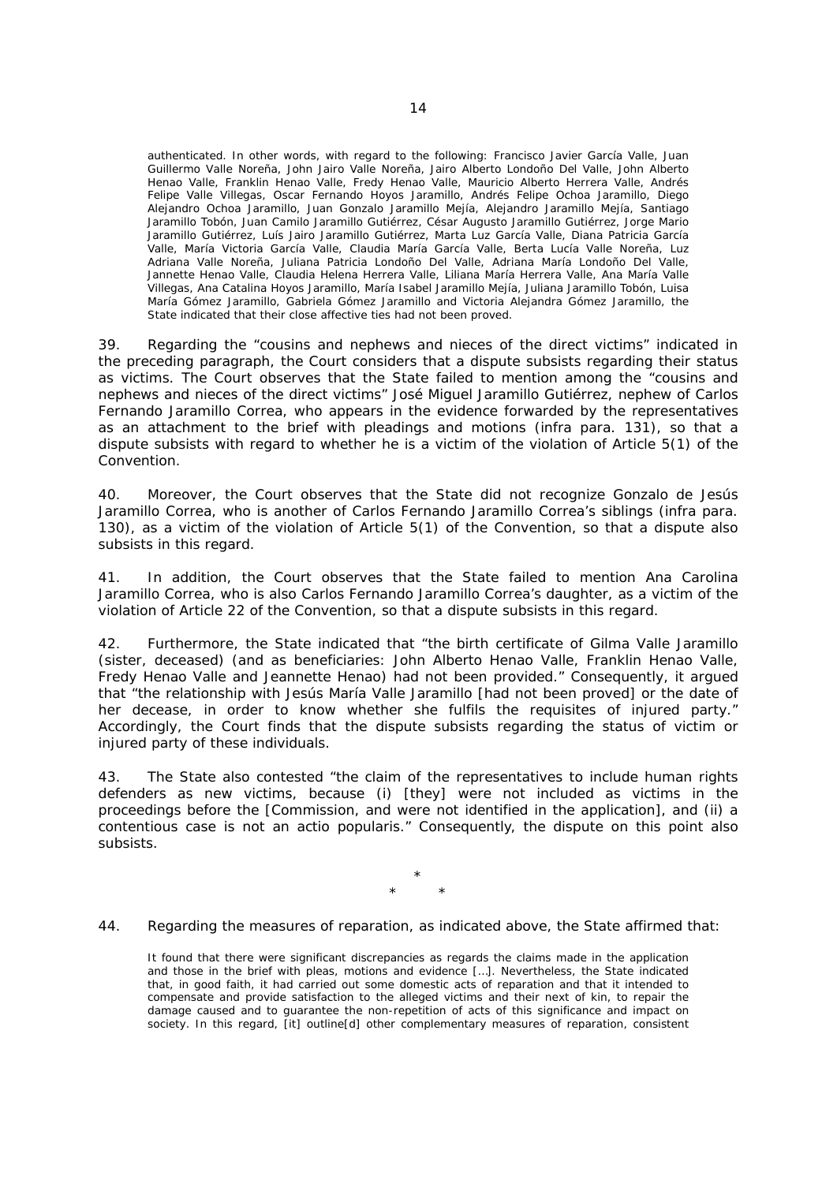> authenticated. In other words, with regard to the following: Francisco Javier García Valle, Juan Guillermo Valle Noreña, John Jairo Valle Noreña, Jairo Alberto Londoño Del Valle, John Alberto Henao Valle, Franklin Henao Valle, Fredy Henao Valle, Mauricio Alberto Herrera Valle, Andrés Felipe Valle Villegas, Oscar Fernando Hoyos Jaramillo, Andrés Felipe Ochoa Jaramillo, Diego Alejandro Ochoa Jaramillo, Juan Gonzalo Jaramillo Mejía, Alejandro Jaramillo Mejía, Santiago Jaramillo Tobón, Juan Camilo Jaramillo Gutiérrez, César Augusto Jaramillo Gutiérrez, Jorge Mario Jaramillo Gutiérrez, Luís Jairo Jaramillo Gutiérrez, Marta Luz García Valle, Diana Patricia García Valle, María Victoria García Valle, Claudia María García Valle, Berta Lucía Valle Noreña, Luz Adriana Valle Noreña, Juliana Patricia Londoño Del Valle, Adriana María Londoño Del Valle, Jannette Henao Valle, Claudia Helena Herrera Valle, Liliana María Herrera Valle, Ana María Valle Villegas, Ana Catalina Hoyos Jaramillo, María Isabel Jaramillo Mejía, Juliana Jaramillo Tobón, Luisa María Gómez Jaramillo, Gabriela Gómez Jaramillo and Victoria Alejandra Gómez Jaramillo, the State indicated that their close affective ties had not been proved.

39. Regarding the "cousins and nephews and nieces of the direct victims" indicated in the preceding paragraph, the Court considers that a dispute subsists regarding their status as victims. The Court observes that the State failed to mention among the "cousins and nephews and nieces of the direct victims" José Miguel Jaramillo Gutiérrez, nephew of Carlos Fernando Jaramillo Correa, who appears in the evidence forwarded by the representatives as an attachment to the brief with pleadings and motions (infra para. 131), so that a dispute subsists with regard to whether he is a victim of the violation of Article 5(1) of the Convention.

40. Moreover, the Court observes that the State did not recognize Gonzalo de Jesús Jaramillo Correa, who is another of Carlos Fernando Jaramillo Correa's siblings (infra para. 130), as a victim of the violation of Article 5(1) of the Convention, so that a dispute also subsists in this regard.

41. In addition, the Court observes that the State failed to mention Ana Carolina Jaramillo Correa, who is also Carlos Fernando Jaramillo Correa's daughter, as a victim of the violation of Article 22 of the Convention, so that a dispute subsists in this regard.

42. Furthermore, the State indicated that "the birth certificate of Gilma Valle Jaramillo (sister, deceased) (and as beneficiaries: John Alberto Henao Valle, Franklin Henao Valle, Fredy Henao Valle and Jeannette Henao) had not been provided." Consequently, it argued that "the relationship with Jesús María Valle Jaramillo [had not been proved] or the date of her decease, in order to know whether she fulfils the requisites of injured party." Accordingly, the Court finds that the dispute subsists regarding the status of victim or injured party of these individuals.

43. The State also contested "the claim of the representatives to include human rights defenders as new victims, because (i) [they] were not included as victims in the proceedings before the [Commission, and were not identified in the application], and (ii) a contentious case is not an actio popularis." Consequently, the dispute on this point also subsists.

\*
\* \*

44. Regarding the measures of reparation, as indicated above, the State affirmed that:

> It found that there were significant discrepancies as regards the claims made in the application and those in the brief with pleas, motions and evidence […]. Nevertheless, the State indicated that, in good faith, it had carried out some domestic acts of reparation and that it intended to compensate and provide satisfaction to the alleged victims and their next of kin, to repair the damage caused and to guarantee the non-repetition of acts of this significance and impact on society. In this regard, [it] outline[d] other complementary measures of reparation, consistent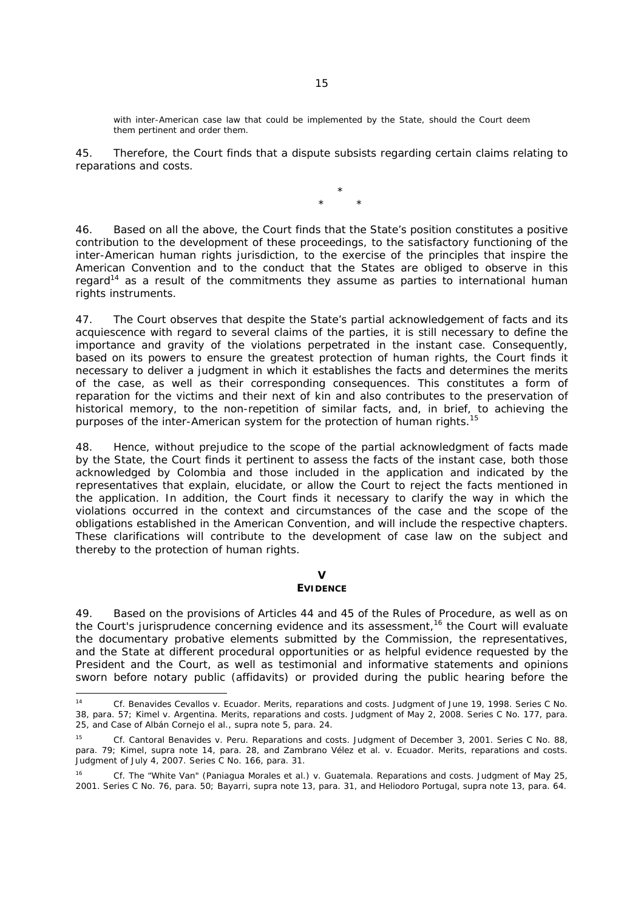with inter-American case law that could be implemented by the State, should the Court deem them pertinent and order them.

45. Therefore, the Court finds that a dispute subsists regarding certain claims relating to reparations and costs.

\*
\* \*

46. Based on all the above, the Court finds that the State's position constitutes a positive contribution to the development of these proceedings, to the satisfactory functioning of the inter-American human rights jurisdiction, to the exercise of the principles that inspire the American Convention and to the conduct that the States are obliged to observe in this regard[14] as a result of the commitments they assume as parties to international human rights instruments.

47. The Court observes that despite the State's partial acknowledgement of facts and its acquiescence with regard to several claims of the parties, it is still necessary to define the importance and gravity of the violations perpetrated in the instant case. Consequently, based on its powers to ensure the greatest protection of human rights, the Court finds it necessary to deliver a judgment in which it establishes the facts and determines the merits of the case, as well as their corresponding consequences. This constitutes a form of reparation for the victims and their next of kin and also contributes to the preservation of historical memory, to the non-repetition of similar facts, and, in brief, to achieving the purposes of the inter-American system for the protection of human rights.[15]

48. Hence, without prejudice to the scope of the partial acknowledgment of facts made by the State, the Court finds it pertinent to assess the facts of the instant case, both those acknowledged by Colombia and those included in the application and indicated by the representatives that explain, elucidate, or allow the Court to reject the facts mentioned in the application. In addition, the Court finds it necessary to clarify the way in which the violations occurred in the context and circumstances of the case and the scope of the obligations established in the American Convention, and will include the respective chapters. These clarifications will contribute to the development of case law on the subject and thereby to the protection of human rights.

## V
## EVIDENCE

49. Based on the provisions of Articles 44 and 45 of the Rules of Procedure, as well as on the Court's jurisprudence concerning evidence and its assessment,[16] the Court will evaluate the documentary probative elements submitted by the Commission, the representatives, and the State at different procedural opportunities or as helpful evidence requested by the President and the Court, as well as testimonial and informative statements and opinions sworn before notary public (affidavits) or provided during the public hearing before the

---

[14] *Cf. Benavides Cevallos v. Ecuador. Merits, reparations and costs.* Judgment of June 19, 1998. Series C No. 38, para. 57; *Kimel v. Argentina. Merits, reparations and costs.* Judgment of May 2, 2008. Series C No. 177, para. 25, and *Case of Albán Cornejo el al., supra* note 5, para. 24.

[15] *Cf. Cantoral Benavides v. Peru. Reparations and costs.* Judgment of December 3, 2001. Series C No. 88, para. 79; *Kimel, supra* note 14, para. 28, and *Zambrano Vélez et al. v. Ecuador. Merits, reparations and costs.* Judgment of July 4, 2007. Series C No. 166, para. 31.

[16] *Cf. The "White Van" (Paniagua Morales et al.) v. Guatemala. Reparations and costs.* Judgment of May 25, 2001. Series C No. 76, para. 50; *Bayarri, supra* note 13, para. 31, and *Heliodoro Portugal, supra* note 13, para. 64.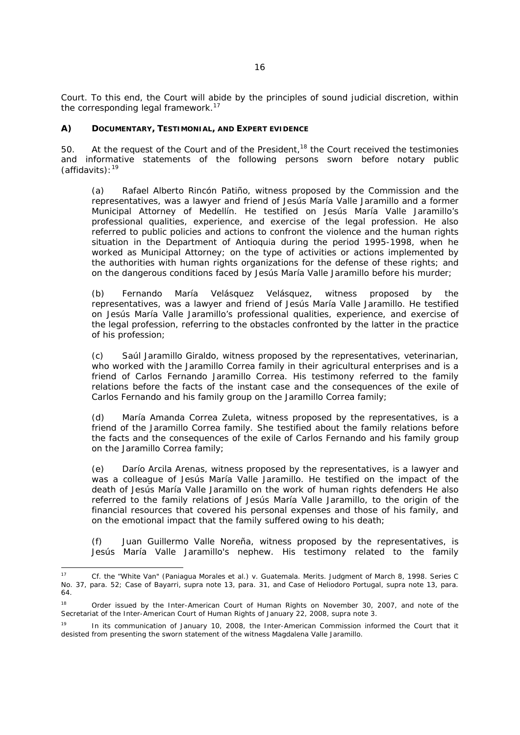Court. To this end, the Court will abide by the principles of sound judicial discretion, within the corresponding legal framework.[17]

### A) DOCUMENTARY, TESTIMONIAL, AND EXPERT EVIDENCE

50. At the request of the Court and of the President,[18] the Court received the testimonies and informative statements of the following persons sworn before notary public (affidavits):[19]

(a) Rafael Alberto Rincón Patiño, witness proposed by the Commission and the representatives, was a lawyer and friend of Jesús María Valle Jaramillo and a former Municipal Attorney of Medellín. He testified on Jesús María Valle Jaramillo's professional qualities, experience, and exercise of the legal profession. He also referred to public policies and actions to confront the violence and the human rights situation in the Department of Antioquia during the period 1995-1998, when he worked as Municipal Attorney; on the type of activities or actions implemented by the authorities with human rights organizations for the defense of these rights; and on the dangerous conditions faced by Jesús María Valle Jaramillo before his murder;

(b) Fernando María Velásquez Velásquez, witness proposed by the representatives, was a lawyer and friend of Jesús María Valle Jaramillo. He testified on Jesús María Valle Jaramillo's professional qualities, experience, and exercise of the legal profession, referring to the obstacles confronted by the latter in the practice of his profession;

(c) Saúl Jaramillo Giraldo, witness proposed by the representatives, veterinarian, who worked with the Jaramillo Correa family in their agricultural enterprises and is a friend of Carlos Fernando Jaramillo Correa. His testimony referred to the family relations before the facts of the instant case and the consequences of the exile of Carlos Fernando and his family group on the Jaramillo Correa family;

(d) María Amanda Correa Zuleta, witness proposed by the representatives, is a friend of the Jaramillo Correa family. She testified about the family relations before the facts and the consequences of the exile of Carlos Fernando and his family group on the Jaramillo Correa family;

(e) Darío Arcila Arenas, witness proposed by the representatives, is a lawyer and was a colleague of Jesús María Valle Jaramillo. He testified on the impact of the death of Jesús María Valle Jaramillo on the work of human rights defenders He also referred to the family relations of Jesús María Valle Jaramillo, to the origin of the financial resources that covered his personal expenses and those of his family, and on the emotional impact that the family suffered owing to his death;

(f) Juan Guillermo Valle Noreña, witness proposed by the representatives, is Jesús María Valle Jaramillo's nephew. His testimony related to the family

---

[17] *Cf. the "White Van" (Paniagua Morales et al.) v. Guatemala. Merits.* Judgment of March 8, 1998. Series C No. 37, para. 52; *Case of Bayarri, supra* note 13, para. 31, and *Case of Heliodoro Portugal, supra* note 13, para. 64.

[18] Order issued by the Inter-American Court of Human Rights on November 30, 2007, and note of the Secretariat of the Inter-American Court of Human Rights of January 22, 2008, *supra* note 3.

[19] In its communication of January 10, 2008, the Inter-American Commission informed the Court that it desisted from presenting the sworn statement of the witness Magdalena Valle Jaramillo.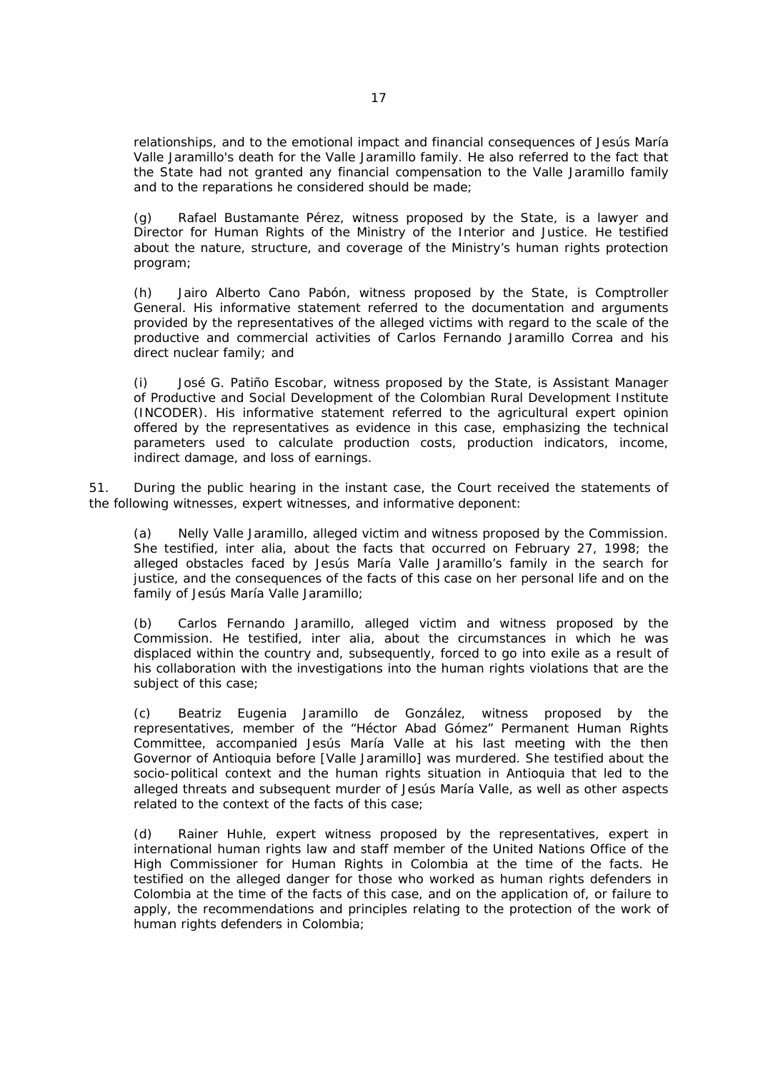relationships, and to the emotional impact and financial consequences of Jesús María Valle Jaramillo's death for the Valle Jaramillo family. He also referred to the fact that the State had not granted any financial compensation to the Valle Jaramillo family and to the reparations he considered should be made;

(g) Rafael Bustamante Pérez, witness proposed by the State, is a lawyer and Director for Human Rights of the Ministry of the Interior and Justice. He testified about the nature, structure, and coverage of the Ministry's human rights protection program;

(h) Jairo Alberto Cano Pabón, witness proposed by the State, is Comptroller General. His informative statement referred to the documentation and arguments provided by the representatives of the alleged victims with regard to the scale of the productive and commercial activities of Carlos Fernando Jaramillo Correa and his direct nuclear family; and

(i) José G. Patiño Escobar, witness proposed by the State, is Assistant Manager of Productive and Social Development of the Colombian Rural Development Institute (INCODER). His informative statement referred to the agricultural expert opinion offered by the representatives as evidence in this case, emphasizing the technical parameters used to calculate production costs, production indicators, income, indirect damage, and loss of earnings.

51. During the public hearing in the instant case, the Court received the statements of the following witnesses, expert witnesses, and informative deponent:

(a) Nelly Valle Jaramillo, alleged victim and witness proposed by the Commission. She testified, inter alia, about the facts that occurred on February 27, 1998; the alleged obstacles faced by Jesús María Valle Jaramillo's family in the search for justice, and the consequences of the facts of this case on her personal life and on the family of Jesús María Valle Jaramillo;

(b) Carlos Fernando Jaramillo, alleged victim and witness proposed by the Commission. He testified, inter alia, about the circumstances in which he was displaced within the country and, subsequently, forced to go into exile as a result of his collaboration with the investigations into the human rights violations that are the subject of this case;

(c) Beatriz Eugenia Jaramillo de González, witness proposed by the representatives, member of the "Héctor Abad Gómez" Permanent Human Rights Committee, accompanied Jesús María Valle at his last meeting with the then Governor of Antioquia before [Valle Jaramillo] was murdered. She testified about the socio-political context and the human rights situation in Antioquia that led to the alleged threats and subsequent murder of Jesús María Valle, as well as other aspects related to the context of the facts of this case;

(d) Rainer Huhle, expert witness proposed by the representatives, expert in international human rights law and staff member of the United Nations Office of the High Commissioner for Human Rights in Colombia at the time of the facts. He testified on the alleged danger for those who worked as human rights defenders in Colombia at the time of the facts of this case, and on the application of, or failure to apply, the recommendations and principles relating to the protection of the work of human rights defenders in Colombia;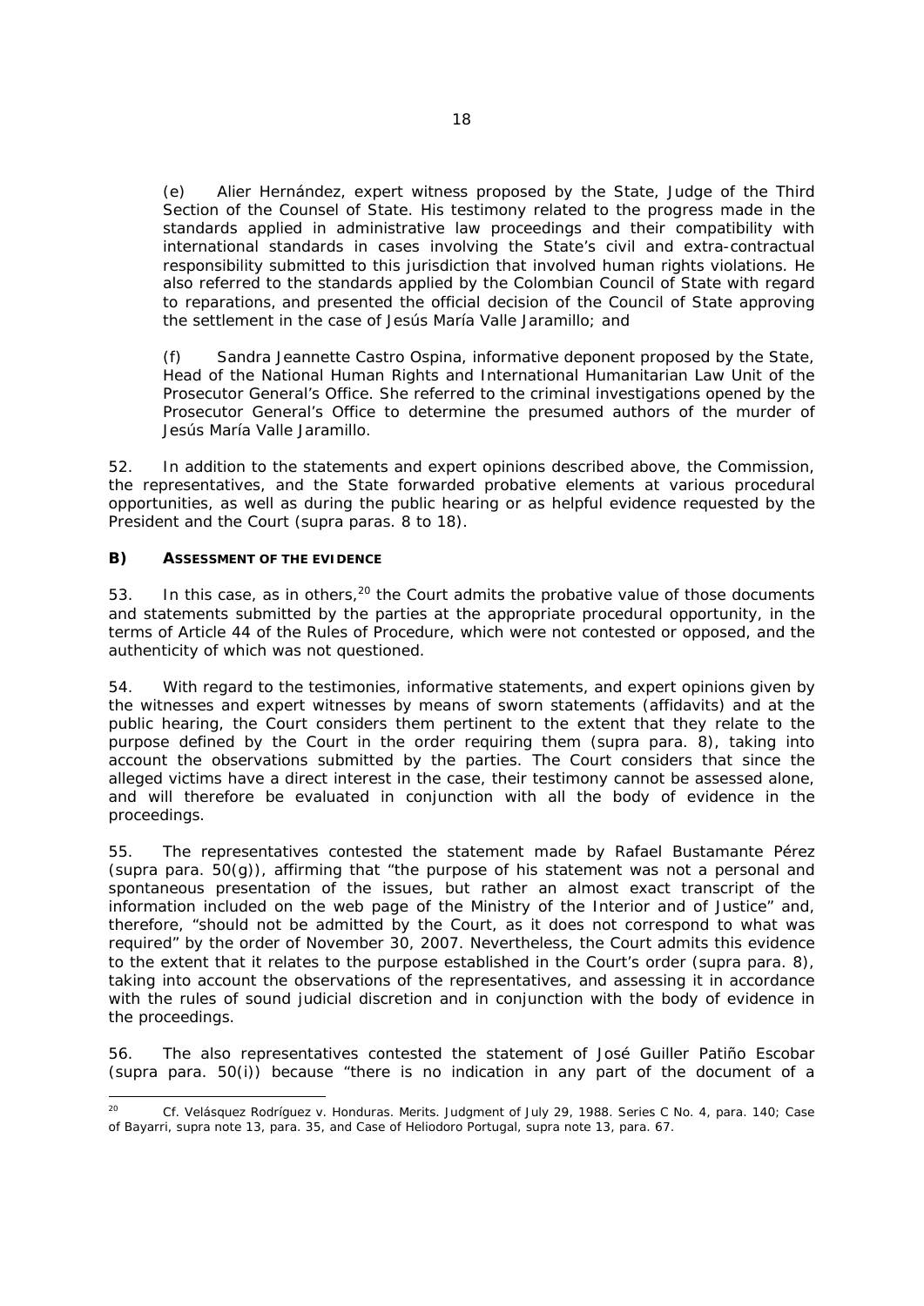(e) Alier Hernández, expert witness proposed by the State, Judge of the Third Section of the Counsel of State. His testimony related to the progress made in the standards applied in administrative law proceedings and their compatibility with international standards in cases involving the State's civil and extra-contractual responsibility submitted to this jurisdiction that involved human rights violations. He also referred to the standards applied by the Colombian Council of State with regard to reparations, and presented the official decision of the Council of State approving the settlement in the case of Jesús María Valle Jaramillo; and

(f) Sandra Jeannette Castro Ospina, informative deponent proposed by the State, Head of the National Human Rights and International Humanitarian Law Unit of the Prosecutor General's Office. She referred to the criminal investigations opened by the Prosecutor General's Office to determine the presumed authors of the murder of Jesús María Valle Jaramillo.

52. In addition to the statements and expert opinions described above, the Commission, the representatives, and the State forwarded probative elements at various procedural opportunities, as well as during the public hearing or as helpful evidence requested by the President and the Court (supra paras. 8 to 18).

### B) ASSESSMENT OF THE EVIDENCE

53. In this case, as in others,[20] the Court admits the probative value of those documents and statements submitted by the parties at the appropriate procedural opportunity, in the terms of Article 44 of the Rules of Procedure, which were not contested or opposed, and the authenticity of which was not questioned.

54. With regard to the testimonies, informative statements, and expert opinions given by the witnesses and expert witnesses by means of sworn statements (affidavits) and at the public hearing, the Court considers them pertinent to the extent that they relate to the purpose defined by the Court in the order requiring them (supra para. 8), taking into account the observations submitted by the parties. The Court considers that since the alleged victims have a direct interest in the case, their testimony cannot be assessed alone, and will therefore be evaluated in conjunction with all the body of evidence in the proceedings.

55. The representatives contested the statement made by Rafael Bustamante Pérez (supra para. 50(g)), affirming that "the purpose of his statement was not a personal and spontaneous presentation of the issues, but rather an almost exact transcript of the information included on the web page of the Ministry of the Interior and of Justice" and, therefore, "should not be admitted by the Court, as it does not correspond to what was required" by the order of November 30, 2007. Nevertheless, the Court admits this evidence to the extent that it relates to the purpose established in the Court's order (supra para. 8), taking into account the observations of the representatives, and assessing it in accordance with the rules of sound judicial discretion and in conjunction with the body of evidence in the proceedings.

56. The also representatives contested the statement of José Guiller Patiño Escobar (supra para. 50(i)) because "there is no indication in any part of the document of a

---

[20] *Cf. Velásquez Rodríguez v. Honduras. Merits*. Judgment of July 29, 1988. Series C No. 4, para. 140; *Case of Bayarri, supra* note 13, para. 35, and *Case of Heliodoro Portugal, supra* note 13, para. 67.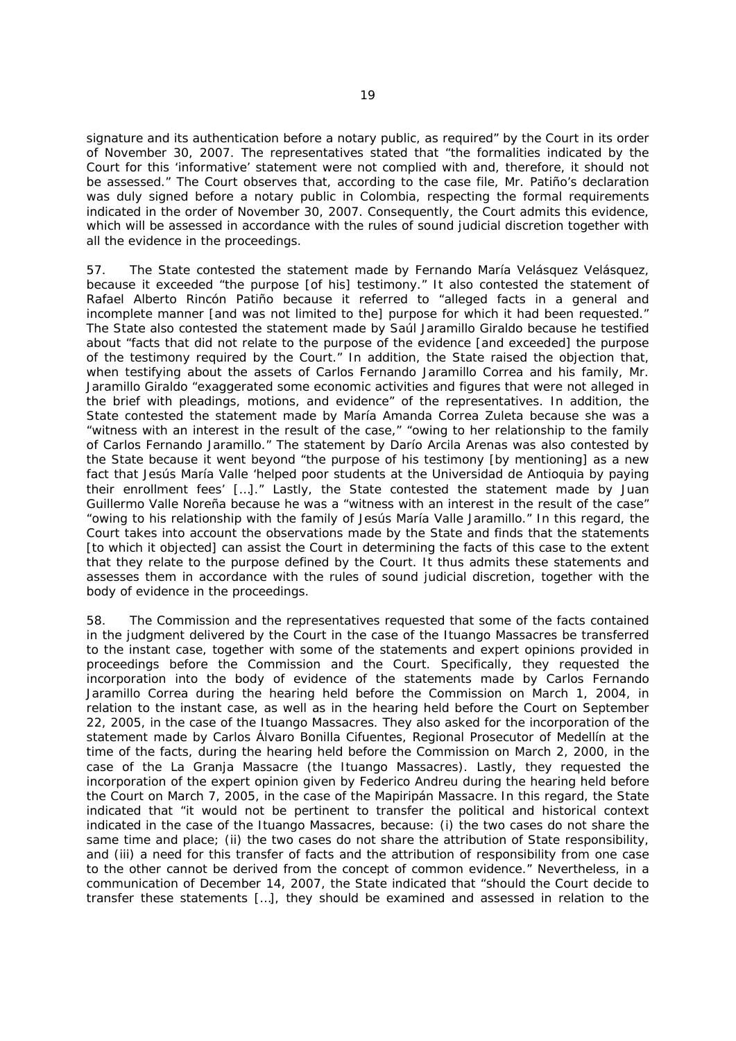signature and its authentication before a notary public, as required" by the Court in its order of November 30, 2007. The representatives stated that "the formalities indicated by the Court for this 'informative' statement were not complied with and, therefore, it should not be assessed." The Court observes that, according to the case file, Mr. Patiño's declaration was duly signed before a notary public in Colombia, respecting the formal requirements indicated in the order of November 30, 2007. Consequently, the Court admits this evidence, which will be assessed in accordance with the rules of sound judicial discretion together with all the evidence in the proceedings.

57. The State contested the statement made by Fernando María Velásquez Velásquez, because it exceeded "the purpose [of his] testimony." It also contested the statement of Rafael Alberto Rincón Patiño because it referred to "alleged facts in a general and incomplete manner [and was not limited to the] purpose for which it had been requested." The State also contested the statement made by Saúl Jaramillo Giraldo because he testified about "facts that did not relate to the purpose of the evidence [and exceeded] the purpose of the testimony required by the Court." In addition, the State raised the objection that, when testifying about the assets of Carlos Fernando Jaramillo Correa and his family, Mr. Jaramillo Giraldo "exaggerated some economic activities and figures that were not alleged in the brief with pleadings, motions, and evidence" of the representatives. In addition, the State contested the statement made by María Amanda Correa Zuleta because she was a "witness with an interest in the result of the case," "owing to her relationship to the family of Carlos Fernando Jaramillo." The statement by Darío Arcila Arenas was also contested by the State because it went beyond "the purpose of his testimony [by mentioning] as a new fact that Jesús María Valle 'helped poor students at the Universidad de Antioquia by paying their enrollment fees' […]." Lastly, the State contested the statement made by Juan Guillermo Valle Noreña because he was a "witness with an interest in the result of the case" "owing to his relationship with the family of Jesús María Valle Jaramillo." In this regard, the Court takes into account the observations made by the State and finds that the statements [to which it objected] can assist the Court in determining the facts of this case to the extent that they relate to the purpose defined by the Court. It thus admits these statements and assesses them in accordance with the rules of sound judicial discretion, together with the body of evidence in the proceedings.

58. The Commission and the representatives requested that some of the facts contained in the judgment delivered by the Court in the case of the Ituango Massacres be transferred to the instant case, together with some of the statements and expert opinions provided in proceedings before the Commission and the Court. Specifically, they requested the incorporation into the body of evidence of the statements made by Carlos Fernando Jaramillo Correa during the hearing held before the Commission on March 1, 2004, in relation to the instant case, as well as in the hearing held before the Court on September 22, 2005, in the case of the Ituango Massacres. They also asked for the incorporation of the statement made by Carlos Álvaro Bonilla Cifuentes, Regional Prosecutor of Medellín at the time of the facts, during the hearing held before the Commission on March 2, 2000, in the case of the La Granja Massacre (the Ituango Massacres). Lastly, they requested the incorporation of the expert opinion given by Federico Andreu during the hearing held before the Court on March 7, 2005, in the case of the Mapiripán Massacre. In this regard, the State indicated that "it would not be pertinent to transfer the political and historical context indicated in the case of the Ituango Massacres, because: (i) the two cases do not share the same time and place; (ii) the two cases do not share the attribution of State responsibility, and (iii) a need for this transfer of facts and the attribution of responsibility from one case to the other cannot be derived from the concept of common evidence." Nevertheless, in a communication of December 14, 2007, the State indicated that "should the Court decide to transfer these statements […], they should be examined and assessed in relation to the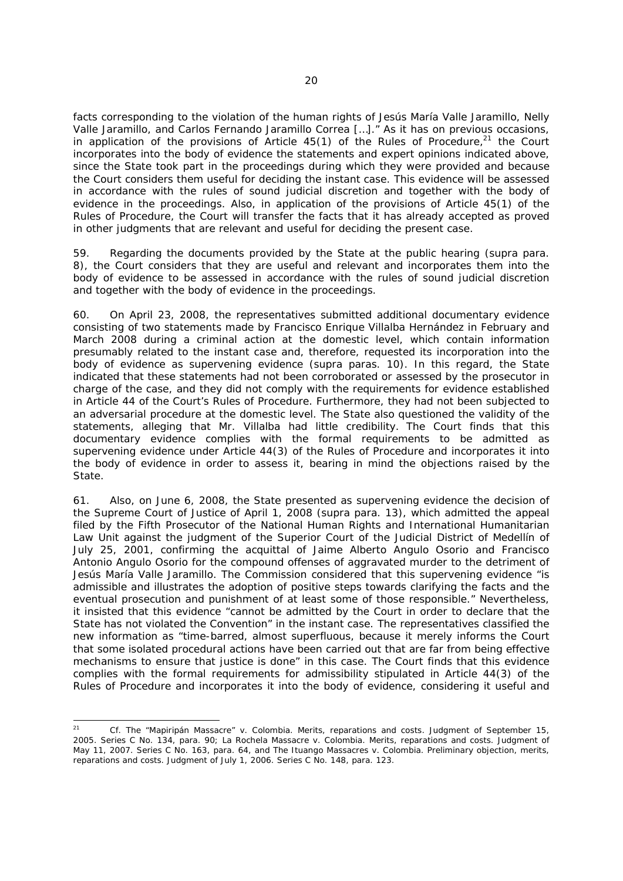facts corresponding to the violation of the human rights of Jesús María Valle Jaramillo, Nelly Valle Jaramillo, and Carlos Fernando Jaramillo Correa […].” As it has on previous occasions, in application of the provisions of Article 45(1) of the Rules of Procedure,[21] the Court incorporates into the body of evidence the statements and expert opinions indicated above, since the State took part in the proceedings during which they were provided and because the Court considers them useful for deciding the instant case. This evidence will be assessed in accordance with the rules of sound judicial discretion and together with the body of evidence in the proceedings. Also, in application of the provisions of Article 45(1) of the Rules of Procedure, the Court will transfer the facts that it has already accepted as proved in other judgments that are relevant and useful for deciding the present case.

59. Regarding the documents provided by the State at the public hearing (*supra* para. 8), the Court considers that they are useful and relevant and incorporates them into the body of evidence to be assessed in accordance with the rules of sound judicial discretion and together with the body of evidence in the proceedings.

60. On April 23, 2008, the representatives submitted additional documentary evidence consisting of two statements made by Francisco Enrique Villalba Hernández in February and March 2008 during a criminal action at the domestic level, which contain information presumably related to the instant case and, therefore, requested its incorporation into the body of evidence as supervening evidence (*supra* paras. 10). In this regard, the State indicated that these statements had not been corroborated or assessed by the prosecutor in charge of the case, and they did not comply with the requirements for evidence established in Article 44 of the Court's Rules of Procedure. Furthermore, they had not been subjected to an adversarial procedure at the domestic level. The State also questioned the validity of the statements, alleging that Mr. Villalba had little credibility. The Court finds that this documentary evidence complies with the formal requirements to be admitted as supervening evidence under Article 44(3) of the Rules of Procedure and incorporates it into the body of evidence in order to assess it, bearing in mind the objections raised by the State.

61. Also, on June 6, 2008, the State presented as supervening evidence the decision of the Supreme Court of Justice of April 1, 2008 (*supra* para. 13), which admitted the appeal filed by the Fifth Prosecutor of the National Human Rights and International Humanitarian Law Unit against the judgment of the Superior Court of the Judicial District of Medellín of July 25, 2001, confirming the acquittal of Jaime Alberto Angulo Osorio and Francisco Antonio Angulo Osorio for the compound offenses of aggravated murder to the detriment of Jesús María Valle Jaramillo. The Commission considered that this supervening evidence "is admissible and illustrates the adoption of positive steps towards clarifying the facts and the eventual prosecution and punishment of at least some of those responsible." Nevertheless, it insisted that this evidence "cannot be admitted by the Court in order to declare that the State has not violated the Convention" in the instant case. The representatives classified the new information as "time-barred, almost superfluous, because it merely informs the Court that some isolated procedural actions have been carried out that are far from being effective mechanisms to ensure that justice is done" in this case. The Court finds that this evidence complies with the formal requirements for admissibility stipulated in Article 44(3) of the Rules of Procedure and incorporates it into the body of evidence, considering it useful and

---

[21] *Cf. The "Mapiripán Massacre" v. Colombia. Merits, reparations and costs*. Judgment of September 15, 2005. Series C No. 134, para. 90; *La Rochela Massacre v. Colombia. Merits, reparations and costs*. Judgment of May 11, 2007. Series C No. 163, para. 64, and *The Ituango Massacres v. Colombia. Preliminary objection, merits, reparations and costs*. Judgment of July 1, 2006. Series C No. 148, para. 123.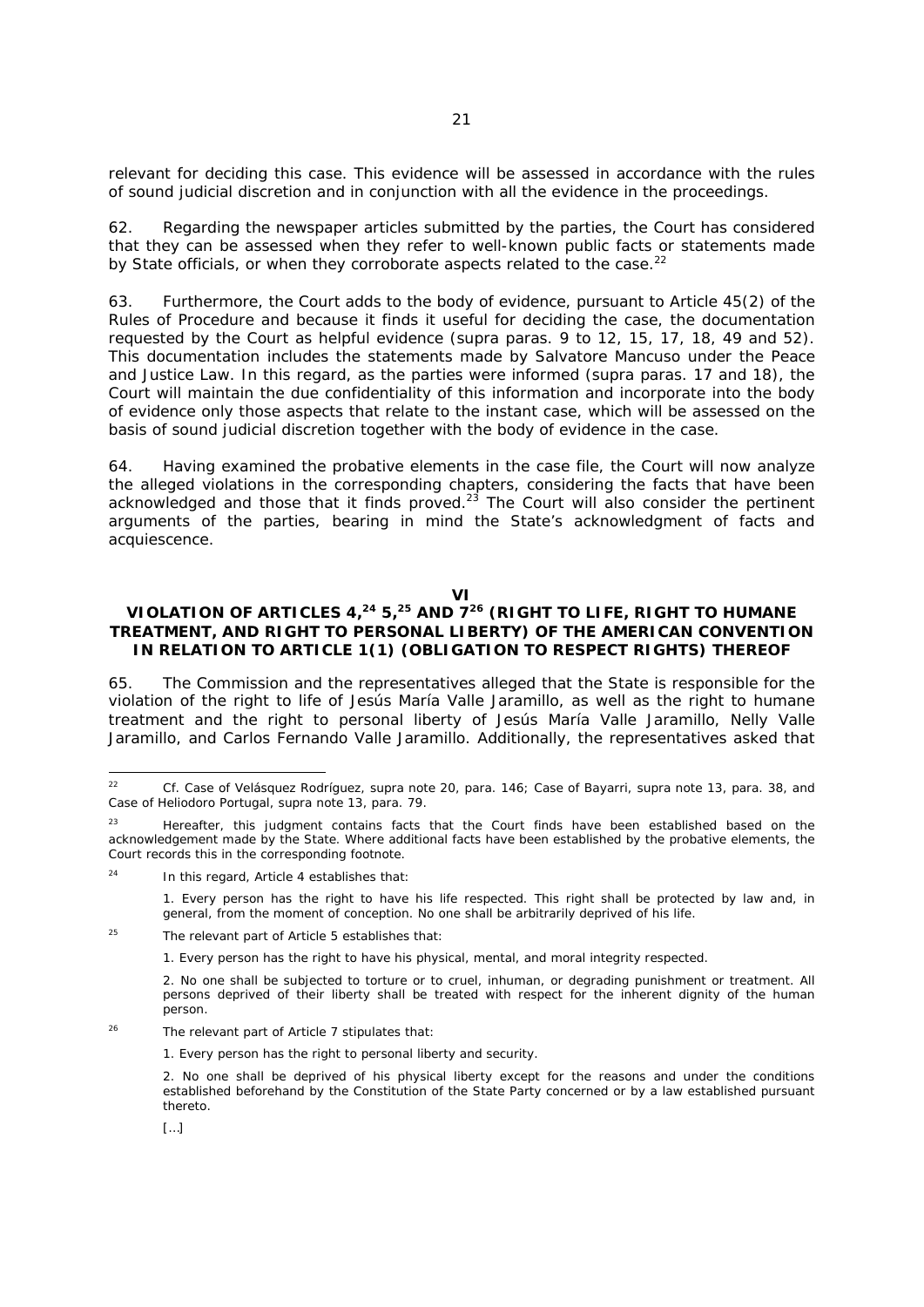relevant for deciding this case. This evidence will be assessed in accordance with the rules of sound judicial discretion and in conjunction with all the evidence in the proceedings.

62. Regarding the newspaper articles submitted by the parties, the Court has considered that they can be assessed when they refer to well-known public facts or statements made by State officials, or when they corroborate aspects related to the case.[22]

63. Furthermore, the Court adds to the body of evidence, pursuant to Article 45(2) of the Rules of Procedure and because it finds it useful for deciding the case, the documentation requested by the Court as helpful evidence (*supra* paras. 9 to 12, 15, 17, 18, 49 and 52). This documentation includes the statements made by Salvatore Mancuso under the Peace and Justice Law. In this regard, as the parties were informed (*supra* paras. 17 and 18), the Court will maintain the due confidentiality of this information and incorporate into the body of evidence only those aspects that relate to the instant case, which will be assessed on the basis of sound judicial discretion together with the body of evidence in the case.

64. Having examined the probative elements in the case file, the Court will now analyze the alleged violations in the corresponding chapters, considering the facts that have been acknowledged and those that it finds proved.[23] The Court will also consider the pertinent arguments of the parties, bearing in mind the State's acknowledgment of facts and acquiescence.

## VI
## VIOLATION OF ARTICLES 4,[24] 5,[25] AND 7[26] (RIGHT TO LIFE, RIGHT TO HUMANE TREATMENT, AND RIGHT TO PERSONAL LIBERTY) OF THE AMERICAN CONVENTION IN RELATION TO ARTICLE 1(1) (OBLIGATION TO RESPECT RIGHTS) THEREOF

65. The Commission and the representatives alleged that the State is responsible for the violation of the right to life of Jesús María Valle Jaramillo, as well as the right to humane treatment and the right to personal liberty of Jesús María Valle Jaramillo, Nelly Valle Jaramillo, and Carlos Fernando Valle Jaramillo. Additionally, the representatives asked that

---

[22] *Cf. Case of Velásquez Rodríguez*, *supra* note 20, para. 146; *Case of Bayarri*, *supra* note 13, para. 38, and *Case of Heliodoro Portugal*, *supra* note 13, para. 79.

[23] Hereafter, this judgment contains facts that the Court finds have been established based on the acknowledgement made by the State. Where additional facts have been established by the probative elements, the Court records this in the corresponding footnote.

[24] In this regard, Article 4 establishes that:

> 1. Every person has the right to have his life respected. This right shall be protected by law and, in general, from the moment of conception. No one shall be arbitrarily deprived of his life.

[25] The relevant part of Article 5 establishes that:

> 1. Every person has the right to have his physical, mental, and moral integrity respected.
>
> 2. No one shall be subjected to torture or to cruel, inhuman, or degrading punishment or treatment. All persons deprived of their liberty shall be treated with respect for the inherent dignity of the human person.

[26] The relevant part of Article 7 stipulates that:

> 1. Every person has the right to personal liberty and security.
>
> 2. No one shall be deprived of his physical liberty except for the reasons and under the conditions established beforehand by the Constitution of the State Party concerned or by a law established pursuant thereto.
>
> […]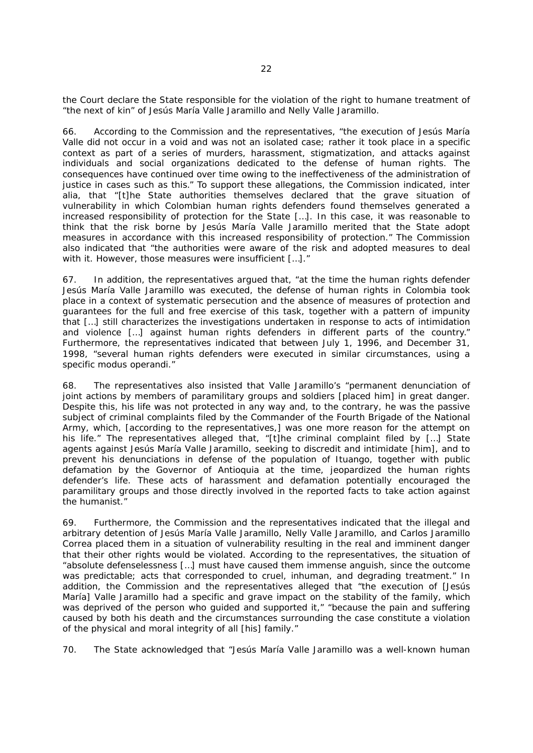the Court declare the State responsible for the violation of the right to humane treatment of "the next of kin" of Jesús María Valle Jaramillo and Nelly Valle Jaramillo.

66. According to the Commission and the representatives, "the execution of Jesús María Valle did not occur in a void and was not an isolated case; rather it took place in a specific context as part of a series of murders, harassment, stigmatization, and attacks against individuals and social organizations dedicated to the defense of human rights. The consequences have continued over time owing to the ineffectiveness of the administration of justice in cases such as this." To support these allegations, the Commission indicated, *inter alia*, that "[t]he State authorities themselves declared that the grave situation of vulnerability in which Colombian human rights defenders found themselves generated a increased responsibility of protection for the State […]. In this case, it was reasonable to think that the risk borne by Jesús María Valle Jaramillo merited that the State adopt measures in accordance with this increased responsibility of protection." The Commission also indicated that "the authorities were aware of the risk and adopted measures to deal with it. However, those measures were insufficient […]."

67. In addition, the representatives argued that, "at the time the human rights defender Jesús María Valle Jaramillo was executed, the defense of human rights in Colombia took place in a context of systematic persecution and the absence of measures of protection and guarantees for the full and free exercise of this task, together with a pattern of impunity that […] still characterizes the investigations undertaken in response to acts of intimidation and violence […] against human rights defenders in different parts of the country." Furthermore, the representatives indicated that between July 1, 1996, and December 31, 1998, "several human rights defenders were executed in similar circumstances, using a specific *modus operandi*."

68. The representatives also insisted that Valle Jaramillo's "permanent denunciation of joint actions by members of paramilitary groups and soldiers [placed him] in great danger. Despite this, his life was not protected in any way and, to the contrary, he was the passive subject of criminal complaints filed by the Commander of the Fourth Brigade of the National Army, which, [according to the representatives,] was one more reason for the attempt on his life." The representatives alleged that, "[t]he criminal complaint filed by […] State agents against Jesús María Valle Jaramillo, seeking to discredit and intimidate [him], and to prevent his denunciations in defense of the population of Ituango, together with public defamation by the Governor of Antioquia at the time, jeopardized the human rights defender's life. These acts of harassment and defamation potentially encouraged the paramilitary groups and those directly involved in the reported facts to take action against the humanist."

69. Furthermore, the Commission and the representatives indicated that the illegal and arbitrary detention of Jesús María Valle Jaramillo, Nelly Valle Jaramillo, and Carlos Jaramillo Correa placed them in a situation of vulnerability resulting in the real and imminent danger that their other rights would be violated. According to the representatives, the situation of "absolute defenselessness […] must have caused them immense anguish, since the outcome was predictable; acts that corresponded to cruel, inhuman, and degrading treatment." In addition, the Commission and the representatives alleged that "the execution of [Jesús María] Valle Jaramillo had a specific and grave impact on the stability of the family, which was deprived of the person who guided and supported it," "because the pain and suffering caused by both his death and the circumstances surrounding the case constitute a violation of the physical and moral integrity of all [his] family."

70. The State acknowledged that "Jesús María Valle Jaramillo was a well-known human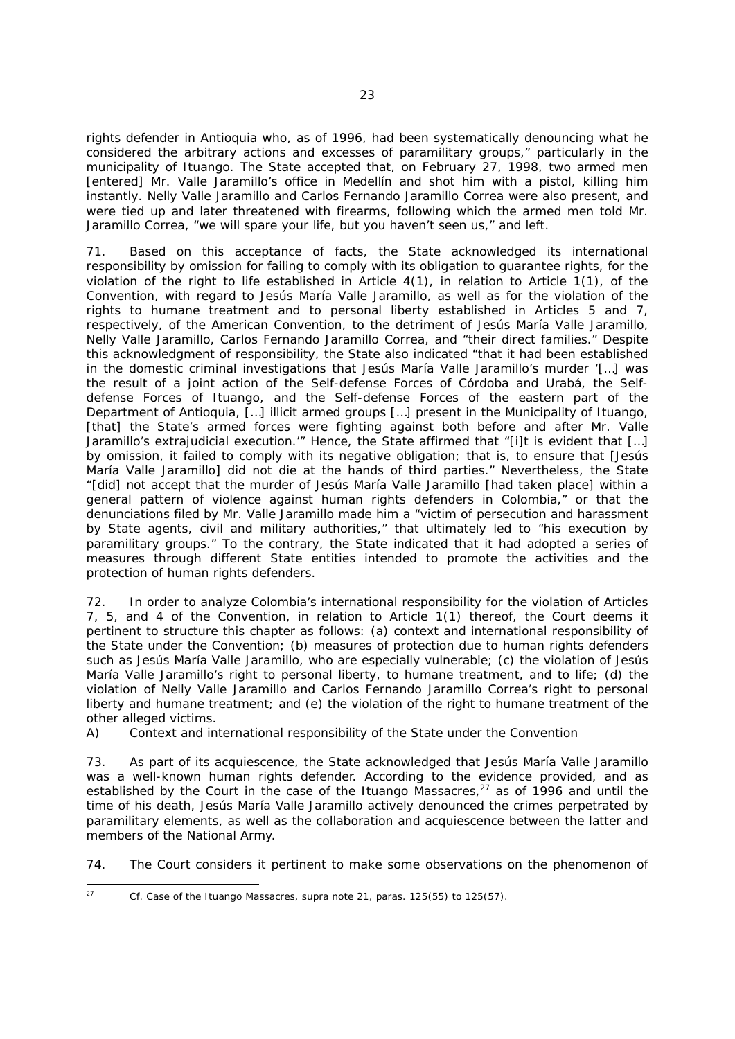rights defender in Antioquia who, as of 1996, had been systematically denouncing what he considered the arbitrary actions and excesses of paramilitary groups," particularly in the municipality of Ituango. The State accepted that, on February 27, 1998, two armed men [entered] Mr. Valle Jaramillo's office in Medellín and shot him with a pistol, killing him instantly. Nelly Valle Jaramillo and Carlos Fernando Jaramillo Correa were also present, and were tied up and later threatened with firearms, following which the armed men told Mr. Jaramillo Correa, "we will spare your life, but you haven't seen us," and left.

71. Based on this acceptance of facts, the State acknowledged its international responsibility by omission for failing to comply with its obligation to guarantee rights, for the violation of the right to life established in Article 4(1), in relation to Article 1(1), of the Convention, with regard to Jesús María Valle Jaramillo, as well as for the violation of the rights to humane treatment and to personal liberty established in Articles 5 and 7, respectively, of the American Convention, to the detriment of Jesús María Valle Jaramillo, Nelly Valle Jaramillo, Carlos Fernando Jaramillo Correa, and "their direct families." Despite this acknowledgment of responsibility, the State also indicated "that it had been established in the domestic criminal investigations that Jesús María Valle Jaramillo's murder '[…] was the result of a joint action of the Self-defense Forces of Córdoba and Urabá, the Self-defense Forces of Ituango, and the Self-defense Forces of the eastern part of the Department of Antioquia, […] illicit armed groups […] present in the Municipality of Ituango, [that] the State's armed forces were fighting against both before and after Mr. Valle Jaramillo's extrajudicial execution.'" Hence, the State affirmed that "[i]t is evident that […] by omission, it failed to comply with its negative obligation; that is, to ensure that [Jesús María Valle Jaramillo] did not die at the hands of third parties." Nevertheless, the State "[did] not accept that the murder of Jesús María Valle Jaramillo [had taken place] within a general pattern of violence against human rights defenders in Colombia," or that the denunciations filed by Mr. Valle Jaramillo made him a "victim of persecution and harassment by State agents, civil and military authorities," that ultimately led to "his execution by paramilitary groups." To the contrary, the State indicated that it had adopted a series of measures through different State entities intended to promote the activities and the protection of human rights defenders.

72. In order to analyze Colombia's international responsibility for the violation of Articles 7, 5, and 4 of the Convention, in relation to Article 1(1) thereof, the Court deems it pertinent to structure this chapter as follows: (a) context and international responsibility of the State under the Convention; (b) measures of protection due to human rights defenders such as Jesús María Valle Jaramillo, who are especially vulnerable; (c) the violation of Jesús María Valle Jaramillo's right to personal liberty, to humane treatment, and to life; (d) the violation of Nelly Valle Jaramillo and Carlos Fernando Jaramillo Correa's right to personal liberty and humane treatment; and (e) the violation of the right to humane treatment of the other alleged victims.

*A) Context and international responsibility of the State under the Convention*

73. As part of its acquiescence, the State acknowledged that Jesús María Valle Jaramillo was a well-known human rights defender. According to the evidence provided, and as established by the Court in the case of the Ituango Massacres,[27] as of 1996 and until the time of his death, Jesús María Valle Jaramillo actively denounced the crimes perpetrated by paramilitary elements, as well as the collaboration and acquiescence between the latter and members of the National Army.

74. The Court considers it pertinent to make some observations on the phenomenon of

---

[27] *Cf. Case of the Ituango Massacres, supra* note 21, paras. 125(55) to 125(57).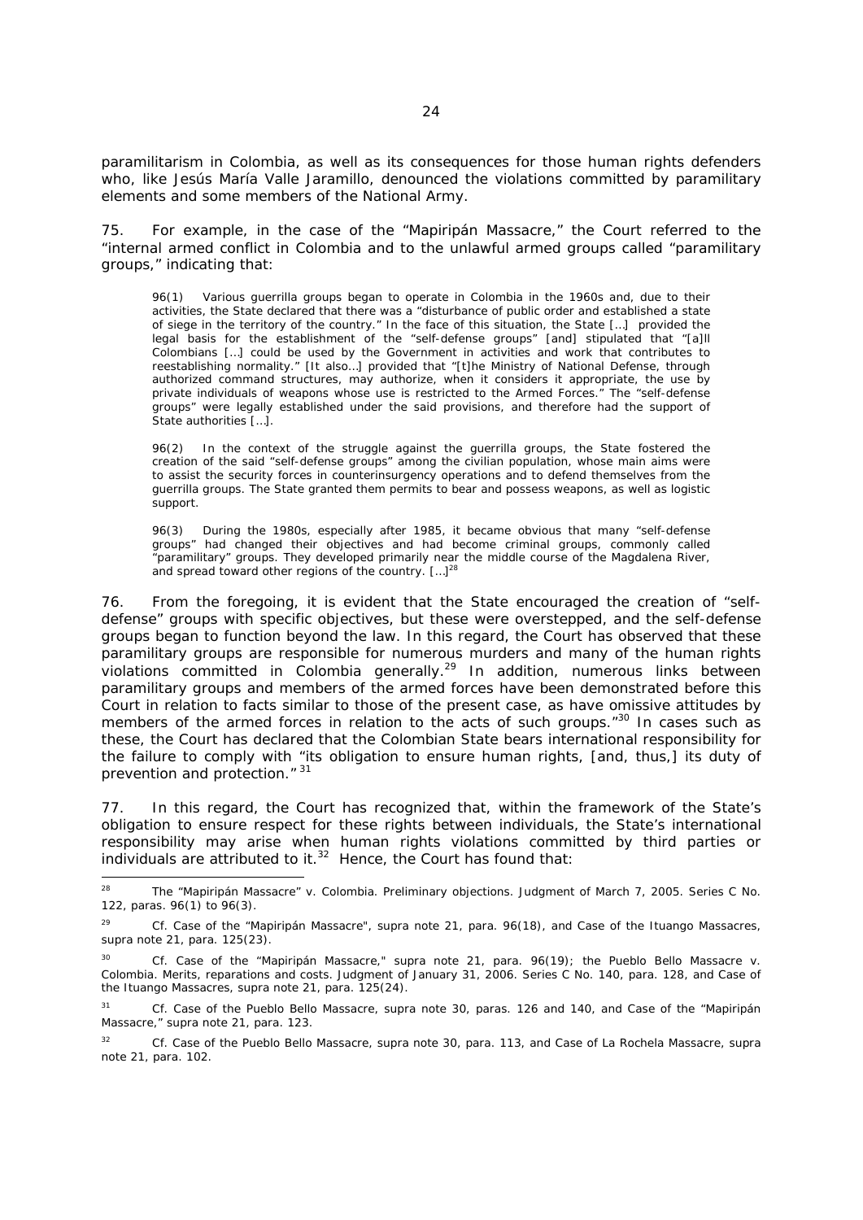paramilitarism in Colombia, as well as its consequences for those human rights defenders who, like Jesús María Valle Jaramillo, denounced the violations committed by paramilitary elements and some members of the National Army.

75. For example, in the case of the "Mapiripán Massacre," the Court referred to the "internal armed conflict in Colombia and to the unlawful armed groups called "paramilitary groups," indicating that:

> 96(1) Various guerrilla groups began to operate in Colombia in the 1960s and, due to their activities, the State declared that there was a "disturbance of public order and established a state of siege in the territory of the country." In the face of this situation, the State […] provided the legal basis for the establishment of the "self-defense groups" [and] stipulated that "[a]ll Colombians […] could be used by the Government in activities and work that contributes to reestablishing normality." [It also…] provided that "[t]he Ministry of National Defense, through authorized command structures, may authorize, when it considers it appropriate, the use by private individuals of weapons whose use is restricted to the Armed Forces." The "self-defense groups" were legally established under the said provisions, and therefore had the support of State authorities […].
>
> 96(2) In the context of the struggle against the guerrilla groups, the State fostered the creation of the said "self-defense groups" among the civilian population, whose main aims were to assist the security forces in counterinsurgency operations and to defend themselves from the guerrilla groups. The State granted them permits to bear and possess weapons, as well as logistic support.
>
> 96(3) During the 1980s, especially after 1985, it became obvious that many "self-defense groups" had changed their objectives and had become criminal groups, commonly called "paramilitary" groups. They developed primarily near the middle course of the Magdalena River, and spread toward other regions of the country. […][28]

76. From the foregoing, it is evident that the State encouraged the creation of "self-defense" groups with specific objectives, but these were overstepped, and the self-defense groups began to function beyond the law. In this regard, the Court has observed that these paramilitary groups are responsible for numerous murders and many of the human rights violations committed in Colombia generally.[29] In addition, numerous links between paramilitary groups and members of the armed forces have been demonstrated before this Court in relation to facts similar to those of the present case, as have omissive attitudes by members of the armed forces in relation to the acts of such groups."[30] In cases such as these, the Court has declared that the Colombian State bears international responsibility for the failure to comply with "its obligation to ensure human rights, [and, thus,] its duty of prevention and protection." [31]

77. In this regard, the Court has recognized that, within the framework of the State's obligation to ensure respect for these rights between individuals, the State's international responsibility may arise when human rights violations committed by third parties or individuals are attributed to it.[32] Hence, the Court has found that:

---

[28] The "Mapiripán Massacre" v. Colombia. Preliminary objections. Judgment of March 7, 2005. Series C No. 122, paras. 96(1) to 96(3).

[29] Cf. Case of the "Mapiripán Massacre", supra note 21, para. 96(18), and Case of the Ituango Massacres, supra note 21, para. 125(23).

[30] Cf. Case of the "Mapiripán Massacre," supra note 21, para. 96(19); the Pueblo Bello Massacre v. Colombia. Merits, reparations and costs. Judgment of January 31, 2006. Series C No. 140, para. 128, and Case of the Ituango Massacres, supra note 21, para. 125(24).

[31] Cf. Case of the Pueblo Bello Massacre, supra note 30, paras. 126 and 140, and Case of the "Mapiripán Massacre," supra note 21, para. 123.

[32] Cf. Case of the Pueblo Bello Massacre, supra note 30, para. 113, and Case of La Rochela Massacre, supra note 21, para. 102.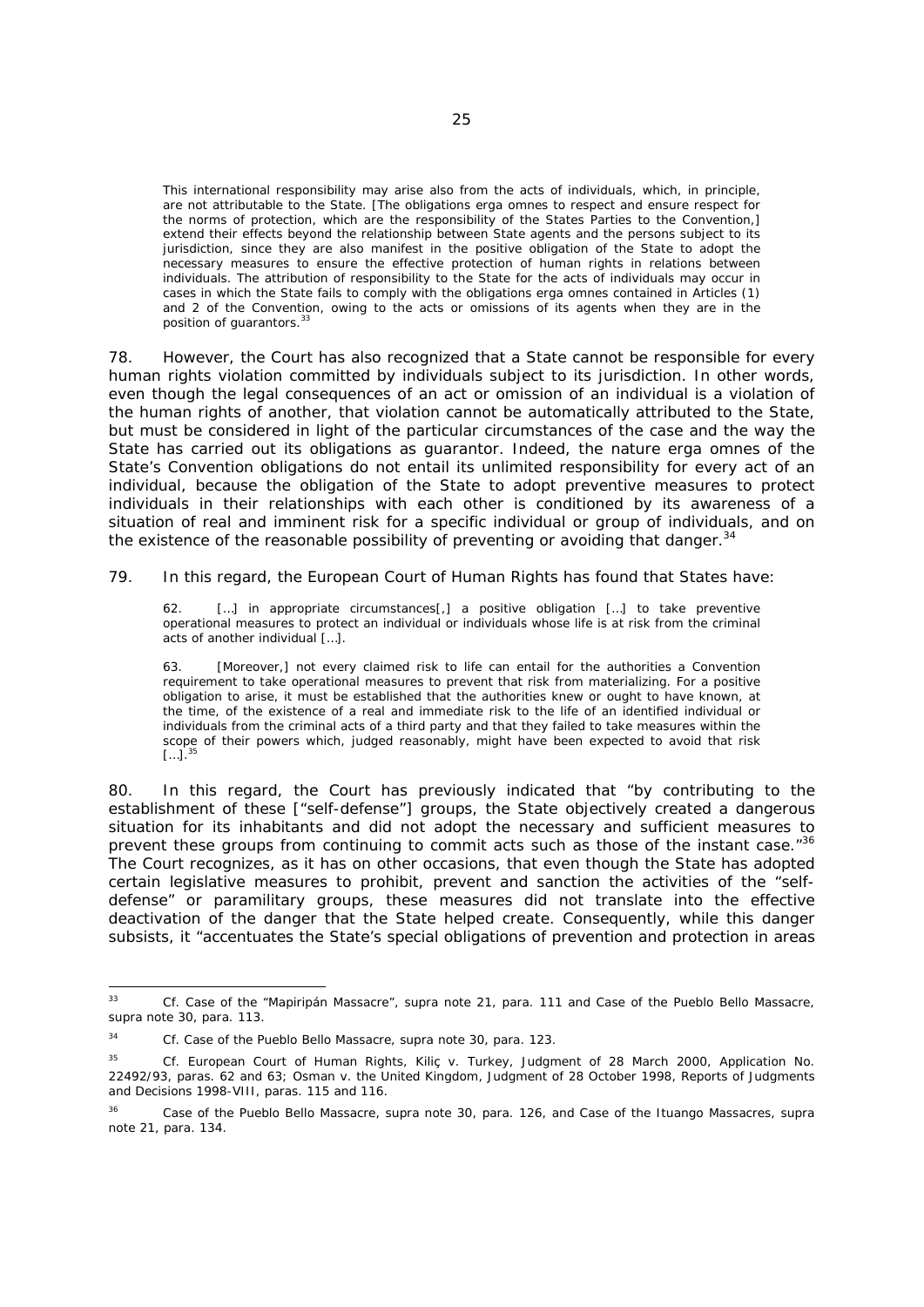> This international responsibility may arise also from the acts of individuals, which, in principle, are not attributable to the State. [The obligations erga omnes to respect and ensure respect for the norms of protection, which are the responsibility of the States Parties to the Convention,] extend their effects beyond the relationship between State agents and the persons subject to its jurisdiction, since they are also manifest in the positive obligation of the State to adopt the necessary measures to ensure the effective protection of human rights in relations between individuals. The attribution of responsibility to the State for the acts of individuals may occur in cases in which the State fails to comply with the obligations erga omnes contained in Articles (1) and 2 of the Convention, owing to the acts or omissions of its agents when they are in the position of guarantors.[33]

78. However, the Court has also recognized that a State cannot be responsible for every human rights violation committed by individuals subject to its jurisdiction. In other words, even though the legal consequences of an act or omission of an individual is a violation of the human rights of another, that violation cannot be automatically attributed to the State, but must be considered in light of the particular circumstances of the case and the way the State has carried out its obligations as guarantor. Indeed, the nature erga omnes of the State's Convention obligations do not entail its unlimited responsibility for every act of an individual, because the obligation of the State to adopt preventive measures to protect individuals in their relationships with each other is conditioned by its awareness of a situation of real and imminent risk for a specific individual or group of individuals, and on the existence of the reasonable possibility of preventing or avoiding that danger.[34]

79. In this regard, the European Court of Human Rights has found that States have:

> 62. […] in appropriate circumstances[,] a positive obligation […] to take preventive operational measures to protect an individual or individuals whose life is at risk from the criminal acts of another individual […].
>
> 63. [Moreover,] not every claimed risk to life can entail for the authorities a Convention requirement to take operational measures to prevent that risk from materializing. For a positive obligation to arise, it must be established that the authorities knew or ought to have known, at the time, of the existence of a real and immediate risk to the life of an identified individual or individuals from the criminal acts of a third party and that they failed to take measures within the scope of their powers which, judged reasonably, might have been expected to avoid that risk […].[35]

80. In this regard, the Court has previously indicated that "by contributing to the establishment of these ["self-defense"] groups, the State objectively created a dangerous situation for its inhabitants and did not adopt the necessary and sufficient measures to prevent these groups from continuing to commit acts such as those of the instant case."[36] The Court recognizes, as it has on other occasions, that even though the State has adopted certain legislative measures to prohibit, prevent and sanction the activities of the "self-defense" or paramilitary groups, these measures did not translate into the effective deactivation of the danger that the State helped create. Consequently, while this danger subsists, it "accentuates the State's special obligations of prevention and protection in areas

---

[33] Cf. Case of the "Mapiripán Massacre", supra note 21, para. 111 and Case of the Pueblo Bello Massacre, supra note 30, para. 113.

[34] Cf. Case of the Pueblo Bello Massacre, supra note 30, para. 123.

[35] Cf. European Court of Human Rights, Kiliç v. Turkey, Judgment of 28 March 2000, Application No. 22492/93, paras. 62 and 63; Osman v. the United Kingdom, Judgment of 28 October 1998, Reports of Judgments and Decisions 1998-VIII, paras. 115 and 116.

[36] Case of the Pueblo Bello Massacre, supra note 30, para. 126, and Case of the Ituango Massacres, supra note 21, para. 134.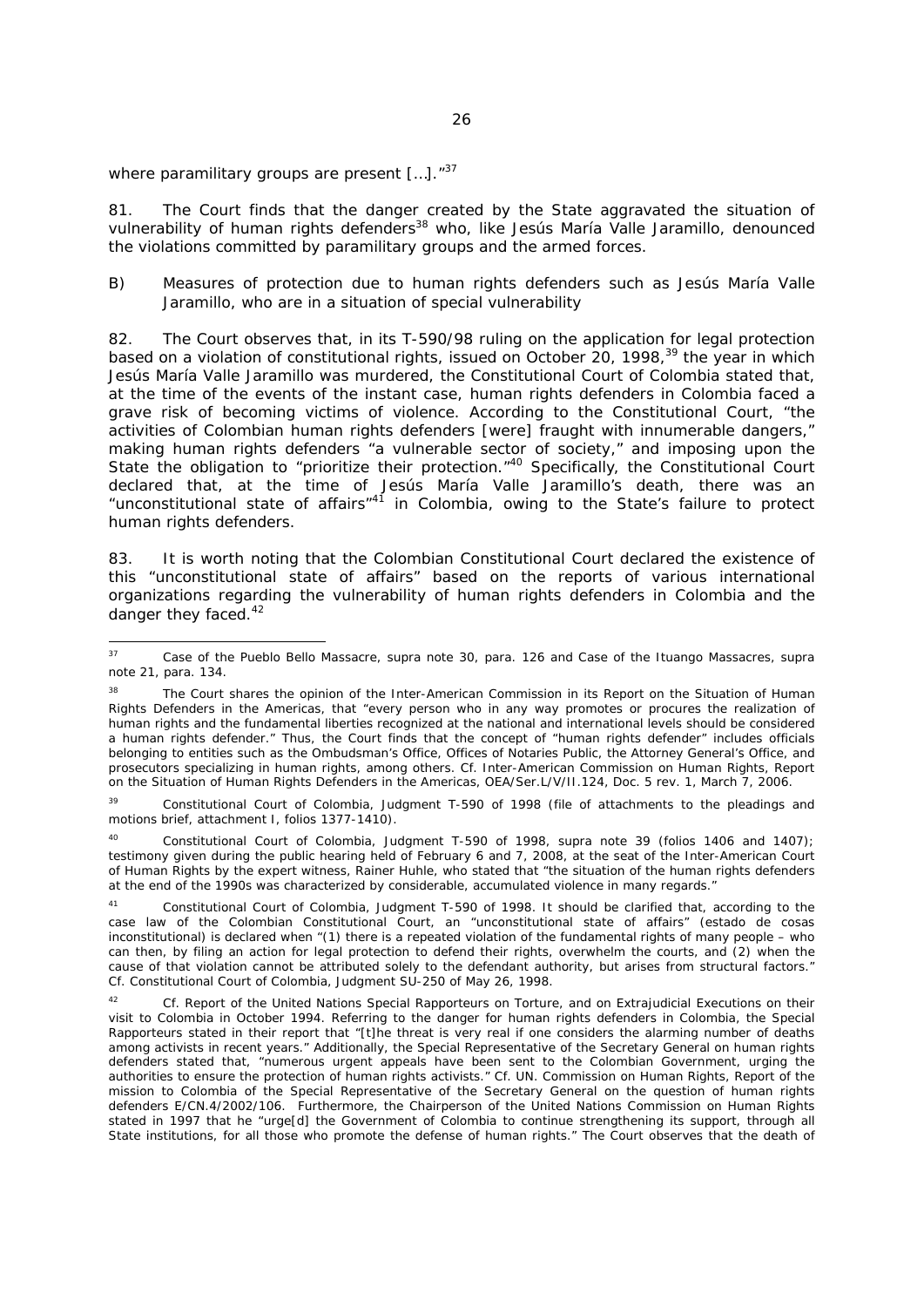where paramilitary groups are present […].”[37]

81. The Court finds that the danger created by the State aggravated the situation of vulnerability of human rights defenders[38] who, like Jesús María Valle Jaramillo, denounced the violations committed by paramilitary groups and the armed forces.

B) *Measures of protection due to human rights defenders such as Jesús María Valle Jaramillo, who are in a situation of special vulnerability*

82. The Court observes that, in its T-590/98 ruling on the application for legal protection based on a violation of constitutional rights, issued on October 20, 1998,[39] the year in which Jesús María Valle Jaramillo was murdered, the Constitutional Court of Colombia stated that, at the time of the events of the instant case, human rights defenders in Colombia faced a grave risk of becoming victims of violence. According to the Constitutional Court, "the activities of Colombian human rights defenders [were] fraught with innumerable dangers," making human rights defenders "a vulnerable sector of society," and imposing upon the State the obligation to "prioritize their protection."[40] Specifically, the Constitutional Court declared that, at the time of Jesús María Valle Jaramillo's death, there was an "unconstitutional state of affairs"[41] in Colombia, owing to the State's failure to protect human rights defenders.

83. It is worth noting that the Colombian Constitutional Court declared the existence of this "unconstitutional state of affairs" based on the reports of various international organizations regarding the vulnerability of human rights defenders in Colombia and the danger they faced.[42]

---

[37] *Case of the Pueblo Bello Massacre, supra* note 30, para. 126 and *Case of the Ituango Massacres, supra* note 21, para. 134.

[38] The Court shares the opinion of the Inter-American Commission in its Report on the Situation of Human Rights Defenders in the Americas, that "every person who in any way promotes or procures the realization of human rights and the fundamental liberties recognized at the national and international levels should be considered a human rights defender." Thus, the Court finds that the concept of "human rights defender" includes officials belonging to entities such as the Ombudsman's Office, Offices of Notaries Public, the Attorney General's Office, and prosecutors specializing in human rights, among others. *Cf.* Inter-American Commission on Human Rights, Report on the Situation of Human Rights Defenders in the Americas, OEA/Ser.L/V/II.124, Doc. 5 rev. 1, March 7, 2006.

[39] Constitutional Court of Colombia, Judgment T-590 of 1998 (file of attachments to the pleadings and motions brief, attachment I, folios 1377-1410).

[40] Constitutional Court of Colombia, Judgment T-590 of 1998, *supra* note 39 (folios 1406 and 1407); testimony given during the public hearing held of February 6 and 7, 2008, at the seat of the Inter-American Court of Human Rights by the expert witness, Rainer Huhle, who stated that "the situation of the human rights defenders at the end of the 1990s was characterized by considerable, accumulated violence in many regards."

[41] Constitutional Court of Colombia, Judgment T-590 of 1998. It should be clarified that, according to the case law of the Colombian Constitutional Court, an "unconstitutional state of affairs" (*estado de cosas inconstitucional*) is declared when "(1) there is a repeated violation of the fundamental rights of many people – who can then, by filing an action for legal protection to defend their rights, overwhelm the courts, and (2) when the cause of that violation cannot be attributed solely to the defendant authority, but arises from structural factors." *Cf.* Constitutional Court of Colombia, Judgment SU-250 of May 26, 1998.

[42] *Cf.* Report of the United Nations Special Rapporteurs on Torture, and on Extrajudicial Executions on their visit to Colombia in October 1994. Referring to the danger for human rights defenders in Colombia, the Special Rapporteurs stated in their report that "[t]he threat is very real if one considers the alarming number of deaths among activists in recent years." Additionally, the Special Representative of the Secretary General on human rights defenders stated that, "numerous urgent appeals have been sent to the Colombian Government, urging the authorities to ensure the protection of human rights activists." *Cf.* UN. Commission on Human Rights, Report of the mission to Colombia of the Special Representative of the Secretary General on the question of human rights defenders E/CN.4/2002/106. Furthermore, the Chairperson of the United Nations Commission on Human Rights stated in 1997 that he "urge[d] the Government of Colombia to continue strengthening its support, through all State institutions, for all those who promote the defense of human rights." The Court observes that the death of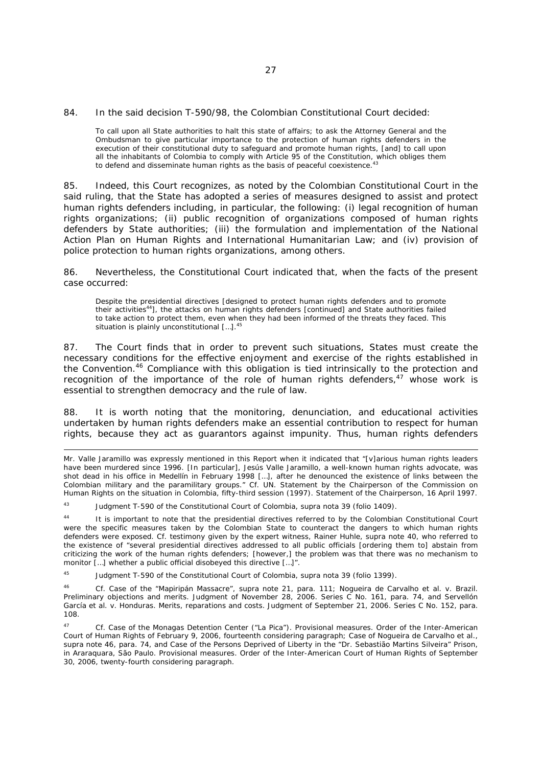84. In the said decision T-590/98, the Colombian Constitutional Court decided:

> To call upon all State authorities to halt this state of affairs; to ask the Attorney General and the Ombudsman to give particular importance to the protection of human rights defenders in the execution of their constitutional duty to safeguard and promote human rights, [and] to call upon all the inhabitants of Colombia to comply with Article 95 of the Constitution, which obliges them to defend and disseminate human rights as the basis of peaceful coexistence.[43]

85. Indeed, this Court recognizes, as noted by the Colombian Constitutional Court in the said ruling, that the State has adopted a series of measures designed to assist and protect human rights defenders including, in particular, the following: (i) legal recognition of human rights organizations; (ii) public recognition of organizations composed of human rights defenders by State authorities; (iii) the formulation and implementation of the National Action Plan on Human Rights and International Humanitarian Law; and (iv) provision of police protection to human rights organizations, among others.

86. Nevertheless, the Constitutional Court indicated that, when the facts of the present case occurred:

> Despite the presidential directives [designed to protect human rights defenders and to promote their activities[44]], the attacks on human rights defenders [continued] and State authorities failed to take action to protect them, even when they had been informed of the threats they faced. This situation is plainly unconstitutional […].[45]

87. The Court finds that in order to prevent such situations, States must create the necessary conditions for the effective enjoyment and exercise of the rights established in the Convention.[46] Compliance with this obligation is tied intrinsically to the protection and recognition of the importance of the role of human rights defenders,[47] whose work is essential to strengthen democracy and the rule of law.

88. It is worth noting that the monitoring, denunciation, and educational activities undertaken by human rights defenders make an essential contribution to respect for human rights, because they act as guarantors against impunity. Thus, human rights defenders

---

Mr. Valle Jaramillo was expressly mentioned in this Report when it indicated that "[v]arious human rights leaders have been murdered since 1996. [In particular], Jesús Valle Jaramillo, a well-known human rights advocate, was shot dead in his office in Medellín in February 1998 […], after he denounced the existence of links between the Colombian military and the paramilitary groups." Cf. UN. Statement by the Chairperson of the Commission on Human Rights on the situation in Colombia, fifty-third session (1997). Statement of the Chairperson, 16 April 1997.

[43] Judgment T-590 of the Constitutional Court of Colombia, supra nota 39 (folio 1409).

[44] It is important to note that the presidential directives referred to by the Colombian Constitutional Court were the specific measures taken by the Colombian State to counteract the dangers to which human rights defenders were exposed. Cf. testimony given by the expert witness, Rainer Huhle, supra note 40, who referred to the existence of "several presidential directives addressed to all public officials [ordering them to] abstain from criticizing the work of the human rights defenders; [however,] the problem was that there was no mechanism to monitor […] whether a public official disobeyed this directive […]".

[45] Judgment T-590 of the Constitutional Court of Colombia, supra nota 39 (folio 1399).

[46] Cf. Case of the "Mapiripán Massacre", supra note 21, para. 111; Nogueira de Carvalho et al. v. Brazil. Preliminary objections and merits. Judgment of November 28, 2006. Series C No. 161, para. 74, and Servellón García et al. v. Honduras. Merits, reparations and costs. Judgment of September 21, 2006. Series C No. 152, para. 108.

[47] Cf. Case of the Monagas Detention Center ("La Pica"). Provisional measures. Order of the Inter-American Court of Human Rights of February 9, 2006, fourteenth considering paragraph; Case of Nogueira de Carvalho et al., supra note 46, para. 74, and Case of the Persons Deprived of Liberty in the "Dr. Sebastião Martins Silveira" Prison, in Araraquara, São Paulo. Provisional measures. Order of the Inter-American Court of Human Rights of September 30, 2006, twenty-fourth considering paragraph.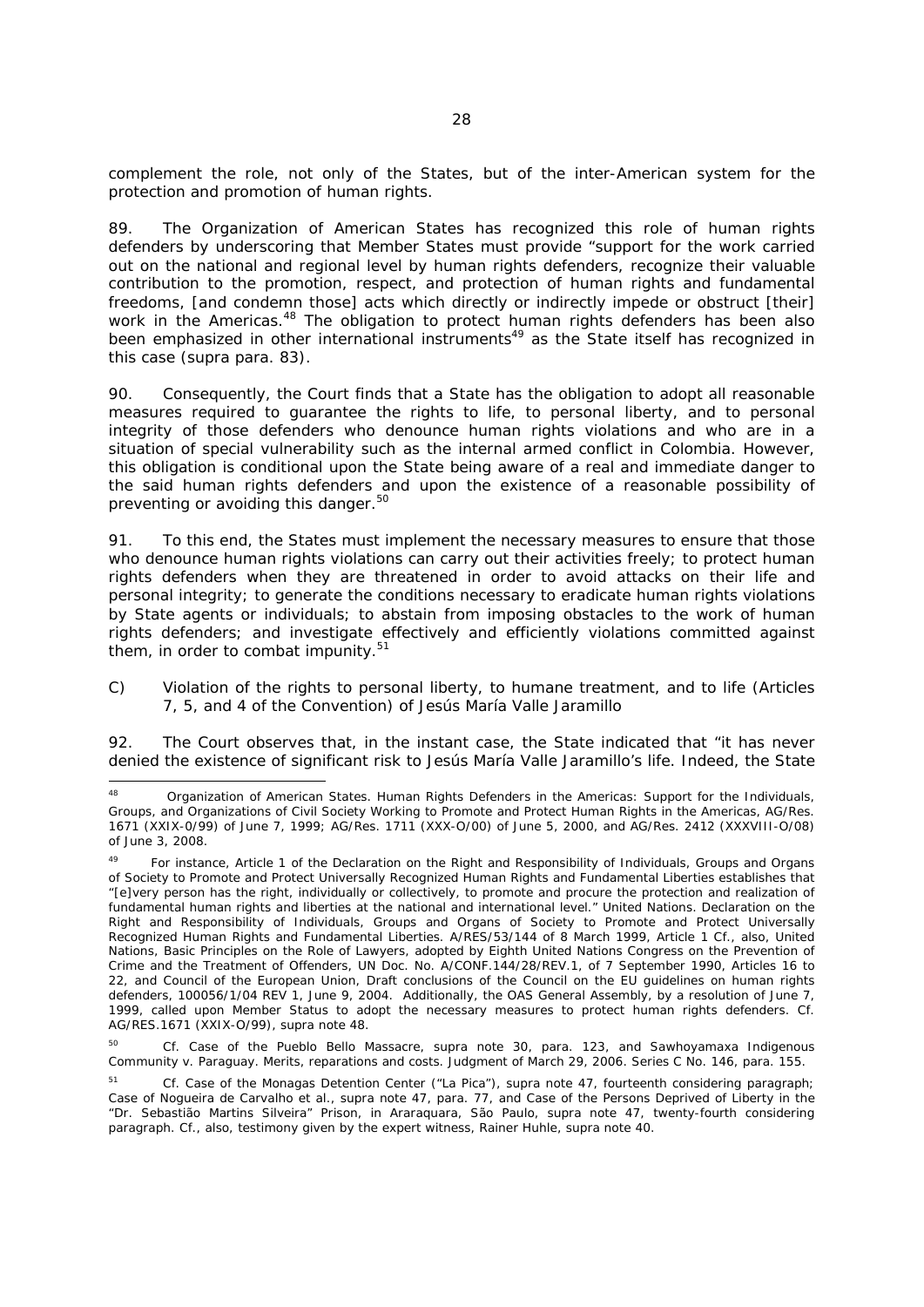complement the role, not only of the States, but of the inter-American system for the protection and promotion of human rights.

89. The Organization of American States has recognized this role of human rights defenders by underscoring that Member States must provide "support for the work carried out on the national and regional level by human rights defenders, recognize their valuable contribution to the promotion, respect, and protection of human rights and fundamental freedoms, [and condemn those] acts which directly or indirectly impede or obstruct [their] work in the Americas.[48] The obligation to protect human rights defenders has been also been emphasized in other international instruments[49] as the State itself has recognized in this case (supra para. 83).

90. Consequently, the Court finds that a State has the obligation to adopt all reasonable measures required to guarantee the rights to life, to personal liberty, and to personal integrity of those defenders who denounce human rights violations and who are in a situation of special vulnerability such as the internal armed conflict in Colombia. However, this obligation is conditional upon the State being aware of a real and immediate danger to the said human rights defenders and upon the existence of a reasonable possibility of preventing or avoiding this danger.[50]

91. To this end, the States must implement the necessary measures to ensure that those who denounce human rights violations can carry out their activities freely; to protect human rights defenders when they are threatened in order to avoid attacks on their life and personal integrity; to generate the conditions necessary to eradicate human rights violations by State agents or individuals; to abstain from imposing obstacles to the work of human rights defenders; and investigate effectively and efficiently violations committed against them, in order to combat impunity.[51]

C) *Violation of the rights to personal liberty, to humane treatment, and to life (Articles 7, 5, and 4 of the Convention) of Jesús María Valle Jaramillo*

92. The Court observes that, in the instant case, the State indicated that "it has never denied the existence of significant risk to Jesús María Valle Jaramillo's life. Indeed, the State

---

[48] Organization of American States. Human Rights Defenders in the Americas: Support for the Individuals, Groups, and Organizations of Civil Society Working to Promote and Protect Human Rights in the Americas, AG/Res. 1671 (XXIX-0/99) of June 7, 1999; AG/Res. 1711 (XXX-O/00) of June 5, 2000, and AG/Res. 2412 (XXXVIII-O/08) of June 3, 2008.

[49] For instance, Article 1 of the Declaration on the Right and Responsibility of Individuals, Groups and Organs of Society to Promote and Protect Universally Recognized Human Rights and Fundamental Liberties establishes that "[e]very person has the right, individually or collectively, to promote and procure the protection and realization of fundamental human rights and liberties at the national and international level." United Nations. Declaration on the Right and Responsibility of Individuals, Groups and Organs of Society to Promote and Protect Universally Recognized Human Rights and Fundamental Liberties. A/RES/53/144 of 8 March 1999, Article 1 Cf., also, United Nations, Basic Principles on the Role of Lawyers, adopted by Eighth United Nations Congress on the Prevention of Crime and the Treatment of Offenders, UN Doc. No. A/CONF.144/28/REV.1, of 7 September 1990, Articles 16 to 22, and Council of the European Union, Draft conclusions of the Council on the EU guidelines on human rights defenders, 100056/1/04 REV 1, June 9, 2004. Additionally, the OAS General Assembly, by a resolution of June 7, 1999, called upon Member Status to adopt the necessary measures to protect human rights defenders. Cf. AG/RES.1671 (XXIX-O/99), supra note 48.

[50] *Cf. Case of the Pueblo Bello Massacre, supra* note 30, para. 123, and *Sawhoyamaxa Indigenous Community v. Paraguay. Merits, reparations and costs*. Judgment of March 29, 2006. Series C No. 146, para. 155.

[51] *Cf. Case of the Monagas Detention Center ("La Pica"), supra* note 47, fourteenth considering paragraph; *Case of Nogueira de Carvalho et al., supra* note 47, para. 77, and *Case of the Persons Deprived of Liberty in the "Dr. Sebastião Martins Silveira" Prison, in Araraquara, São Paulo, supra* note 47, twenty-fourth considering paragraph. *Cf.*, also, testimony given by the expert witness, Rainer Huhle, *supra* note 40.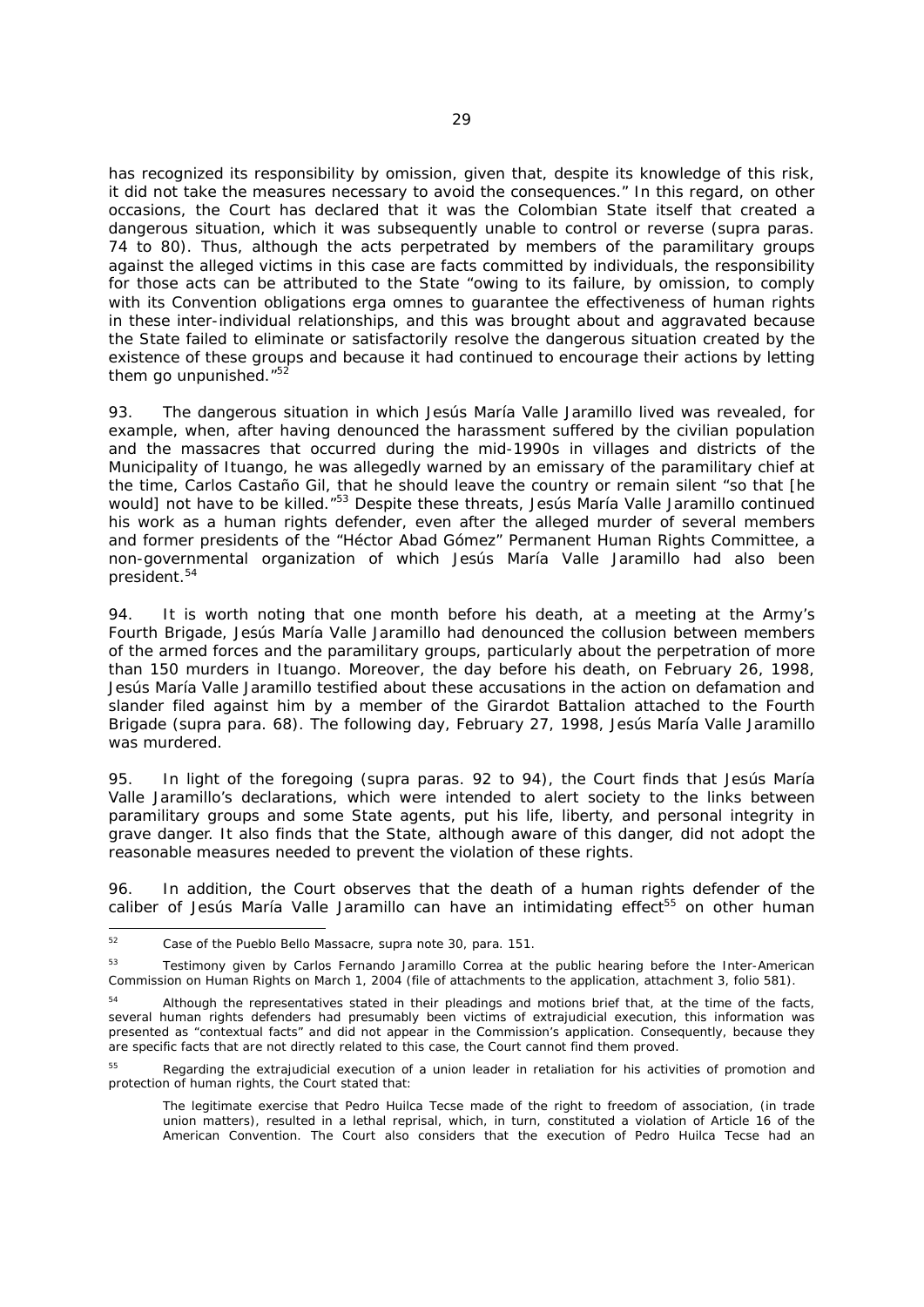has recognized its responsibility by omission, given that, despite its knowledge of this risk, it did not take the measures necessary to avoid the consequences." In this regard, on other occasions, the Court has declared that it was the Colombian State itself that created a dangerous situation, which it was subsequently unable to control or reverse (*supra* paras. 74 to 80). Thus, although the acts perpetrated by members of the paramilitary groups against the alleged victims in this case are facts committed by individuals, the responsibility for those acts can be attributed to the State "owing to its failure, by omission, to comply with its Convention obligations *erga omnes* to guarantee the effectiveness of human rights in these inter-individual relationships, and this was brought about and aggravated because the State failed to eliminate or satisfactorily resolve the dangerous situation created by the existence of these groups and because it had continued to encourage their actions by letting them go unpunished."[52]

93. The dangerous situation in which Jesús María Valle Jaramillo lived was revealed, for example, when, after having denounced the harassment suffered by the civilian population and the massacres that occurred during the mid-1990s in villages and districts of the Municipality of Ituango, he was allegedly warned by an emissary of the paramilitary chief at the time, Carlos Castaño Gil, that he should leave the country or remain silent "so that [he would] not have to be killed."[53] Despite these threats, Jesús María Valle Jaramillo continued his work as a human rights defender, even after the alleged murder of several members and former presidents of the "Héctor Abad Gómez" Permanent Human Rights Committee, a non-governmental organization of which Jesús María Valle Jaramillo had also been president.[54]

94. It is worth noting that one month before his death, at a meeting at the Army's Fourth Brigade, Jesús María Valle Jaramillo had denounced the collusion between members of the armed forces and the paramilitary groups, particularly about the perpetration of more than 150 murders in Ituango. Moreover, the day before his death, on February 26, 1998, Jesús María Valle Jaramillo testified about these accusations in the action on defamation and slander filed against him by a member of the Girardot Battalion attached to the Fourth Brigade (*supra* para. 68). The following day, February 27, 1998, Jesús María Valle Jaramillo was murdered.

95. In light of the foregoing (*supra* paras. 92 to 94), the Court finds that Jesús María Valle Jaramillo's declarations, which were intended to alert society to the links between paramilitary groups and some State agents, put his life, liberty, and personal integrity in grave danger. It also finds that the State, although aware of this danger, did not adopt the reasonable measures needed to prevent the violation of these rights.

96. In addition, the Court observes that the death of a human rights defender of the caliber of Jesús María Valle Jaramillo can have an intimidating effect[55] on other human

---

[52] *Case of the Pueblo Bello Massacre, supra* note 30, para. 151.

[53] Testimony given by Carlos Fernando Jaramillo Correa at the public hearing before the Inter-American Commission on Human Rights on March 1, 2004 (file of attachments to the application, attachment 3, folio 581).

[54] Although the representatives stated in their pleadings and motions brief that, at the time of the facts, several human rights defenders had presumably been victims of extrajudicial execution, this information was presented as "contextual facts" and did not appear in the Commission's application. Consequently, because they are specific facts that are not directly related to this case, the Court cannot find them proved.

[55] Regarding the extrajudicial execution of a union leader in retaliation for his activities of promotion and protection of human rights, the Court stated that:

> The legitimate exercise that Pedro Huilca Tecse made of the right to freedom of association, (in trade union matters), resulted in a lethal reprisal, which, in turn, constituted a violation of Article 16 of the American Convention. The Court also considers that the execution of Pedro Huilca Tecse had an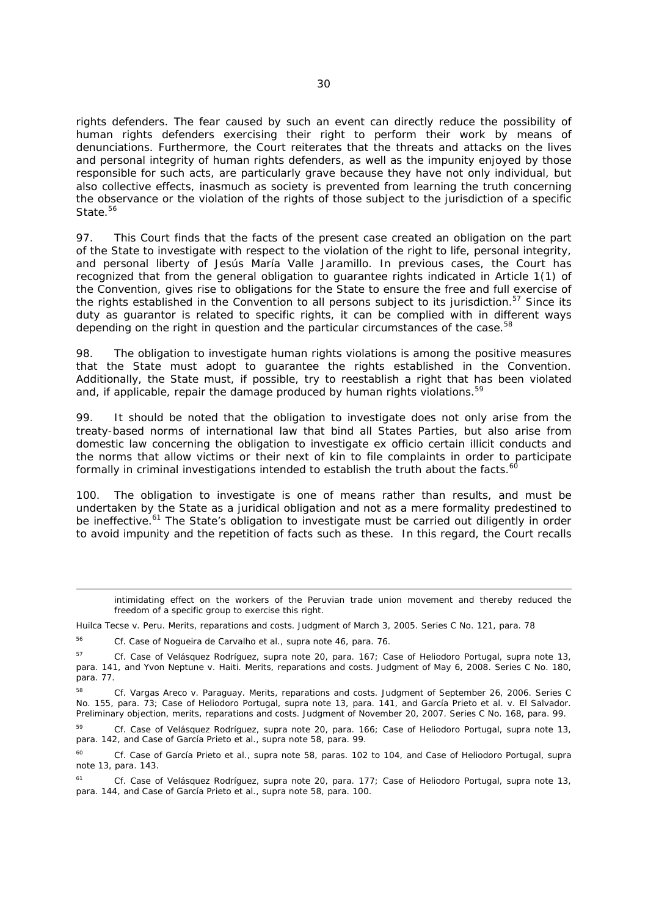rights defenders. The fear caused by such an event can directly reduce the possibility of human rights defenders exercising their right to perform their work by means of denunciations. Furthermore, the Court reiterates that the threats and attacks on the lives and personal integrity of human rights defenders, as well as the impunity enjoyed by those responsible for such acts, are particularly grave because they have not only individual, but also collective effects, inasmuch as society is prevented from learning the truth concerning the observance or the violation of the rights of those subject to the jurisdiction of a specific State.[56]

97. This Court finds that the facts of the present case created an obligation on the part of the State to investigate with respect to the violation of the right to life, personal integrity, and personal liberty of Jesús María Valle Jaramillo. In previous cases, the Court has recognized that from the general obligation to guarantee rights indicated in Article 1(1) of the Convention, gives rise to obligations for the State to ensure the free and full exercise of the rights established in the Convention to all persons subject to its jurisdiction.[57] Since its duty as guarantor is related to specific rights, it can be complied with in different ways depending on the right in question and the particular circumstances of the case.[58]

98. The obligation to investigate human rights violations is among the positive measures that the State must adopt to guarantee the rights established in the Convention. Additionally, the State must, if possible, try to reestablish a right that has been violated and, if applicable, repair the damage produced by human rights violations.[59]

99. It should be noted that the obligation to investigate does not only arise from the treaty-based norms of international law that bind all States Parties, but also arise from domestic law concerning the obligation to investigate ex officio certain illicit conducts and the norms that allow victims or their next of kin to file complaints in order to participate formally in criminal investigations intended to establish the truth about the facts.[60]

100. The obligation to investigate is one of means rather than results, and must be undertaken by the State as a juridical obligation and not as a mere formality predestined to be ineffective.[61] The State's obligation to investigate must be carried out diligently in order to avoid impunity and the repetition of facts such as these. In this regard, the Court recalls

---

intimidating effect on the workers of the Peruvian trade union movement and thereby reduced the freedom of a specific group to exercise this right.

*Huilca Tecse v. Peru. Merits, reparations and costs.* Judgment of March 3, 2005. Series C No. 121, para. 78

[56] *Cf. Case of Nogueira de Carvalho et al., supra* note 46, para. 76.

[57] *Cf. Case of Velásquez Rodríguez, supra* note 20, para. 167; *Case of Heliodoro Portugal, supra* note 13, para. 141, and *Yvon Neptune v. Haiti. Merits, reparations and costs.* Judgment of May 6, 2008. Series C No. 180, para. 77.

[58] *Cf. Vargas Areco v. Paraguay. Merits, reparations and costs.* Judgment of September 26, 2006. Series C No. 155, para. 73; *Case of Heliodoro Portugal, supra* note 13, para. 141, and *García Prieto et al. v. El Salvador. Preliminary objection, merits, reparations and costs.* Judgment of November 20, 2007. Series C No. 168, para. 99.

[59] *Cf. Case of Velásquez Rodríguez, supra* note 20, para. 166; *Case of Heliodoro Portugal, supra* note 13, para. 142, and *Case of García Prieto et al., supra* note 58, para. 99.

[60] *Cf. Case of García Prieto et al., supra* note 58, paras. 102 to 104, and *Case of Heliodoro Portugal, supra* note 13, para. 143.

[61] *Cf. Case of Velásquez Rodríguez, supra* note 20, para. 177; *Case of Heliodoro Portugal, supra* note 13, para. 144, and *Case of García Prieto et al., supra* note 58, para. 100.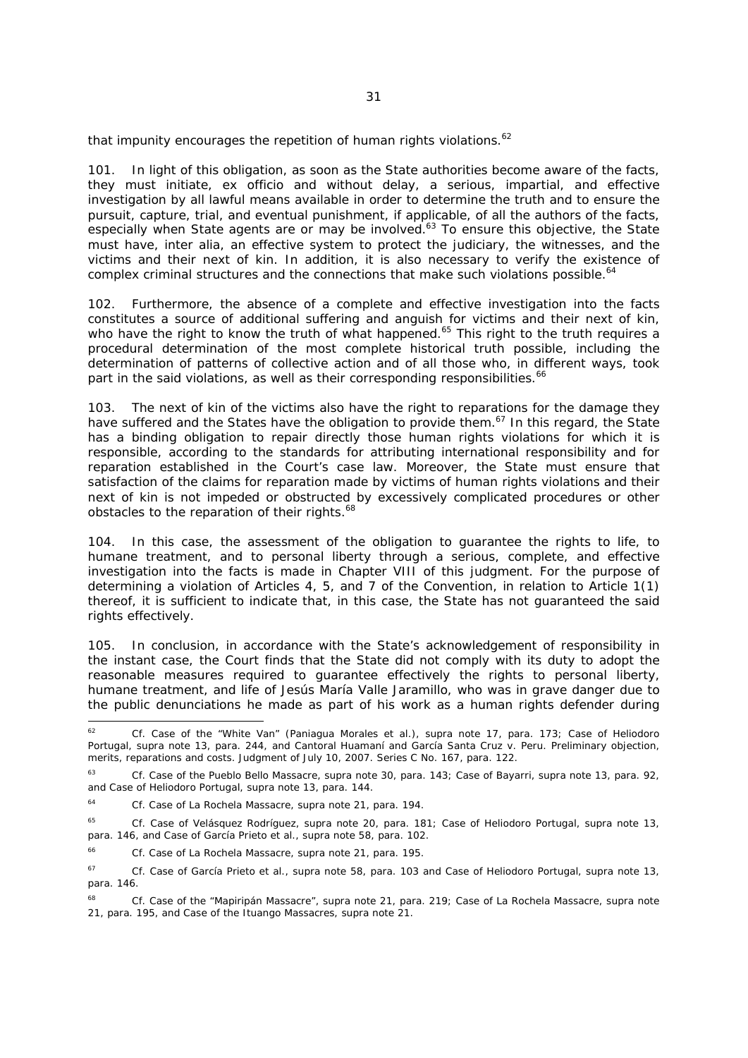that impunity encourages the repetition of human rights violations.[62]

101. In light of this obligation, as soon as the State authorities become aware of the facts, they must initiate, ex officio and without delay, a serious, impartial, and effective investigation by all lawful means available in order to determine the truth and to ensure the pursuit, capture, trial, and eventual punishment, if applicable, of all the authors of the facts, especially when State agents are or may be involved.[63] To ensure this objective, the State must have, inter alia, an effective system to protect the judiciary, the witnesses, and the victims and their next of kin. In addition, it is also necessary to verify the existence of complex criminal structures and the connections that make such violations possible.[64]

102. Furthermore, the absence of a complete and effective investigation into the facts constitutes a source of additional suffering and anguish for victims and their next of kin, who have the right to know the truth of what happened.[65] This right to the truth requires a procedural determination of the most complete historical truth possible, including the determination of patterns of collective action and of all those who, in different ways, took part in the said violations, as well as their corresponding responsibilities.[66]

103. The next of kin of the victims also have the right to reparations for the damage they have suffered and the States have the obligation to provide them.[67] In this regard, the State has a binding obligation to repair directly those human rights violations for which it is responsible, according to the standards for attributing international responsibility and for reparation established in the Court's case law. Moreover, the State must ensure that satisfaction of the claims for reparation made by victims of human rights violations and their next of kin is not impeded or obstructed by excessively complicated procedures or other obstacles to the reparation of their rights.[68]

104. In this case, the assessment of the obligation to guarantee the rights to life, to humane treatment, and to personal liberty through a serious, complete, and effective investigation into the facts is made in Chapter VIII of this judgment. For the purpose of determining a violation of Articles 4, 5, and 7 of the Convention, in relation to Article 1(1) thereof, it is sufficient to indicate that, in this case, the State has not guaranteed the said rights effectively.

105. In conclusion, in accordance with the State's acknowledgement of responsibility in the instant case, the Court finds that the State did not comply with its duty to adopt the reasonable measures required to guarantee effectively the rights to personal liberty, humane treatment, and life of Jesús María Valle Jaramillo, who was in grave danger due to the public denunciations he made as part of his work as a human rights defender during

---

[62] Cf. Case of the "White Van" (Paniagua Morales et al.), supra note 17, para. 173; Case of Heliodoro Portugal, supra note 13, para. 244, and Cantoral Huamaní and García Santa Cruz v. Peru. Preliminary objection, merits, reparations and costs. Judgment of July 10, 2007. Series C No. 167, para. 122.

[63] Cf. Case of the Pueblo Bello Massacre, supra note 30, para. 143; Case of Bayarri, supra note 13, para. 92, and Case of Heliodoro Portugal, supra note 13, para. 144.

[64] Cf. Case of La Rochela Massacre, supra note 21, para. 194.

[65] Cf. Case of Velásquez Rodríguez, supra note 20, para. 181; Case of Heliodoro Portugal, supra note 13, para. 146, and Case of García Prieto et al., supra note 58, para. 102.

[66] Cf. Case of La Rochela Massacre, supra note 21, para. 195.

[67] Cf. Case of García Prieto et al., supra note 58, para. 103 and Case of Heliodoro Portugal, supra note 13, para. 146.

[68] Cf. Case of the "Mapiripán Massacre", supra note 21, para. 219; Case of La Rochela Massacre, supra note 21, para. 195, and Case of the Ituango Massacres, supra note 21.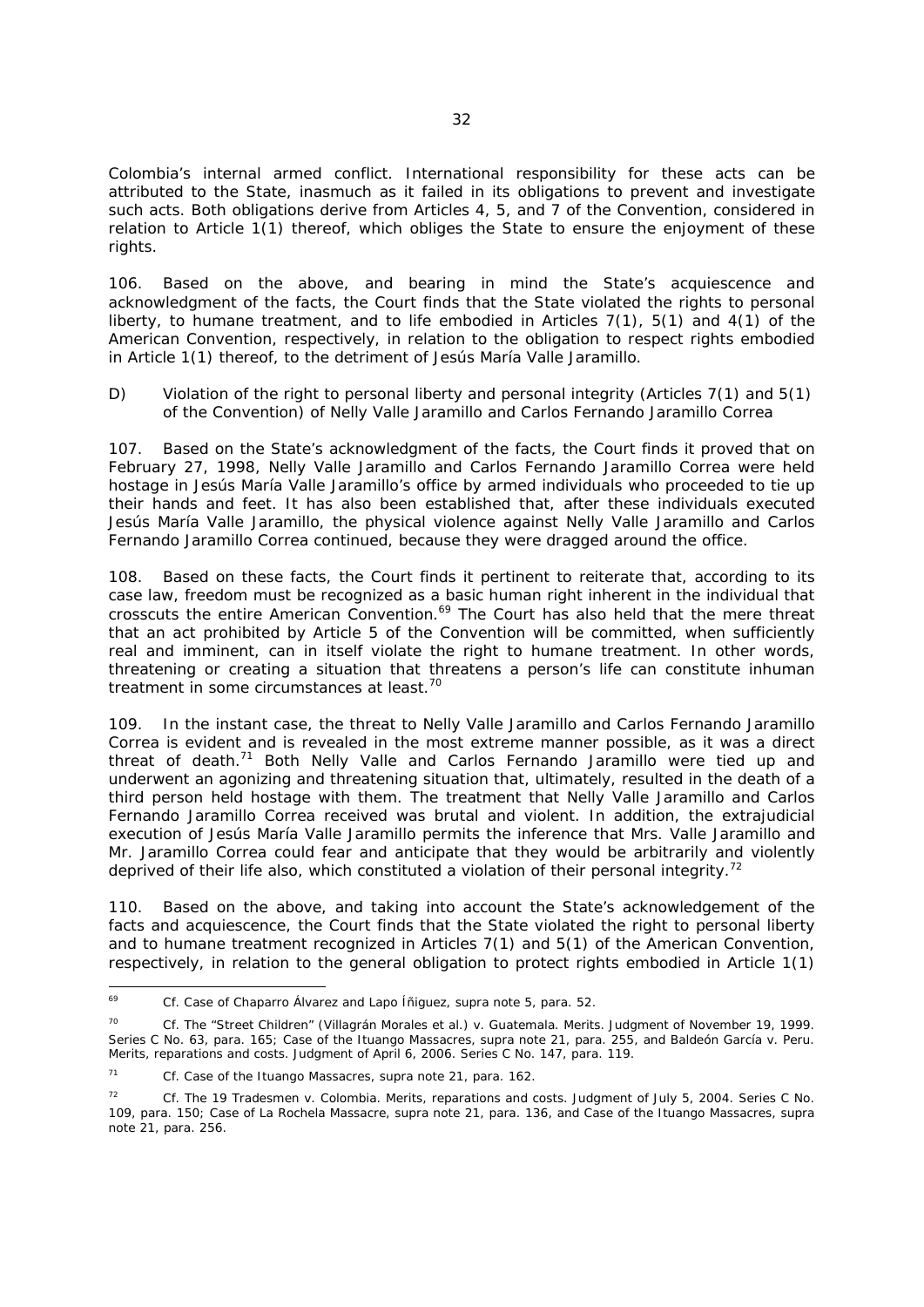Colombia's internal armed conflict. International responsibility for these acts can be attributed to the State, inasmuch as it failed in its obligations to prevent and investigate such acts. Both obligations derive from Articles 4, 5, and 7 of the Convention, considered in relation to Article 1(1) thereof, which obliges the State to ensure the enjoyment of these rights.

106. Based on the above, and bearing in mind the State's acquiescence and acknowledgment of the facts, the Court finds that the State violated the rights to personal liberty, to humane treatment, and to life embodied in Articles 7(1), 5(1) and 4(1) of the American Convention, respectively, in relation to the obligation to respect rights embodied in Article 1(1) thereof, to the detriment of Jesús María Valle Jaramillo.

D) *Violation of the right to personal liberty and personal integrity (Articles 7(1) and 5(1) of the Convention) of Nelly Valle Jaramillo and Carlos Fernando Jaramillo Correa*

107. Based on the State's acknowledgment of the facts, the Court finds it proved that on February 27, 1998, Nelly Valle Jaramillo and Carlos Fernando Jaramillo Correa were held hostage in Jesús María Valle Jaramillo's office by armed individuals who proceeded to tie up their hands and feet. It has also been established that, after these individuals executed Jesús María Valle Jaramillo, the physical violence against Nelly Valle Jaramillo and Carlos Fernando Jaramillo Correa continued, because they were dragged around the office.

108. Based on these facts, the Court finds it pertinent to reiterate that, according to its case law, freedom must be recognized as a basic human right inherent in the individual that crosscuts the entire American Convention.[69] The Court has also held that the mere threat that an act prohibited by Article 5 of the Convention will be committed, when sufficiently real and imminent, can in itself violate the right to humane treatment. In other words, threatening or creating a situation that threatens a person's life can constitute inhuman treatment in some circumstances at least.[70]

109. In the instant case, the threat to Nelly Valle Jaramillo and Carlos Fernando Jaramillo Correa is evident and is revealed in the most extreme manner possible, as it was a direct threat of death.[71] Both Nelly Valle and Carlos Fernando Jaramillo were tied up and underwent an agonizing and threatening situation that, ultimately, resulted in the death of a third person held hostage with them. The treatment that Nelly Valle Jaramillo and Carlos Fernando Jaramillo Correa received was brutal and violent. In addition, the extrajudicial execution of Jesús María Valle Jaramillo permits the inference that Mrs. Valle Jaramillo and Mr. Jaramillo Correa could fear and anticipate that they would be arbitrarily and violently deprived of their life also, which constituted a violation of their personal integrity.[72]

110. Based on the above, and taking into account the State's acknowledgement of the facts and acquiescence, the Court finds that the State violated the right to personal liberty and to humane treatment recognized in Articles 7(1) and 5(1) of the American Convention, respectively, in relation to the general obligation to protect rights embodied in Article 1(1)

---

[69] *Cf. Case of Chaparro Álvarez and Lapo Íñiguez, supra* note 5, para. 52.

[70] *Cf. The "Street Children" (Villagrán Morales et al.) v. Guatemala. Merits.* Judgment of November 19, 1999. Series C No. 63, para. 165; *Case of the Ituango Massacres, supra* note 21, para. 255, and *Baldeón García v. Peru. Merits, reparations and costs.* Judgment of April 6, 2006. Series C No. 147, para. 119.

[71] *Cf. Case of the Ituango Massacres, supra* note 21, para. 162.

[72] *Cf. The 19 Tradesmen v. Colombia. Merits, reparations and costs.* Judgment of July 5, 2004. Series C No. 109, para. 150; *Case of La Rochela Massacre, supra* note 21, para. 136, and *Case of the Ituango Massacres, supra* note 21, para. 256.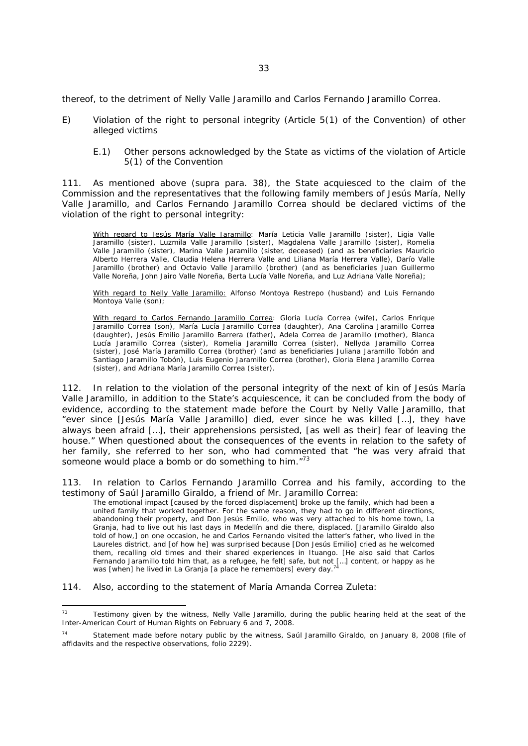thereof, to the detriment of Nelly Valle Jaramillo and Carlos Fernando Jaramillo Correa.

E) Violation of the right to personal integrity (Article 5(1) of the Convention) of other alleged victims

E.1) Other persons acknowledged by the State as victims of the violation of Article 5(1) of the Convention

111. As mentioned above (supra para. 38), the State acquiesced to the claim of the Commission and the representatives that the following family members of Jesús María, Nelly Valle Jaramillo, and Carlos Fernando Jaramillo Correa should be declared victims of the violation of the right to personal integrity:

> With regard to Jesús María Valle Jaramillo: María Leticia Valle Jaramillo (sister), Ligia Valle Jaramillo (sister), Luzmila Valle Jaramillo (sister), Magdalena Valle Jaramillo (sister), Romelia Valle Jaramillo (sister), Marina Valle Jaramillo (sister, deceased) (and as beneficiaries Mauricio Alberto Herrera Valle, Claudia Helena Herrera Valle and Liliana María Herrera Valle), Darío Valle Jaramillo (brother) and Octavio Valle Jaramillo (brother) (and as beneficiaries Juan Guillermo Valle Noreña, John Jairo Valle Noreña, Berta Lucía Valle Noreña, and Luz Adriana Valle Noreña);
>
> With regard to Nelly Valle Jaramillo: Alfonso Montoya Restrepo (husband) and Luis Fernando Montoya Valle (son);
>
> With regard to Carlos Fernando Jaramillo Correa: Gloria Lucía Correa (wife), Carlos Enrique Jaramillo Correa (son), María Lucía Jaramillo Correa (daughter), Ana Carolina Jaramillo Correa (daughter), Jesús Emilio Jaramillo Barrera (father), Adela Correa de Jaramillo (mother), Blanca Lucía Jaramillo Correa (sister), Romelia Jaramillo Correa (sister), Nellyda Jaramillo Correa (sister), José María Jaramillo Correa (brother) (and as beneficiaries Juliana Jaramillo Tobón and Santiago Jaramillo Tobón), Luis Eugenio Jaramillo Correa (brother), Gloria Elena Jaramillo Correa (sister), and Adriana María Jaramillo Correa (sister).

112. In relation to the violation of the personal integrity of the next of kin of Jesús María Valle Jaramillo, in addition to the State's acquiescence, it can be concluded from the body of evidence, according to the statement made before the Court by Nelly Valle Jaramillo, that "ever since [Jesús María Valle Jaramillo] died, ever since he was killed […], they have always been afraid […], their apprehensions persisted, [as well as their] fear of leaving the house." When questioned about the consequences of the events in relation to the safety of her family, she referred to her son, who had commented that "he was very afraid that someone would place a bomb or do something to him."[73]

113. In relation to Carlos Fernando Jaramillo Correa and his family, according to the testimony of Saúl Jaramillo Giraldo, a friend of Mr. Jaramillo Correa:

> The emotional impact [caused by the forced displacement] broke up the family, which had been a united family that worked together. For the same reason, they had to go in different directions, abandoning their property, and Don Jesús Emilio, who was very attached to his home town, La Granja, had to live out his last days in Medellín and die there, displaced. [Jaramillo Giraldo also told of how,] on one occasion, he and Carlos Fernando visited the latter's father, who lived in the Laureles district, and [of how he] was surprised because [Don Jesús Emilio] cried as he welcomed them, recalling old times and their shared experiences in Ituango. [He also said that Carlos Fernando Jaramillo told him that, as a refugee, he felt] safe, but not […] content, or happy as he was [when] he lived in La Granja [a place he remembers] every day.[74]

114. Also, according to the statement of María Amanda Correa Zuleta:

---

[73] Testimony given by the witness, Nelly Valle Jaramillo, during the public hearing held at the seat of the Inter-American Court of Human Rights on February 6 and 7, 2008.

[74] Statement made before notary public by the witness, Saúl Jaramillo Giraldo, on January 8, 2008 (file of affidavits and the respective observations, folio 2229).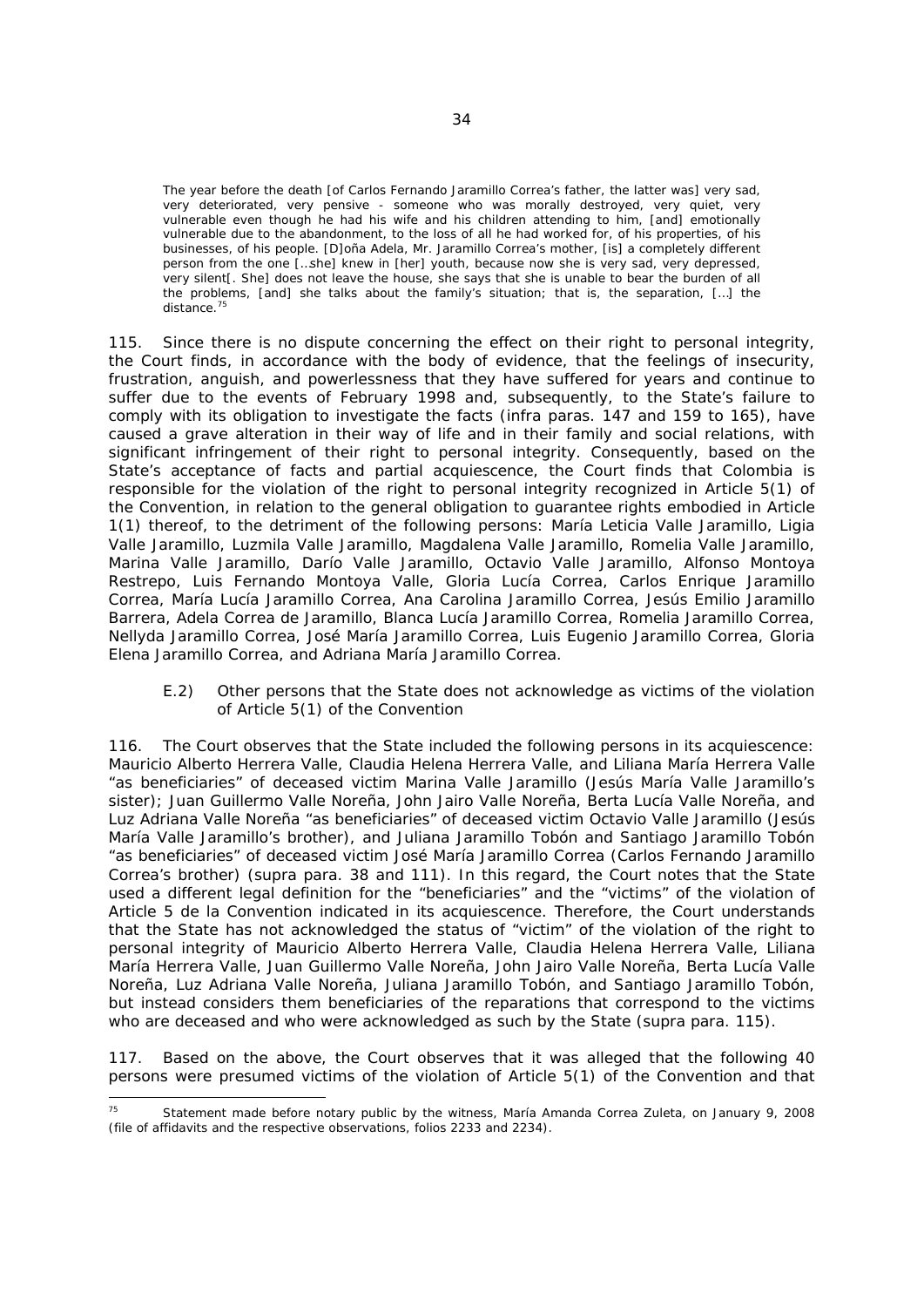> The year before the death [of Carlos Fernando Jaramillo Correa's father, the latter was] very sad, very deteriorated, very pensive - someone who was morally destroyed, very quiet, very vulnerable even though he had his wife and his children attending to him, [and] emotionally vulnerable due to the abandonment, to the loss of all he had worked for, of his properties, of his businesses, of his people. [D]oña Adela, Mr. Jaramillo Correa's mother, [is] a completely different person from the one […she] knew in [her] youth, because now she is very sad, very depressed, very silent[. She] does not leave the house, she says that she is unable to bear the burden of all the problems, [and] she talks about the family's situation; that is, the separation, […] the distance.[75]

115. Since there is no dispute concerning the effect on their right to personal integrity, the Court finds, in accordance with the body of evidence, that the feelings of insecurity, frustration, anguish, and powerlessness that they have suffered for years and continue to suffer due to the events of February 1998 and, subsequently, to the State's failure to comply with its obligation to investigate the facts (*infra* paras. 147 and 159 to 165), have caused a grave alteration in their way of life and in their family and social relations, with significant infringement of their right to personal integrity. Consequently, based on the State's acceptance of facts and partial acquiescence, the Court finds that Colombia is responsible for the violation of the right to personal integrity recognized in Article 5(1) of the Convention, in relation to the general obligation to guarantee rights embodied in Article 1(1) thereof, to the detriment of the following persons: María Leticia Valle Jaramillo, Ligia Valle Jaramillo, Luzmila Valle Jaramillo, Magdalena Valle Jaramillo, Romelia Valle Jaramillo, Marina Valle Jaramillo, Darío Valle Jaramillo, Octavio Valle Jaramillo, Alfonso Montoya Restrepo, Luis Fernando Montoya Valle, Gloria Lucía Correa, Carlos Enrique Jaramillo Correa, María Lucía Jaramillo Correa, Ana Carolina Jaramillo Correa, Jesús Emilio Jaramillo Barrera, Adela Correa de Jaramillo, Blanca Lucía Jaramillo Correa, Romelia Jaramillo Correa, Nellyda Jaramillo Correa, José María Jaramillo Correa, Luis Eugenio Jaramillo Correa, Gloria Elena Jaramillo Correa, and Adriana María Jaramillo Correa.

### E.2) Other persons that the State does not acknowledge as victims of the violation of Article 5(1) of the Convention

116. The Court observes that the State included the following persons in its acquiescence: Mauricio Alberto Herrera Valle, Claudia Helena Herrera Valle, and Liliana María Herrera Valle "as beneficiaries" of deceased victim Marina Valle Jaramillo (Jesús María Valle Jaramillo's sister); Juan Guillermo Valle Noreña, John Jairo Valle Noreña, Berta Lucía Valle Noreña, and Luz Adriana Valle Noreña "as beneficiaries" of deceased victim Octavio Valle Jaramillo (Jesús María Valle Jaramillo's brother), and Juliana Jaramillo Tobón and Santiago Jaramillo Tobón "as beneficiaries" of deceased victim José María Jaramillo Correa (Carlos Fernando Jaramillo Correa's brother) (*supra* para. 38 and 111). In this regard, the Court notes that the State used a different legal definition for the "beneficiaries" and the "victims" of the violation of Article 5 de la Convention indicated in its acquiescence. Therefore, the Court understands that the State has not acknowledged the status of "victim" of the violation of the right to personal integrity of Mauricio Alberto Herrera Valle, Claudia Helena Herrera Valle, Liliana María Herrera Valle, Juan Guillermo Valle Noreña, John Jairo Valle Noreña, Berta Lucía Valle Noreña, Luz Adriana Valle Noreña, Juliana Jaramillo Tobón, and Santiago Jaramillo Tobón, but instead considers them beneficiaries of the reparations that correspond to the victims who are deceased and who were acknowledged as such by the State (*supra* para. 115).

117. Based on the above, the Court observes that it was alleged that the following 40 persons were presumed victims of the violation of Article 5(1) of the Convention and that

---

[75] Statement made before notary public by the witness, María Amanda Correa Zuleta, on January 9, 2008 (file of affidavits and the respective observations, folios 2233 and 2234).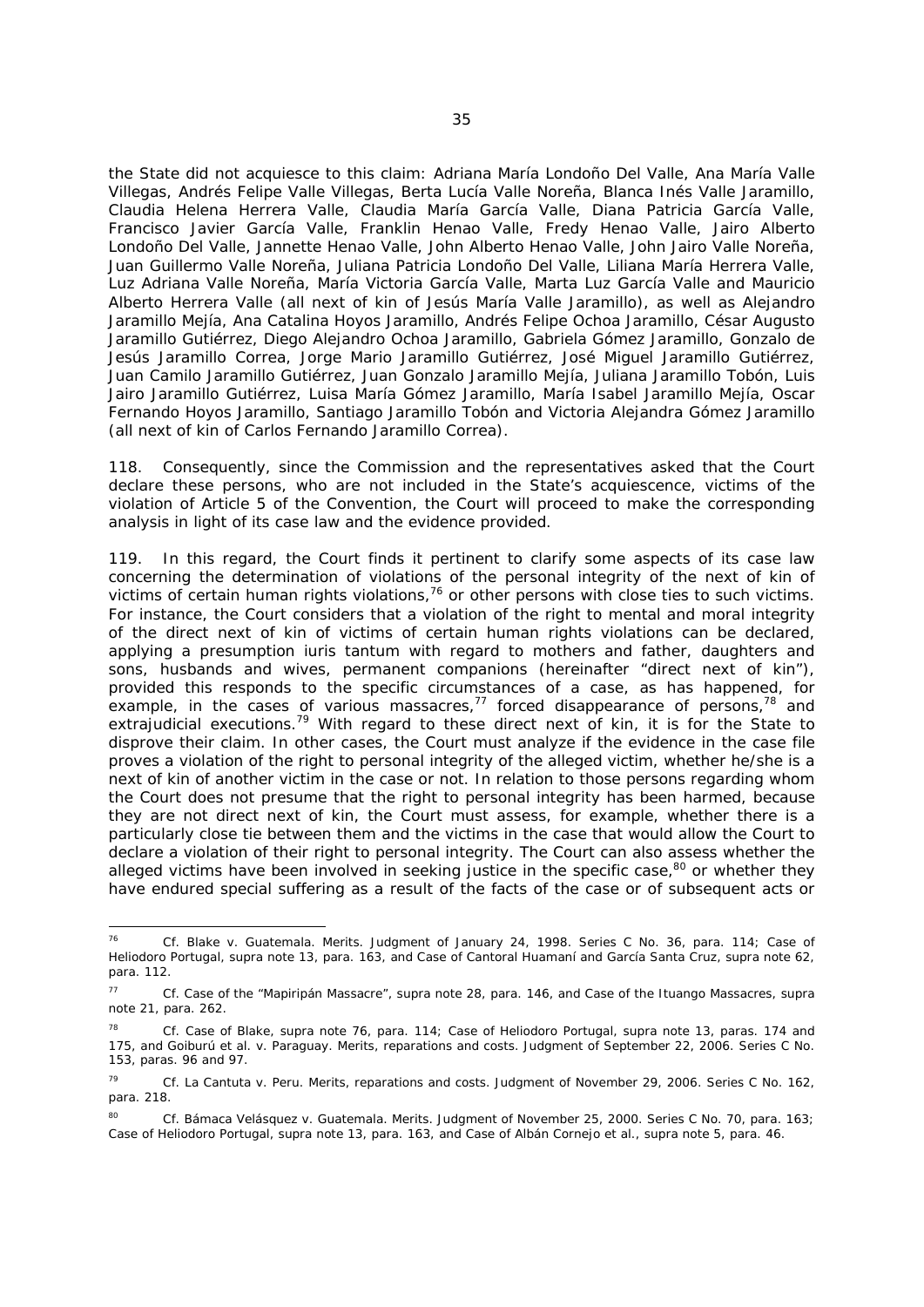the State did not acquiesce to this claim: Adriana María Londoño Del Valle, Ana María Valle Villegas, Andrés Felipe Valle Villegas, Berta Lucía Valle Noreña, Blanca Inés Valle Jaramillo, Claudia Helena Herrera Valle, Claudia María García Valle, Diana Patricia García Valle, Francisco Javier García Valle, Franklin Henao Valle, Fredy Henao Valle, Jairo Alberto Londoño Del Valle, Jannette Henao Valle, John Alberto Henao Valle, John Jairo Valle Noreña, Juan Guillermo Valle Noreña, Juliana Patricia Londoño Del Valle, Liliana María Herrera Valle, Luz Adriana Valle Noreña, María Victoria García Valle, Marta Luz García Valle and Mauricio Alberto Herrera Valle (all next of kin of Jesús María Valle Jaramillo), as well as Alejandro Jaramillo Mejía, Ana Catalina Hoyos Jaramillo, Andrés Felipe Ochoa Jaramillo, César Augusto Jaramillo Gutiérrez, Diego Alejandro Ochoa Jaramillo, Gabriela Gómez Jaramillo, Gonzalo de Jesús Jaramillo Correa, Jorge Mario Jaramillo Gutiérrez, José Miguel Jaramillo Gutiérrez, Juan Camilo Jaramillo Gutiérrez, Juan Gonzalo Jaramillo Mejía, Juliana Jaramillo Tobón, Luis Jairo Jaramillo Gutiérrez, Luisa María Gómez Jaramillo, María Isabel Jaramillo Mejía, Oscar Fernando Hoyos Jaramillo, Santiago Jaramillo Tobón and Victoria Alejandra Gómez Jaramillo (all next of kin of Carlos Fernando Jaramillo Correa).

118. Consequently, since the Commission and the representatives asked that the Court declare these persons, who are not included in the State's acquiescence, victims of the violation of Article 5 of the Convention, the Court will proceed to make the corresponding analysis in light of its case law and the evidence provided.

119. In this regard, the Court finds it pertinent to clarify some aspects of its case law concerning the determination of violations of the personal integrity of the next of kin of victims of certain human rights violations,[76] or other persons with close ties to such victims. For instance, the Court considers that a violation of the right to mental and moral integrity of the direct next of kin of victims of certain human rights violations can be declared, applying a presumption *iuris tantum* with regard to mothers and father, daughters and sons, husbands and wives, permanent companions (hereinafter "direct next of kin"), provided this responds to the specific circumstances of a case, as has happened, for example, in the cases of various massacres,[77] forced disappearance of persons,[78] and extrajudicial executions.[79] With regard to these direct next of kin, it is for the State to disprove their claim. In other cases, the Court must analyze if the evidence in the case file proves a violation of the right to personal integrity of the alleged victim, whether he/she is a next of kin of another victim in the case or not. In relation to those persons regarding whom the Court does not presume that the right to personal integrity has been harmed, because they are not direct next of kin, the Court must assess, for example, whether there is a particularly close tie between them and the victims in the case that would allow the Court to declare a violation of their right to personal integrity. The Court can also assess whether the alleged victims have been involved in seeking justice in the specific case,[80] or whether they have endured special suffering as a result of the facts of the case or of subsequent acts or

---

[76] *Cf. Blake v. Guatemala. Merits.* Judgment of January 24, 1998. Series C No. 36, para. 114; *Case of Heliodoro Portugal, supra* note 13, para. 163, and *Case of Cantoral Huamaní and García Santa Cruz, supra* note 62, para. 112.

[77] *Cf. Case of the "Mapiripán Massacre", supra* note 28, para. 146, and *Case of the Ituango Massacres, supra* note 21, para. 262.

[78] *Cf. Case of Blake, supra* note 76, para. 114; *Case of Heliodoro Portugal, supra* note 13, paras. 174 and 175, and *Goiburú et al. v. Paraguay. Merits, reparations and costs.* Judgment of September 22, 2006. Series C No. 153, paras. 96 and 97.

[79] *Cf. La Cantuta v. Peru. Merits, reparations and costs.* Judgment of November 29, 2006. Series C No. 162, para. 218.

[80] *Cf. Bámaca Velásquez v. Guatemala. Merits.* Judgment of November 25, 2000. Series C No. 70, para. 163; *Case of Heliodoro Portugal, supra* note 13, para. 163, and *Case of Albán Cornejo et al., supra* note 5, para. 46.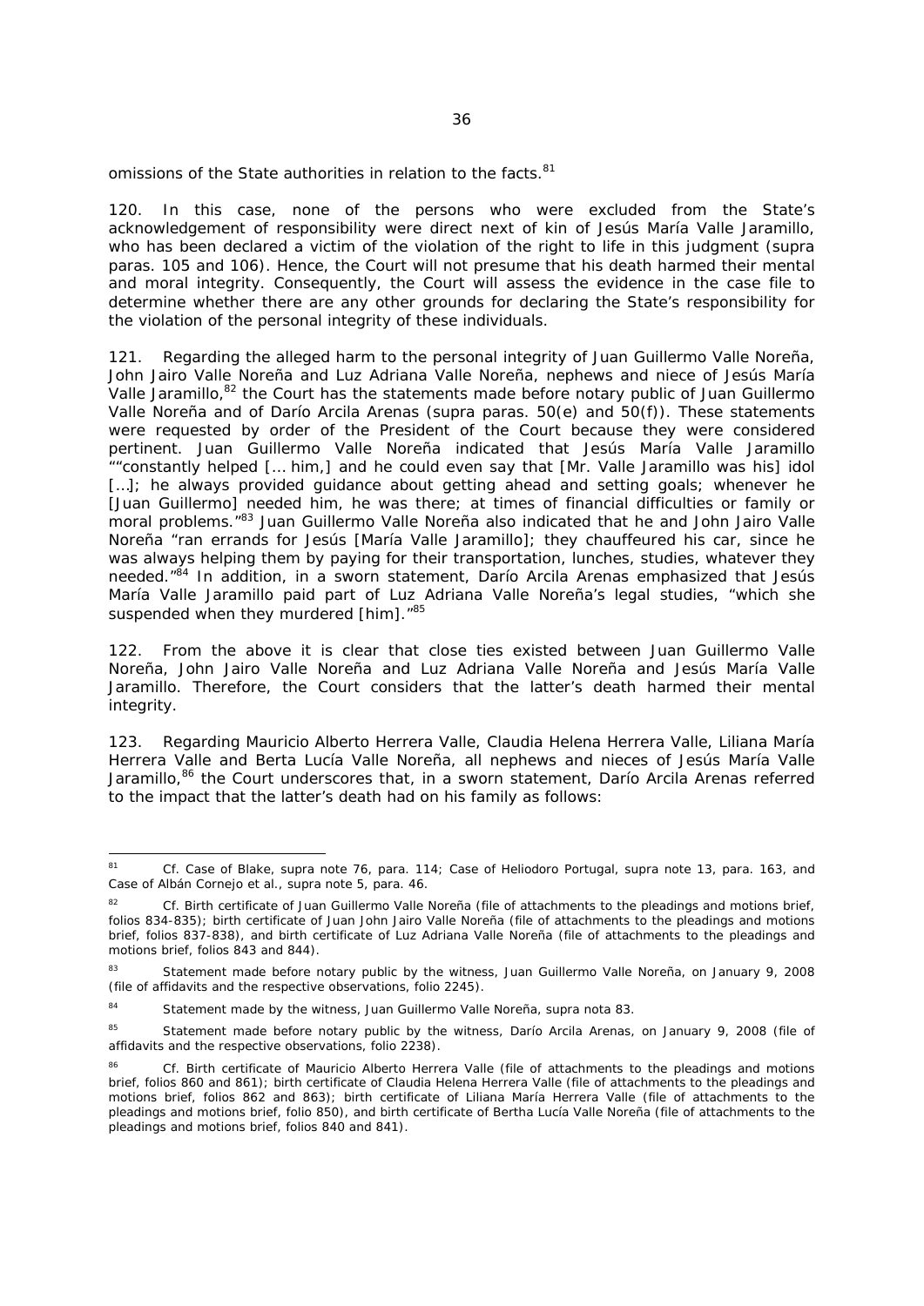omissions of the State authorities in relation to the facts.[81]

120. In this case, none of the persons who were excluded from the State's acknowledgement of responsibility were direct next of kin of Jesús María Valle Jaramillo, who has been declared a victim of the violation of the right to life in this judgment (*supra* paras. 105 and 106). Hence, the Court will not presume that his death harmed their mental and moral integrity. Consequently, the Court will assess the evidence in the case file to determine whether there are any other grounds for declaring the State's responsibility for the violation of the personal integrity of these individuals.

121. Regarding the alleged harm to the personal integrity of Juan Guillermo Valle Noreña, John Jairo Valle Noreña and Luz Adriana Valle Noreña, nephews and niece of Jesús María Valle Jaramillo,[82] the Court has the statements made before notary public of Juan Guillermo Valle Noreña and of Darío Arcila Arenas (*supra* paras. 50(e) and 50(f)). These statements were requested by order of the President of the Court because they were considered pertinent. Juan Guillermo Valle Noreña indicated that Jesús María Valle Jaramillo ""constantly helped [… him,] and he could even say that [Mr. Valle Jaramillo was his] idol […]; he always provided guidance about getting ahead and setting goals; whenever he [Juan Guillermo] needed him, he was there; at times of financial difficulties or family or moral problems."[83] Juan Guillermo Valle Noreña also indicated that he and John Jairo Valle Noreña "ran errands for Jesús [María Valle Jaramillo]; they chauffeured his car, since he was always helping them by paying for their transportation, lunches, studies, whatever they needed."[84] In addition, in a sworn statement, Darío Arcila Arenas emphasized that Jesús María Valle Jaramillo paid part of Luz Adriana Valle Noreña's legal studies, "which she suspended when they murdered [him]."[85]

122. From the above it is clear that close ties existed between Juan Guillermo Valle Noreña, John Jairo Valle Noreña and Luz Adriana Valle Noreña and Jesús María Valle Jaramillo. Therefore, the Court considers that the latter's death harmed their mental integrity.

123. Regarding Mauricio Alberto Herrera Valle, Claudia Helena Herrera Valle, Liliana María Herrera Valle and Berta Lucía Valle Noreña, all nephews and nieces of Jesús María Valle Jaramillo,[86] the Court underscores that, in a sworn statement, Darío Arcila Arenas referred to the impact that the latter's death had on his family as follows:

---

[81] *Cf. Case of Blake, supra* note 76, para. 114; *Case of Heliodoro Portugal, supra* note 13, para. 163, and *Case of Albán Cornejo et al., supra* note 5, para. 46.

[82] *Cf.* Birth certificate of Juan Guillermo Valle Noreña (file of attachments to the pleadings and motions brief, folios 834-835); birth certificate of Juan John Jairo Valle Noreña (file of attachments to the pleadings and motions brief, folios 837-838), and birth certificate of Luz Adriana Valle Noreña (file of attachments to the pleadings and motions brief, folios 843 and 844).

[83] Statement made before notary public by the witness, Juan Guillermo Valle Noreña, on January 9, 2008 (file of affidavits and the respective observations, folio 2245).

[84] Statement made by the witness, Juan Guillermo Valle Noreña, *supra* nota 83.

[85] Statement made before notary public by the witness, Darío Arcila Arenas, on January 9, 2008 (file of affidavits and the respective observations, folio 2238).

[86] *Cf.* Birth certificate of Mauricio Alberto Herrera Valle (file of attachments to the pleadings and motions brief, folios 860 and 861); birth certificate of Claudia Helena Herrera Valle (file of attachments to the pleadings and motions brief, folios 862 and 863); birth certificate of Liliana María Herrera Valle (file of attachments to the pleadings and motions brief, folio 850), and birth certificate of Bertha Lucía Valle Noreña (file of attachments to the pleadings and motions brief, folios 840 and 841).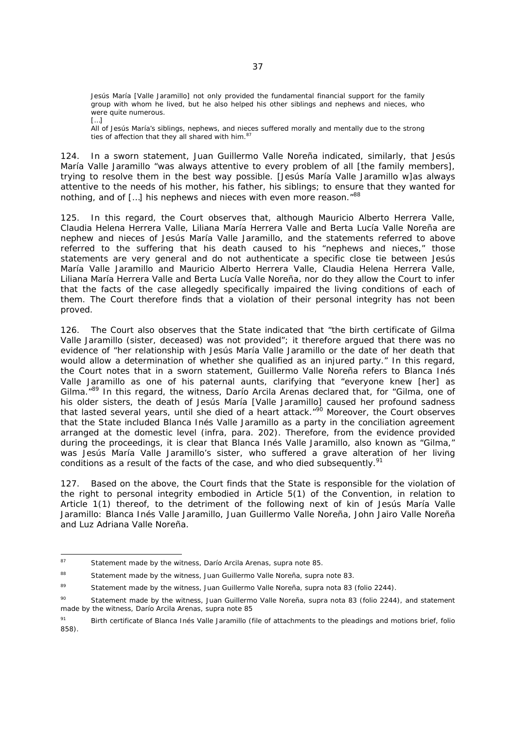> Jesús María [Valle Jaramillo] not only provided the fundamental financial support for the family group with whom he lived, but he also helped his other siblings and nephews and nieces, who were quite numerous.
>
> […]
>
> All of Jesús María's siblings, nephews, and nieces suffered morally and mentally due to the strong ties of affection that they all shared with him.[87]

124. In a sworn statement, Juan Guillermo Valle Noreña indicated, similarly, that Jesús María Valle Jaramillo "was always attentive to every problem of all [the family members], trying to resolve them in the best way possible. [Jesús María Valle Jaramillo w]as always attentive to the needs of his mother, his father, his siblings; to ensure that they wanted for nothing, and of […] his nephews and nieces with even more reason."[88]

125. In this regard, the Court observes that, although Mauricio Alberto Herrera Valle, Claudia Helena Herrera Valle, Liliana María Herrera Valle and Berta Lucía Valle Noreña are nephew and nieces of Jesús María Valle Jaramillo, and the statements referred to above referred to the suffering that his death caused to his "nephews and nieces," those statements are very general and do not authenticate a specific close tie between Jesús María Valle Jaramillo and Mauricio Alberto Herrera Valle, Claudia Helena Herrera Valle, Liliana María Herrera Valle and Berta Lucía Valle Noreña, nor do they allow the Court to infer that the facts of the case allegedly specifically impaired the living conditions of each of them. The Court therefore finds that a violation of their personal integrity has not been proved.

126. The Court also observes that the State indicated that "the birth certificate of Gilma Valle Jaramillo (sister, deceased) was not provided"; it therefore argued that there was no evidence of "her relationship with Jesús María Valle Jaramillo or the date of her death that would allow a determination of whether she qualified as an injured party." In this regard, the Court notes that in a sworn statement, Guillermo Valle Noreña refers to Blanca Inés Valle Jaramillo as one of his paternal aunts, clarifying that "everyone knew [her] as Gilma."[89] In this regard, the witness, Darío Arcila Arenas declared that, for "Gilma, one of his older sisters, the death of Jesús María [Valle Jaramillo] caused her profound sadness that lasted several years, until she died of a heart attack."[90] Moreover, the Court observes that the State included Blanca Inés Valle Jaramillo as a party in the conciliation agreement arranged at the domestic level (infra, para. 202). Therefore, from the evidence provided during the proceedings, it is clear that Blanca Inés Valle Jaramillo, also known as "Gilma," was Jesús María Valle Jaramillo's sister, who suffered a grave alteration of her living conditions as a result of the facts of the case, and who died subsequently.[91]

127. Based on the above, the Court finds that the State is responsible for the violation of the right to personal integrity embodied in Article 5(1) of the Convention, in relation to Article 1(1) thereof, to the detriment of the following next of kin of Jesús María Valle Jaramillo: Blanca Inés Valle Jaramillo, Juan Guillermo Valle Noreña, John Jairo Valle Noreña and Luz Adriana Valle Noreña.

---

[87] Statement made by the witness, Darío Arcila Arenas, supra note 85.

[88] Statement made by the witness, Juan Guillermo Valle Noreña, supra note 83.

[89] Statement made by the witness, Juan Guillermo Valle Noreña, supra nota 83 (folio 2244).

[90] Statement made by the witness, Juan Guillermo Valle Noreña, supra nota 83 (folio 2244), and statement made by the witness, Darío Arcila Arenas, supra note 85

[91] Birth certificate of Blanca Inés Valle Jaramillo (file of attachments to the pleadings and motions brief, folio 858).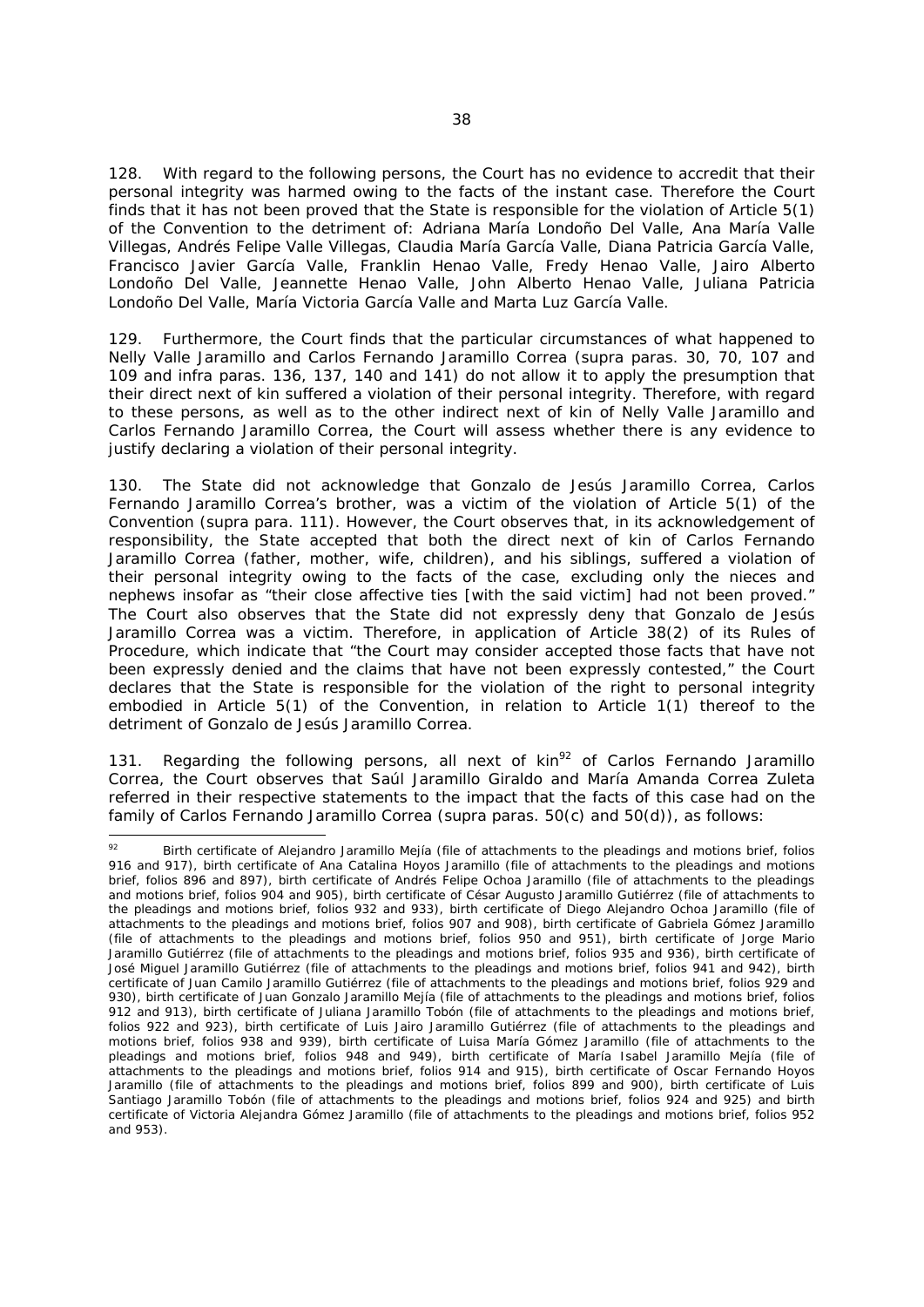128. With regard to the following persons, the Court has no evidence to accredit that their personal integrity was harmed owing to the facts of the instant case. Therefore the Court finds that it has not been proved that the State is responsible for the violation of Article 5(1) of the Convention to the detriment of: Adriana María Londoño Del Valle, Ana María Valle Villegas, Andrés Felipe Valle Villegas, Claudia María García Valle, Diana Patricia García Valle, Francisco Javier García Valle, Franklin Henao Valle, Fredy Henao Valle, Jairo Alberto Londoño Del Valle, Jeannette Henao Valle, John Alberto Henao Valle, Juliana Patricia Londoño Del Valle, María Victoria García Valle and Marta Luz García Valle.

129. Furthermore, the Court finds that the particular circumstances of what happened to Nelly Valle Jaramillo and Carlos Fernando Jaramillo Correa (*supra* paras. 30, 70, 107 and 109 and *infra* paras. 136, 137, 140 and 141) do not allow it to apply the presumption that their direct next of kin suffered a violation of their personal integrity. Therefore, with regard to these persons, as well as to the other indirect next of kin of Nelly Valle Jaramillo and Carlos Fernando Jaramillo Correa, the Court will assess whether there is any evidence to justify declaring a violation of their personal integrity.

130. The State did not acknowledge that Gonzalo de Jesús Jaramillo Correa, Carlos Fernando Jaramillo Correa's brother, was a victim of the violation of Article 5(1) of the Convention (*supra* para. 111). However, the Court observes that, in its acknowledgement of responsibility, the State accepted that both the direct next of kin of Carlos Fernando Jaramillo Correa (father, mother, wife, children), and his siblings, suffered a violation of their personal integrity owing to the facts of the case, excluding only the nieces and nephews insofar as "their close affective ties [with the said victim] had not been proved." The Court also observes that the State did not expressly deny that Gonzalo de Jesús Jaramillo Correa was a victim. Therefore, in application of Article 38(2) of its Rules of Procedure, which indicate that "the Court may consider accepted those facts that have not been expressly denied and the claims that have not been expressly contested," the Court declares that the State is responsible for the violation of the right to personal integrity embodied in Article 5(1) of the Convention, in relation to Article 1(1) thereof to the detriment of Gonzalo de Jesús Jaramillo Correa.

131. Regarding the following persons, all next of kin[92] of Carlos Fernando Jaramillo Correa, the Court observes that Saúl Jaramillo Giraldo and María Amanda Correa Zuleta referred in their respective statements to the impact that the facts of this case had on the family of Carlos Fernando Jaramillo Correa (*supra* paras. 50(c) and 50(d)), as follows:

---

[92] Birth certificate of Alejandro Jaramillo Mejía (file of attachments to the pleadings and motions brief, folios 916 and 917), birth certificate of Ana Catalina Hoyos Jaramillo (file of attachments to the pleadings and motions brief, folios 896 and 897), birth certificate of Andrés Felipe Ochoa Jaramillo (file of attachments to the pleadings and motions brief, folios 904 and 905), birth certificate of César Augusto Jaramillo Gutiérrez (file of attachments to the pleadings and motions brief, folios 932 and 933), birth certificate of Diego Alejandro Ochoa Jaramillo (file of attachments to the pleadings and motions brief, folios 907 and 908), birth certificate of Gabriela Gómez Jaramillo (file of attachments to the pleadings and motions brief, folios 950 and 951), birth certificate of Jorge Mario Jaramillo Gutiérrez (file of attachments to the pleadings and motions brief, folios 935 and 936), birth certificate of José Miguel Jaramillo Gutiérrez (file of attachments to the pleadings and motions brief, folios 941 and 942), birth certificate of Juan Camilo Jaramillo Gutiérrez (file of attachments to the pleadings and motions brief, folios 929 and 930), birth certificate of Juan Gonzalo Jaramillo Mejía (file of attachments to the pleadings and motions brief, folios 912 and 913), birth certificate of Juliana Jaramillo Tobón (file of attachments to the pleadings and motions brief, folios 922 and 923), birth certificate of Luis Jairo Jaramillo Gutiérrez (file of attachments to the pleadings and motions brief, folios 938 and 939), birth certificate of Luisa María Gómez Jaramillo (file of attachments to the pleadings and motions brief, folios 948 and 949), birth certificate of María Isabel Jaramillo Mejía (file of attachments to the pleadings and motions brief, folios 914 and 915), birth certificate of Oscar Fernando Hoyos Jaramillo (file of attachments to the pleadings and motions brief, folios 899 and 900), birth certificate of Luis Santiago Jaramillo Tobón (file of attachments to the pleadings and motions brief, folios 924 and 925) and birth certificate of Victoria Alejandra Gómez Jaramillo (file of attachments to the pleadings and motions brief, folios 952 and 953).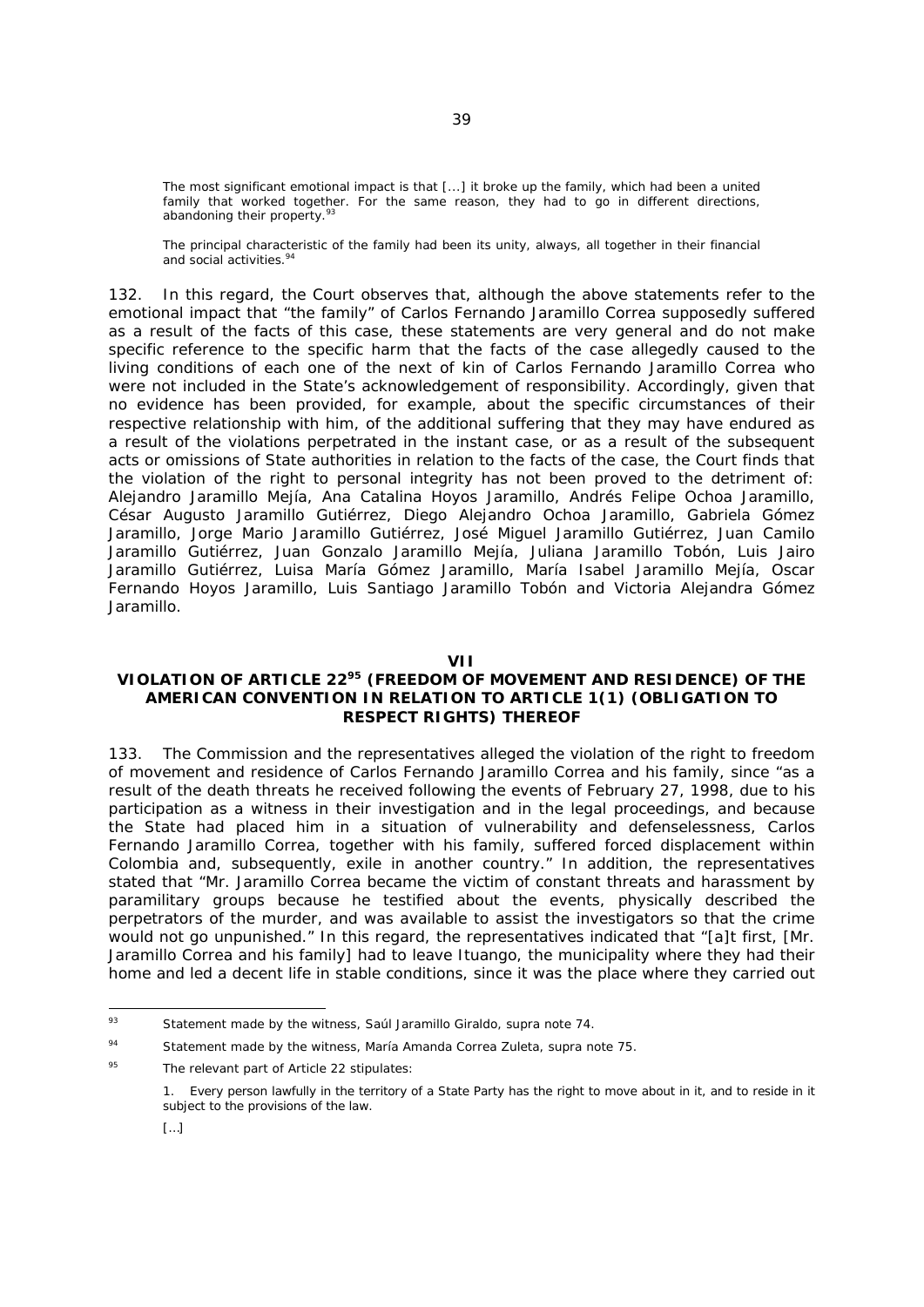> The most significant emotional impact is that [...] it broke up the family, which had been a united family that worked together. For the same reason, they had to go in different directions, abandoning their property.[93]

> The principal characteristic of the family had been its unity, always, all together in their financial and social activities.[94]

132. In this regard, the Court observes that, although the above statements refer to the emotional impact that "the family" of Carlos Fernando Jaramillo Correa supposedly suffered as a result of the facts of this case, these statements are very general and do not make specific reference to the specific harm that the facts of the case allegedly caused to the living conditions of each one of the next of kin of Carlos Fernando Jaramillo Correa who were not included in the State's acknowledgement of responsibility. Accordingly, given that no evidence has been provided, for example, about the specific circumstances of their respective relationship with him, of the additional suffering that they may have endured as a result of the violations perpetrated in the instant case, or as a result of the subsequent acts or omissions of State authorities in relation to the facts of the case, the Court finds that the violation of the right to personal integrity has not been proved to the detriment of: Alejandro Jaramillo Mejía, Ana Catalina Hoyos Jaramillo, Andrés Felipe Ochoa Jaramillo, César Augusto Jaramillo Gutiérrez, Diego Alejandro Ochoa Jaramillo, Gabriela Gómez Jaramillo, Jorge Mario Jaramillo Gutiérrez, José Miguel Jaramillo Gutiérrez, Juan Camilo Jaramillo Gutiérrez, Juan Gonzalo Jaramillo Mejía, Juliana Jaramillo Tobón, Luis Jairo Jaramillo Gutiérrez, Luisa María Gómez Jaramillo, María Isabel Jaramillo Mejía, Oscar Fernando Hoyos Jaramillo, Luis Santiago Jaramillo Tobón and Victoria Alejandra Gómez Jaramillo.

## VII

## VIOLATION OF ARTICLE 22[95] (FREEDOM OF MOVEMENT AND RESIDENCE) OF THE AMERICAN CONVENTION IN RELATION TO ARTICLE 1(1) (OBLIGATION TO RESPECT RIGHTS) THEREOF

133. The Commission and the representatives alleged the violation of the right to freedom of movement and residence of Carlos Fernando Jaramillo Correa and his family, since "as a result of the death threats he received following the events of February 27, 1998, due to his participation as a witness in their investigation and in the legal proceedings, and because the State had placed him in a situation of vulnerability and defenselessness, Carlos Fernando Jaramillo Correa, together with his family, suffered forced displacement within Colombia and, subsequently, exile in another country." In addition, the representatives stated that "Mr. Jaramillo Correa became the victim of constant threats and harassment by paramilitary groups because he testified about the events, physically described the perpetrators of the murder, and was available to assist the investigators so that the crime would not go unpunished." In this regard, the representatives indicated that "[a]t first, [Mr. Jaramillo Correa and his family] had to leave Ituango, the municipality where they had their home and led a decent life in stable conditions, since it was the place where they carried out

---

[93] Statement made by the witness, Saúl Jaramillo Giraldo, *supra* note 74.

[94] Statement made by the witness, María Amanda Correa Zuleta, *supra* note 75.

[95] The relevant part of Article 22 stipulates:

1. Every person lawfully in the territory of a State Party has the right to move about in it, and to reside in it subject to the provisions of the law.

[...]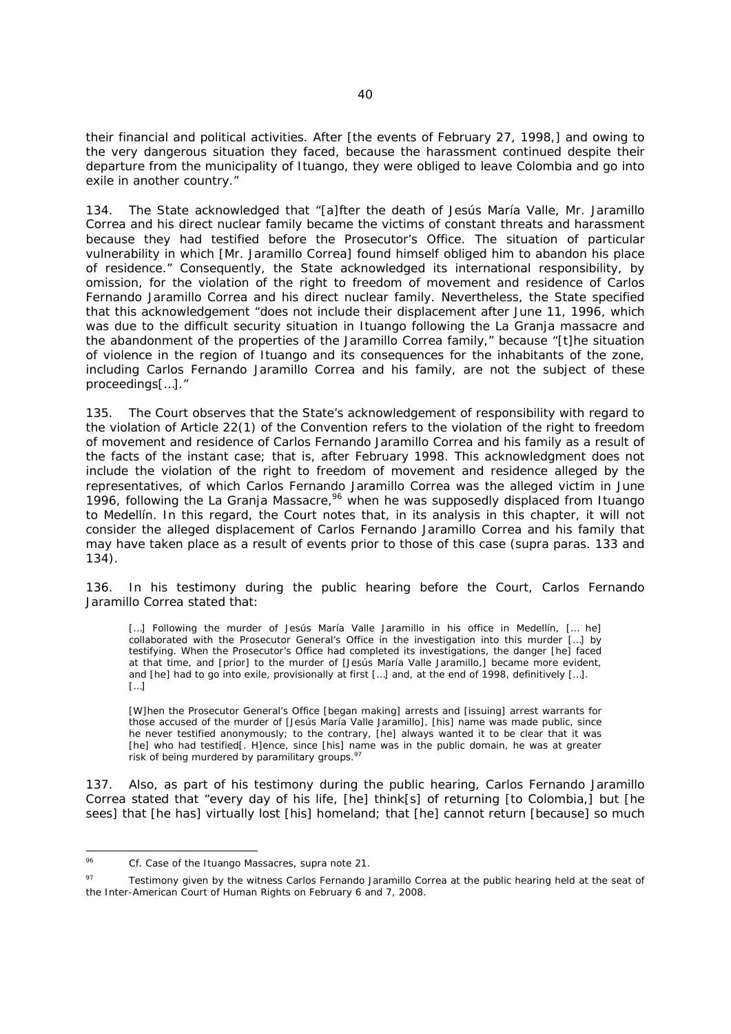their financial and political activities. After [the events of February 27, 1998,] and owing to the very dangerous situation they faced, because the harassment continued despite their departure from the municipality of Ituango, they were obliged to leave Colombia and go into exile in another country."

134. The State acknowledged that "[a]fter the death of Jesús María Valle, Mr. Jaramillo Correa and his direct nuclear family became the victims of constant threats and harassment because they had testified before the Prosecutor's Office. The situation of particular vulnerability in which [Mr. Jaramillo Correa] found himself obliged him to abandon his place of residence." Consequently, the State acknowledged its international responsibility, by omission, for the violation of the right to freedom of movement and residence of Carlos Fernando Jaramillo Correa and his direct nuclear family. Nevertheless, the State specified that this acknowledgement "does not include their displacement after June 11, 1996, which was due to the difficult security situation in Ituango following the La Granja massacre and the abandonment of the properties of the Jaramillo Correa family," because "[t]he situation of violence in the region of Ituango and its consequences for the inhabitants of the zone, including Carlos Fernando Jaramillo Correa and his family, are not the subject of these proceedings[…]."

135. The Court observes that the State's acknowledgement of responsibility with regard to the violation of Article 22(1) of the Convention refers to the violation of the right to freedom of movement and residence of Carlos Fernando Jaramillo Correa and his family as a result of the facts of the instant case; that is, after February 1998. This acknowledgment does not include the violation of the right to freedom of movement and residence alleged by the representatives, of which Carlos Fernando Jaramillo Correa was the alleged victim in June 1996, following the La Granja Massacre,[96] when he was supposedly displaced from Ituango to Medellín. In this regard, the Court notes that, in its analysis in this chapter, it will not consider the alleged displacement of Carlos Fernando Jaramillo Correa and his family that may have taken place as a result of events prior to those of this case (supra paras. 133 and 134).

136. In his testimony during the public hearing before the Court, Carlos Fernando Jaramillo Correa stated that:

> […] Following the murder of Jesús María Valle Jaramillo in his office in Medellín, [… he] collaborated with the Prosecutor General's Office in the investigation into this murder […] by testifying. When the Prosecutor's Office had completed its investigations, the danger [he] faced at that time, and [prior] to the murder of [Jesús María Valle Jaramillo,] became more evident, and [he] had to go into exile, provisionally at first […] and, at the end of 1998, definitively […]. […]
>
> [W]hen the Prosecutor General's Office [began making] arrests and [issuing] arrest warrants for those accused of the murder of [Jesús María Valle Jaramillo], [his] name was made public, since he never testified anonymously; to the contrary, [he] always wanted it to be clear that it was [he] who had testified[. H]ence, since [his] name was in the public domain, he was at greater risk of being murdered by paramilitary groups.[97]

137. Also, as part of his testimony during the public hearing, Carlos Fernando Jaramillo Correa stated that "every day of his life, [he] think[s] of returning [to Colombia,] but [he sees] that [he has] virtually lost [his] homeland; that [he] cannot return [because] so much

---

[96] *Cf. Case of the Ituango Massacres, supra* note 21.

[97] Testimony given by the witness Carlos Fernando Jaramillo Correa at the public hearing held at the seat of the Inter-American Court of Human Rights on February 6 and 7, 2008.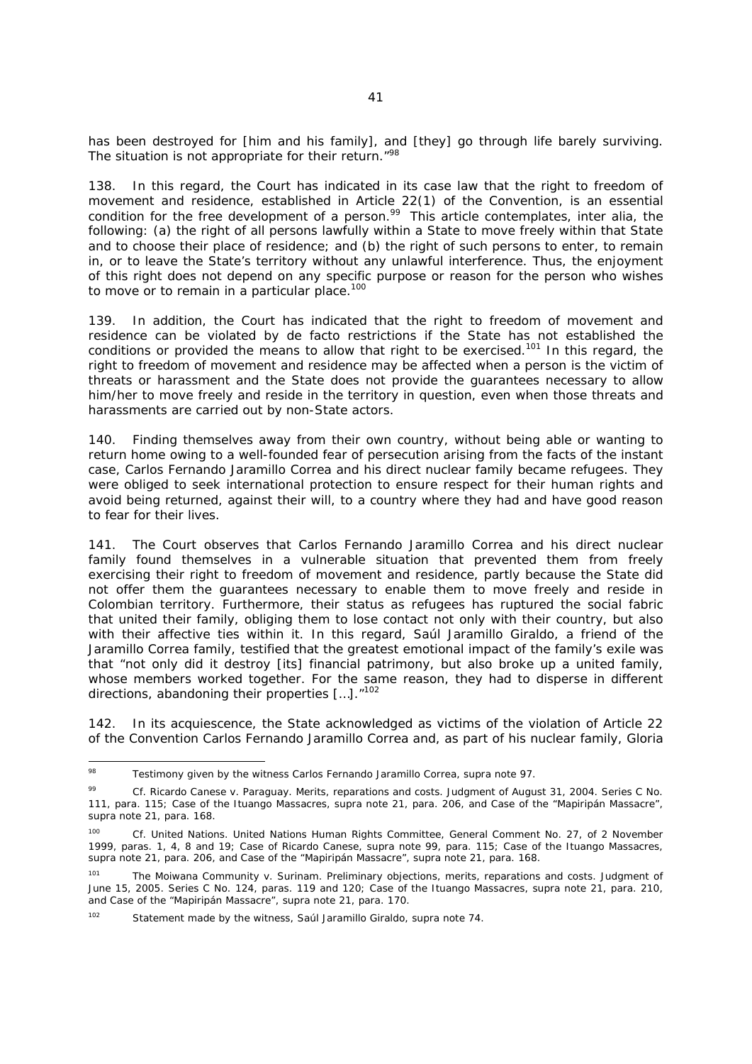has been destroyed for [him and his family], and [they] go through life barely surviving. The situation is not appropriate for their return."[98]

138. In this regard, the Court has indicated in its case law that the right to freedom of movement and residence, established in Article 22(1) of the Convention, is an essential condition for the free development of a person.[99] This article contemplates, inter alia, the following: (a) the right of all persons lawfully within a State to move freely within that State and to choose their place of residence; and (b) the right of such persons to enter, to remain in, or to leave the State's territory without any unlawful interference. Thus, the enjoyment of this right does not depend on any specific purpose or reason for the person who wishes to move or to remain in a particular place.[100]

139. In addition, the Court has indicated that the right to freedom of movement and residence can be violated by de facto restrictions if the State has not established the conditions or provided the means to allow that right to be exercised.[101] In this regard, the right to freedom of movement and residence may be affected when a person is the victim of threats or harassment and the State does not provide the guarantees necessary to allow him/her to move freely and reside in the territory in question, even when those threats and harassments are carried out by non-State actors.

140. Finding themselves away from their own country, without being able or wanting to return home owing to a well-founded fear of persecution arising from the facts of the instant case, Carlos Fernando Jaramillo Correa and his direct nuclear family became refugees. They were obliged to seek international protection to ensure respect for their human rights and avoid being returned, against their will, to a country where they had and have good reason to fear for their lives.

141. The Court observes that Carlos Fernando Jaramillo Correa and his direct nuclear family found themselves in a vulnerable situation that prevented them from freely exercising their right to freedom of movement and residence, partly because the State did not offer them the guarantees necessary to enable them to move freely and reside in Colombian territory. Furthermore, their status as refugees has ruptured the social fabric that united their family, obliging them to lose contact not only with their country, but also with their affective ties within it. In this regard, Saúl Jaramillo Giraldo, a friend of the Jaramillo Correa family, testified that the greatest emotional impact of the family's exile was that "not only did it destroy [its] financial patrimony, but also broke up a united family, whose members worked together. For the same reason, they had to disperse in different directions, abandoning their properties […]."[102]

142. In its acquiescence, the State acknowledged as victims of the violation of Article 22 of the Convention Carlos Fernando Jaramillo Correa and, as part of his nuclear family, Gloria

---

[98] Testimony given by the witness Carlos Fernando Jaramillo Correa, *supra* note 97.

[99] *Cf. Ricardo Canese v. Paraguay. Merits, reparations and costs.* Judgment of August 31, 2004. Series C No. 111, para. 115; *Case of the Ituango Massacres*, *supra* note 21, para. 206, and *Case of the "Mapiripán Massacre"*, *supra* note 21, para. 168.

[100] *Cf.* United Nations. United Nations Human Rights Committee, General Comment No. 27, of 2 November 1999, paras. 1, 4, 8 and 19; *Case of Ricardo Canese*, *supra* note 99, para. 115; *Case of the Ituango Massacres*, *supra* note 21, para. 206, and *Case of the "Mapiripán Massacre"*, *supra* note 21, para. 168.

[101] *The Moiwana Community v. Surinam. Preliminary objections, merits, reparations and costs.* Judgment of June 15, 2005. Series C No. 124, paras. 119 and 120; *Case of the Ituango Massacres*, *supra* note 21, para. 210, and *Case of the "Mapiripán Massacre"*, *supra* note 21, para. 170.

[102] Statement made by the witness, Saúl Jaramillo Giraldo, *supra* note 74.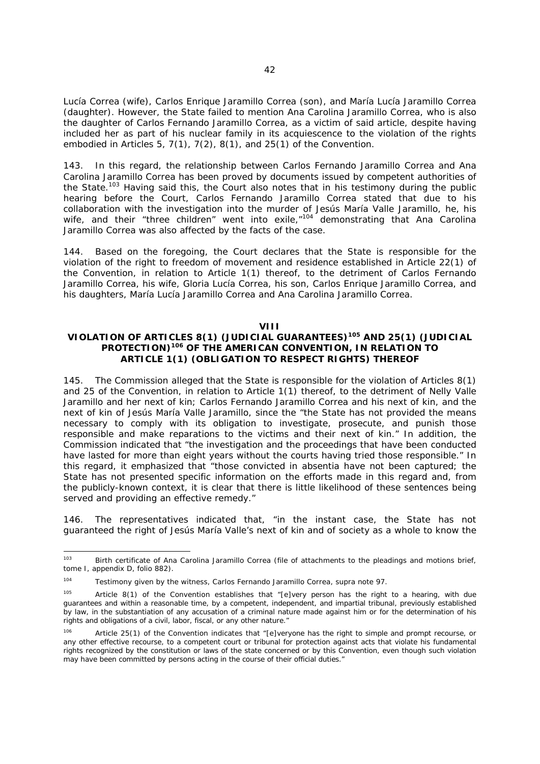Lucía Correa (wife), Carlos Enrique Jaramillo Correa (son), and María Lucía Jaramillo Correa (daughter). However, the State failed to mention Ana Carolina Jaramillo Correa, who is also the daughter of Carlos Fernando Jaramillo Correa, as a victim of said article, despite having included her as part of his nuclear family in its acquiescence to the violation of the rights embodied in Articles 5, 7(1), 7(2), 8(1), and 25(1) of the Convention.

143. In this regard, the relationship between Carlos Fernando Jaramillo Correa and Ana Carolina Jaramillo Correa has been proved by documents issued by competent authorities of the State.[103] Having said this, the Court also notes that in his testimony during the public hearing before the Court, Carlos Fernando Jaramillo Correa stated that due to his collaboration with the investigation into the murder of Jesús María Valle Jaramillo, he, his wife, and their "three children" went into exile,"[104] demonstrating that Ana Carolina Jaramillo Correa was also affected by the facts of the case.

144. Based on the foregoing, the Court declares that the State is responsible for the violation of the right to freedom of movement and residence established in Article 22(1) of the Convention, in relation to Article 1(1) thereof, to the detriment of Carlos Fernando Jaramillo Correa, his wife, Gloria Lucía Correa, his son, Carlos Enrique Jaramillo Correa, and his daughters, María Lucía Jaramillo Correa and Ana Carolina Jaramillo Correa.

## VIII
## VIOLATION OF ARTICLES 8(1) (JUDICIAL GUARANTEES)[105] AND 25(1) (JUDICIAL PROTECTION)[106] OF THE AMERICAN CONVENTION, IN RELATION TO ARTICLE 1(1) (OBLIGATION TO RESPECT RIGHTS) THEREOF

145. The Commission alleged that the State is responsible for the violation of Articles 8(1) and 25 of the Convention, in relation to Article 1(1) thereof, to the detriment of Nelly Valle Jaramillo and her next of kin; Carlos Fernando Jaramillo Correa and his next of kin, and the next of kin of Jesús María Valle Jaramillo, since the "the State has not provided the means necessary to comply with its obligation to investigate, prosecute, and punish those responsible and make reparations to the victims and their next of kin." In addition, the Commission indicated that "the investigation and the proceedings that have been conducted have lasted for more than eight years without the courts having tried those responsible." In this regard, it emphasized that "those convicted in absentia have not been captured; the State has not presented specific information on the efforts made in this regard and, from the publicly-known context, it is clear that there is little likelihood of these sentences being served and providing an effective remedy."

146. The representatives indicated that, "in the instant case, the State has not guaranteed the right of Jesús María Valle's next of kin and of society as a whole to know the

---

[103] Birth certificate of Ana Carolina Jaramillo Correa (file of attachments to the pleadings and motions brief, tome I, appendix D, folio 882).

[104] Testimony given by the witness, Carlos Fernando Jaramillo Correa, *supra* note 97.

[105] Article 8(1) of the Convention establishes that "[e]very person has the right to a hearing, with due guarantees and within a reasonable time, by a competent, independent, and impartial tribunal, previously established by law, in the substantiation of any accusation of a criminal nature made against him or for the determination of his rights and obligations of a civil, labor, fiscal, or any other nature."

[106] Article 25(1) of the Convention indicates that "[e]veryone has the right to simple and prompt recourse, or any other effective recourse, to a competent court or tribunal for protection against acts that violate his fundamental rights recognized by the constitution or laws of the state concerned or by this Convention, even though such violation may have been committed by persons acting in the course of their official duties."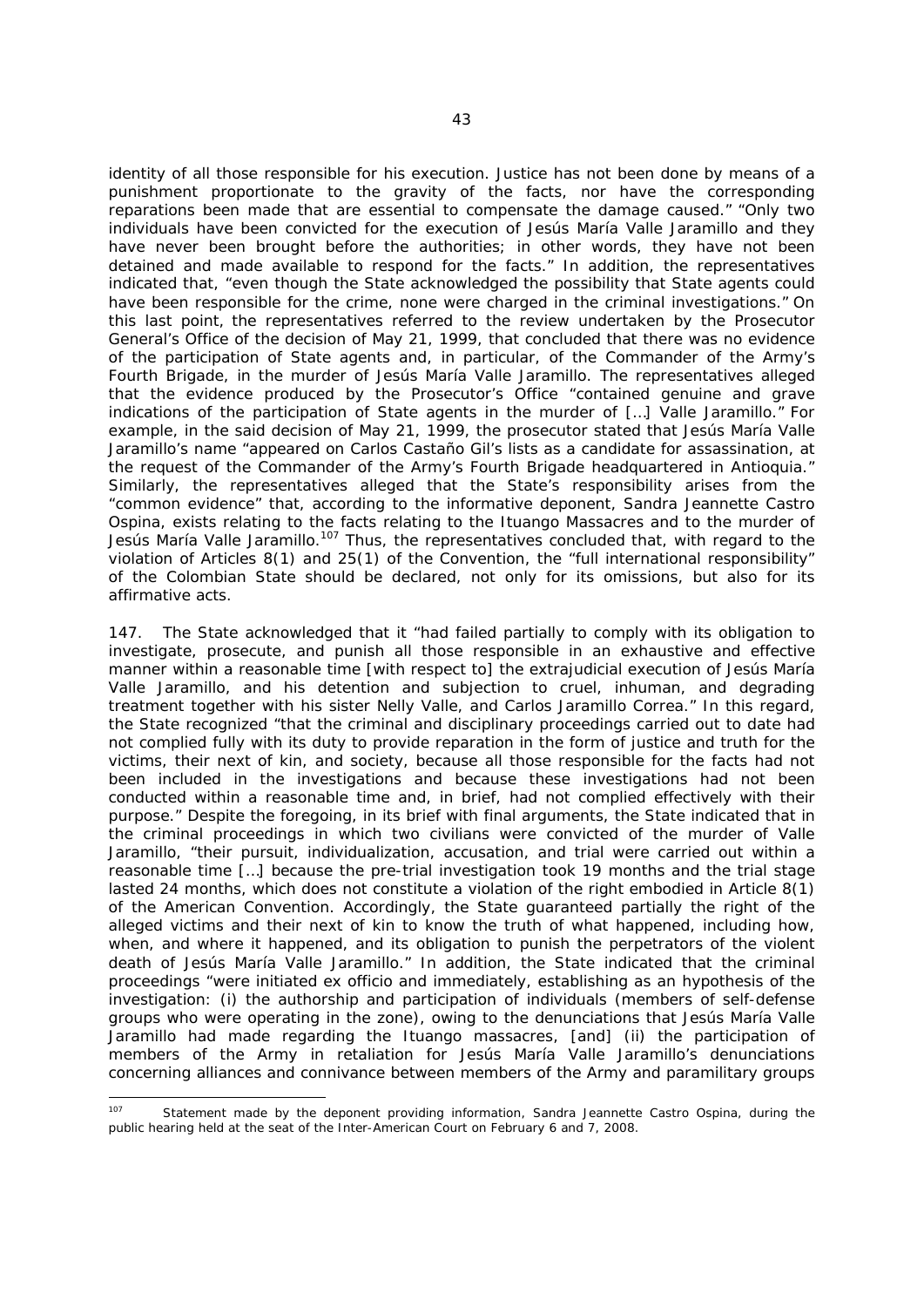identity of all those responsible for his execution. Justice has not been done by means of a punishment proportionate to the gravity of the facts, nor have the corresponding reparations been made that are essential to compensate the damage caused." "Only two individuals have been convicted for the execution of Jesús María Valle Jaramillo and they have never been brought before the authorities; in other words, they have not been detained and made available to respond for the facts." In addition, the representatives indicated that, "even though the State acknowledged the possibility that State agents could have been responsible for the crime, none were charged in the criminal investigations." On this last point, the representatives referred to the review undertaken by the Prosecutor General's Office of the decision of May 21, 1999, that concluded that there was no evidence of the participation of State agents and, in particular, of the Commander of the Army's Fourth Brigade, in the murder of Jesús María Valle Jaramillo. The representatives alleged that the evidence produced by the Prosecutor's Office "contained genuine and grave indications of the participation of State agents in the murder of […] Valle Jaramillo." For example, in the said decision of May 21, 1999, the prosecutor stated that Jesús María Valle Jaramillo's name "appeared on Carlos Castaño Gil's lists as a candidate for assassination, at the request of the Commander of the Army's Fourth Brigade headquartered in Antioquia." Similarly, the representatives alleged that the State's responsibility arises from the "common evidence" that, according to the informative deponent, Sandra Jeannette Castro Ospina, exists relating to the facts relating to the Ituango Massacres and to the murder of Jesús María Valle Jaramillo.[107] Thus, the representatives concluded that, with regard to the violation of Articles 8(1) and 25(1) of the Convention, the "full international responsibility" of the Colombian State should be declared, not only for its omissions, but also for its affirmative acts.

147. The State acknowledged that it "had failed partially to comply with its obligation to investigate, prosecute, and punish all those responsible in an exhaustive and effective manner within a reasonable time [with respect to] the extrajudicial execution of Jesús María Valle Jaramillo, and his detention and subjection to cruel, inhuman, and degrading treatment together with his sister Nelly Valle, and Carlos Jaramillo Correa." In this regard, the State recognized "that the criminal and disciplinary proceedings carried out to date had not complied fully with its duty to provide reparation in the form of justice and truth for the victims, their next of kin, and society, because all those responsible for the facts had not been included in the investigations and because these investigations had not been conducted within a reasonable time and, in brief, had not complied effectively with their purpose." Despite the foregoing, in its brief with final arguments, the State indicated that in the criminal proceedings in which two civilians were convicted of the murder of Valle Jaramillo, "their pursuit, individualization, accusation, and trial were carried out within a reasonable time […] because the pre-trial investigation took 19 months and the trial stage lasted 24 months, which does not constitute a violation of the right embodied in Article 8(1) of the American Convention. Accordingly, the State guaranteed partially the right of the alleged victims and their next of kin to know the truth of what happened, including how, when, and where it happened, and its obligation to punish the perpetrators of the violent death of Jesús María Valle Jaramillo." In addition, the State indicated that the criminal proceedings "were initiated ex officio and immediately, establishing as an hypothesis of the investigation: (i) the authorship and participation of individuals (members of self-defense groups who were operating in the zone), owing to the denunciations that Jesús María Valle Jaramillo had made regarding the Ituango massacres, [and] (ii) the participation of members of the Army in retaliation for Jesús María Valle Jaramillo's denunciations concerning alliances and connivance between members of the Army and paramilitary groups

[107] Statement made by the deponent providing information, Sandra Jeannette Castro Ospina, during the public hearing held at the seat of the Inter-American Court on February 6 and 7, 2008.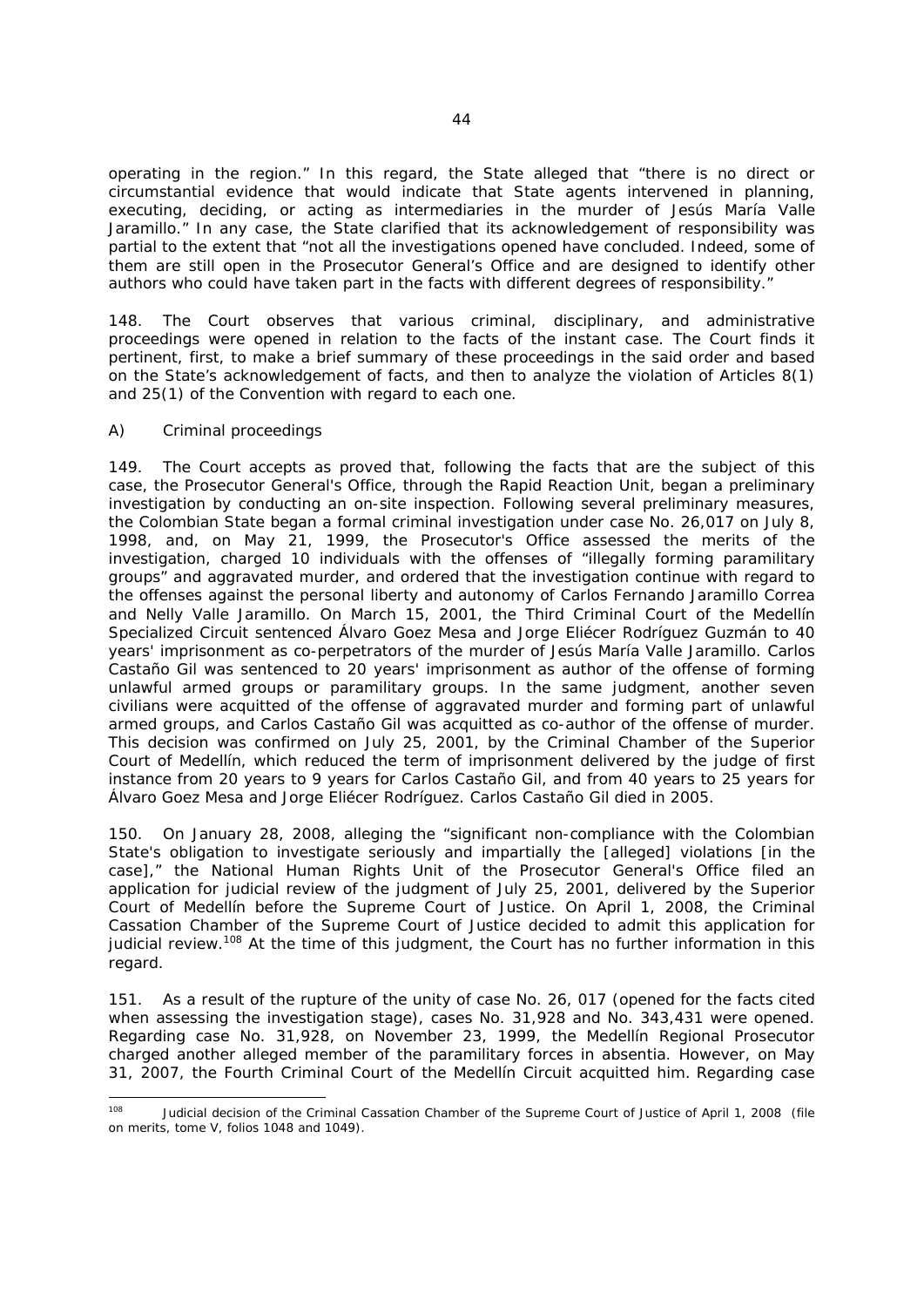operating in the region." In this regard, the State alleged that "there is no direct or circumstantial evidence that would indicate that State agents intervened in planning, executing, deciding, or acting as intermediaries in the murder of Jesús María Valle Jaramillo." In any case, the State clarified that its acknowledgement of responsibility was partial to the extent that "not all the investigations opened have concluded. Indeed, some of them are still open in the Prosecutor General's Office and are designed to identify other authors who could have taken part in the facts with different degrees of responsibility."

148. The Court observes that various criminal, disciplinary, and administrative proceedings were opened in relation to the facts of the instant case. The Court finds it pertinent, first, to make a brief summary of these proceedings in the said order and based on the State's acknowledgement of facts, and then to analyze the violation of Articles 8(1) and 25(1) of the Convention with regard to each one.

A) Criminal proceedings

149. The Court accepts as proved that, following the facts that are the subject of this case, the Prosecutor General's Office, through the Rapid Reaction Unit, began a preliminary investigation by conducting an on-site inspection. Following several preliminary measures, the Colombian State began a formal criminal investigation under case No. 26,017 on July 8, 1998, and, on May 21, 1999, the Prosecutor's Office assessed the merits of the investigation, charged 10 individuals with the offenses of "illegally forming paramilitary groups" and aggravated murder, and ordered that the investigation continue with regard to the offenses against the personal liberty and autonomy of Carlos Fernando Jaramillo Correa and Nelly Valle Jaramillo. On March 15, 2001, the Third Criminal Court of the Medellín Specialized Circuit sentenced Álvaro Goez Mesa and Jorge Eliécer Rodríguez Guzmán to 40 years' imprisonment as co-perpetrators of the murder of Jesús María Valle Jaramillo. Carlos Castaño Gil was sentenced to 20 years' imprisonment as author of the offense of forming unlawful armed groups or paramilitary groups. In the same judgment, another seven civilians were acquitted of the offense of aggravated murder and forming part of unlawful armed groups, and Carlos Castaño Gil was acquitted as co-author of the offense of murder. This decision was confirmed on July 25, 2001, by the Criminal Chamber of the Superior Court of Medellín, which reduced the term of imprisonment delivered by the judge of first instance from 20 years to 9 years for Carlos Castaño Gil, and from 40 years to 25 years for Álvaro Goez Mesa and Jorge Eliécer Rodríguez. Carlos Castaño Gil died in 2005.

150. On January 28, 2008, alleging the "significant non-compliance with the Colombian State's obligation to investigate seriously and impartially the [alleged] violations [in the case]," the National Human Rights Unit of the Prosecutor General's Office filed an application for judicial review of the judgment of July 25, 2001, delivered by the Superior Court of Medellín before the Supreme Court of Justice. On April 1, 2008, the Criminal Cassation Chamber of the Supreme Court of Justice decided to admit this application for judicial review.[108] At the time of this judgment, the Court has no further information in this regard.

151. As a result of the rupture of the unity of case No. 26, 017 (opened for the facts cited when assessing the investigation stage), cases No. 31,928 and No. 343,431 were opened. Regarding case No. 31,928, on November 23, 1999, the Medellín Regional Prosecutor charged another alleged member of the paramilitary forces in absentia. However, on May 31, 2007, the Fourth Criminal Court of the Medellín Circuit acquitted him. Regarding case

[108] Judicial decision of the Criminal Cassation Chamber of the Supreme Court of Justice of April 1, 2008 (file on merits, tome V, folios 1048 and 1049).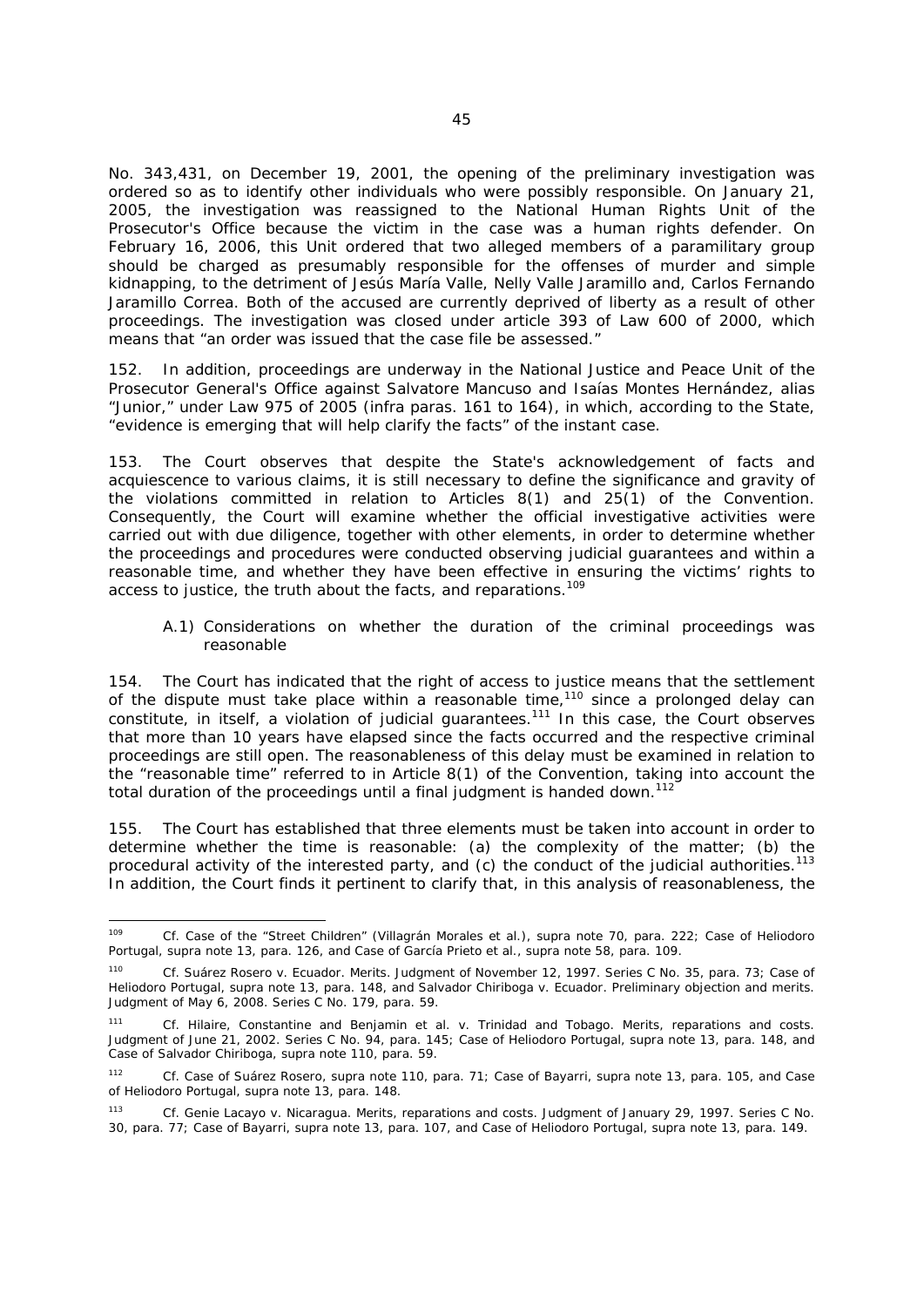No. 343,431, on December 19, 2001, the opening of the preliminary investigation was ordered so as to identify other individuals who were possibly responsible. On January 21, 2005, the investigation was reassigned to the National Human Rights Unit of the Prosecutor's Office because the victim in the case was a human rights defender. On February 16, 2006, this Unit ordered that two alleged members of a paramilitary group should be charged as presumably responsible for the offenses of murder and simple kidnapping, to the detriment of Jesús María Valle, Nelly Valle Jaramillo and, Carlos Fernando Jaramillo Correa. Both of the accused are currently deprived of liberty as a result of other proceedings. The investigation was closed under article 393 of Law 600 of 2000, which means that "an order was issued that the case file be assessed."

152. In addition, proceedings are underway in the National Justice and Peace Unit of the Prosecutor General's Office against Salvatore Mancuso and Isaías Montes Hernández, alias "Junior," under Law 975 of 2005 (infra paras. 161 to 164), in which, according to the State, "evidence is emerging that will help clarify the facts" of the instant case.

153. The Court observes that despite the State's acknowledgement of facts and acquiescence to various claims, it is still necessary to define the significance and gravity of the violations committed in relation to Articles 8(1) and 25(1) of the Convention. Consequently, the Court will examine whether the official investigative activities were carried out with due diligence, together with other elements, in order to determine whether the proceedings and procedures were conducted observing judicial guarantees and within a reasonable time, and whether they have been effective in ensuring the victims' rights to access to justice, the truth about the facts, and reparations.[109]

*A.1) Considerations on whether the duration of the criminal proceedings was reasonable*

154. The Court has indicated that the right of access to justice means that the settlement of the dispute must take place within a reasonable time,[110] since a prolonged delay can constitute, in itself, a violation of judicial guarantees.[111] In this case, the Court observes that more than 10 years have elapsed since the facts occurred and the respective criminal proceedings are still open. The reasonableness of this delay must be examined in relation to the "reasonable time" referred to in Article 8(1) of the Convention, taking into account the total duration of the proceedings until a final judgment is handed down.[112]

155. The Court has established that three elements must be taken into account in order to determine whether the time is reasonable: (a) the complexity of the matter; (b) the procedural activity of the interested party, and (c) the conduct of the judicial authorities.[113] In addition, the Court finds it pertinent to clarify that, in this analysis of reasonableness, the

---

[109] *Cf. Case of the "Street Children" (Villagrán Morales et al.), supra* note 70, para. 222; *Case of Heliodoro Portugal, supra* note 13, para. 126, and *Case of García Prieto et al., supra* note 58, para. 109.

[110] *Cf. Suárez Rosero v. Ecuador. Merits.* Judgment of November 12, 1997. Series C No. 35, para. 73; *Case of Heliodoro Portugal, supra* note 13, para. 148, and *Salvador Chiriboga v. Ecuador. Preliminary objection and merits.* Judgment of May 6, 2008. Series C No. 179, para. 59.

[111] *Cf. Hilaire, Constantine and Benjamin et al. v. Trinidad and Tobago. Merits, reparations and costs.* Judgment of June 21, 2002. Series C No. 94, para. 145; *Case of Heliodoro Portugal, supra* note 13, para. 148, and *Case of Salvador Chiriboga, supra* note 110, para. 59.

[112] *Cf. Case of Suárez Rosero, supra* note 110, para. 71; *Case of Bayarri, supra* note 13, para. 105, and *Case of Heliodoro Portugal, supra* note 13, para. 148.

[113] *Cf. Genie Lacayo v. Nicaragua. Merits, reparations and costs.* Judgment of January 29, 1997. Series C No. 30, para. 77; *Case of Bayarri, supra* note 13, para. 107, and *Case of Heliodoro Portugal, supra* note 13, para. 149.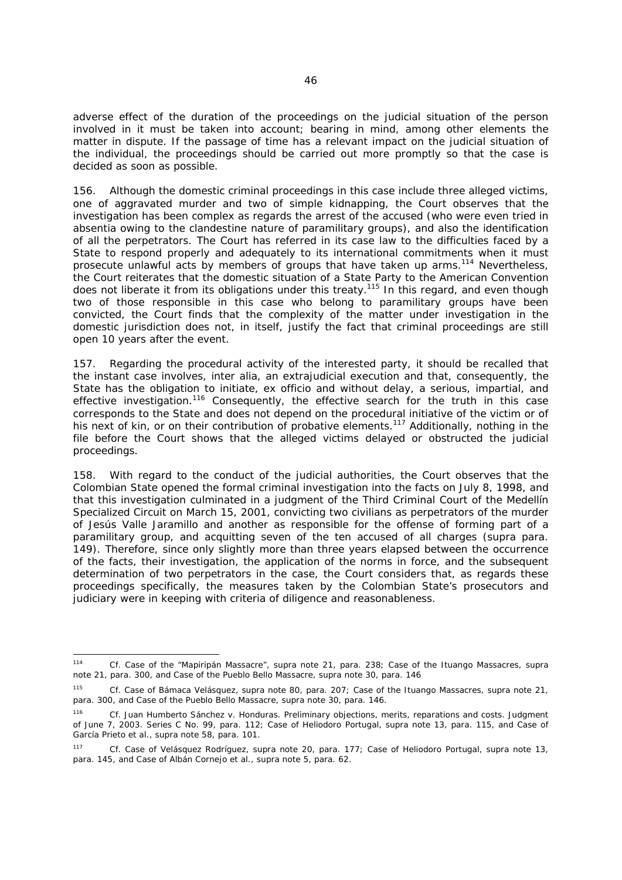adverse effect of the duration of the proceedings on the judicial situation of the person involved in it must be taken into account; bearing in mind, among other elements the matter in dispute. If the passage of time has a relevant impact on the judicial situation of the individual, the proceedings should be carried out more promptly so that the case is decided as soon as possible.

156. Although the domestic criminal proceedings in this case include three alleged victims, one of aggravated murder and two of simple kidnapping, the Court observes that the investigation has been complex as regards the arrest of the accused (who were even tried in absentia owing to the clandestine nature of paramilitary groups), and also the identification of all the perpetrators. The Court has referred in its case law to the difficulties faced by a State to respond properly and adequately to its international commitments when it must prosecute unlawful acts by members of groups that have taken up arms.[114] Nevertheless, the Court reiterates that the domestic situation of a State Party to the American Convention does not liberate it from its obligations under this treaty.[115] In this regard, and even though two of those responsible in this case who belong to paramilitary groups have been convicted, the Court finds that the complexity of the matter under investigation in the domestic jurisdiction does not, in itself, justify the fact that criminal proceedings are still open 10 years after the event.

157. Regarding the procedural activity of the interested party, it should be recalled that the instant case involves, inter alia, an extrajudicial execution and that, consequently, the State has the obligation to initiate, ex officio and without delay, a serious, impartial, and effective investigation.[116] Consequently, the effective search for the truth in this case corresponds to the State and does not depend on the procedural initiative of the victim or of his next of kin, or on their contribution of probative elements.[117] Additionally, nothing in the file before the Court shows that the alleged victims delayed or obstructed the judicial proceedings.

158. With regard to the conduct of the judicial authorities, the Court observes that the Colombian State opened the formal criminal investigation into the facts on July 8, 1998, and that this investigation culminated in a judgment of the Third Criminal Court of the Medellín Specialized Circuit on March 15, 2001, convicting two civilians as perpetrators of the murder of Jesús Valle Jaramillo and another as responsible for the offense of forming part of a paramilitary group, and acquitting seven of the ten accused of all charges (*supra* para. 149). Therefore, since only slightly more than three years elapsed between the occurrence of the facts, their investigation, the application of the norms in force, and the subsequent determination of two perpetrators in the case, the Court considers that, as regards these proceedings specifically, the measures taken by the Colombian State's prosecutors and judiciary were in keeping with criteria of diligence and reasonableness.

---

[114] *Cf. Case of the "Mapiripán Massacre", supra* note 21, para. 238; *Case of the Ituango Massacres, supra* note 21, para. 300, and *Case of the Pueblo Bello Massacre, supra* note 30, para. 146

[115] *Cf. Case of Bámaca Velásquez, supra* note 80, para. 207; *Case of the Ituango Massacres, supra* note 21, para. 300, and *Case of the Pueblo Bello Massacre, supra* note 30, para. 146.

[116] *Cf. Juan Humberto Sánchez v. Honduras. Preliminary objections, merits, reparations and costs.* Judgment of June 7, 2003. Series C No. 99, para. 112; *Case of Heliodoro Portugal, supra* note 13, para. 115, and *Case of García Prieto et al., supra* note 58, para. 101.

[117] *Cf. Case of Velásquez Rodríguez, supra* note 20, para. 177; *Case of Heliodoro Portugal, supra* note 13, para. 145, and *Case of Albán Cornejo et al., supra* note 5, para. 62.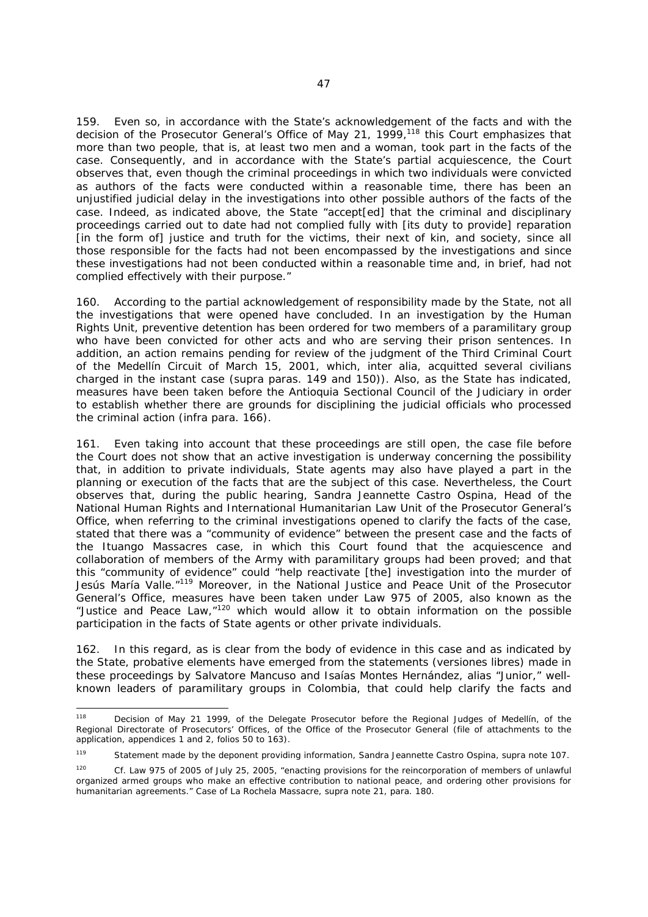159. Even so, in accordance with the State's acknowledgement of the facts and with the decision of the Prosecutor General's Office of May 21, 1999,[118] this Court emphasizes that more than two people, that is, at least two men and a woman, took part in the facts of the case. Consequently, and in accordance with the State's partial acquiescence, the Court observes that, even though the criminal proceedings in which two individuals were convicted as authors of the facts were conducted within a reasonable time, there has been an unjustified judicial delay in the investigations into other possible authors of the facts of the case. Indeed, as indicated above, the State "accept[ed] that the criminal and disciplinary proceedings carried out to date had not complied fully with [its duty to provide] reparation [in the form of] justice and truth for the victims, their next of kin, and society, since all those responsible for the facts had not been encompassed by the investigations and since these investigations had not been conducted within a reasonable time and, in brief, had not complied effectively with their purpose."

160. According to the partial acknowledgement of responsibility made by the State, not all the investigations that were opened have concluded. In an investigation by the Human Rights Unit, preventive detention has been ordered for two members of a paramilitary group who have been convicted for other acts and who are serving their prison sentences. In addition, an action remains pending for review of the judgment of the Third Criminal Court of the Medellín Circuit of March 15, 2001, which, inter alia, acquitted several civilians charged in the instant case (*supra* paras. 149 and 150)). Also, as the State has indicated, measures have been taken before the Antioquia Sectional Council of the Judiciary in order to establish whether there are grounds for disciplining the judicial officials who processed the criminal action (*infra* para. 166).

161. Even taking into account that these proceedings are still open, the case file before the Court does not show that an active investigation is underway concerning the possibility that, in addition to private individuals, State agents may also have played a part in the planning or execution of the facts that are the subject of this case. Nevertheless, the Court observes that, during the public hearing, Sandra Jeannette Castro Ospina, Head of the National Human Rights and International Humanitarian Law Unit of the Prosecutor General's Office, when referring to the criminal investigations opened to clarify the facts of the case, stated that there was a "community of evidence" between the present case and the facts of the Ituango Massacres case, in which this Court found that the acquiescence and collaboration of members of the Army with paramilitary groups had been proved; and that this "community of evidence" could "help reactivate [the] investigation into the murder of Jesús María Valle."[119] Moreover, in the National Justice and Peace Unit of the Prosecutor General's Office, measures have been taken under Law 975 of 2005, also known as the "Justice and Peace Law,"[120] which would allow it to obtain information on the possible participation in the facts of State agents or other private individuals.

162. In this regard, as is clear from the body of evidence in this case and as indicated by the State, probative elements have emerged from the statements (*versiones libres*) made in these proceedings by Salvatore Mancuso and Isaías Montes Hernández, alias "Junior," well-known leaders of paramilitary groups in Colombia, that could help clarify the facts and

---

[118] Decision of May 21 1999, of the Delegate Prosecutor before the Regional Judges of Medellín, of the Regional Directorate of Prosecutors' Offices, of the Office of the Prosecutor General (file of attachments to the application, appendices 1 and 2, folios 50 to 163).

[119] Statement made by the deponent providing information, Sandra Jeannette Castro Ospina, *supra* note 107.

[120] *Cf.* Law 975 of 2005 of July 25, 2005, "enacting provisions for the reincorporation of members of unlawful organized armed groups who make an effective contribution to national peace, and ordering other provisions for humanitarian agreements." *Case of La Rochela Massacre, supra* note 21, para. 180.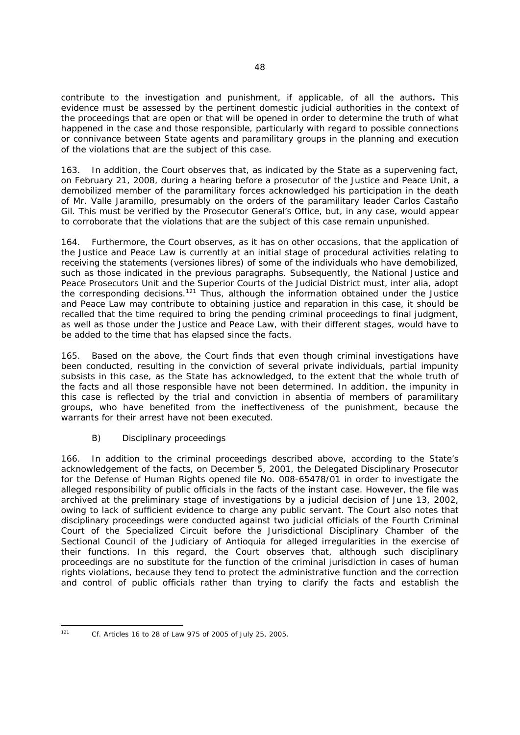contribute to the investigation and punishment, if applicable, of all the authors**.** This evidence must be assessed by the pertinent domestic judicial authorities in the context of the proceedings that are open or that will be opened in order to determine the truth of what happened in the case and those responsible, particularly with regard to possible connections or connivance between State agents and paramilitary groups in the planning and execution of the violations that are the subject of this case.

163. In addition, the Court observes that, as indicated by the State as a supervening fact, on February 21, 2008, during a hearing before a prosecutor of the Justice and Peace Unit, a demobilized member of the paramilitary forces acknowledged his participation in the death of Mr. Valle Jaramillo, presumably on the orders of the paramilitary leader Carlos Castaño Gil. This must be verified by the Prosecutor General's Office, but, in any case, would appear to corroborate that the violations that are the subject of this case remain unpunished.

164. Furthermore, the Court observes, as it has on other occasions, that the application of the Justice and Peace Law is currently at an initial stage of procedural activities relating to receiving the statements (*versiones libres*) of some of the individuals who have demobilized, such as those indicated in the previous paragraphs. Subsequently, the National Justice and Peace Prosecutors Unit and the Superior Courts of the Judicial District must, *inter alia*, adopt the corresponding decisions.[121] Thus, although the information obtained under the Justice and Peace Law may contribute to obtaining justice and reparation in this case, it should be recalled that the time required to bring the pending criminal proceedings to final judgment, as well as those under the Justice and Peace Law, with their different stages, would have to be added to the time that has elapsed since the facts.

165. Based on the above, the Court finds that even though criminal investigations have been conducted, resulting in the conviction of several private individuals, partial impunity subsists in this case, as the State has acknowledged, to the extent that the whole truth of the facts and all those responsible have not been determined. In addition, the impunity in this case is reflected by the trial and conviction *in absentia* of members of paramilitary groups, who have benefited from the ineffectiveness of the punishment, because the warrants for their arrest have not been executed.

B) Disciplinary proceedings

166. In addition to the criminal proceedings described above, according to the State's acknowledgement of the facts, on December 5, 2001, the Delegated Disciplinary Prosecutor for the Defense of Human Rights opened file No. 008-65478/01 in order to investigate the alleged responsibility of public officials in the facts of the instant case. However, the file was archived at the preliminary stage of investigations by a judicial decision of June 13, 2002, owing to lack of sufficient evidence to charge any public servant. The Court also notes that disciplinary proceedings were conducted against two judicial officials of the Fourth Criminal Court of the Specialized Circuit before the Jurisdictional Disciplinary Chamber of the Sectional Council of the Judiciary of Antioquia for alleged irregularities in the exercise of their functions. In this regard, the Court observes that, although such disciplinary proceedings are no substitute for the function of the criminal jurisdiction in cases of human rights violations, because they tend to protect the administrative function and the correction and control of public officials rather than trying to clarify the facts and establish the

---

[121] *Cf.* Articles 16 to 28 of Law 975 of 2005 of July 25, 2005.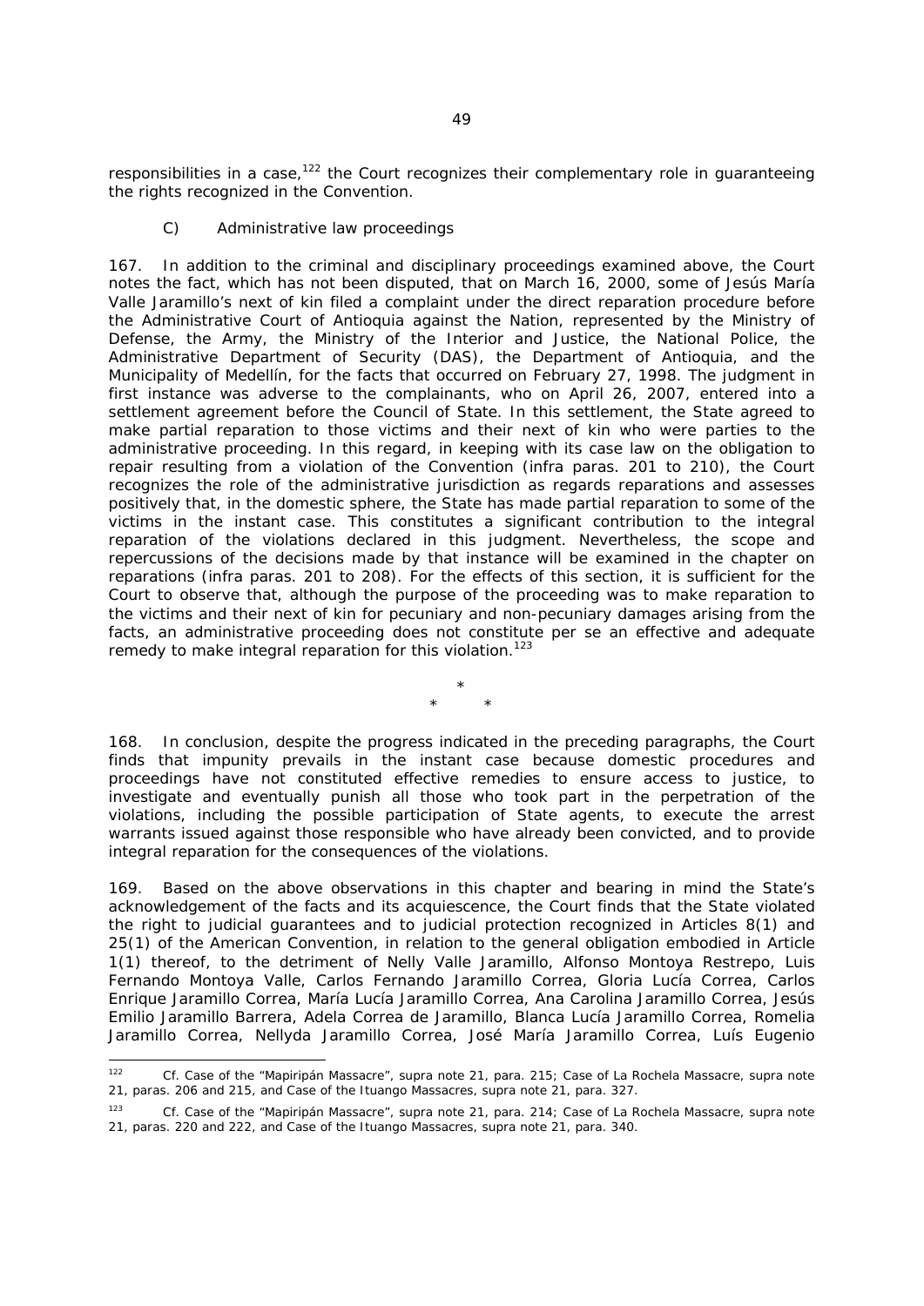responsibilities in a case,[122] the Court recognizes their complementary role in guaranteeing the rights recognized in the Convention.

C) Administrative law proceedings

167. In addition to the criminal and disciplinary proceedings examined above, the Court notes the fact, which has not been disputed, that on March 16, 2000, some of Jesús María Valle Jaramillo's next of kin filed a complaint under the direct reparation procedure before the Administrative Court of Antioquia against the Nation, represented by the Ministry of Defense, the Army, the Ministry of the Interior and Justice, the National Police, the Administrative Department of Security (DAS), the Department of Antioquia, and the Municipality of Medellín, for the facts that occurred on February 27, 1998. The judgment in first instance was adverse to the complainants, who on April 26, 2007, entered into a settlement agreement before the Council of State. In this settlement, the State agreed to make partial reparation to those victims and their next of kin who were parties to the administrative proceeding. In this regard, in keeping with its case law on the obligation to repair resulting from a violation of the Convention (*infra* paras. 201 to 210), the Court recognizes the role of the administrative jurisdiction as regards reparations and assesses positively that, in the domestic sphere, the State has made partial reparation to some of the victims in the instant case. This constitutes a significant contribution to the integral reparation of the violations declared in this judgment. Nevertheless, the scope and repercussions of the decisions made by that instance will be examined in the chapter on reparations (*infra* paras. 201 to 208). For the effects of this section, it is sufficient for the Court to observe that, although the purpose of the proceeding was to make reparation to the victims and their next of kin for pecuniary and non-pecuniary damages arising from the facts, an administrative proceeding does not constitute *per se* an effective and adequate remedy to make integral reparation for this violation.[123]

\*

\* \*

168. In conclusion, despite the progress indicated in the preceding paragraphs, the Court finds that impunity prevails in the instant case because domestic procedures and proceedings have not constituted effective remedies to ensure access to justice, to investigate and eventually punish all those who took part in the perpetration of the violations, including the possible participation of State agents, to execute the arrest warrants issued against those responsible who have already been convicted, and to provide integral reparation for the consequences of the violations.

169. Based on the above observations in this chapter and bearing in mind the State's acknowledgement of the facts and its acquiescence, the Court finds that the State violated the right to judicial guarantees and to judicial protection recognized in Articles 8(1) and 25(1) of the American Convention, in relation to the general obligation embodied in Article 1(1) thereof, to the detriment of Nelly Valle Jaramillo, Alfonso Montoya Restrepo, Luis Fernando Montoya Valle, Carlos Fernando Jaramillo Correa, Gloria Lucía Correa, Carlos Enrique Jaramillo Correa, María Lucía Jaramillo Correa, Ana Carolina Jaramillo Correa, Jesús Emilio Jaramillo Barrera, Adela Correa de Jaramillo, Blanca Lucía Jaramillo Correa, Romelia Jaramillo Correa, Nellyda Jaramillo Correa, José María Jaramillo Correa, Luís Eugenio

---

[122] *Cf. Case of the "Mapiripán Massacre", supra* note 21, para. 215; *Case of La Rochela Massacre, supra* note 21, paras. 206 and 215, and *Case of the Ituango Massacres, supra* note 21, para. 327.

[123] *Cf. Case of the "Mapiripán Massacre", supra* note 21, para. 214; *Case of La Rochela Massacre, supra* note 21, paras. 220 and 222, and *Case of the Ituango Massacres, supra* note 21, para. 340.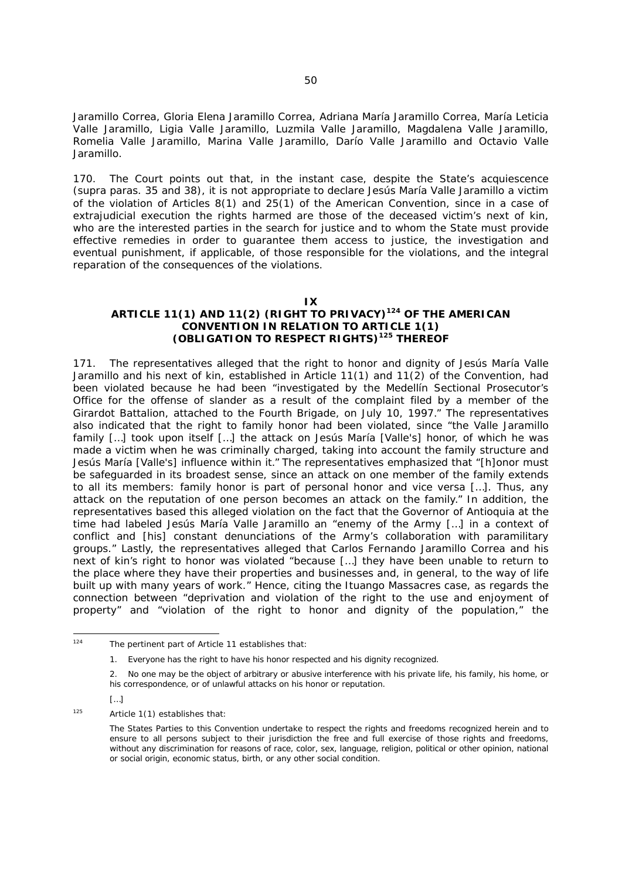Jaramillo Correa, Gloria Elena Jaramillo Correa, Adriana María Jaramillo Correa, María Leticia Valle Jaramillo, Ligia Valle Jaramillo, Luzmila Valle Jaramillo, Magdalena Valle Jaramillo, Romelia Valle Jaramillo, Marina Valle Jaramillo, Darío Valle Jaramillo and Octavio Valle Jaramillo.

170. The Court points out that, in the instant case, despite the State's acquiescence (*supra* paras. 35 and 38), it is not appropriate to declare Jesús María Valle Jaramillo a victim of the violation of Articles 8(1) and 25(1) of the American Convention, since in a case of extrajudicial execution the rights harmed are those of the deceased victim's next of kin, who are the interested parties in the search for justice and to whom the State must provide effective remedies in order to guarantee them access to justice, the investigation and eventual punishment, if applicable, of those responsible for the violations, and the integral reparation of the consequences of the violations.

## IX
## ARTICLE 11(1) AND 11(2) (RIGHT TO PRIVACY)[124] OF THE AMERICAN CONVENTION IN RELATION TO ARTICLE 1(1) (OBLIGATION TO RESPECT RIGHTS)[125] THEREOF

171. The representatives alleged that the right to honor and dignity of Jesús María Valle Jaramillo and his next of kin, established in Article 11(1) and 11(2) of the Convention, had been violated because he had been "investigated by the Medellín Sectional Prosecutor's Office for the offense of slander as a result of the complaint filed by a member of the Girardot Battalion, attached to the Fourth Brigade, on July 10, 1997." The representatives also indicated that the right to family honor had been violated, since "the Valle Jaramillo family […] took upon itself […] the attack on Jesús María [Valle's] honor, of which he was made a victim when he was criminally charged, taking into account the family structure and Jesús María [Valle's] influence within it." The representatives emphasized that "[h]onor must be safeguarded in its broadest sense, since an attack on one member of the family extends to all its members: family honor is part of personal honor and vice versa […]. Thus, any attack on the reputation of one person becomes an attack on the family." In addition, the representatives based this alleged violation on the fact that the Governor of Antioquia at the time had labeled Jesús María Valle Jaramillo an "enemy of the Army […] in a context of conflict and [his] constant denunciations of the Army's collaboration with paramilitary groups." Lastly, the representatives alleged that Carlos Fernando Jaramillo Correa and his next of kin's right to honor was violated "because […] they have been unable to return to the place where they have their properties and businesses and, in general, to the way of life built up with many years of work." Hence, citing the *Ituango Massacres* case, as regards the connection between "deprivation and violation of the right to the use and enjoyment of property" and "violation of the right to honor and dignity of the population," the

---

[124] The pertinent part of Article 11 establishes that:

1. Everyone has the right to have his honor respected and his dignity recognized.

2. No one may be the object of arbitrary or abusive interference with his private life, his family, his home, or his correspondence, or of unlawful attacks on his honor or reputation.

[…]

[125] Article 1(1) establishes that:

The States Parties to this Convention undertake to respect the rights and freedoms recognized herein and to ensure to all persons subject to their jurisdiction the free and full exercise of those rights and freedoms, without any discrimination for reasons of race, color, sex, language, religion, political or other opinion, national or social origin, economic status, birth, or any other social condition.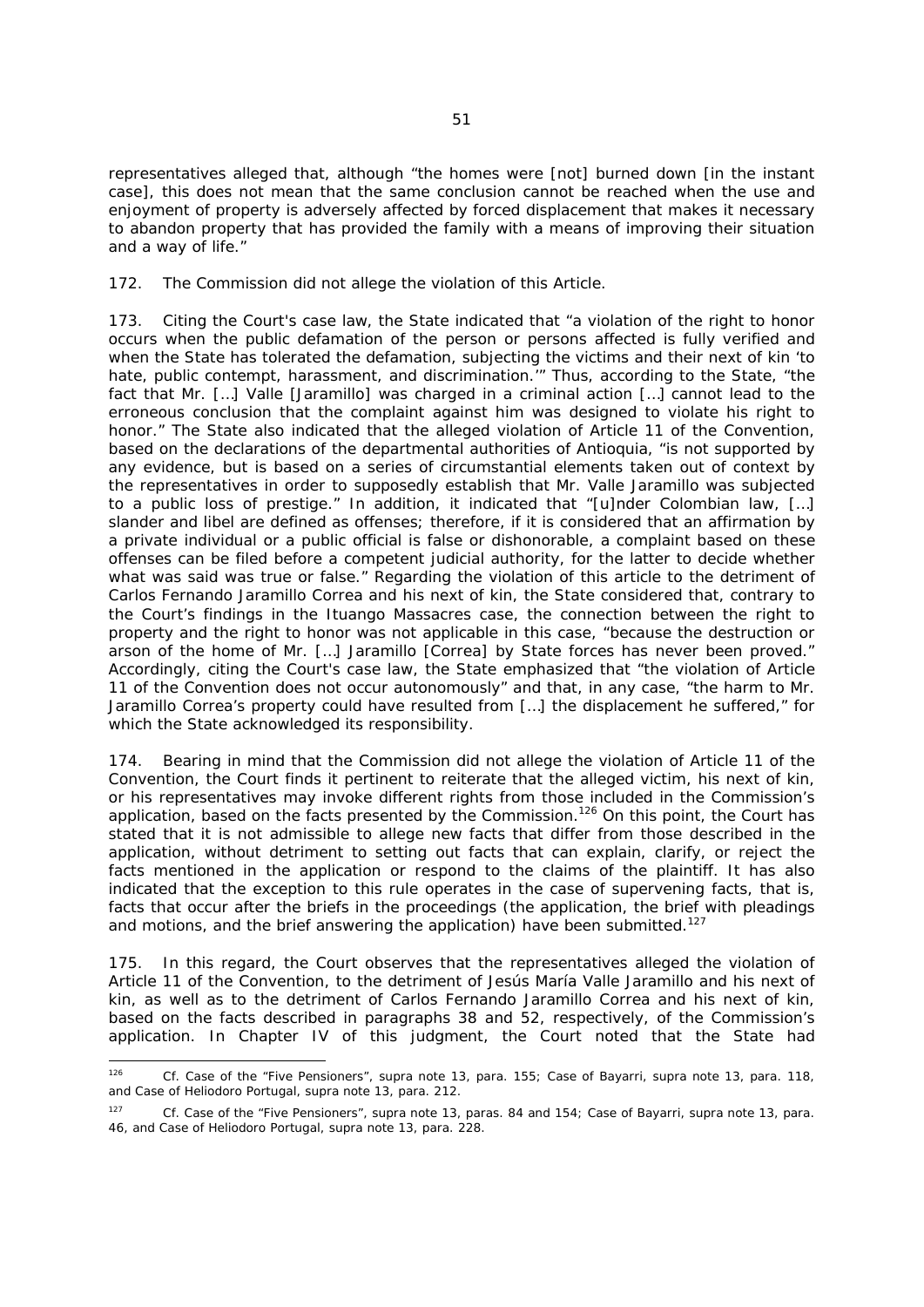representatives alleged that, although "the homes were [not] burned down [in the instant case], this does not mean that the same conclusion cannot be reached when the use and enjoyment of property is adversely affected by forced displacement that makes it necessary to abandon property that has provided the family with a means of improving their situation and a way of life."

172. The Commission did not allege the violation of this Article.

173. Citing the Court's case law, the State indicated that "a violation of the right to honor occurs when the public defamation of the person or persons affected is fully verified and when the State has tolerated the defamation, subjecting the victims and their next of kin 'to hate, public contempt, harassment, and discrimination.'" Thus, according to the State, "the fact that Mr. […] Valle [Jaramillo] was charged in a criminal action […] cannot lead to the erroneous conclusion that the complaint against him was designed to violate his right to honor." The State also indicated that the alleged violation of Article 11 of the Convention, based on the declarations of the departmental authorities of Antioquia, "is not supported by any evidence, but is based on a series of circumstantial elements taken out of context by the representatives in order to supposedly establish that Mr. Valle Jaramillo was subjected to a public loss of prestige." In addition, it indicated that "[u]nder Colombian law, […] slander and libel are defined as offenses; therefore, if it is considered that an affirmation by a private individual or a public official is false or dishonorable, a complaint based on these offenses can be filed before a competent judicial authority, for the latter to decide whether what was said was true or false." Regarding the violation of this article to the detriment of Carlos Fernando Jaramillo Correa and his next of kin, the State considered that, contrary to the Court's findings in the Ituango Massacres case, the connection between the right to property and the right to honor was not applicable in this case, "because the destruction or arson of the home of Mr. […] Jaramillo [Correa] by State forces has never been proved." Accordingly, citing the Court's case law, the State emphasized that "the violation of Article 11 of the Convention does not occur autonomously" and that, in any case, "the harm to Mr. Jaramillo Correa's property could have resulted from […] the displacement he suffered," for which the State acknowledged its responsibility.

174. Bearing in mind that the Commission did not allege the violation of Article 11 of the Convention, the Court finds it pertinent to reiterate that the alleged victim, his next of kin, or his representatives may invoke different rights from those included in the Commission's application, based on the facts presented by the Commission.[126] On this point, the Court has stated that it is not admissible to allege new facts that differ from those described in the application, without detriment to setting out facts that can explain, clarify, or reject the facts mentioned in the application or respond to the claims of the plaintiff. It has also indicated that the exception to this rule operates in the case of supervening facts, that is, facts that occur after the briefs in the proceedings (the application, the brief with pleadings and motions, and the brief answering the application) have been submitted.[127]

175. In this regard, the Court observes that the representatives alleged the violation of Article 11 of the Convention, to the detriment of Jesús María Valle Jaramillo and his next of kin, as well as to the detriment of Carlos Fernando Jaramillo Correa and his next of kin, based on the facts described in paragraphs 38 and 52, respectively, of the Commission's application. In Chapter IV of this judgment, the Court noted that the State had

[126] *Cf. Case of the "Five Pensioners", supra* note 13, para. 155; *Case of Bayarri, supra* note 13, para. 118, and *Case of Heliodoro Portugal, supra* note 13, para. 212.

[127] *Cf. Case of the "Five Pensioners", supra* note 13, paras. 84 and 154; *Case of Bayarri, supra* note 13, para. 46, and *Case of Heliodoro Portugal, supra* note 13, para. 228.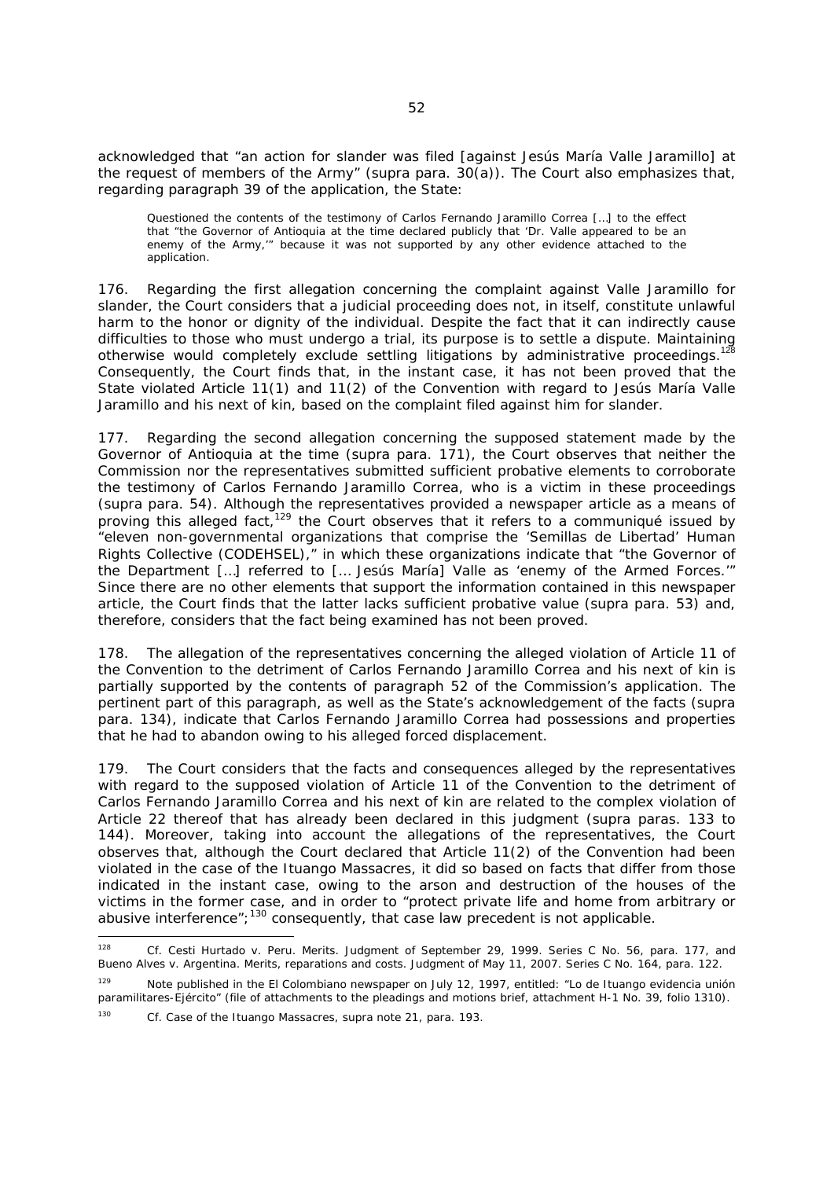acknowledged that "an action for slander was filed [against Jesús María Valle Jaramillo] at the request of members of the Army" (*supra* para. 30(a)). The Court also emphasizes that, regarding paragraph 39 of the application, the State:

> Questioned the contents of the testimony of Carlos Fernando Jaramillo Correa […] to the effect that "the Governor of Antioquia at the time declared publicly that 'Dr. Valle appeared to be an enemy of the Army,'" because it was not supported by any other evidence attached to the application.

176. Regarding the first allegation concerning the complaint against Valle Jaramillo for slander, the Court considers that a judicial proceeding does not, in itself, constitute unlawful harm to the honor or dignity of the individual. Despite the fact that it can indirectly cause difficulties to those who must undergo a trial, its purpose is to settle a dispute. Maintaining otherwise would completely exclude settling litigations by administrative proceedings.[128] Consequently, the Court finds that, in the instant case, it has not been proved that the State violated Article 11(1) and 11(2) of the Convention with regard to Jesús María Valle Jaramillo and his next of kin, based on the complaint filed against him for slander.

177. Regarding the second allegation concerning the supposed statement made by the Governor of Antioquia at the time (*supra* para. 171), the Court observes that neither the Commission nor the representatives submitted sufficient probative elements to corroborate the testimony of Carlos Fernando Jaramillo Correa, who is a victim in these proceedings (*supra* para. 54). Although the representatives provided a newspaper article as a means of proving this alleged fact,[129] the Court observes that it refers to a communiqué issued by "eleven non-governmental organizations that comprise the 'Semillas de Libertad' Human Rights Collective (CODEHSEL)," in which these organizations indicate that "the Governor of the Department […] referred to [… Jesús María] Valle as 'enemy of the Armed Forces.'" Since there are no other elements that support the information contained in this newspaper article, the Court finds that the latter lacks sufficient probative value (*supra* para. 53) and, therefore, considers that the fact being examined has not been proved.

178. The allegation of the representatives concerning the alleged violation of Article 11 of the Convention to the detriment of Carlos Fernando Jaramillo Correa and his next of kin is partially supported by the contents of paragraph 52 of the Commission's application. The pertinent part of this paragraph, as well as the State's acknowledgement of the facts (*supra* para. 134), indicate that Carlos Fernando Jaramillo Correa had possessions and properties that he had to abandon owing to his alleged forced displacement.

179. The Court considers that the facts and consequences alleged by the representatives with regard to the supposed violation of Article 11 of the Convention to the detriment of Carlos Fernando Jaramillo Correa and his next of kin are related to the complex violation of Article 22 thereof that has already been declared in this judgment (*supra* paras. 133 to 144). Moreover, taking into account the allegations of the representatives, the Court observes that, although the Court declared that Article 11(2) of the Convention had been violated in the case of the Ituango Massacres, it did so based on facts that differ from those indicated in the instant case, owing to the arson and destruction of the houses of the victims in the former case, and in order to "protect private life and home from arbitrary or abusive interference";[130] consequently, that case law precedent is not applicable.

---

[128] *Cf. Cesti Hurtado v. Peru. Merits.* Judgment of September 29, 1999. Series C No. 56, para. 177, and *Bueno Alves v. Argentina. Merits, reparations and costs.* Judgment of May 11, 2007. Series C No. 164, para. 122.

[129] Note published in the El Colombiano newspaper on July 12, 1997, entitled: "Lo de Ituango evidencia unión paramilitares-Ejército" (file of attachments to the pleadings and motions brief, attachment H-1 No. 39, folio 1310).

[130] *Cf. Case of the Ituango Massacres, supra* note 21, para. 193.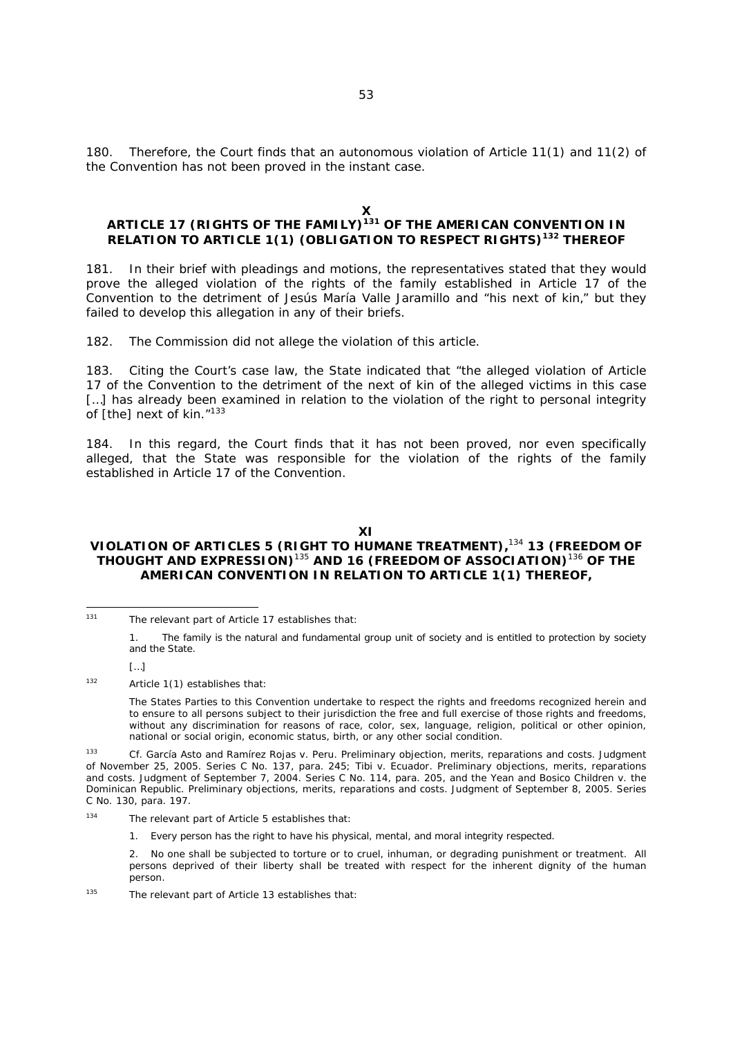180. Therefore, the Court finds that an autonomous violation of Article 11(1) and 11(2) of the Convention has not been proved in the instant case.

## X
## ARTICLE 17 (RIGHTS OF THE FAMILY)[131] OF THE AMERICAN CONVENTION IN RELATION TO ARTICLE 1(1) (OBLIGATION TO RESPECT RIGHTS)[132] THEREOF

181. In their brief with pleadings and motions, the representatives stated that they would prove the alleged violation of the rights of the family established in Article 17 of the Convention to the detriment of Jesús María Valle Jaramillo and "his next of kin," but they failed to develop this allegation in any of their briefs.

182. The Commission did not allege the violation of this article.

183. Citing the Court's case law, the State indicated that "the alleged violation of Article 17 of the Convention to the detriment of the next of kin of the alleged victims in this case […] has already been examined in relation to the violation of the right to personal integrity of [the] next of kin."[133]

184. In this regard, the Court finds that it has not been proved, nor even specifically alleged, that the State was responsible for the violation of the rights of the family established in Article 17 of the Convention.

## XI
## VIOLATION OF ARTICLES 5 (RIGHT TO HUMANE TREATMENT),[134] 13 (FREEDOM OF THOUGHT AND EXPRESSION)[135] AND 16 (FREEDOM OF ASSOCIATION)[136] OF THE AMERICAN CONVENTION IN RELATION TO ARTICLE 1(1) THEREOF,

---

[131] The relevant part of Article 17 establishes that:

> 1. The family is the natural and fundamental group unit of society and is entitled to protection by society and the State.
>
> […]

[132] Article 1(1) establishes that:

> The States Parties to this Convention undertake to respect the rights and freedoms recognized herein and to ensure to all persons subject to their jurisdiction the free and full exercise of those rights and freedoms, without any discrimination for reasons of race, color, sex, language, religion, political or other opinion, national or social origin, economic status, birth, or any other social condition.

[133] *Cf. García Asto and Ramírez Rojas v. Peru. Preliminary objection, merits, reparations and costs.* Judgment of November 25, 2005. Series C No. 137, para. 245; *Tibi v. Ecuador. Preliminary objections, merits, reparations and costs.* Judgment of September 7, 2004. Series C No. 114, para. 205, and the *Yean and Bosico Children v. the Dominican Republic. Preliminary objections, merits, reparations and costs.* Judgment of September 8, 2005. Series C No. 130, para. 197.

[134] The relevant part of Article 5 establishes that:

> 1. Every person has the right to have his physical, mental, and moral integrity respected.
>
> 2. No one shall be subjected to torture or to cruel, inhuman, or degrading punishment or treatment. All persons deprived of their liberty shall be treated with respect for the inherent dignity of the human person.

[135] The relevant part of Article 13 establishes that: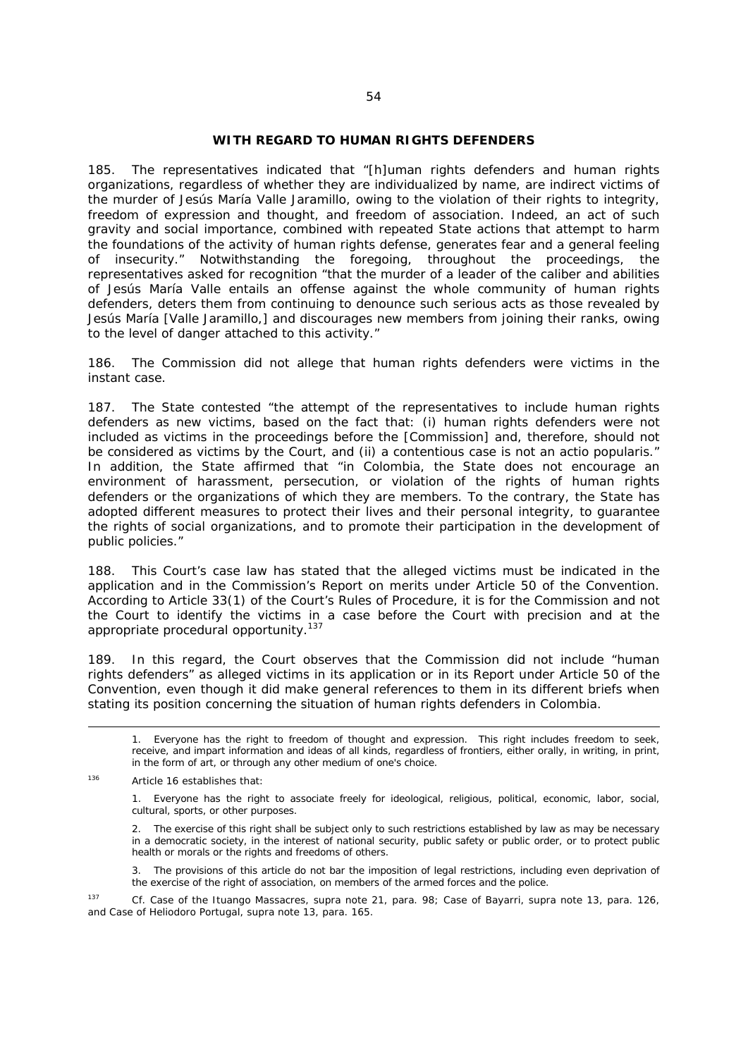**WITH REGARD TO HUMAN RIGHTS DEFENDERS**

185. The representatives indicated that "[h]uman rights defenders and human rights organizations, regardless of whether they are individualized by name, are indirect victims of the murder of Jesús María Valle Jaramillo, owing to the violation of their rights to integrity, freedom of expression and thought, and freedom of association. Indeed, an act of such gravity and social importance, combined with repeated State actions that attempt to harm the foundations of the activity of human rights defense, generates fear and a general feeling of insecurity." Notwithstanding the foregoing, throughout the proceedings, the representatives asked for recognition "that the murder of a leader of the caliber and abilities of Jesús María Valle entails an offense against the whole community of human rights defenders, deters them from continuing to denounce such serious acts as those revealed by Jesús María [Valle Jaramillo,] and discourages new members from joining their ranks, owing to the level of danger attached to this activity."

186. The Commission did not allege that human rights defenders were victims in the instant case.

187. The State contested "the attempt of the representatives to include human rights defenders as new victims, based on the fact that: (i) human rights defenders were not included as victims in the proceedings before the [Commission] and, therefore, should not be considered as victims by the Court, and (ii) a contentious case is not an *actio popularis*." In addition, the State affirmed that "in Colombia, the State does not encourage an environment of harassment, persecution, or violation of the rights of human rights defenders or the organizations of which they are members. To the contrary, the State has adopted different measures to protect their lives and their personal integrity, to guarantee the rights of social organizations, and to promote their participation in the development of public policies."

188. This Court's case law has stated that the alleged victims must be indicated in the application and in the Commission's Report on merits under Article 50 of the Convention. According to Article 33(1) of the Court's Rules of Procedure, it is for the Commission and not the Court to identify the victims in a case before the Court with precision and at the appropriate procedural opportunity.[137]

189. In this regard, the Court observes that the Commission did not include "human rights defenders" as alleged victims in its application or in its Report under Article 50 of the Convention, even though it did make general references to them in its different briefs when stating its position concerning the situation of human rights defenders in Colombia.

---

1. Everyone has the right to freedom of thought and expression. This right includes freedom to seek, receive, and impart information and ideas of all kinds, regardless of frontiers, either orally, in writing, in print, in the form of art, or through any other medium of one's choice.

[136] Article 16 establishes that:

1. Everyone has the right to associate freely for ideological, religious, political, economic, labor, social, cultural, sports, or other purposes.

2. The exercise of this right shall be subject only to such restrictions established by law as may be necessary in a democratic society, in the interest of national security, public safety or public order, or to protect public health or morals or the rights and freedoms of others.

3. The provisions of this article do not bar the imposition of legal restrictions, including even deprivation of the exercise of the right of association, on members of the armed forces and the police.

[137] *Cf. Case of the Ituango Massacres, supra* note 21, para. 98; *Case of Bayarri, supra* note 13, para. 126, and *Case of Heliodoro Portugal, supra* note 13, para. 165.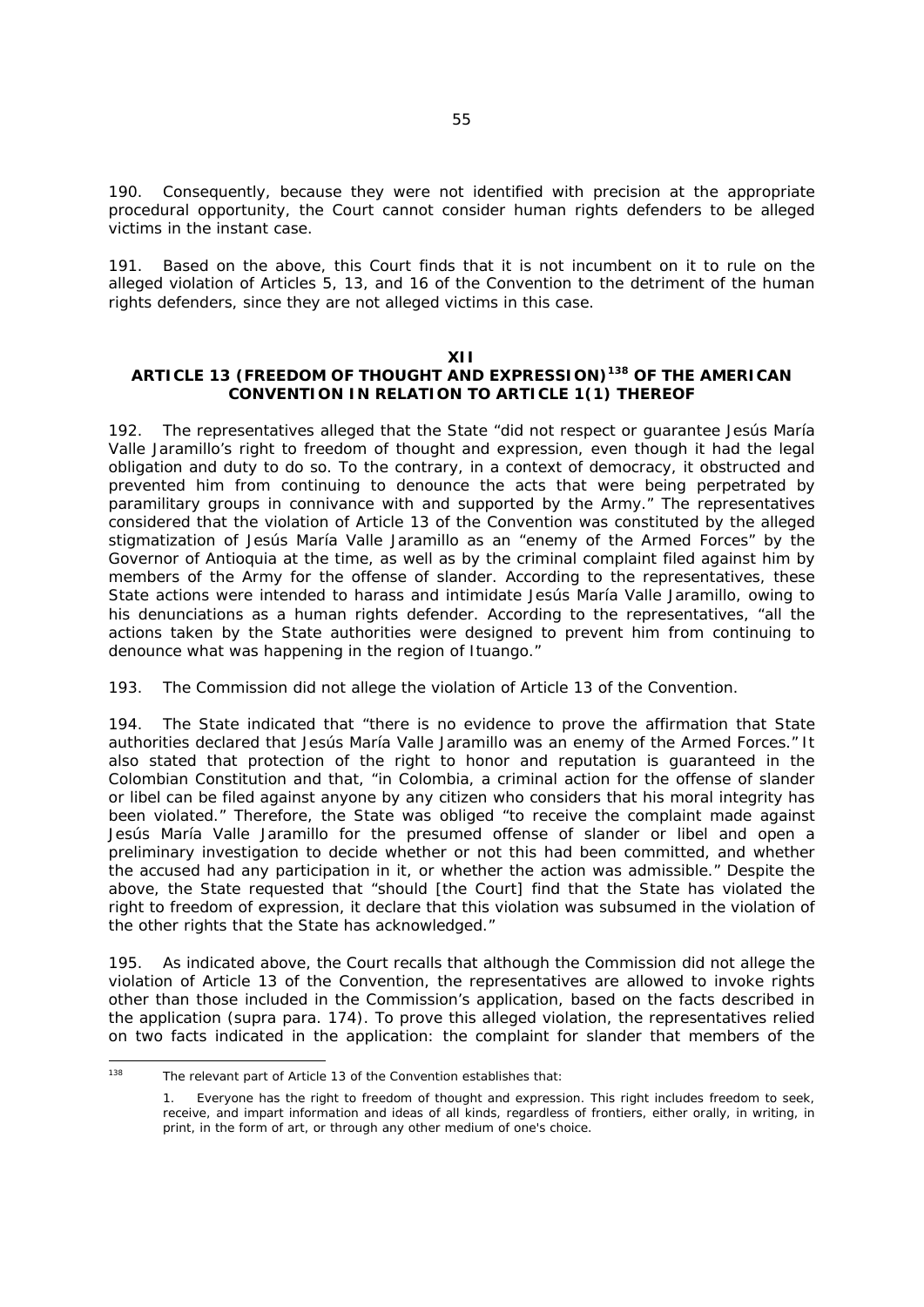190. Consequently, because they were not identified with precision at the appropriate procedural opportunity, the Court cannot consider human rights defenders to be alleged victims in the instant case.

191. Based on the above, this Court finds that it is not incumbent on it to rule on the alleged violation of Articles 5, 13, and 16 of the Convention to the detriment of the human rights defenders, since they are not alleged victims in this case.

## XII
## ARTICLE 13 (FREEDOM OF THOUGHT AND EXPRESSION)[138] OF THE AMERICAN CONVENTION IN RELATION TO ARTICLE 1(1) THEREOF

192. The representatives alleged that the State "did not respect or guarantee Jesús María Valle Jaramillo's right to freedom of thought and expression, even though it had the legal obligation and duty to do so. To the contrary, in a context of democracy, it obstructed and prevented him from continuing to denounce the acts that were being perpetrated by paramilitary groups in connivance with and supported by the Army." The representatives considered that the violation of Article 13 of the Convention was constituted by the alleged stigmatization of Jesús María Valle Jaramillo as an "enemy of the Armed Forces" by the Governor of Antioquia at the time, as well as by the criminal complaint filed against him by members of the Army for the offense of slander. According to the representatives, these State actions were intended to harass and intimidate Jesús María Valle Jaramillo, owing to his denunciations as a human rights defender. According to the representatives, "all the actions taken by the State authorities were designed to prevent him from continuing to denounce what was happening in the region of Ituango."

193. The Commission did not allege the violation of Article 13 of the Convention.

194. The State indicated that "there is no evidence to prove the affirmation that State authorities declared that Jesús María Valle Jaramillo was an enemy of the Armed Forces." It also stated that protection of the right to honor and reputation is guaranteed in the Colombian Constitution and that, "in Colombia, a criminal action for the offense of slander or libel can be filed against anyone by any citizen who considers that his moral integrity has been violated." Therefore, the State was obliged "to receive the complaint made against Jesús María Valle Jaramillo for the presumed offense of slander or libel and open a preliminary investigation to decide whether or not this had been committed, and whether the accused had any participation in it, or whether the action was admissible." Despite the above, the State requested that "should [the Court] find that the State has violated the right to freedom of expression, it declare that this violation was subsumed in the violation of the other rights that the State has acknowledged."

195. As indicated above, the Court recalls that although the Commission did not allege the violation of Article 13 of the Convention, the representatives are allowed to invoke rights other than those included in the Commission's application, based on the facts described in the application (*supra* para. 174). To prove this alleged violation, the representatives relied on two facts indicated in the application: the complaint for slander that members of the

---

[138] The relevant part of Article 13 of the Convention establishes that:

1. Everyone has the right to freedom of thought and expression. This right includes freedom to seek, receive, and impart information and ideas of all kinds, regardless of frontiers, either orally, in writing, in print, in the form of art, or through any other medium of one's choice.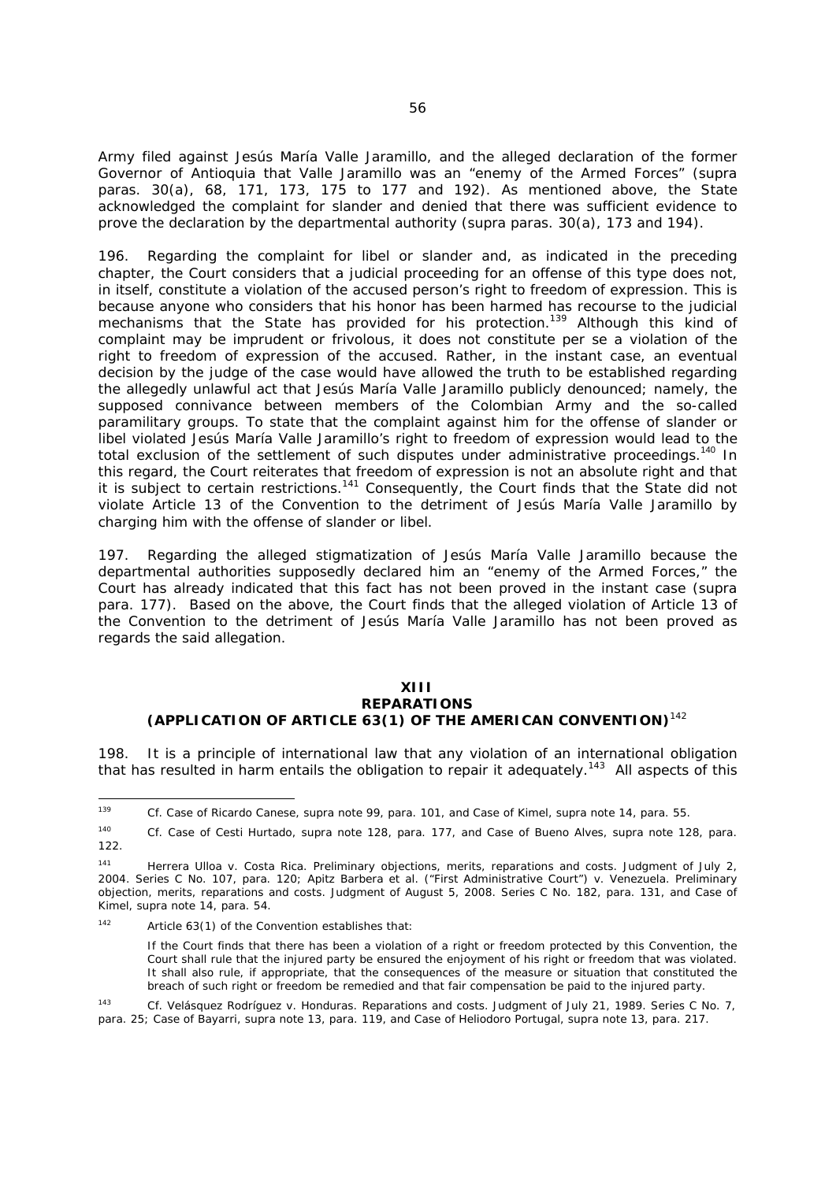Army filed against Jesús María Valle Jaramillo, and the alleged declaration of the former Governor of Antioquia that Valle Jaramillo was an "enemy of the Armed Forces" (*supra* paras. 30(a), 68, 171, 173, 175 to 177 and 192). As mentioned above, the State acknowledged the complaint for slander and denied that there was sufficient evidence to prove the declaration by the departmental authority (*supra* paras. 30(a), 173 and 194).

196. Regarding the complaint for libel or slander and, as indicated in the preceding chapter, the Court considers that a judicial proceeding for an offense of this type does not, in itself, constitute a violation of the accused person's right to freedom of expression. This is because anyone who considers that his honor has been harmed has recourse to the judicial mechanisms that the State has provided for his protection.[139] Although this kind of complaint may be imprudent or frivolous, it does not constitute *per se* a violation of the right to freedom of expression of the accused. Rather, in the instant case, an eventual decision by the judge of the case would have allowed the truth to be established regarding the allegedly unlawful act that Jesús María Valle Jaramillo publicly denounced; namely, the supposed connivance between members of the Colombian Army and the so-called paramilitary groups. To state that the complaint against him for the offense of slander or libel violated Jesús María Valle Jaramillo's right to freedom of expression would lead to the total exclusion of the settlement of such disputes under administrative proceedings.[140] In this regard, the Court reiterates that freedom of expression is not an absolute right and that it is subject to certain restrictions.[141] Consequently, the Court finds that the State did not violate Article 13 of the Convention to the detriment of Jesús María Valle Jaramillo by charging him with the offense of slander or libel.

197. Regarding the alleged stigmatization of Jesús María Valle Jaramillo because the departmental authorities supposedly declared him an "enemy of the Armed Forces," the Court has already indicated that this fact has not been proved in the instant case (*supra* para. 177). Based on the above, the Court finds that the alleged violation of Article 13 of the Convention to the detriment of Jesús María Valle Jaramillo has not been proved as regards the said allegation.

## XIII
## REPARATIONS
## (APPLICATION OF ARTICLE 63(1) OF THE AMERICAN CONVENTION)[142]

198. It is a principle of international law that any violation of an international obligation that has resulted in harm entails the obligation to repair it adequately.[143] All aspects of this

---

[139] *Cf. Case of Ricardo Canese, supra* note 99, para. 101, and *Case of Kimel, supra* note 14, para. 55.

[140] *Cf. Case of Cesti Hurtado, supra* note 128, para. 177, and *Case of Bueno Alves, supra* note 128, para. 122.

[141] *Herrera Ulloa v. Costa Rica. Preliminary objections, merits, reparations and costs.* Judgment of July 2, 2004. Series C No. 107, para. 120; *Apitz Barbera et al. ("First Administrative Court") v. Venezuela. Preliminary objection, merits, reparations and costs.* Judgment of August 5, 2008. Series C No. 182, para. 131, and *Case of Kimel, supra* note 14, para. 54.

[142] Article 63(1) of the Convention establishes that:

> If the Court finds that there has been a violation of a right or freedom protected by this Convention, the Court shall rule that the injured party be ensured the enjoyment of his right or freedom that was violated. It shall also rule, if appropriate, that the consequences of the measure or situation that constituted the breach of such right or freedom be remedied and that fair compensation be paid to the injured party.

[143] *Cf. Velásquez Rodríguez v. Honduras. Reparations and costs.* Judgment of July 21, 1989. Series C No. 7, para. 25; *Case of Bayarri, supra* note 13, para. 119, and *Case of Heliodoro Portugal, supra* note 13, para. 217.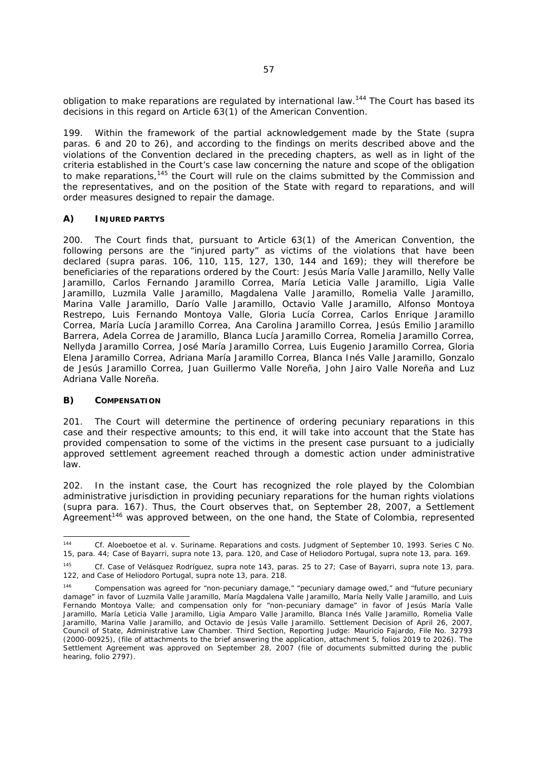obligation to make reparations are regulated by international law.[144] The Court has based its decisions in this regard on Article 63(1) of the American Convention.

199. Within the framework of the partial acknowledgement made by the State (*supra* paras. 6 and 20 to 26), and according to the findings on merits described above and the violations of the Convention declared in the preceding chapters, as well as in light of the criteria established in the Court's case law concerning the nature and scope of the obligation to make reparations,[145] the Court will rule on the claims submitted by the Commission and the representatives, and on the position of the State with regard to reparations, and will order measures designed to repair the damage.

## A) INJURED PARTYS

200. The Court finds that, pursuant to Article 63(1) of the American Convention, the following persons are the "injured party" as victims of the violations that have been declared (*supra* paras. 106, 110, 115, 127, 130, 144 and 169); they will therefore be beneficiaries of the reparations ordered by the Court: Jesús María Valle Jaramillo, Nelly Valle Jaramillo, Carlos Fernando Jaramillo Correa, María Leticia Valle Jaramillo, Ligia Valle Jaramillo, Luzmila Valle Jaramillo, Magdalena Valle Jaramillo, Romelia Valle Jaramillo, Marina Valle Jaramillo, Darío Valle Jaramillo, Octavio Valle Jaramillo, Alfonso Montoya Restrepo, Luis Fernando Montoya Valle, Gloria Lucía Correa, Carlos Enrique Jaramillo Correa, María Lucía Jaramillo Correa, Ana Carolina Jaramillo Correa, Jesús Emilio Jaramillo Barrera, Adela Correa de Jaramillo, Blanca Lucía Jaramillo Correa, Romelia Jaramillo Correa, Nellyda Jaramillo Correa, José María Jaramillo Correa, Luis Eugenio Jaramillo Correa, Gloria Elena Jaramillo Correa, Adriana María Jaramillo Correa, Blanca Inés Valle Jaramillo, Gonzalo de Jesús Jaramillo Correa, Juan Guillermo Valle Noreña, John Jairo Valle Noreña and Luz Adriana Valle Noreña.

## B) COMPENSATION

201. The Court will determine the pertinence of ordering pecuniary reparations in this case and their respective amounts; to this end, it will take into account that the State has provided compensation to some of the victims in the present case pursuant to a judicially approved settlement agreement reached through a domestic action under administrative law.

202. In the instant case, the Court has recognized the role played by the Colombian administrative jurisdiction in providing pecuniary reparations for the human rights violations (*supra* para. 167). Thus, the Court observes that, on September 28, 2007, a Settlement Agreement[146] was approved between, on the one hand, the State of Colombia, represented

---

[144] *Cf. Aloeboetoe et al. v. Suriname. Reparations and costs.* Judgment of September 10, 1993. Series C No. 15, para. 44; *Case of Bayarri, supra* note 13, para. 120, and *Case of Heliodoro Portugal, supra* note 13, para. 169.

[145] *Cf. Case of Velásquez Rodríguez, supra* note 143, paras. 25 to 27; *Case of Bayarri, supra* note 13, para. 122, and *Case of Heliodoro Portugal, supra* note 13, para. 218.

[146] Compensation was agreed for "non-pecuniary damage," "pecuniary damage owed," and "future pecuniary damage" in favor of Luzmila Valle Jaramillo, María Magdalena Valle Jaramillo, María Nelly Valle Jaramillo, and Luis Fernando Montoya Valle; and compensation only for "non-pecuniary damage" in favor of Jesús María Valle Jaramillo, María Leticia Valle Jaramillo, Ligia Amparo Valle Jaramillo, Blanca Inés Valle Jaramillo, Romelia Valle Jaramillo, Marina Valle Jaramillo, and Octavio de Jesús Valle Jaramillo. Settlement Decision of April 26, 2007, Council of State, Administrative Law Chamber. Third Section, Reporting Judge: Mauricio Fajardo, File No. 32793 (2000-00925), (file of attachments to the brief answering the application, attachment 5, folios 2019 to 2026). The Settlement Agreement was approved on September 28, 2007 (file of documents submitted during the public hearing, folio 2797).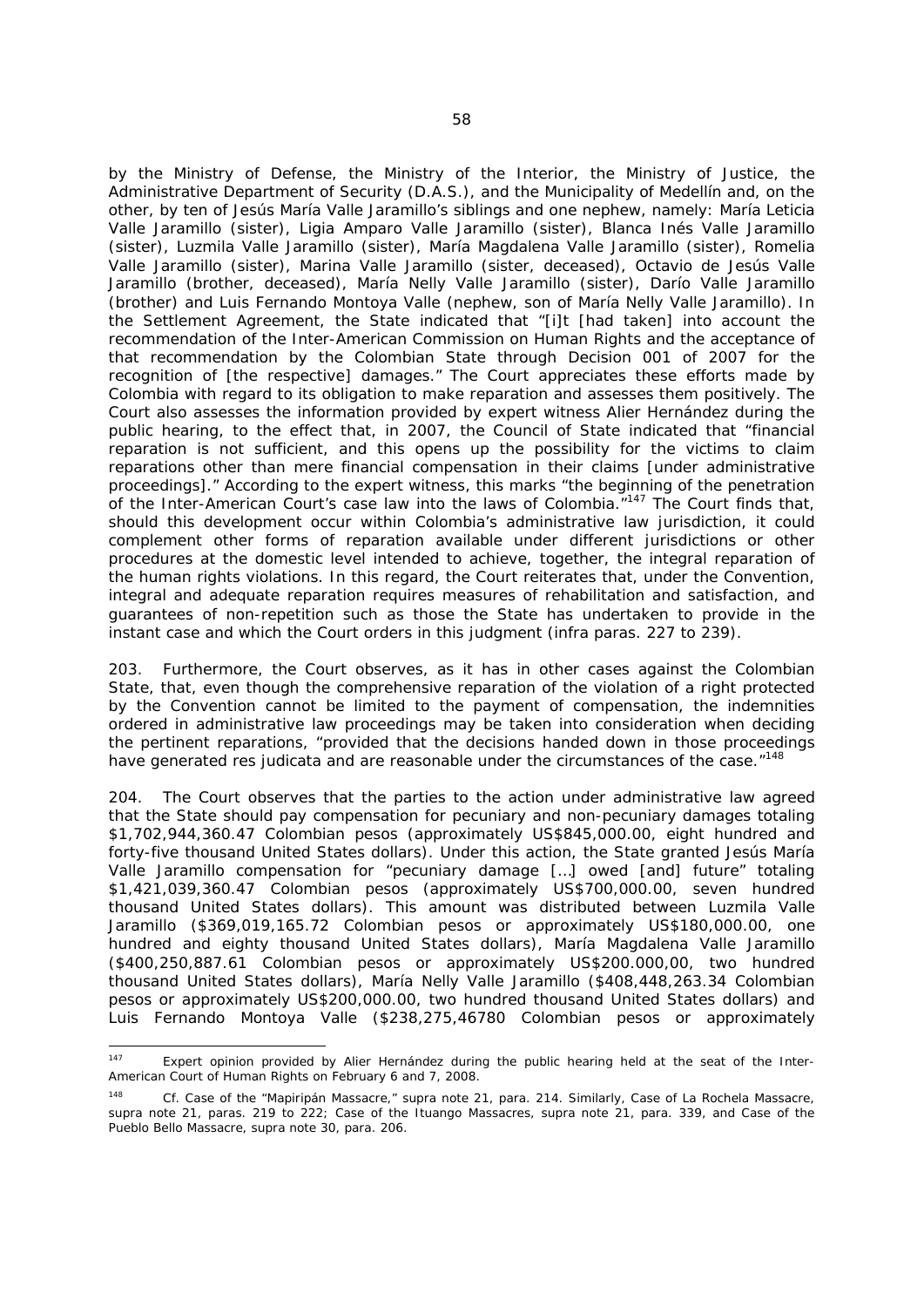by the Ministry of Defense, the Ministry of the Interior, the Ministry of Justice, the Administrative Department of Security (D.A.S.), and the Municipality of Medellín and, on the other, by ten of Jesús María Valle Jaramillo's siblings and one nephew, namely: María Leticia Valle Jaramillo (sister), Ligia Amparo Valle Jaramillo (sister), Blanca Inés Valle Jaramillo (sister), Luzmila Valle Jaramillo (sister), María Magdalena Valle Jaramillo (sister), Romelia Valle Jaramillo (sister), Marina Valle Jaramillo (sister, deceased), Octavio de Jesús Valle Jaramillo (brother, deceased), María Nelly Valle Jaramillo (sister), Darío Valle Jaramillo (brother) and Luis Fernando Montoya Valle (nephew, son of María Nelly Valle Jaramillo). In the Settlement Agreement, the State indicated that "[i]t [had taken] into account the recommendation of the Inter-American Commission on Human Rights and the acceptance of that recommendation by the Colombian State through Decision 001 of 2007 for the recognition of [the respective] damages." The Court appreciates these efforts made by Colombia with regard to its obligation to make reparation and assesses them positively. The Court also assesses the information provided by expert witness Alier Hernández during the public hearing, to the effect that, in 2007, the Council of State indicated that "financial reparation is not sufficient, and this opens up the possibility for the victims to claim reparations other than mere financial compensation in their claims [under administrative proceedings]." According to the expert witness, this marks "the beginning of the penetration of the Inter-American Court's case law into the laws of Colombia."[147] The Court finds that, should this development occur within Colombia's administrative law jurisdiction, it could complement other forms of reparation available under different jurisdictions or other procedures at the domestic level intended to achieve, together, the integral reparation of the human rights violations. In this regard, the Court reiterates that, under the Convention, integral and adequate reparation requires measures of rehabilitation and satisfaction, and guarantees of non-repetition such as those the State has undertaken to provide in the instant case and which the Court orders in this judgment (*infra* paras. 227 to 239).

203. Furthermore, the Court observes, as it has in other cases against the Colombian State, that, even though the comprehensive reparation of the violation of a right protected by the Convention cannot be limited to the payment of compensation, the indemnities ordered in administrative law proceedings may be taken into consideration when deciding the pertinent reparations, "provided that the decisions handed down in those proceedings have generated *res judicata* and are reasonable under the circumstances of the case."[148]

204. The Court observes that the parties to the action under administrative law agreed that the State should pay compensation for pecuniary and non-pecuniary damages totaling $1,702,944,360.47 Colombian pesos (approximately US$845,000.00, eight hundred and forty-five thousand United States dollars). Under this action, the State granted Jesús María Valle Jaramillo compensation for "pecuniary damage […] owed [and] future" totaling $1,421,039,360.47 Colombian pesos (approximately US$700,000.00, seven hundred thousand United States dollars). This amount was distributed between Luzmila Valle Jaramillo ($369,019,165.72 Colombian pesos or approximately US$180,000.00, one hundred and eighty thousand United States dollars), María Magdalena Valle Jaramillo ($400,250,887.61 Colombian pesos or approximately US$200.000,00, two hundred thousand United States dollars), María Nelly Valle Jaramillo ($408,448,263.34 Colombian pesos or approximately US$200,000.00, two hundred thousand United States dollars) and Luis Fernando Montoya Valle ($238,275,46780 Colombian pesos or approximately

---

[147] Expert opinion provided by Alier Hernández during the public hearing held at the seat of the Inter-American Court of Human Rights on February 6 and 7, 2008.

[148] *Cf. Case of the "Mapiripán Massacre," supra* note 21, para. 214. Similarly, *Case of La Rochela Massacre, supra* note 21, paras. 219 to 222; *Case of the Ituango Massacres, supra* note 21, para. 339, and *Case of the Pueblo Bello Massacre, supra* note 30, para. 206.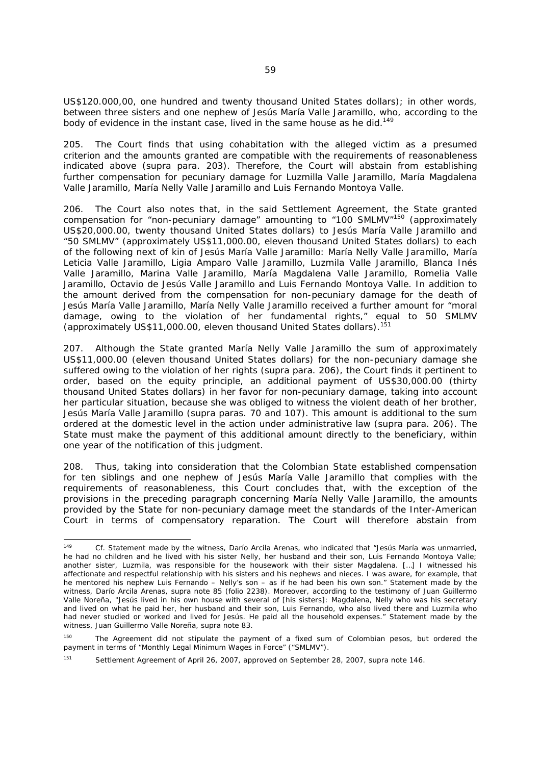US$120.000,00, one hundred and twenty thousand United States dollars); in other words, between three sisters and one nephew of Jesús María Valle Jaramillo, who, according to the body of evidence in the instant case, lived in the same house as he did.[149]

205. The Court finds that using cohabitation with the alleged victim as a presumed criterion and the amounts granted are compatible with the requirements of reasonableness indicated above (*supra* para. 203). Therefore, the Court will abstain from establishing further compensation for pecuniary damage for Luzmilla Valle Jaramillo, María Magdalena Valle Jaramillo, María Nelly Valle Jaramillo and Luis Fernando Montoya Valle.

206. The Court also notes that, in the said Settlement Agreement, the State granted compensation for "non-pecuniary damage" amounting to "100 SMLMV"[150] (approximately US$20,000.00, twenty thousand United States dollars) to Jesús María Valle Jaramillo and "50 SMLMV" (approximately US$11,000.00, eleven thousand United States dollars) to each of the following next of kin of Jesús María Valle Jaramillo: María Nelly Valle Jaramillo, María Leticia Valle Jaramillo, Ligia Amparo Valle Jaramillo, Luzmila Valle Jaramillo, Blanca Inés Valle Jaramillo, Marina Valle Jaramillo, María Magdalena Valle Jaramillo, Romelia Valle Jaramillo, Octavio de Jesús Valle Jaramillo and Luis Fernando Montoya Valle. In addition to the amount derived from the compensation for non-pecuniary damage for the death of Jesús María Valle Jaramillo, María Nelly Valle Jaramillo received a further amount for "moral damage, owing to the violation of her fundamental rights," equal to 50 SMLMV (approximately US$11,000.00, eleven thousand United States dollars).[151]

207. Although the State granted María Nelly Valle Jaramillo the sum of approximately US$11,000.00 (eleven thousand United States dollars) for the non-pecuniary damage she suffered owing to the violation of her rights (*supra* para. 206), the Court finds it pertinent to order, based on the equity principle, an additional payment of US$30,000.00 (thirty thousand United States dollars) in her favor for non-pecuniary damage, taking into account her particular situation, because she was obliged to witness the violent death of her brother, Jesús María Valle Jaramillo (*supra* paras. 70 and 107). This amount is additional to the sum ordered at the domestic level in the action under administrative law (*supra* para. 206). The State must make the payment of this additional amount directly to the beneficiary, within one year of the notification of this judgment.

208. Thus, taking into consideration that the Colombian State established compensation for ten siblings and one nephew of Jesús María Valle Jaramillo that complies with the requirements of reasonableness, this Court concludes that, with the exception of the provisions in the preceding paragraph concerning María Nelly Valle Jaramillo, the amounts provided by the State for non-pecuniary damage meet the standards of the Inter-American Court in terms of compensatory reparation. The Court will therefore abstain from

---

[149] *Cf.* Statement made by the witness, Darío Arcila Arenas, who indicated that "Jesús María was unmarried, he had no children and he lived with his sister Nelly, her husband and their son, Luis Fernando Montoya Valle; another sister, Luzmila, was responsible for the housework with their sister Magdalena. […] I witnessed his affectionate and respectful relationship with his sisters and his nephews and nieces. I was aware, for example, that he mentored his nephew Luis Fernando – Nelly's son – as if he had been his own son." Statement made by the witness, Darío Arcila Arenas, *supra* note 85 (folio 2238). Moreover, according to the testimony of Juan Guillermo Valle Noreña, "Jesús lived in his own house with several of [his sisters]: Magdalena, Nelly who was his secretary and lived on what he paid her, her husband and their son, Luis Fernando, who also lived there and Luzmila who had never studied or worked and lived for Jesús. He paid all the household expenses." Statement made by the witness, Juan Guillermo Valle Noreña, *supra* note 83.

[150] The Agreement did not stipulate the payment of a fixed sum of Colombian pesos, but ordered the payment in terms of "Monthly Legal Minimum Wages in Force" ("SMLMV").

[151] Settlement Agreement of April 26, 2007, approved on September 28, 2007, *supra* note 146.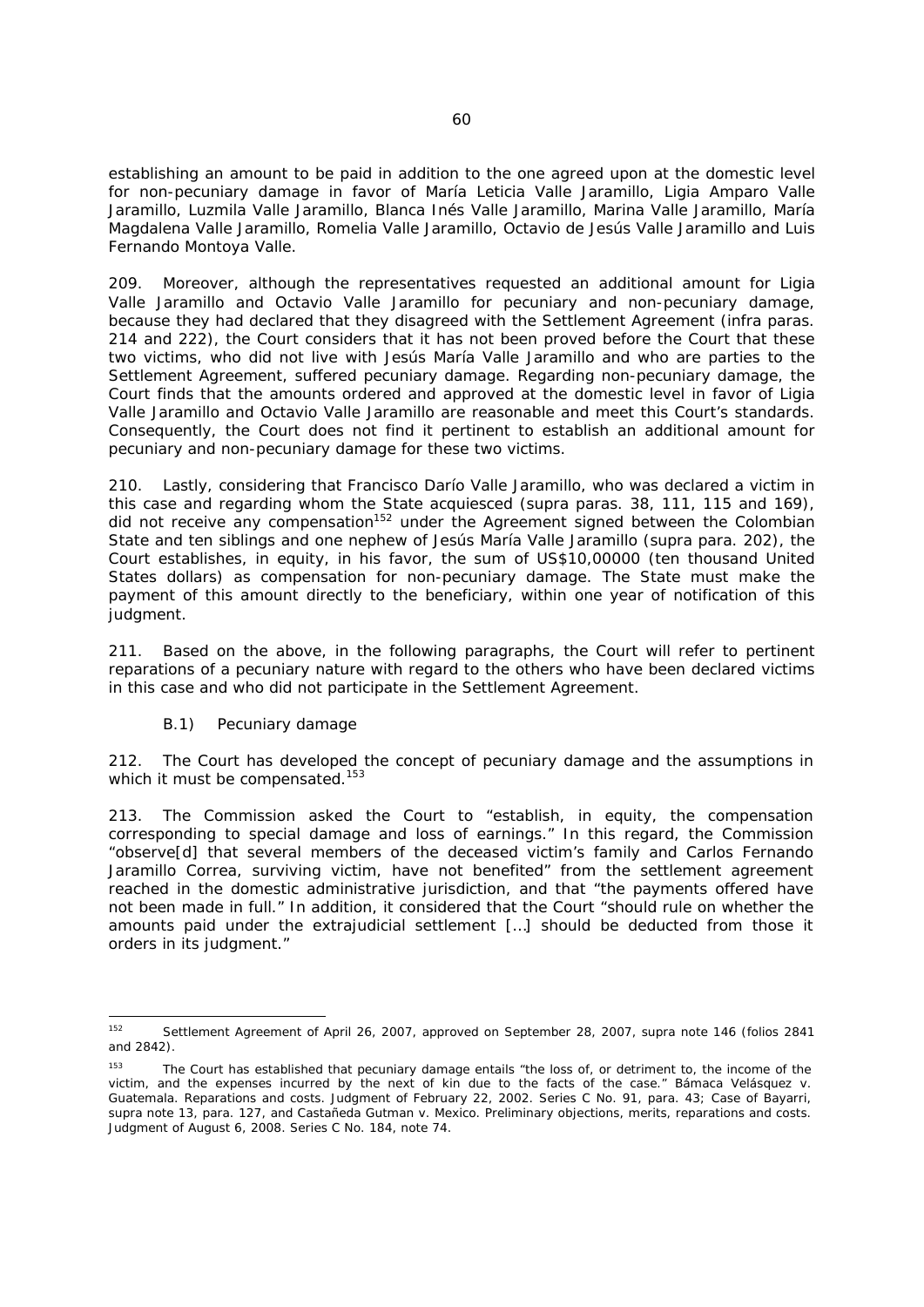establishing an amount to be paid in addition to the one agreed upon at the domestic level for non-pecuniary damage in favor of María Leticia Valle Jaramillo, Ligia Amparo Valle Jaramillo, Luzmila Valle Jaramillo, Blanca Inés Valle Jaramillo, Marina Valle Jaramillo, María Magdalena Valle Jaramillo, Romelia Valle Jaramillo, Octavio de Jesús Valle Jaramillo and Luis Fernando Montoya Valle.

209. Moreover, although the representatives requested an additional amount for Ligia Valle Jaramillo and Octavio Valle Jaramillo for pecuniary and non-pecuniary damage, because they had declared that they disagreed with the Settlement Agreement (*infra* paras. 214 and 222), the Court considers that it has not been proved before the Court that these two victims, who did not live with Jesús María Valle Jaramillo and who are parties to the Settlement Agreement, suffered pecuniary damage. Regarding non-pecuniary damage, the Court finds that the amounts ordered and approved at the domestic level in favor of Ligia Valle Jaramillo and Octavio Valle Jaramillo are reasonable and meet this Court's standards. Consequently, the Court does not find it pertinent to establish an additional amount for pecuniary and non-pecuniary damage for these two victims.

210. Lastly, considering that Francisco Darío Valle Jaramillo, who was declared a victim in this case and regarding whom the State acquiesced (*supra* paras. 38, 111, 115 and 169), did not receive any compensation[152] under the Agreement signed between the Colombian State and ten siblings and one nephew of Jesús María Valle Jaramillo (*supra* para. 202), the Court establishes, in equity, in his favor, the sum of US$10,00000 (ten thousand United States dollars) as compensation for non-pecuniary damage. The State must make the payment of this amount directly to the beneficiary, within one year of notification of this judgment.

211. Based on the above, in the following paragraphs, the Court will refer to pertinent reparations of a pecuniary nature with regard to the others who have been declared victims in this case and who did not participate in the Settlement Agreement.

*B.1) Pecuniary damage*

212. The Court has developed the concept of pecuniary damage and the assumptions in which it must be compensated.[153]

213. The Commission asked the Court to "establish, in equity, the compensation corresponding to special damage and loss of earnings." In this regard, the Commission "observe[d] that several members of the deceased victim's family and Carlos Fernando Jaramillo Correa, surviving victim, have not benefited" from the settlement agreement reached in the domestic administrative jurisdiction, and that "the payments offered have not been made in full." In addition, it considered that the Court "should rule on whether the amounts paid under the extrajudicial settlement [...] should be deducted from those it orders in its judgment."

---

[152] Settlement Agreement of April 26, 2007, approved on September 28, 2007, *supra* note 146 (folios 2841 and 2842).

[153] The Court has established that pecuniary damage entails "the loss of, or detriment to, the income of the victim, and the expenses incurred by the next of kin due to the facts of the case." *Bámaca Velásquez v. Guatemala. Reparations and costs*. Judgment of February 22, 2002. Series C No. 91, para. 43; *Case of Bayarri, supra* note 13, para. 127, and *Castañeda Gutman v. Mexico. Preliminary objections, merits, reparations and costs*. Judgment of August 6, 2008. Series C No. 184, note 74.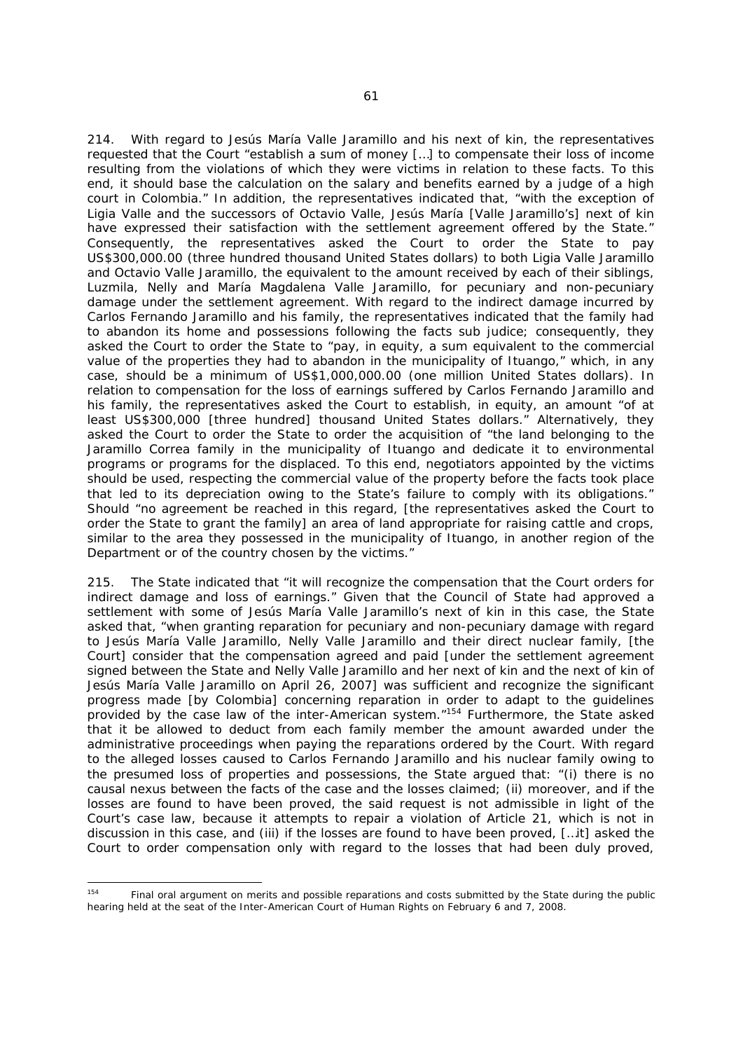214. With regard to Jesús María Valle Jaramillo and his next of kin, the representatives requested that the Court "establish a sum of money […] to compensate their loss of income resulting from the violations of which they were victims in relation to these facts. To this end, it should base the calculation on the salary and benefits earned by a judge of a high court in Colombia." In addition, the representatives indicated that, "with the exception of Ligia Valle and the successors of Octavio Valle, Jesús María [Valle Jaramillo's] next of kin have expressed their satisfaction with the settlement agreement offered by the State." Consequently, the representatives asked the Court to order the State to pay US$300,000.00 (three hundred thousand United States dollars) to both Ligia Valle Jaramillo and Octavio Valle Jaramillo, the equivalent to the amount received by each of their siblings, Luzmila, Nelly and María Magdalena Valle Jaramillo, for pecuniary and non-pecuniary damage under the settlement agreement. With regard to the indirect damage incurred by Carlos Fernando Jaramillo and his family, the representatives indicated that the family had to abandon its home and possessions following the facts *sub judice*; consequently, they asked the Court to order the State to "pay, in equity, a sum equivalent to the commercial value of the properties they had to abandon in the municipality of Ituango," which, in any case, should be a minimum of US$1,000,000.00 (one million United States dollars). In relation to compensation for the loss of earnings suffered by Carlos Fernando Jaramillo and his family, the representatives asked the Court to establish, in equity, an amount "of at least US$300,000 [three hundred] thousand United States dollars." Alternatively, they asked the Court to order the State to order the acquisition of "the land belonging to the Jaramillo Correa family in the municipality of Ituango and dedicate it to environmental programs or programs for the displaced. To this end, negotiators appointed by the victims should be used, respecting the commercial value of the property before the facts took place that led to its depreciation owing to the State's failure to comply with its obligations." Should "no agreement be reached in this regard, [the representatives asked the Court to order the State to grant the family] an area of land appropriate for raising cattle and crops, similar to the area they possessed in the municipality of Ituango, in another region of the Department or of the country chosen by the victims."

215. The State indicated that "it will recognize the compensation that the Court orders for indirect damage and loss of earnings." Given that the Council of State had approved a settlement with some of Jesús María Valle Jaramillo's next of kin in this case, the State asked that, "when granting reparation for pecuniary and non-pecuniary damage with regard to Jesús María Valle Jaramillo, Nelly Valle Jaramillo and their direct nuclear family, [the Court] consider that the compensation agreed and paid [under the settlement agreement signed between the State and Nelly Valle Jaramillo and her next of kin and the next of kin of Jesús María Valle Jaramillo on April 26, 2007] was sufficient and recognize the significant progress made [by Colombia] concerning reparation in order to adapt to the guidelines provided by the case law of the inter-American system."[154] Furthermore, the State asked that it be allowed to deduct from each family member the amount awarded under the administrative proceedings when paying the reparations ordered by the Court. With regard to the alleged losses caused to Carlos Fernando Jaramillo and his nuclear family owing to the presumed loss of properties and possessions, the State argued that: "(i) there is no causal nexus between the facts of the case and the losses claimed; (ii) moreover, and if the losses are found to have been proved, the said request is not admissible in light of the Court's case law, because it attempts to repair a violation of Article 21, which is not in discussion in this case, and (iii) if the losses are found to have been proved, […it] asked the Court to order compensation only with regard to the losses that had been duly proved,

---

[154] Final oral argument on merits and possible reparations and costs submitted by the State during the public hearing held at the seat of the Inter-American Court of Human Rights on February 6 and 7, 2008.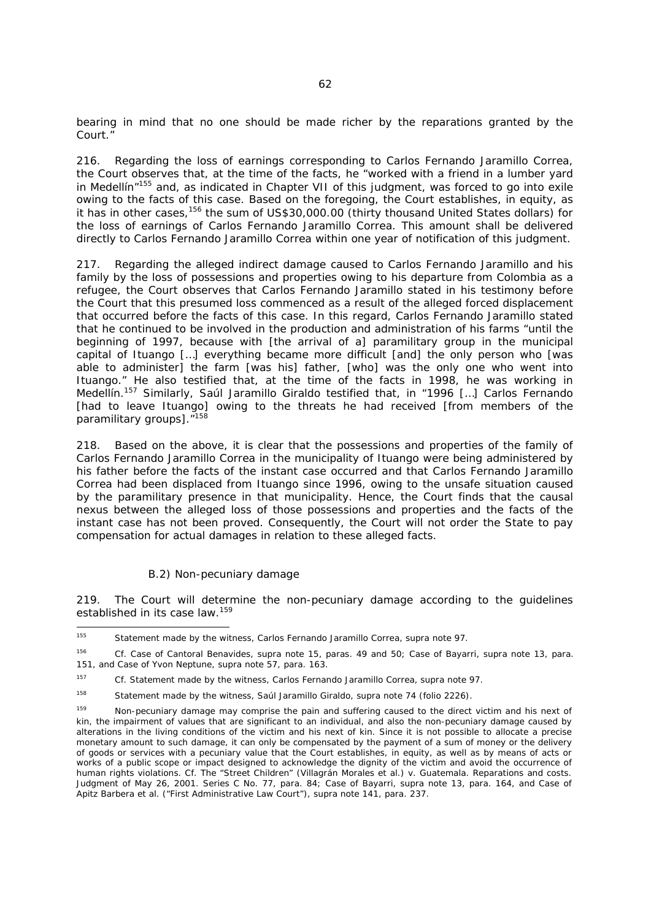bearing in mind that no one should be made richer by the reparations granted by the Court."

216. Regarding the loss of earnings corresponding to Carlos Fernando Jaramillo Correa, the Court observes that, at the time of the facts, he "worked with a friend in a lumber yard in Medellín"[155] and, as indicated in Chapter VII of this judgment, was forced to go into exile owing to the facts of this case. Based on the foregoing, the Court establishes, in equity, as it has in other cases,[156] the sum of US$30,000.00 (thirty thousand United States dollars) for the loss of earnings of Carlos Fernando Jaramillo Correa. This amount shall be delivered directly to Carlos Fernando Jaramillo Correa within one year of notification of this judgment.

217. Regarding the alleged indirect damage caused to Carlos Fernando Jaramillo and his family by the loss of possessions and properties owing to his departure from Colombia as a refugee, the Court observes that Carlos Fernando Jaramillo stated in his testimony before the Court that this presumed loss commenced as a result of the alleged forced displacement that occurred before the facts of this case. In this regard, Carlos Fernando Jaramillo stated that he continued to be involved in the production and administration of his farms "until the beginning of 1997, because with [the arrival of a] paramilitary group in the municipal capital of Ituango […] everything became more difficult [and] the only person who [was able to administer] the farm [was his] father, [who] was the only one who went into Ituango." He also testified that, at the time of the facts in 1998, he was working in Medellín.[157] Similarly, Saúl Jaramillo Giraldo testified that, in "1996 […] Carlos Fernando [had to leave Ituango] owing to the threats he had received [from members of the paramilitary groups]."[158]

218. Based on the above, it is clear that the possessions and properties of the family of Carlos Fernando Jaramillo Correa in the municipality of Ituango were being administered by his father before the facts of the instant case occurred and that Carlos Fernando Jaramillo Correa had been displaced from Ituango since 1996, owing to the unsafe situation caused by the paramilitary presence in that municipality. Hence, the Court finds that the causal nexus between the alleged loss of those possessions and properties and the facts of the instant case has not been proved. Consequently, the Court will not order the State to pay compensation for actual damages in relation to these alleged facts.

*B.2) Non-pecuniary damage*

219. The Court will determine the non-pecuniary damage according to the guidelines established in its case law.[159]

---

[155] Statement made by the witness, Carlos Fernando Jaramillo Correa, *supra* note 97.

[156] *Cf. Case of Cantoral Benavides*, *supra* note 15, paras. 49 and 50; *Case of Bayarri*, *supra* note 13, para. 151, and *Case of Yvon Neptune*, *supra* note 57, para. 163.

[157] *Cf.* Statement made by the witness, Carlos Fernando Jaramillo Correa, *supra* note 97.

[158] Statement made by the witness, Saúl Jaramillo Giraldo, *supra* note 74 (folio 2226).

[159] Non-pecuniary damage may comprise the pain and suffering caused to the direct victim and his next of kin, the impairment of values that are significant to an individual, and also the non-pecuniary damage caused by alterations in the living conditions of the victim and his next of kin. Since it is not possible to allocate a precise monetary amount to such damage, it can only be compensated by the payment of a sum of money or the delivery of goods or services with a pecuniary value that the Court establishes, in equity, as well as by means of acts or works of a public scope or impact designed to acknowledge the dignity of the victim and avoid the occurrence of human rights violations. *Cf. The "Street Children" (Villagrán Morales et al.) v. Guatemala. Reparations and costs.* Judgment of May 26, 2001. Series C No. 77, para. 84; *Case of Bayarri*, *supra* note 13, para. 164, and *Case of Apitz Barbera et al. ("First Administrative Law Court")*, *supra* note 141, para. 237.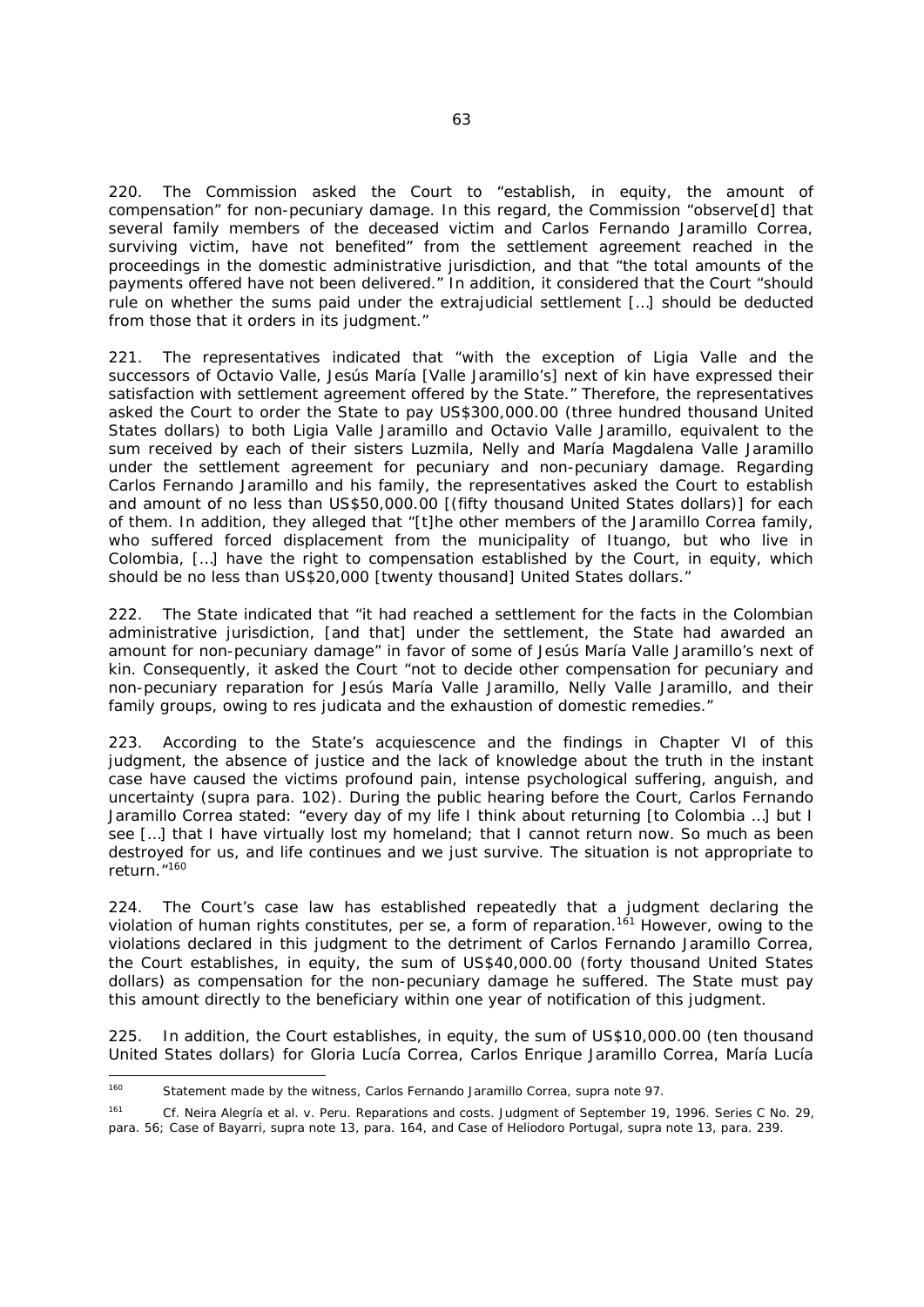220. The Commission asked the Court to "establish, in equity, the amount of compensation" for non-pecuniary damage. In this regard, the Commission "observe[d] that several family members of the deceased victim and Carlos Fernando Jaramillo Correa, surviving victim, have not benefited" from the settlement agreement reached in the proceedings in the domestic administrative jurisdiction, and that "the total amounts of the payments offered have not been delivered." In addition, it considered that the Court "should rule on whether the sums paid under the extrajudicial settlement […] should be deducted from those that it orders in its judgment."

221. The representatives indicated that "with the exception of Ligia Valle and the successors of Octavio Valle, Jesús María [Valle Jaramillo's] next of kin have expressed their satisfaction with settlement agreement offered by the State." Therefore, the representatives asked the Court to order the State to pay US$300,000.00 (three hundred thousand United States dollars) to both Ligia Valle Jaramillo and Octavio Valle Jaramillo, equivalent to the sum received by each of their sisters Luzmila, Nelly and María Magdalena Valle Jaramillo under the settlement agreement for pecuniary and non-pecuniary damage. Regarding Carlos Fernando Jaramillo and his family, the representatives asked the Court to establish and amount of no less than US$50,000.00 [(fifty thousand United States dollars)] for each of them. In addition, they alleged that "[t]he other members of the Jaramillo Correa family, who suffered forced displacement from the municipality of Ituango, but who live in Colombia, […] have the right to compensation established by the Court, in equity, which should be no less than US$20,000 [twenty thousand] United States dollars."

222. The State indicated that "it had reached a settlement for the facts in the Colombian administrative jurisdiction, [and that] under the settlement, the State had awarded an amount for non-pecuniary damage" in favor of some of Jesús María Valle Jaramillo's next of kin. Consequently, it asked the Court "not to decide other compensation for pecuniary and non-pecuniary reparation for Jesús María Valle Jaramillo, Nelly Valle Jaramillo, and their family groups, owing to res judicata and the exhaustion of domestic remedies."

223. According to the State's acquiescence and the findings in Chapter VI of this judgment, the absence of justice and the lack of knowledge about the truth in the instant case have caused the victims profound pain, intense psychological suffering, anguish, and uncertainty (*supra* para. 102). During the public hearing before the Court, Carlos Fernando Jaramillo Correa stated: "every day of my life I think about returning [to Colombia …] but I see […] that I have virtually lost my homeland; that I cannot return now. So much as been destroyed for us, and life continues and we just survive. The situation is not appropriate to return."[160]

224. The Court's case law has established repeatedly that a judgment declaring the violation of human rights constitutes, *per se*, a form of reparation.[161] However, owing to the violations declared in this judgment to the detriment of Carlos Fernando Jaramillo Correa, the Court establishes, in equity, the sum of US$40,000.00 (forty thousand United States dollars) as compensation for the non-pecuniary damage he suffered. The State must pay this amount directly to the beneficiary within one year of notification of this judgment.

225. In addition, the Court establishes, in equity, the sum of US$10,000.00 (ten thousand United States dollars) for Gloria Lucía Correa, Carlos Enrique Jaramillo Correa, María Lucía

---

[160] Statement made by the witness, Carlos Fernando Jaramillo Correa, *supra* note 97.

[161] *Cf. Neira Alegría et al. v. Peru. Reparations and costs.* Judgment of September 19, 1996. Series C No. 29, para. 56; *Case of Bayarri, supra* note 13, para. 164, and *Case of Heliodoro Portugal, supra* note 13, para. 239.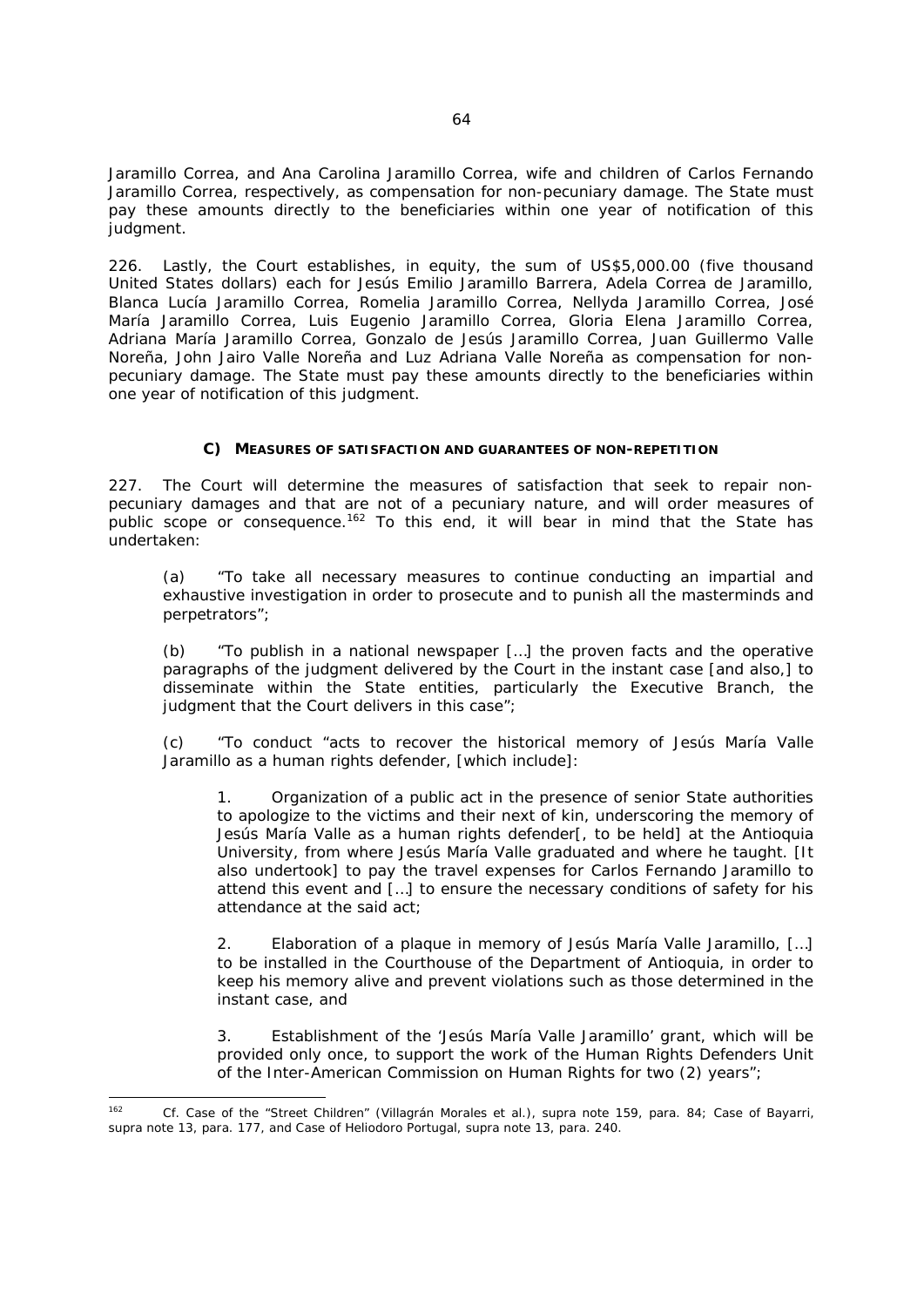Jaramillo Correa, and Ana Carolina Jaramillo Correa, wife and children of Carlos Fernando Jaramillo Correa, respectively, as compensation for non-pecuniary damage. The State must pay these amounts directly to the beneficiaries within one year of notification of this judgment.

226. Lastly, the Court establishes, in equity, the sum of US$5,000.00 (five thousand United States dollars) each for Jesús Emilio Jaramillo Barrera, Adela Correa de Jaramillo, Blanca Lucía Jaramillo Correa, Romelia Jaramillo Correa, Nellyda Jaramillo Correa, José María Jaramillo Correa, Luis Eugenio Jaramillo Correa, Gloria Elena Jaramillo Correa, Adriana María Jaramillo Correa, Gonzalo de Jesús Jaramillo Correa, Juan Guillermo Valle Noreña, John Jairo Valle Noreña and Luz Adriana Valle Noreña as compensation for non-pecuniary damage. The State must pay these amounts directly to the beneficiaries within one year of notification of this judgment.

### C) MEASURES OF SATISFACTION AND GUARANTEES OF NON-REPETITION

227. The Court will determine the measures of satisfaction that seek to repair non-pecuniary damages and that are not of a pecuniary nature, and will order measures of public scope or consequence.[162] To this end, it will bear in mind that the State has undertaken:

(a) "To take all necessary measures to continue conducting an impartial and exhaustive investigation in order to prosecute and to punish all the masterminds and perpetrators";

(b) "To publish in a national newspaper […] the proven facts and the operative paragraphs of the judgment delivered by the Court in the instant case [and also,] to disseminate within the State entities, particularly the Executive Branch, the judgment that the Court delivers in this case";

(c) "To conduct "acts to recover the historical memory of Jesús María Valle Jaramillo as a human rights defender, [which include]:

> 1. Organization of a public act in the presence of senior State authorities to apologize to the victims and their next of kin, underscoring the memory of Jesús María Valle as a human rights defender[, to be held] at the Antioquia University, from where Jesús María Valle graduated and where he taught. [It also undertook] to pay the travel expenses for Carlos Fernando Jaramillo to attend this event and […] to ensure the necessary conditions of safety for his attendance at the said act;
>
> 2. Elaboration of a plaque in memory of Jesús María Valle Jaramillo, […] to be installed in the Courthouse of the Department of Antioquia, in order to keep his memory alive and prevent violations such as those determined in the instant case, and
>
> 3. Establishment of the 'Jesús María Valle Jaramillo' grant, which will be provided only once, to support the work of the Human Rights Defenders Unit of the Inter-American Commission on Human Rights for two (2) years";

---

[162] *Cf. Case of the "Street Children" (Villagrán Morales et al.)*, *supra* note 159, para. 84; *Case of Bayarri*, *supra* note 13, para. 177, and *Case of Heliodoro Portugal*, *supra* note 13, para. 240.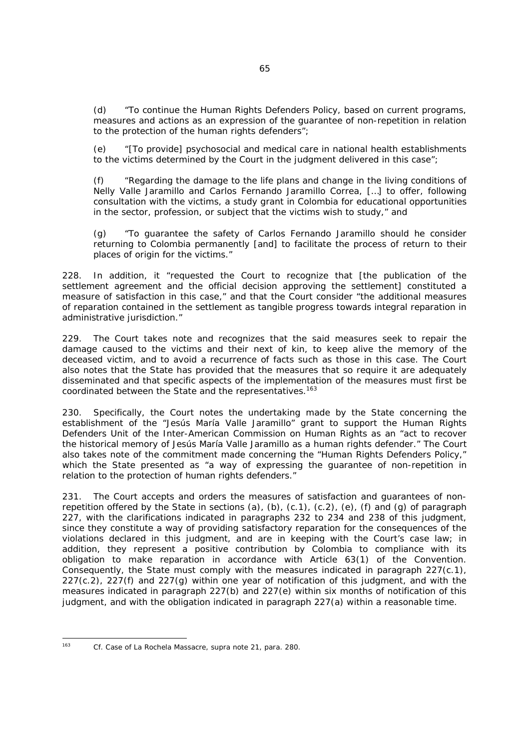(d) "To continue the Human Rights Defenders Policy, based on current programs, measures and actions as an expression of the guarantee of non-repetition in relation to the protection of the human rights defenders";

(e) "[To provide] psychosocial and medical care in national health establishments to the victims determined by the Court in the judgment delivered in this case";

(f) "Regarding the damage to the life plans and change in the living conditions of Nelly Valle Jaramillo and Carlos Fernando Jaramillo Correa, […] to offer, following consultation with the victims, a study grant in Colombia for educational opportunities in the sector, profession, or subject that the victims wish to study," and

(g) "To guarantee the safety of Carlos Fernando Jaramillo should he consider returning to Colombia permanently [and] to facilitate the process of return to their places of origin for the victims."

228. In addition, it "requested the Court to recognize that [the publication of the settlement agreement and the official decision approving the settlement] constituted a measure of satisfaction in this case," and that the Court consider "the additional measures of reparation contained in the settlement as tangible progress towards integral reparation in administrative jurisdiction."

229. The Court takes note and recognizes that the said measures seek to repair the damage caused to the victims and their next of kin, to keep alive the memory of the deceased victim, and to avoid a recurrence of facts such as those in this case. The Court also notes that the State has provided that the measures that so require it are adequately disseminated and that specific aspects of the implementation of the measures must first be coordinated between the State and the representatives.[163]

230. Specifically, the Court notes the undertaking made by the State concerning the establishment of the "Jesús María Valle Jaramillo" grant to support the Human Rights Defenders Unit of the Inter-American Commission on Human Rights as an "act to recover the historical memory of Jesús María Valle Jaramillo as a human rights defender." The Court also takes note of the commitment made concerning the "Human Rights Defenders Policy," which the State presented as "a way of expressing the guarantee of non-repetition in relation to the protection of human rights defenders."

231. The Court accepts and orders the measures of satisfaction and guarantees of non-repetition offered by the State in sections (a), (b), (c.1), (c.2), (e), (f) and (g) of paragraph 227, with the clarifications indicated in paragraphs 232 to 234 and 238 of this judgment, since they constitute a way of providing satisfactory reparation for the consequences of the violations declared in this judgment, and are in keeping with the Court's case law; in addition, they represent a positive contribution by Colombia to compliance with its obligation to make reparation in accordance with Article 63(1) of the Convention. Consequently, the State must comply with the measures indicated in paragraph 227(c.1), 227(c.2), 227(f) and 227(g) within one year of notification of this judgment, and with the measures indicated in paragraph 227(b) and 227(e) within six months of notification of this judgment, and with the obligation indicated in paragraph 227(a) within a reasonable time.

---

[163] *Cf. Case of La Rochela Massacre, supra* note 21, para. 280.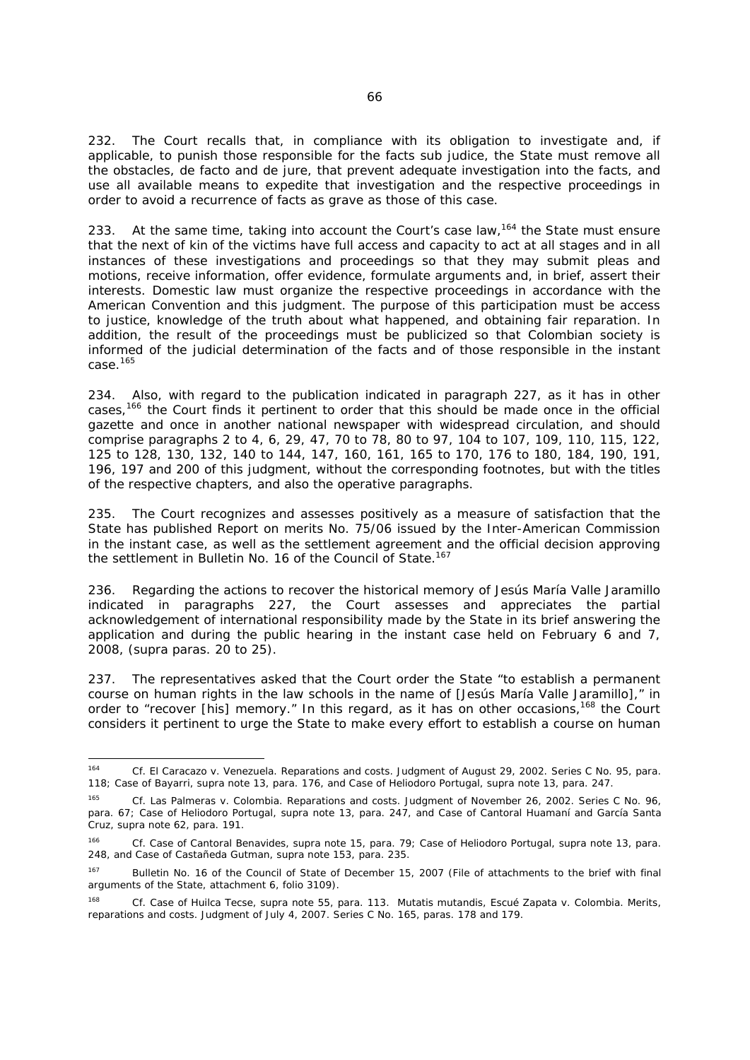232. The Court recalls that, in compliance with its obligation to investigate and, if applicable, to punish those responsible for the facts sub judice, the State must remove all the obstacles, de facto and de jure, that prevent adequate investigation into the facts, and use all available means to expedite that investigation and the respective proceedings in order to avoid a recurrence of facts as grave as those of this case.

233. At the same time, taking into account the Court's case law,[164] the State must ensure that the next of kin of the victims have full access and capacity to act at all stages and in all instances of these investigations and proceedings so that they may submit pleas and motions, receive information, offer evidence, formulate arguments and, in brief, assert their interests. Domestic law must organize the respective proceedings in accordance with the American Convention and this judgment. The purpose of this participation must be access to justice, knowledge of the truth about what happened, and obtaining fair reparation. In addition, the result of the proceedings must be publicized so that Colombian society is informed of the judicial determination of the facts and of those responsible in the instant case.[165]

234. Also, with regard to the publication indicated in paragraph 227, as it has in other cases,[166] the Court finds it pertinent to order that this should be made once in the official gazette and once in another national newspaper with widespread circulation, and should comprise paragraphs 2 to 4, 6, 29, 47, 70 to 78, 80 to 97, 104 to 107, 109, 110, 115, 122, 125 to 128, 130, 132, 140 to 144, 147, 160, 161, 165 to 170, 176 to 180, 184, 190, 191, 196, 197 and 200 of this judgment, without the corresponding footnotes, but with the titles of the respective chapters, and also the operative paragraphs.

235. The Court recognizes and assesses positively as a measure of satisfaction that the State has published Report on merits No. 75/06 issued by the Inter-American Commission in the instant case, as well as the settlement agreement and the official decision approving the settlement in Bulletin No. 16 of the Council of State.[167]

236. Regarding the actions to recover the historical memory of Jesús María Valle Jaramillo indicated in paragraphs 227, the Court assesses and appreciates the partial acknowledgement of international responsibility made by the State in its brief answering the application and during the public hearing in the instant case held on February 6 and 7, 2008, (supra paras. 20 to 25).

237. The representatives asked that the Court order the State "to establish a permanent course on human rights in the law schools in the name of [Jesús María Valle Jaramillo]," in order to "recover [his] memory." In this regard, as it has on other occasions,[168] the Court considers it pertinent to urge the State to make every effort to establish a course on human

---

[164] Cf. *El Caracazo v. Venezuela. Reparations and costs*. Judgment of August 29, 2002. Series C No. 95, para. 118; *Case of Bayarri*, *supra* note 13, para. 176, and *Case of Heliodoro Portugal*, *supra* note 13, para. 247.

[165] Cf. *Las Palmeras v. Colombia. Reparations and costs*. Judgment of November 26, 2002. Series C No. 96, para. 67; *Case of Heliodoro Portugal*, *supra* note 13, para. 247, and *Case of Cantoral Huamaní and García Santa Cruz*, *supra* note 62, para. 191.

[166] Cf. *Case of Cantoral Benavides*, *supra* note 15, para. 79; *Case of Heliodoro Portugal*, *supra* note 13, para. 248, and *Case of Castañeda Gutman*, *supra* note 153, para. 235.

[167] Bulletin No. 16 of the Council of State of December 15, 2007 (File of attachments to the brief with final arguments of the State, attachment 6, folio 3109).

[168] Cf. *Case of Huilca Tecse*, *supra* note 55, para. 113. *Mutatis mutandis*, *Escué Zapata v. Colombia. Merits, reparations and costs*. Judgment of July 4, 2007. Series C No. 165, paras. 178 and 179.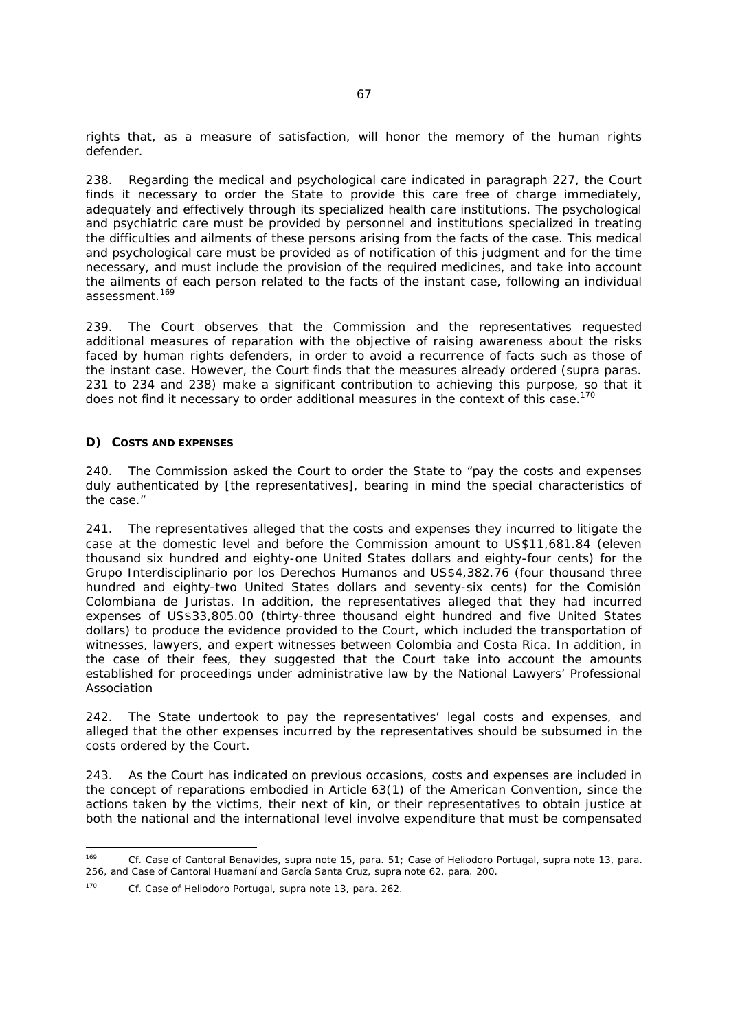rights that, as a measure of satisfaction, will honor the memory of the human rights defender.

238. Regarding the medical and psychological care indicated in paragraph 227, the Court finds it necessary to order the State to provide this care free of charge immediately, adequately and effectively through its specialized health care institutions. The psychological and psychiatric care must be provided by personnel and institutions specialized in treating the difficulties and ailments of these persons arising from the facts of the case. This medical and psychological care must be provided as of notification of this judgment and for the time necessary, and must include the provision of the required medicines, and take into account the ailments of each person related to the facts of the instant case, following an individual assessment.[169]

239. The Court observes that the Commission and the representatives requested additional measures of reparation with the objective of raising awareness about the risks faced by human rights defenders, in order to avoid a recurrence of facts such as those of the instant case. However, the Court finds that the measures already ordered (*supra* paras. 231 to 234 and 238) make a significant contribution to achieving this purpose, so that it does not find it necessary to order additional measures in the context of this case.[170]

### D) COSTS AND EXPENSES

240. The Commission asked the Court to order the State to "pay the costs and expenses duly authenticated by [the representatives], bearing in mind the special characteristics of the case."

241. The representatives alleged that the costs and expenses they incurred to litigate the case at the domestic level and before the Commission amount to US$11,681.84 (eleven thousand six hundred and eighty-one United States dollars and eighty-four cents) for the Grupo Interdisciplinario por los Derechos Humanos and US$4,382.76 (four thousand three hundred and eighty-two United States dollars and seventy-six cents) for the Comisión Colombiana de Juristas. In addition, the representatives alleged that they had incurred expenses of US$33,805.00 (thirty-three thousand eight hundred and five United States dollars) to produce the evidence provided to the Court, which included the transportation of witnesses, lawyers, and expert witnesses between Colombia and Costa Rica. In addition, in the case of their fees, they suggested that the Court take into account the amounts established for proceedings under administrative law by the National Lawyers' Professional Association

242. The State undertook to pay the representatives' legal costs and expenses, and alleged that the other expenses incurred by the representatives should be subsumed in the costs ordered by the Court.

243. As the Court has indicated on previous occasions, costs and expenses are included in the concept of reparations embodied in Article 63(1) of the American Convention, since the actions taken by the victims, their next of kin, or their representatives to obtain justice at both the national and the international level involve expenditure that must be compensated

---

[169] *Cf. Case of Cantoral Benavides, supra* note 15, para. 51; *Case of Heliodoro Portugal, supra* note 13, para. 256, and *Case of Cantoral Huamaní and García Santa Cruz, supra* note 62, para. 200.

[170] *Cf. Case of Heliodoro Portugal, supra* note 13, para. 262.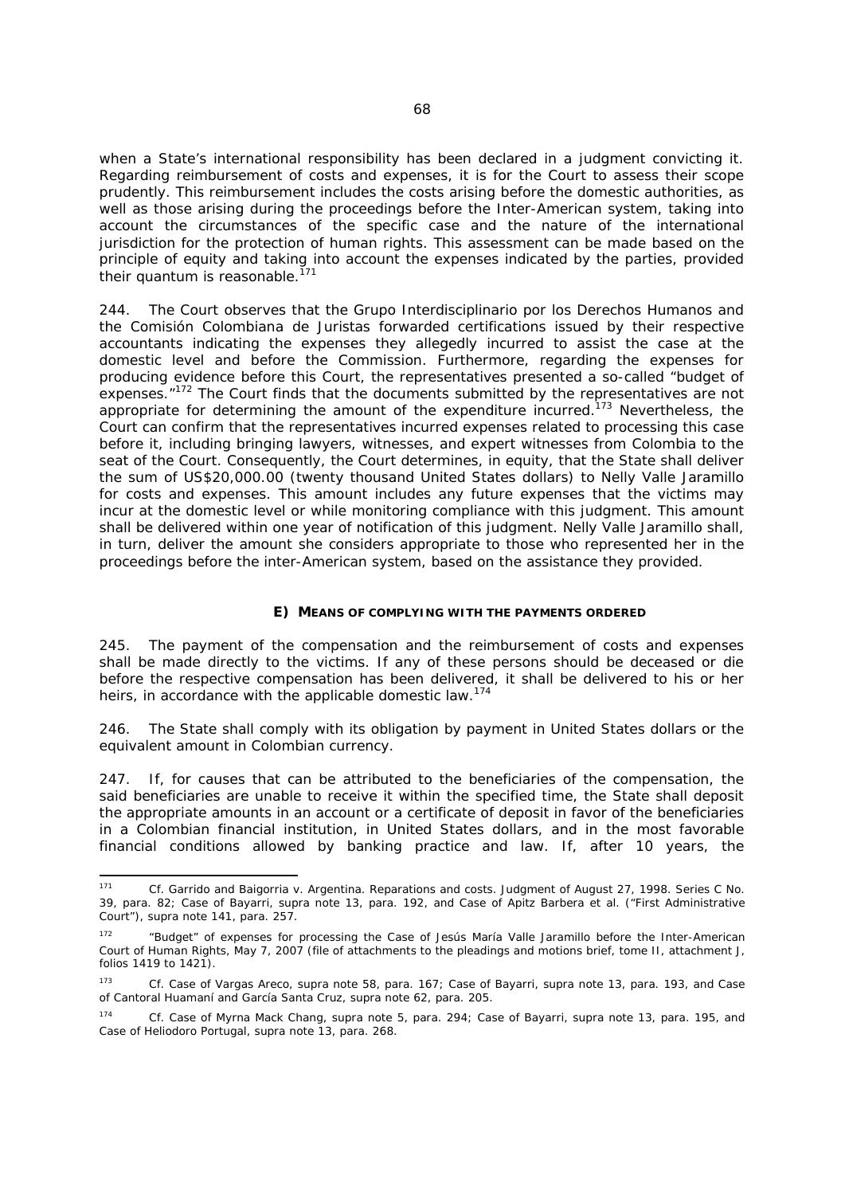when a State's international responsibility has been declared in a judgment convicting it. Regarding reimbursement of costs and expenses, it is for the Court to assess their scope prudently. This reimbursement includes the costs arising before the domestic authorities, as well as those arising during the proceedings before the Inter-American system, taking into account the circumstances of the specific case and the nature of the international jurisdiction for the protection of human rights. This assessment can be made based on the principle of equity and taking into account the expenses indicated by the parties, provided their quantum is reasonable.[171]

244. The Court observes that the Grupo Interdisciplinario por los Derechos Humanos and the Comisión Colombiana de Juristas forwarded certifications issued by their respective accountants indicating the expenses they allegedly incurred to assist the case at the domestic level and before the Commission. Furthermore, regarding the expenses for producing evidence before this Court, the representatives presented a so-called "budget of expenses."[172] The Court finds that the documents submitted by the representatives are not appropriate for determining the amount of the expenditure incurred.[173] Nevertheless, the Court can confirm that the representatives incurred expenses related to processing this case before it, including bringing lawyers, witnesses, and expert witnesses from Colombia to the seat of the Court. Consequently, the Court determines, in equity, that the State shall deliver the sum of US$20,000.00 (twenty thousand United States dollars) to Nelly Valle Jaramillo for costs and expenses. This amount includes any future expenses that the victims may incur at the domestic level or while monitoring compliance with this judgment. This amount shall be delivered within one year of notification of this judgment. Nelly Valle Jaramillo shall, in turn, deliver the amount she considers appropriate to those who represented her in the proceedings before the inter-American system, based on the assistance they provided.

#### E) MEANS OF COMPLYING WITH THE PAYMENTS ORDERED

245. The payment of the compensation and the reimbursement of costs and expenses shall be made directly to the victims. If any of these persons should be deceased or die before the respective compensation has been delivered, it shall be delivered to his or her heirs, in accordance with the applicable domestic law.[174]

246. The State shall comply with its obligation by payment in United States dollars or the equivalent amount in Colombian currency.

247. If, for causes that can be attributed to the beneficiaries of the compensation, the said beneficiaries are unable to receive it within the specified time, the State shall deposit the appropriate amounts in an account or a certificate of deposit in favor of the beneficiaries in a Colombian financial institution, in United States dollars, and in the most favorable financial conditions allowed by banking practice and law. If, after 10 years, the

---

[171] *Cf. Garrido and Baigorria v. Argentina. Reparations and costs.* Judgment of August 27, 1998. Series C No. 39, para. 82; *Case of Bayarri, supra* note 13, para. 192, and *Case of Apitz Barbera et al. ("First Administrative Court"), supra* note 141, para. 257.

[172] "Budget" of expenses for processing the Case of Jesús María Valle Jaramillo before the Inter-American Court of Human Rights, May 7, 2007 (file of attachments to the pleadings and motions brief, tome II, attachment J, folios 1419 to 1421).

[173] *Cf. Case of Vargas Areco, supra* note 58, para. 167; *Case of Bayarri, supra* note 13, para. 193, and *Case of Cantoral Huamaní and García Santa Cruz, supra* note 62, para. 205.

[174] *Cf. Case of Myrna Mack Chang, supra* note 5, para. 294; *Case of Bayarri, supra* note 13, para. 195, and *Case of Heliodoro Portugal, supra* note 13, para. 268.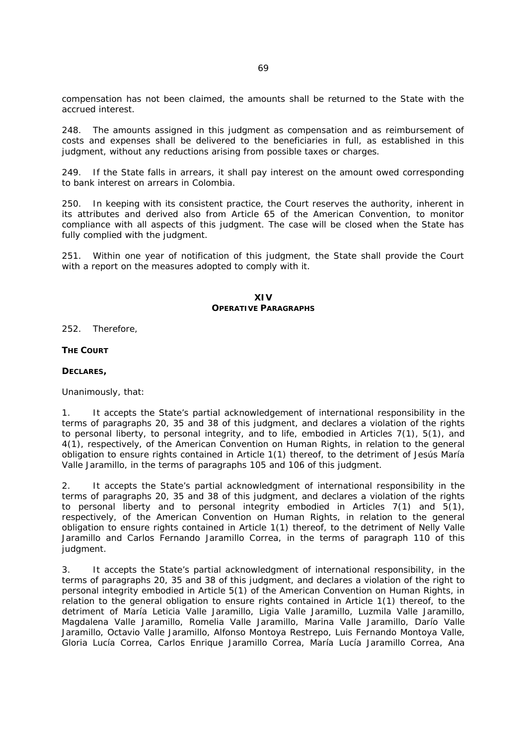compensation has not been claimed, the amounts shall be returned to the State with the accrued interest.

248. The amounts assigned in this judgment as compensation and as reimbursement of costs and expenses shall be delivered to the beneficiaries in full, as established in this judgment, without any reductions arising from possible taxes or charges.

249. If the State falls in arrears, it shall pay interest on the amount owed corresponding to bank interest on arrears in Colombia.

250. In keeping with its consistent practice, the Court reserves the authority, inherent in its attributes and derived also from Article 65 of the American Convention, to monitor compliance with all aspects of this judgment. The case will be closed when the State has fully complied with the judgment.

251. Within one year of notification of this judgment, the State shall provide the Court with a report on the measures adopted to comply with it.

## XIV
## OPERATIVE PARAGRAPHS

252. Therefore,

**THE COURT**

**DECLARES,**

Unanimously, that:

1. It accepts the State's partial acknowledgement of international responsibility in the terms of paragraphs 20, 35 and 38 of this judgment, and declares a violation of the rights to personal liberty, to personal integrity, and to life, embodied in Articles 7(1), 5(1), and 4(1), respectively, of the American Convention on Human Rights, in relation to the general obligation to ensure rights contained in Article 1(1) thereof, to the detriment of Jesús María Valle Jaramillo, in the terms of paragraphs 105 and 106 of this judgment.

2. It accepts the State's partial acknowledgment of international responsibility in the terms of paragraphs 20, 35 and 38 of this judgment, and declares a violation of the rights to personal liberty and to personal integrity embodied in Articles 7(1) and 5(1), respectively, of the American Convention on Human Rights, in relation to the general obligation to ensure rights contained in Article 1(1) thereof, to the detriment of Nelly Valle Jaramillo and Carlos Fernando Jaramillo Correa, in the terms of paragraph 110 of this judgment.

3. It accepts the State's partial acknowledgment of international responsibility, in the terms of paragraphs 20, 35 and 38 of this judgment, and declares a violation of the right to personal integrity embodied in Article 5(1) of the American Convention on Human Rights, in relation to the general obligation to ensure rights contained in Article 1(1) thereof, to the detriment of María Leticia Valle Jaramillo, Ligia Valle Jaramillo, Luzmila Valle Jaramillo, Magdalena Valle Jaramillo, Romelia Valle Jaramillo, Marina Valle Jaramillo, Darío Valle Jaramillo, Octavio Valle Jaramillo, Alfonso Montoya Restrepo, Luis Fernando Montoya Valle, Gloria Lucía Correa, Carlos Enrique Jaramillo Correa, María Lucía Jaramillo Correa, Ana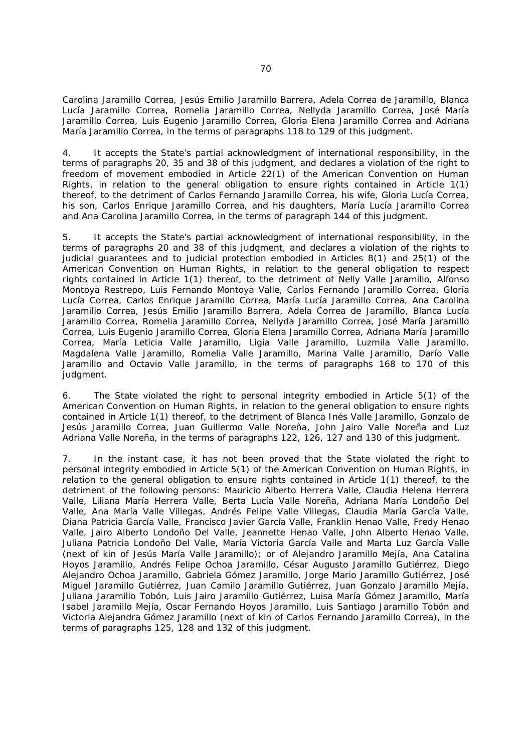Carolina Jaramillo Correa, Jesús Emilio Jaramillo Barrera, Adela Correa de Jaramillo, Blanca Lucía Jaramillo Correa, Romelia Jaramillo Correa, Nellyda Jaramillo Correa, José María Jaramillo Correa, Luis Eugenio Jaramillo Correa, Gloria Elena Jaramillo Correa and Adriana María Jaramillo Correa, in the terms of paragraphs 118 to 129 of this judgment.

4. It accepts the State's partial acknowledgment of international responsibility, in the terms of paragraphs 20, 35 and 38 of this judgment, and declares a violation of the right to freedom of movement embodied in Article 22(1) of the American Convention on Human Rights, in relation to the general obligation to ensure rights contained in Article 1(1) thereof, to the detriment of Carlos Fernando Jaramillo Correa, his wife, Gloria Lucía Correa, his son, Carlos Enrique Jaramillo Correa, and his daughters, María Lucía Jaramillo Correa and Ana Carolina Jaramillo Correa, in the terms of paragraph 144 of this judgment.

5. It accepts the State's partial acknowledgment of international responsibility, in the terms of paragraphs 20 and 38 of this judgment, and declares a violation of the rights to judicial guarantees and to judicial protection embodied in Articles 8(1) and 25(1) of the American Convention on Human Rights, in relation to the general obligation to respect rights contained in Article 1(1) thereof, to the detriment of Nelly Valle Jaramillo, Alfonso Montoya Restrepo, Luis Fernando Montoya Valle, Carlos Fernando Jaramillo Correa, Gloria Lucía Correa, Carlos Enrique Jaramillo Correa, María Lucía Jaramillo Correa, Ana Carolina Jaramillo Correa, Jesús Emilio Jaramillo Barrera, Adela Correa de Jaramillo, Blanca Lucía Jaramillo Correa, Romelia Jaramillo Correa, Nellyda Jaramillo Correa, José María Jaramillo Correa, Luis Eugenio Jaramillo Correa, Gloria Elena Jaramillo Correa, Adriana María Jaramillo Correa, María Leticia Valle Jaramillo, Ligia Valle Jaramillo, Luzmila Valle Jaramillo, Magdalena Valle Jaramillo, Romelia Valle Jaramillo, Marina Valle Jaramillo, Darío Valle Jaramillo and Octavio Valle Jaramillo, in the terms of paragraphs 168 to 170 of this judgment.

6. The State violated the right to personal integrity embodied in Article 5(1) of the American Convention on Human Rights, in relation to the general obligation to ensure rights contained in Article 1(1) thereof, to the detriment of Blanca Inés Valle Jaramillo, Gonzalo de Jesús Jaramillo Correa, Juan Guillermo Valle Noreña, John Jairo Valle Noreña and Luz Adriana Valle Noreña, in the terms of paragraphs 122, 126, 127 and 130 of this judgment.

7. In the instant case, it has not been proved that the State violated the right to personal integrity embodied in Article 5(1) of the American Convention on Human Rights, in relation to the general obligation to ensure rights contained in Article 1(1) thereof, to the detriment of the following persons: Mauricio Alberto Herrera Valle, Claudia Helena Herrera Valle, Liliana María Herrera Valle, Berta Lucía Valle Noreña, Adriana María Londoño Del Valle, Ana María Valle Villegas, Andrés Felipe Valle Villegas, Claudia María García Valle, Diana Patricia García Valle, Francisco Javier García Valle, Franklin Henao Valle, Fredy Henao Valle, Jairo Alberto Londoño Del Valle, Jeannette Henao Valle, John Alberto Henao Valle, Juliana Patricia Londoño Del Valle, María Victoria García Valle and Marta Luz García Valle (next of kin of Jesús María Valle Jaramillo); or of Alejandro Jaramillo Mejía, Ana Catalina Hoyos Jaramillo, Andrés Felipe Ochoa Jaramillo, César Augusto Jaramillo Gutiérrez, Diego Alejandro Ochoa Jaramillo, Gabriela Gómez Jaramillo, Jorge Mario Jaramillo Gutiérrez, José Miguel Jaramillo Gutiérrez, Juan Camilo Jaramillo Gutiérrez, Juan Gonzalo Jaramillo Mejía, Juliana Jaramillo Tobón, Luis Jairo Jaramillo Gutiérrez, Luisa María Gómez Jaramillo, María Isabel Jaramillo Mejía, Oscar Fernando Hoyos Jaramillo, Luis Santiago Jaramillo Tobón and Victoria Alejandra Gómez Jaramillo (next of kin of Carlos Fernando Jaramillo Correa), in the terms of paragraphs 125, 128 and 132 of this judgment.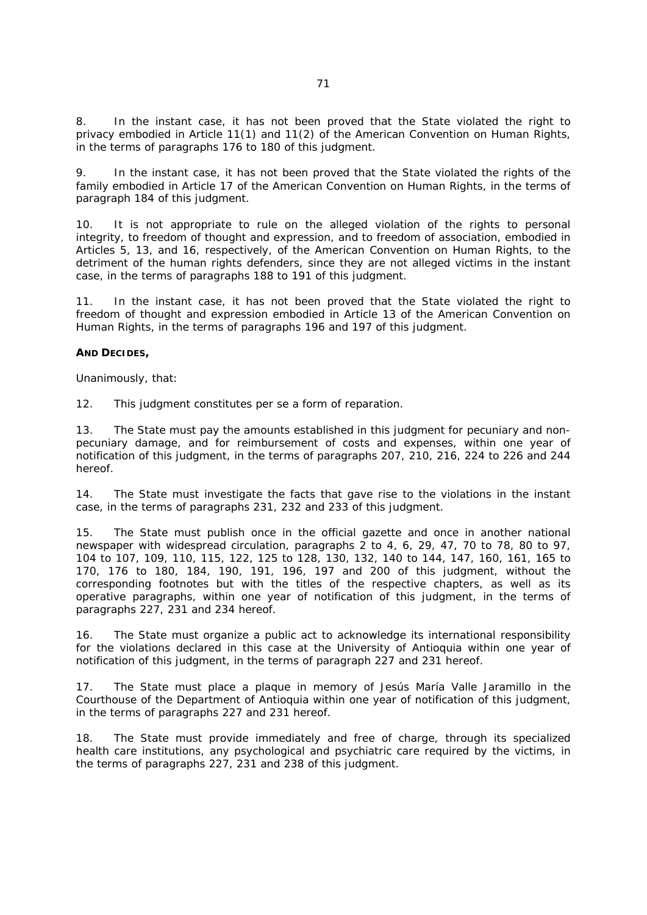8. In the instant case, it has not been proved that the State violated the right to privacy embodied in Article 11(1) and 11(2) of the American Convention on Human Rights, in the terms of paragraphs 176 to 180 of this judgment.

9. In the instant case, it has not been proved that the State violated the rights of the family embodied in Article 17 of the American Convention on Human Rights, in the terms of paragraph 184 of this judgment.

10. It is not appropriate to rule on the alleged violation of the rights to personal integrity, to freedom of thought and expression, and to freedom of association, embodied in Articles 5, 13, and 16, respectively, of the American Convention on Human Rights, to the detriment of the human rights defenders, since they are not alleged victims in the instant case, in the terms of paragraphs 188 to 191 of this judgment.

11. In the instant case, it has not been proved that the State violated the right to freedom of thought and expression embodied in Article 13 of the American Convention on Human Rights, in the terms of paragraphs 196 and 197 of this judgment.

**AND DECIDES,**

Unanimously, that:

12. This judgment constitutes per se a form of reparation.

13. The State must pay the amounts established in this judgment for pecuniary and non-pecuniary damage, and for reimbursement of costs and expenses, within one year of notification of this judgment, in the terms of paragraphs 207, 210, 216, 224 to 226 and 244 hereof.

14. The State must investigate the facts that gave rise to the violations in the instant case, in the terms of paragraphs 231, 232 and 233 of this judgment.

15. The State must publish once in the official gazette and once in another national newspaper with widespread circulation, paragraphs 2 to 4, 6, 29, 47, 70 to 78, 80 to 97, 104 to 107, 109, 110, 115, 122, 125 to 128, 130, 132, 140 to 144, 147, 160, 161, 165 to 170, 176 to 180, 184, 190, 191, 196, 197 and 200 of this judgment, without the corresponding footnotes but with the titles of the respective chapters, as well as its operative paragraphs, within one year of notification of this judgment, in the terms of paragraphs 227, 231 and 234 hereof.

16. The State must organize a public act to acknowledge its international responsibility for the violations declared in this case at the University of Antioquia within one year of notification of this judgment, in the terms of paragraph 227 and 231 hereof.

17. The State must place a plaque in memory of Jesús María Valle Jaramillo in the Courthouse of the Department of Antioquia within one year of notification of this judgment, in the terms of paragraphs 227 and 231 hereof.

18. The State must provide immediately and free of charge, through its specialized health care institutions, any psychological and psychiatric care required by the victims, in the terms of paragraphs 227, 231 and 238 of this judgment.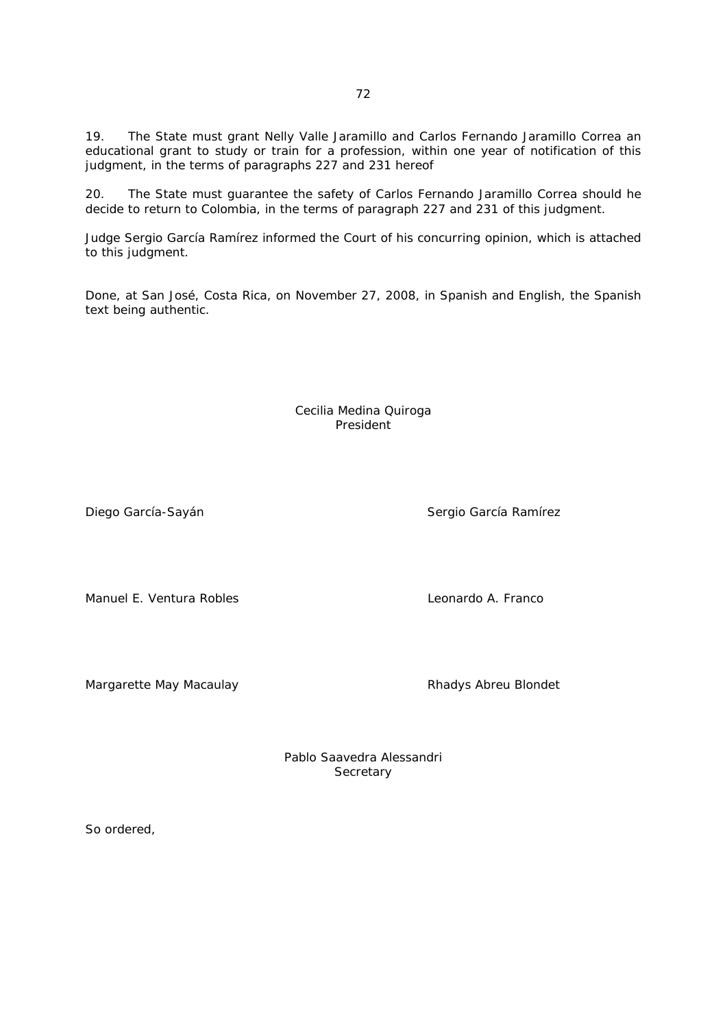19. The State must grant Nelly Valle Jaramillo and Carlos Fernando Jaramillo Correa an educational grant to study or train for a profession, within one year of notification of this judgment, in the terms of paragraphs 227 and 231 hereof

20. The State must guarantee the safety of Carlos Fernando Jaramillo Correa should he decide to return to Colombia, in the terms of paragraph 227 and 231 of this judgment.

Judge Sergio García Ramírez informed the Court of his concurring opinion, which is attached to this judgment.

Done, at San José, Costa Rica, on November 27, 2008, in Spanish and English, the Spanish text being authentic.

Cecilia Medina Quiroga
President

Diego García-Sayán

Sergio García Ramírez

Manuel E. Ventura Robles

Leonardo A. Franco

Margarette May Macaulay

Rhadys Abreu Blondet

Pablo Saavedra Alessandri
Secretary

So ordered,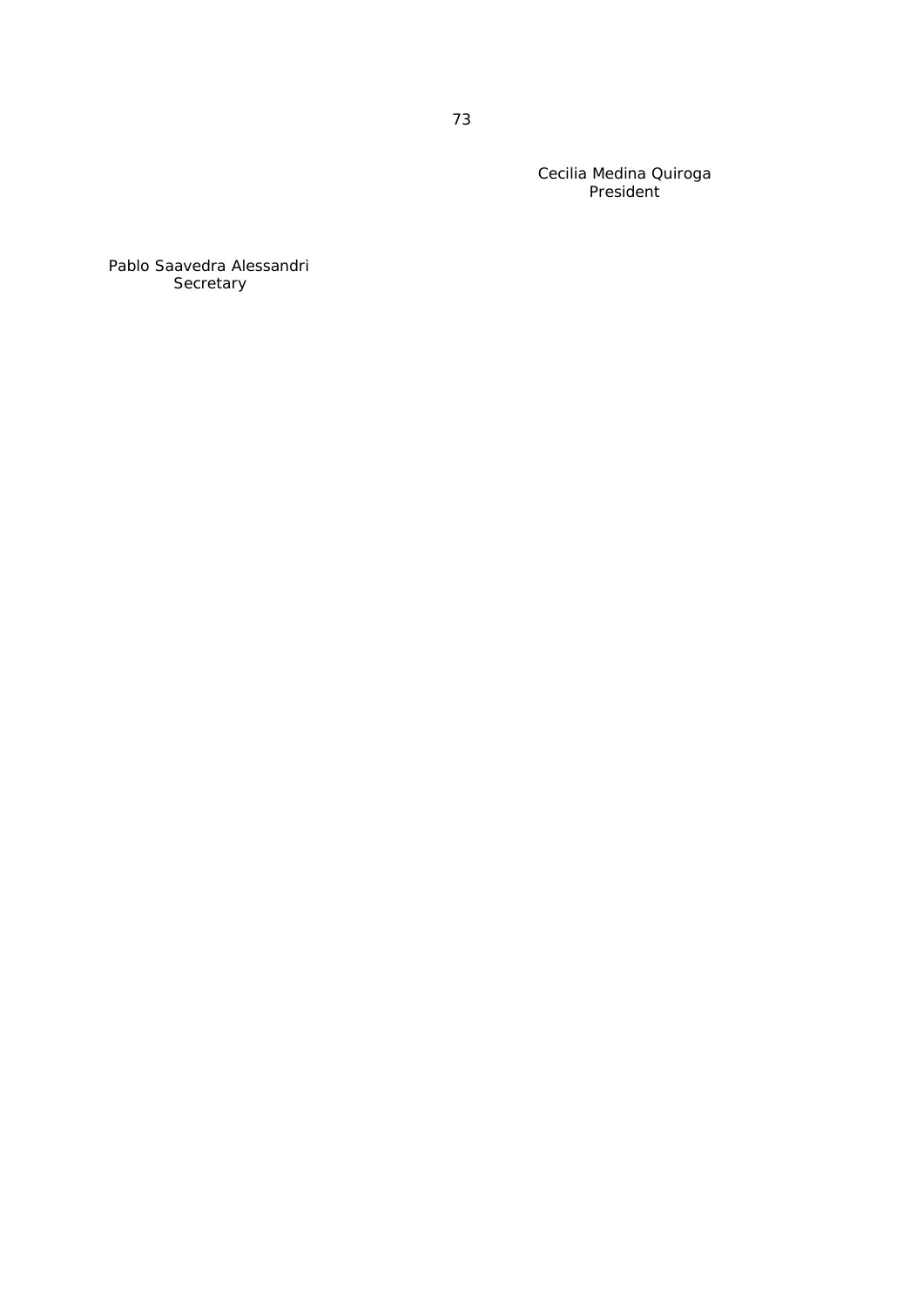Cecilia Medina Quiroga
President

Pablo Saavedra Alessandri
Secretary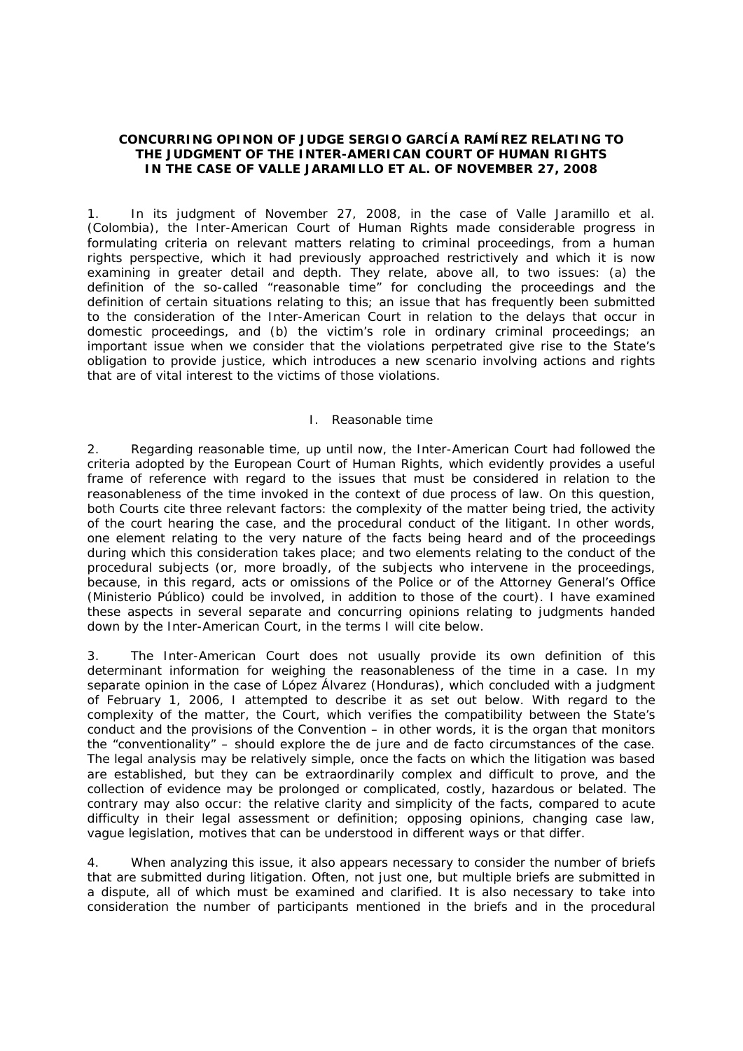**CONCURRING OPINON OF JUDGE SERGIO GARCÍA RAMÍREZ RELATING TO THE JUDGMENT OF THE INTER-AMERICAN COURT OF HUMAN RIGHTS IN THE CASE OF VALLE JARAMILLO ET AL. OF NOVEMBER 27, 2008**

1. In its judgment of November 27, 2008, in the case of Valle Jaramillo et al. (Colombia), the Inter-American Court of Human Rights made considerable progress in formulating criteria on relevant matters relating to criminal proceedings, from a human rights perspective, which it had previously approached restrictively and which it is now examining in greater detail and depth. They relate, above all, to two issues: (a) the definition of the so-called "reasonable time" for concluding the proceedings and the definition of certain situations relating to this; an issue that has frequently been submitted to the consideration of the Inter-American Court in relation to the delays that occur in domestic proceedings, and (b) the victim's role in ordinary criminal proceedings; an important issue when we consider that the violations perpetrated give rise to the State's obligation to provide justice, which introduces a new scenario involving actions and rights that are of vital interest to the victims of those violations.

## I. Reasonable time

2. Regarding reasonable time, up until now, the Inter-American Court had followed the criteria adopted by the European Court of Human Rights, which evidently provides a useful frame of reference with regard to the issues that must be considered in relation to the reasonableness of the time invoked in the context of due process of law. On this question, both Courts cite three relevant factors: the complexity of the matter being tried, the activity of the court hearing the case, and the procedural conduct of the litigant. In other words, one element relating to the very nature of the facts being heard and of the proceedings during which this consideration takes place; and two elements relating to the conduct of the procedural subjects (or, more broadly, of the subjects who intervene in the proceedings, because, in this regard, acts or omissions of the Police or of the Attorney General's Office (Ministerio Público) could be involved, in addition to those of the court). I have examined these aspects in several separate and concurring opinions relating to judgments handed down by the Inter-American Court, in the terms I will cite below.

3. The Inter-American Court does not usually provide its own definition of this determinant information for weighing the reasonableness of the time in a case. In my separate opinion in the case of López Álvarez (Honduras), which concluded with a judgment of February 1, 2006, I attempted to describe it as set out below. With regard to the complexity of the matter, the Court, which verifies the compatibility between the State's conduct and the provisions of the Convention – in other words, it is the organ that monitors the "conventionality" – should explore the de jure and de facto circumstances of the case. The legal analysis may be relatively simple, once the facts on which the litigation was based are established, but they can be extraordinarily complex and difficult to prove, and the collection of evidence may be prolonged or complicated, costly, hazardous or belated. The contrary may also occur: the relative clarity and simplicity of the facts, compared to acute difficulty in their legal assessment or definition; opposing opinions, changing case law, vague legislation, motives that can be understood in different ways or that differ.

4. When analyzing this issue, it also appears necessary to consider the number of briefs that are submitted during litigation. Often, not just one, but multiple briefs are submitted in a dispute, all of which must be examined and clarified. It is also necessary to take into consideration the number of participants mentioned in the briefs and in the procedural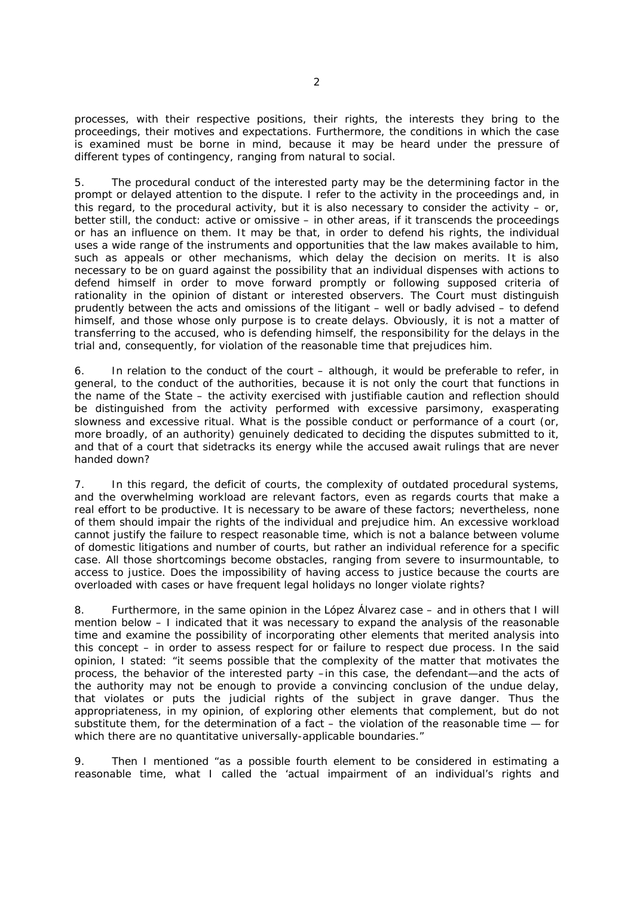processes, with their respective positions, their rights, the interests they bring to the proceedings, their motives and expectations. Furthermore, the conditions in which the case is examined must be borne in mind, because it may be heard under the pressure of different types of contingency, ranging from natural to social.

5. The procedural conduct of the interested party may be the determining factor in the prompt or delayed attention to the dispute. I refer to the activity in the proceedings and, in this regard, to the procedural activity, but it is also necessary to consider the activity – or, better still, the conduct: active or omissive – in other areas, if it transcends the proceedings or has an influence on them. It may be that, in order to defend his rights, the individual uses a wide range of the instruments and opportunities that the law makes available to him, such as appeals or other mechanisms, which delay the decision on merits. It is also necessary to be on guard against the possibility that an individual dispenses with actions to defend himself in order to move forward promptly or following supposed criteria of rationality in the opinion of distant or interested observers. The Court must distinguish prudently between the acts and omissions of the litigant – well or badly advised – to defend himself, and those whose only purpose is to create delays. Obviously, it is not a matter of transferring to the accused, who is defending himself, the responsibility for the delays in the trial and, consequently, for violation of the reasonable time that prejudices him.

6. In relation to the conduct of the court – although, it would be preferable to refer, in general, to the conduct of the authorities, because it is not only the court that functions in the name of the State – the activity exercised with justifiable caution and reflection should be distinguished from the activity performed with excessive parsimony, exasperating slowness and excessive ritual. What is the possible conduct or performance of a court (or, more broadly, of an authority) genuinely dedicated to deciding the disputes submitted to it, and that of a court that sidetracks its energy while the accused await rulings that are never handed down?

7. In this regard, the deficit of courts, the complexity of outdated procedural systems, and the overwhelming workload are relevant factors, even as regards courts that make a real effort to be productive. It is necessary to be aware of these factors; nevertheless, none of them should impair the rights of the individual and prejudice him. An excessive workload cannot justify the failure to respect reasonable time, which is not a balance between volume of domestic litigations and number of courts, but rather an individual reference for a specific case. All those shortcomings become obstacles, ranging from severe to insurmountable, to access to justice. Does the impossibility of having access to justice because the courts are overloaded with cases or have frequent legal holidays no longer violate rights?

8. Furthermore, in the same opinion in the López Álvarez case – and in others that I will mention below – I indicated that it was necessary to expand the analysis of the reasonable time and examine the possibility of incorporating other elements that merited analysis into this concept – in order to assess respect for or failure to respect due process. In the said opinion, I stated: "it seems possible that the complexity of the matter that motivates the process, the behavior of the interested party –in this case, the defendant—and the acts of the authority may not be enough to provide a convincing conclusion of the undue delay, that violates or puts the judicial rights of the subject in grave danger. Thus the appropriateness, in my opinion, of exploring other elements that complement, but do not substitute them, for the determination of a fact – the violation of the reasonable time — for which there are no quantitative universally-applicable boundaries."

9. Then I mentioned "as a possible fourth element to be considered in estimating a reasonable time, what I called the 'actual impairment of an individual's rights and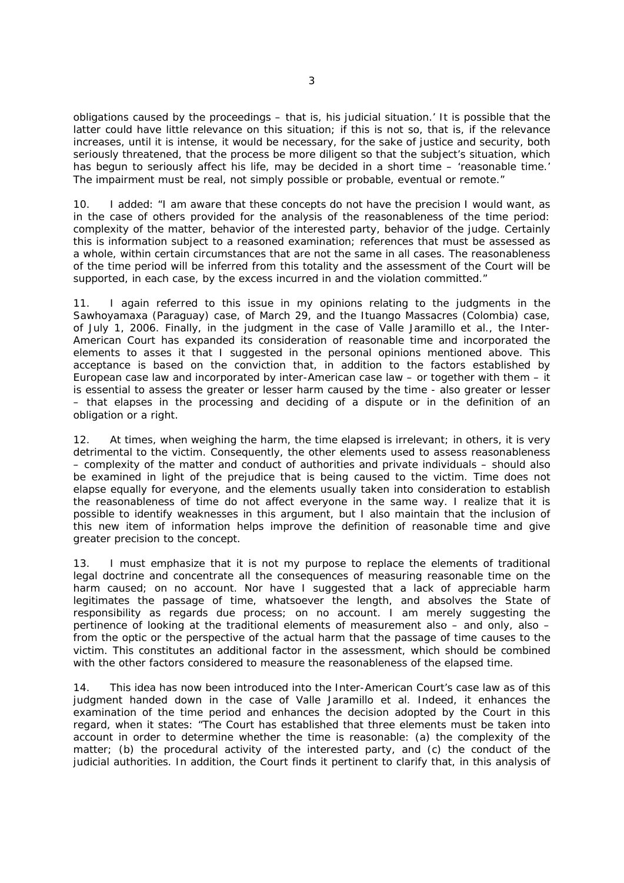obligations caused by the proceedings – that is, his judicial situation.' It is possible that the latter could have little relevance on this situation; if this is not so, that is, if the relevance increases, until it is intense, it would be necessary, for the sake of justice and security, both seriously threatened, that the process be more diligent so that the subject's situation, which has begun to seriously affect his life, may be decided in a short time – 'reasonable time.' The impairment must be real, not simply possible or probable, eventual or remote."

10. I added: "I am aware that these concepts do not have the precision I would want, as in the case of others provided for the analysis of the reasonableness of the time period: complexity of the matter, behavior of the interested party, behavior of the judge. Certainly this is information subject to a reasoned examination; references that must be assessed as a whole, within certain circumstances that are not the same in all cases. The reasonableness of the time period will be inferred from this totality and the assessment of the Court will be supported, in each case, by the excess incurred in and the violation committed."

11. I again referred to this issue in my opinions relating to the judgments in the Sawhoyamaxa (Paraguay) case, of March 29, and the Ituango Massacres (Colombia) case, of July 1, 2006. Finally, in the judgment in the case of Valle Jaramillo et al., the Inter-American Court has expanded its consideration of reasonable time and incorporated the elements to asses it that I suggested in the personal opinions mentioned above. This acceptance is based on the conviction that, in addition to the factors established by European case law and incorporated by inter-American case law – or together with them – it is essential to assess the greater or lesser harm caused by the time - also greater or lesser – that elapses in the processing and deciding of a dispute or in the definition of an obligation or a right.

12. At times, when weighing the harm, the time elapsed is irrelevant; in others, it is very detrimental to the victim. Consequently, the other elements used to assess reasonableness – complexity of the matter and conduct of authorities and private individuals – should also be examined in light of the prejudice that is being caused to the victim. Time does not elapse equally for everyone, and the elements usually taken into consideration to establish the reasonableness of time do not affect everyone in the same way. I realize that it is possible to identify weaknesses in this argument, but I also maintain that the inclusion of this new item of information helps improve the definition of reasonable time and give greater precision to the concept.

13. I must emphasize that it is not my purpose to replace the elements of traditional legal doctrine and concentrate all the consequences of measuring reasonable time on the harm caused; on no account. Nor have I suggested that a lack of appreciable harm legitimates the passage of time, whatsoever the length, and absolves the State of responsibility as regards due process; on no account. I am merely suggesting the pertinence of looking at the traditional elements of measurement also – and only, also – from the optic or the perspective of the actual harm that the passage of time causes to the victim. This constitutes an additional factor in the assessment, which should be combined with the other factors considered to measure the reasonableness of the elapsed time.

14. This idea has now been introduced into the Inter-American Court's case law as of this judgment handed down in the case of Valle Jaramillo et al. Indeed, it enhances the examination of the time period and enhances the decision adopted by the Court in this regard, when it states: "The Court has established that three elements must be taken into account in order to determine whether the time is reasonable: (a) the complexity of the matter; (b) the procedural activity of the interested party, and (c) the conduct of the judicial authorities. In addition, the Court finds it pertinent to clarify that, in this analysis of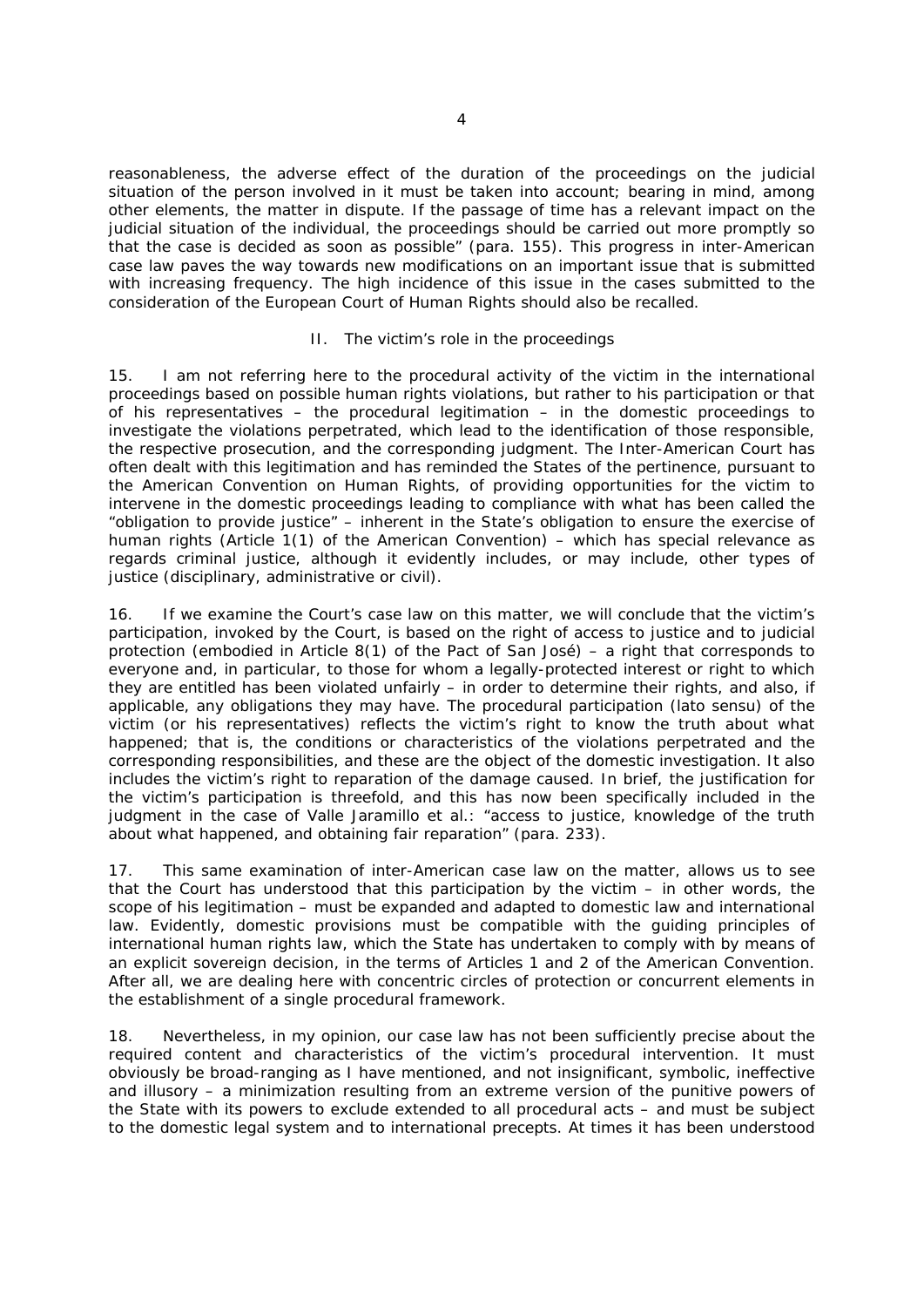reasonableness, the adverse effect of the duration of the proceedings on the judicial situation of the person involved in it must be taken into account; bearing in mind, among other elements, the matter in dispute. If the passage of time has a relevant impact on the judicial situation of the individual, the proceedings should be carried out more promptly so that the case is decided as soon as possible" (para. 155). This progress in inter-American case law paves the way towards new modifications on an important issue that is submitted with increasing frequency. The high incidence of this issue in the cases submitted to the consideration of the European Court of Human Rights should also be recalled.

## II. The victim's role in the proceedings

15. I am not referring here to the procedural activity of the victim in the international proceedings based on possible human rights violations, but rather to his participation or that of his representatives – the procedural legitimation – in the domestic proceedings to investigate the violations perpetrated, which lead to the identification of those responsible, the respective prosecution, and the corresponding judgment. The Inter-American Court has often dealt with this legitimation and has reminded the States of the pertinence, pursuant to the American Convention on Human Rights, of providing opportunities for the victim to intervene in the domestic proceedings leading to compliance with what has been called the "obligation to provide justice" – inherent in the State's obligation to ensure the exercise of human rights (Article 1(1) of the American Convention) – which has special relevance as regards criminal justice, although it evidently includes, or may include, other types of justice (disciplinary, administrative or civil).

16. If we examine the Court's case law on this matter, we will conclude that the victim's participation, invoked by the Court, is based on the right of access to justice and to judicial protection (embodied in Article 8(1) of the Pact of San José) – a right that corresponds to everyone and, in particular, to those for whom a legally-protected interest or right to which they are entitled has been violated unfairly – in order to determine their rights, and also, if applicable, any obligations they may have. The procedural participation (lato sensu) of the victim (or his representatives) reflects the victim's right to know the truth about what happened; that is, the conditions or characteristics of the violations perpetrated and the corresponding responsibilities, and these are the object of the domestic investigation. It also includes the victim's right to reparation of the damage caused. In brief, the justification for the victim's participation is threefold, and this has now been specifically included in the judgment in the case of Valle Jaramillo et al.: "access to justice, knowledge of the truth about what happened, and obtaining fair reparation" (para. 233).

17. This same examination of inter-American case law on the matter, allows us to see that the Court has understood that this participation by the victim – in other words, the scope of his legitimation – must be expanded and adapted to domestic law and international law. Evidently, domestic provisions must be compatible with the guiding principles of international human rights law, which the State has undertaken to comply with by means of an explicit sovereign decision, in the terms of Articles 1 and 2 of the American Convention. After all, we are dealing here with concentric circles of protection or concurrent elements in the establishment of a single procedural framework.

18. Nevertheless, in my opinion, our case law has not been sufficiently precise about the required content and characteristics of the victim's procedural intervention. It must obviously be broad-ranging as I have mentioned, and not insignificant, symbolic, ineffective and illusory – a minimization resulting from an extreme version of the punitive powers of the State with its powers to exclude extended to all procedural acts – and must be subject to the domestic legal system and to international precepts. At times it has been understood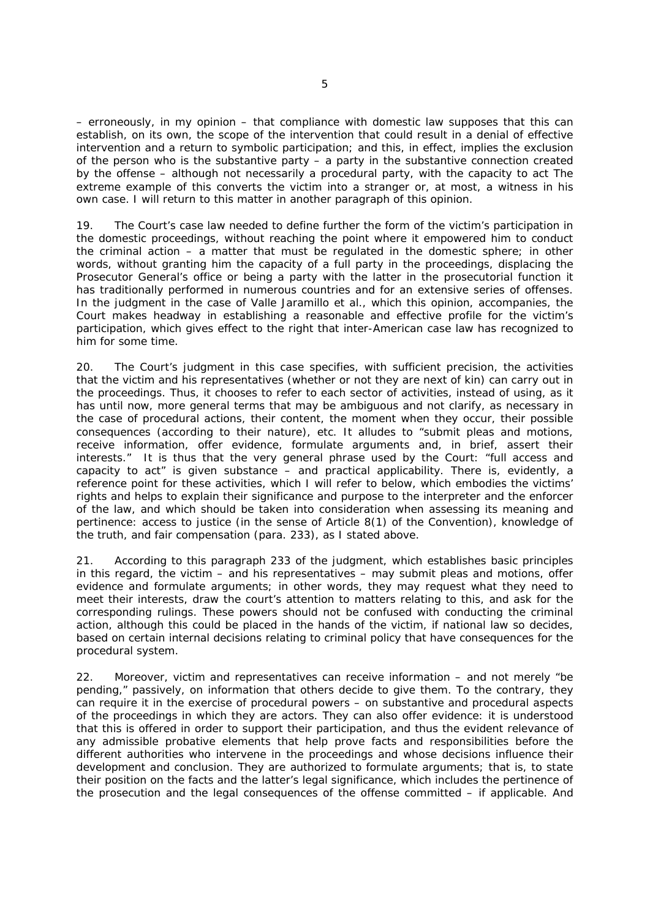– erroneously, in my opinion – that compliance with domestic law supposes that this can establish, on its own, the scope of the intervention that could result in a denial of effective intervention and a return to symbolic participation; and this, in effect, implies the exclusion of the person who is the substantive party – a party in the substantive connection created by the offense – although not necessarily a procedural party, with the capacity to act The extreme example of this converts the victim into a stranger or, at most, a witness in his own case. I will return to this matter in another paragraph of this opinion.

19. The Court's case law needed to define further the form of the victim's participation in the domestic proceedings, without reaching the point where it empowered him to conduct the criminal action – a matter that must be regulated in the domestic sphere; in other words, without granting him the capacity of a full party in the proceedings, displacing the Prosecutor General's office or being a party with the latter in the prosecutorial function it has traditionally performed in numerous countries and for an extensive series of offenses. In the judgment in the case of Valle Jaramillo et al., which this opinion, accompanies, the Court makes headway in establishing a reasonable and effective profile for the victim's participation, which gives effect to the right that inter-American case law has recognized to him for some time.

20. The Court's judgment in this case specifies, with sufficient precision, the activities that the victim and his representatives (whether or not they are next of kin) can carry out in the proceedings. Thus, it chooses to refer to each sector of activities, instead of using, as it has until now, more general terms that may be ambiguous and not clarify, as necessary in the case of procedural actions, their content, the moment when they occur, their possible consequences (according to their nature), etc. It alludes to "submit pleas and motions, receive information, offer evidence, formulate arguments and, in brief, assert their interests." It is thus that the very general phrase used by the Court: "full access and capacity to act" is given substance – and practical applicability. There is, evidently, a reference point for these activities, which I will refer to below, which embodies the victims' rights and helps to explain their significance and purpose to the interpreter and the enforcer of the law, and which should be taken into consideration when assessing its meaning and pertinence: access to justice (in the sense of Article 8(1) of the Convention), knowledge of the truth, and fair compensation (para. 233), as I stated above.

21. According to this paragraph 233 of the judgment, which establishes basic principles in this regard, the victim – and his representatives – may submit pleas and motions, offer evidence and formulate arguments; in other words, they may request what they need to meet their interests, draw the court's attention to matters relating to this, and ask for the corresponding rulings. These powers should not be confused with conducting the criminal action, although this could be placed in the hands of the victim, if national law so decides, based on certain internal decisions relating to criminal policy that have consequences for the procedural system.

22. Moreover, victim and representatives can receive information – and not merely "be pending," passively, on information that others decide to give them. To the contrary, they can require it in the exercise of procedural powers – on substantive and procedural aspects of the proceedings in which they are actors. They can also offer evidence: it is understood that this is offered in order to support their participation, and thus the evident relevance of any admissible probative elements that help prove facts and responsibilities before the different authorities who intervene in the proceedings and whose decisions influence their development and conclusion. They are authorized to formulate arguments; that is, to state their position on the facts and the latter's legal significance, which includes the pertinence of the prosecution and the legal consequences of the offense committed – if applicable. And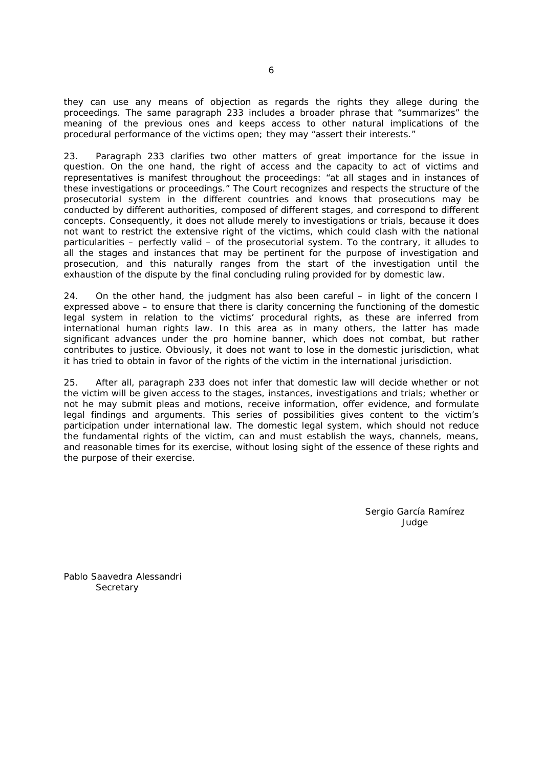they can use any means of objection as regards the rights they allege during the proceedings. The same paragraph 233 includes a broader phrase that "summarizes" the meaning of the previous ones and keeps access to other natural implications of the procedural performance of the victims open; they may "assert their interests."

23. Paragraph 233 clarifies two other matters of great importance for the issue in question. On the one hand, the right of access and the capacity to act of victims and representatives is manifest throughout the proceedings: "at all stages and in instances of these investigations or proceedings." The Court recognizes and respects the structure of the prosecutorial system in the different countries and knows that prosecutions may be conducted by different authorities, composed of different stages, and correspond to different concepts. Consequently, it does not allude merely to investigations or trials, because it does not want to restrict the extensive right of the victims, which could clash with the national particularities – perfectly valid – of the prosecutorial system. To the contrary, it alludes to all the stages and instances that may be pertinent for the purpose of investigation and prosecution, and this naturally ranges from the start of the investigation until the exhaustion of the dispute by the final concluding ruling provided for by domestic law.

24. On the other hand, the judgment has also been careful – in light of the concern I expressed above – to ensure that there is clarity concerning the functioning of the domestic legal system in relation to the victims' procedural rights, as these are inferred from international human rights law. In this area as in many others, the latter has made significant advances under the pro homine banner, which does not combat, but rather contributes to justice. Obviously, it does not want to lose in the domestic jurisdiction, what it has tried to obtain in favor of the rights of the victim in the international jurisdiction.

25. After all, paragraph 233 does not infer that domestic law will decide whether or not the victim will be given access to the stages, instances, investigations and trials; whether or not he may submit pleas and motions, receive information, offer evidence, and formulate legal findings and arguments. This series of possibilities gives content to the victim's participation under international law. The domestic legal system, which should not reduce the fundamental rights of the victim, can and must establish the ways, channels, means, and reasonable times for its exercise, without losing sight of the essence of these rights and the purpose of their exercise.

Sergio García Ramírez
Judge

Pablo Saavedra Alessandri
Secretary